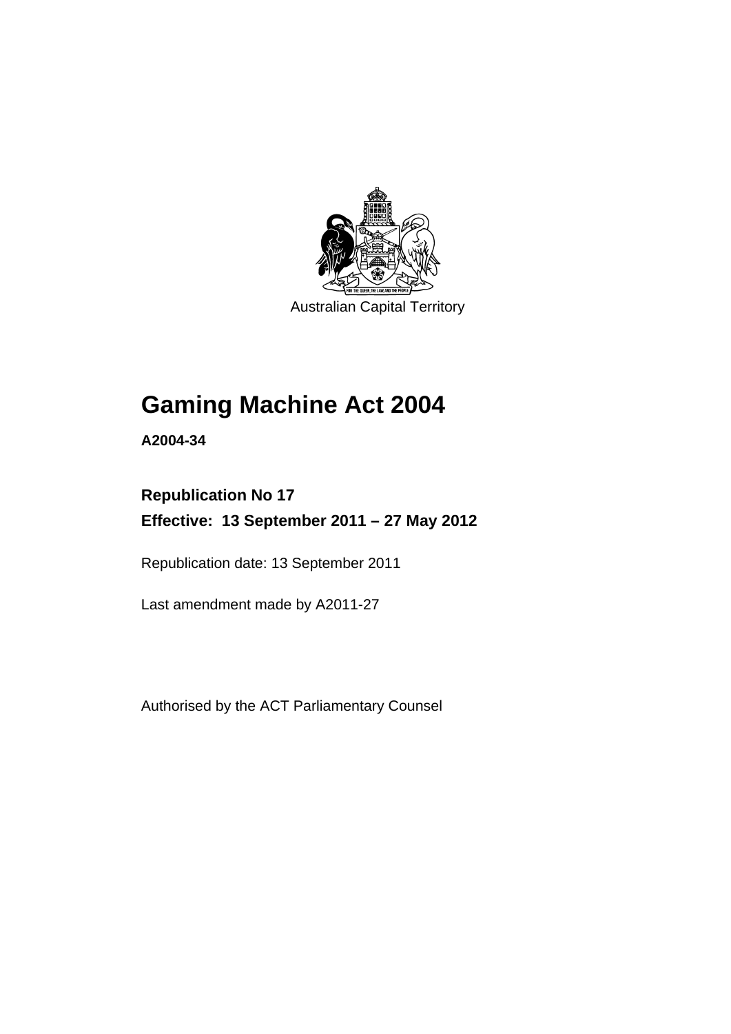Australian Capital Territory

# Gaming Machine Act 2004

**A2004-34**

**Republication No 17**

**Effective: 13 September 2011 – 27 May 2012**

Republication date: 13 September 2011

Last amendment made by A2011-27

Authorised by the ACT Parliamentary Counsel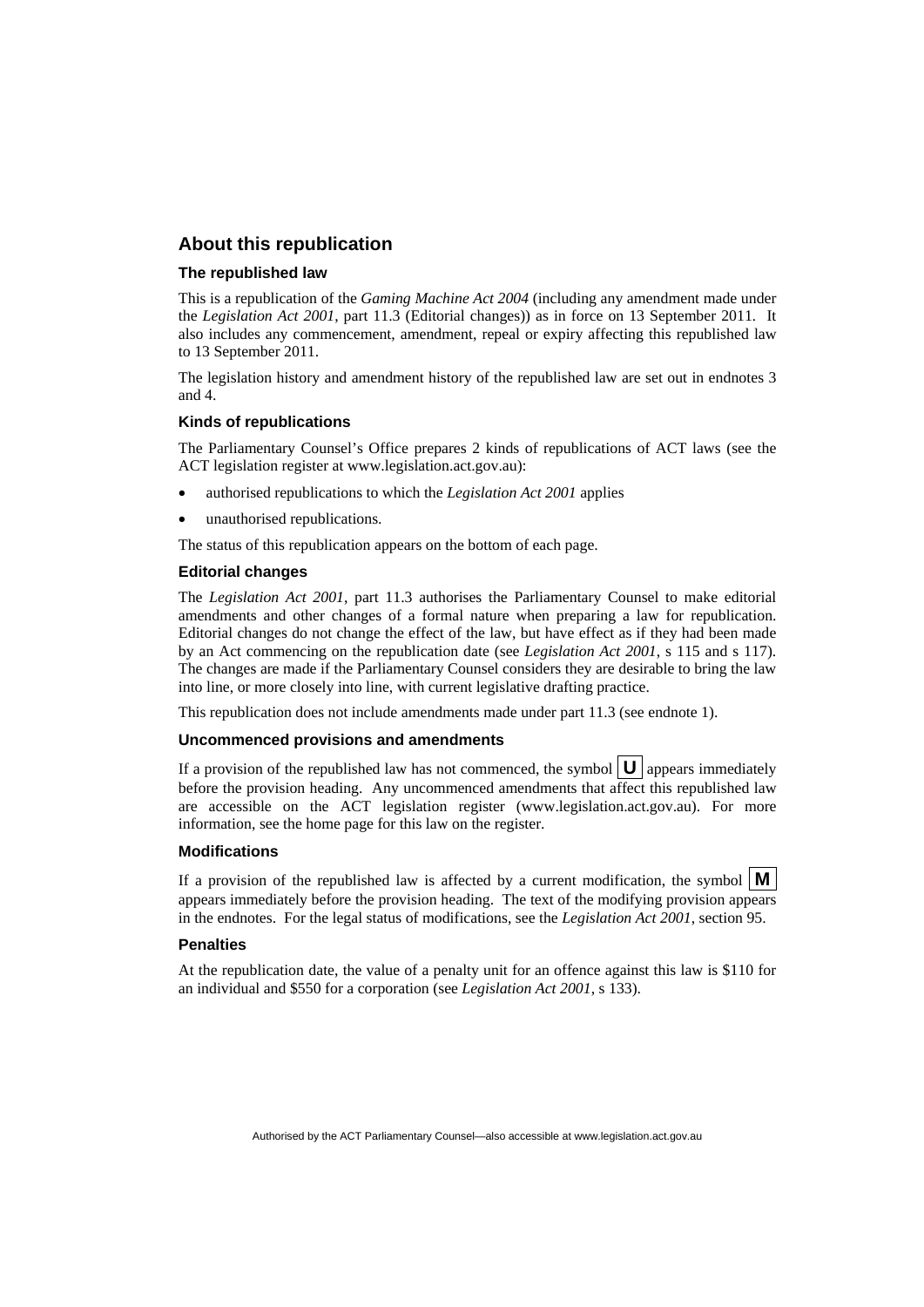## About this republication

### The republished law

This is a republication of the *Gaming Machine Act 2004* (including any amendment made under the *Legislation Act 2001*, part 11.3 (Editorial changes)) as in force on 13 September 2011. It also includes any commencement, amendment, repeal or expiry affecting this republished law to 13 September 2011.

The legislation history and amendment history of the republished law are set out in endnotes 3 and 4.

### Kinds of republications

The Parliamentary Counsel's Office prepares 2 kinds of republications of ACT laws (see the ACT legislation register at www.legislation.act.gov.au):

- authorised republications to which the *Legislation Act 2001* applies
- unauthorised republications.

The status of this republication appears on the bottom of each page.

### Editorial changes

The *Legislation Act 2001*, part 11.3 authorises the Parliamentary Counsel to make editorial amendments and other changes of a formal nature when preparing a law for republication. Editorial changes do not change the effect of the law, but have effect as if they had been made by an Act commencing on the republication date (see *Legislation Act 2001*, s 115 and s 117). The changes are made if the Parliamentary Counsel considers they are desirable to bring the law into line, or more closely into line, with current legislative drafting practice.

This republication does not include amendments made under part 11.3 (see endnote 1).

### Uncommenced provisions and amendments

If a provision of the republished law has not commenced, the symbol **U** appears immediately before the provision heading. Any uncommenced amendments that affect this republished law are accessible on the ACT legislation register (www.legislation.act.gov.au). For more information, see the home page for this law on the register.

### Modifications

If a provision of the republished law is affected by a current modification, the symbol **M** appears immediately before the provision heading. The text of the modifying provision appears in the endnotes. For the legal status of modifications, see the *Legislation Act 2001*, section 95.

### Penalties

At the republication date, the value of a penalty unit for an offence against this law is $110 for an individual and $550 for a corporation (see *Legislation Act 2001*, s 133).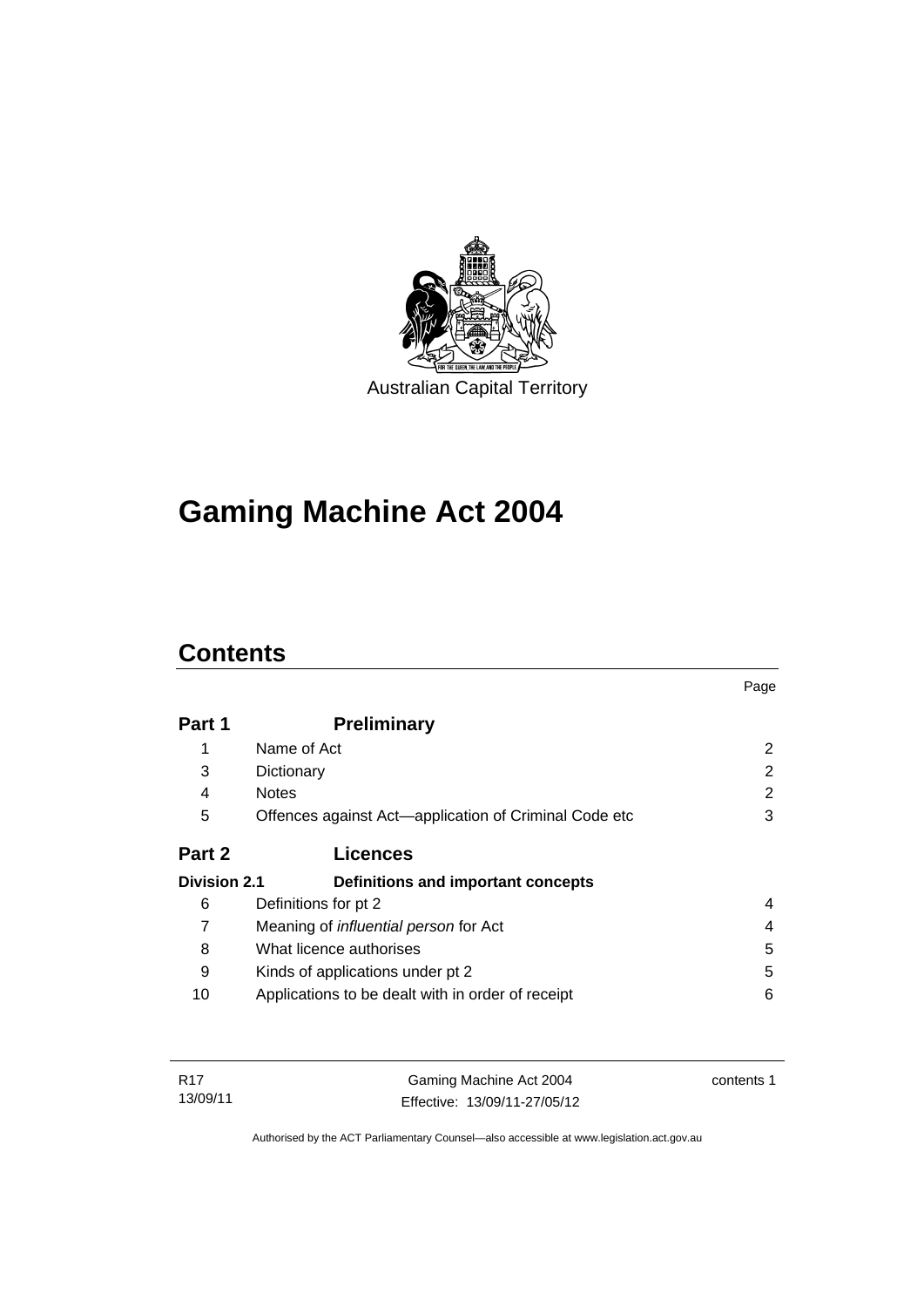Australian Capital Territory

# Gaming Machine Act 2004

## Contents

| | | Page |
|---|---|---|
| **Part 1** | **Preliminary** | |
| 1 | Name of Act | 2 |
| 3 | Dictionary | 2 |
| 4 | Notes | 2 |
| 5 | Offences against Act—application of Criminal Code etc | 3 |
| **Part 2** | **Licences** | |
| **Division 2.1** | **Definitions and important concepts** | |
| 6 | Definitions for pt 2 | 4 |
| 7 | Meaning of *influential person* for Act | 4 |
| 8 | What licence authorises | 5 |
| 9 | Kinds of applications under pt 2 | 5 |
| 10 | Applications to be dealt with in order of receipt | 6 |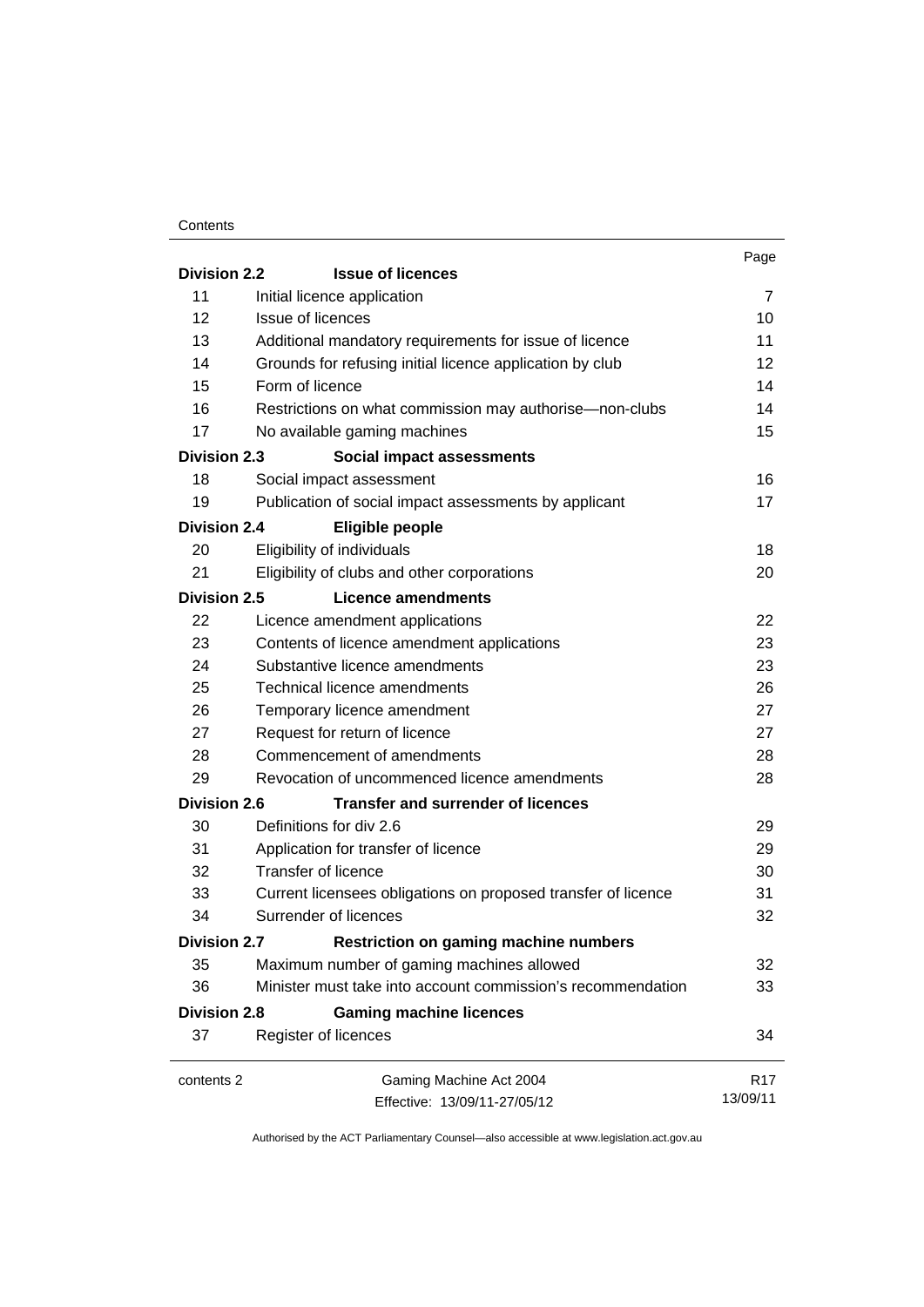| | | Page |
|---|---|---|
| **Division 2.2** | **Issue of licences** | |
| 11 | Initial licence application | 7 |
| 12 | Issue of licences | 10 |
| 13 | Additional mandatory requirements for issue of licence | 11 |
| 14 | Grounds for refusing initial licence application by club | 12 |
| 15 | Form of licence | 14 |
| 16 | Restrictions on what commission may authorise—non-clubs | 14 |
| 17 | No available gaming machines | 15 |
| **Division 2.3** | **Social impact assessments** | |
| 18 | Social impact assessment | 16 |
| 19 | Publication of social impact assessments by applicant | 17 |
| **Division 2.4** | **Eligible people** | |
| 20 | Eligibility of individuals | 18 |
| 21 | Eligibility of clubs and other corporations | 20 |
| **Division 2.5** | **Licence amendments** | |
| 22 | Licence amendment applications | 22 |
| 23 | Contents of licence amendment applications | 23 |
| 24 | Substantive licence amendments | 23 |
| 25 | Technical licence amendments | 26 |
| 26 | Temporary licence amendment | 27 |
| 27 | Request for return of licence | 27 |
| 28 | Commencement of amendments | 28 |
| 29 | Revocation of uncommenced licence amendments | 28 |
| **Division 2.6** | **Transfer and surrender of licences** | |
| 30 | Definitions for div 2.6 | 29 |
| 31 | Application for transfer of licence | 29 |
| 32 | Transfer of licence | 30 |
| 33 | Current licensees obligations on proposed transfer of licence | 31 |
| 34 | Surrender of licences | 32 |
| **Division 2.7** | **Restriction on gaming machine numbers** | |
| 35 | Maximum number of gaming machines allowed | 32 |
| 36 | Minister must take into account commission's recommendation | 33 |
| **Division 2.8** | **Gaming machine licences** | |
| 37 | Register of licences | 34 |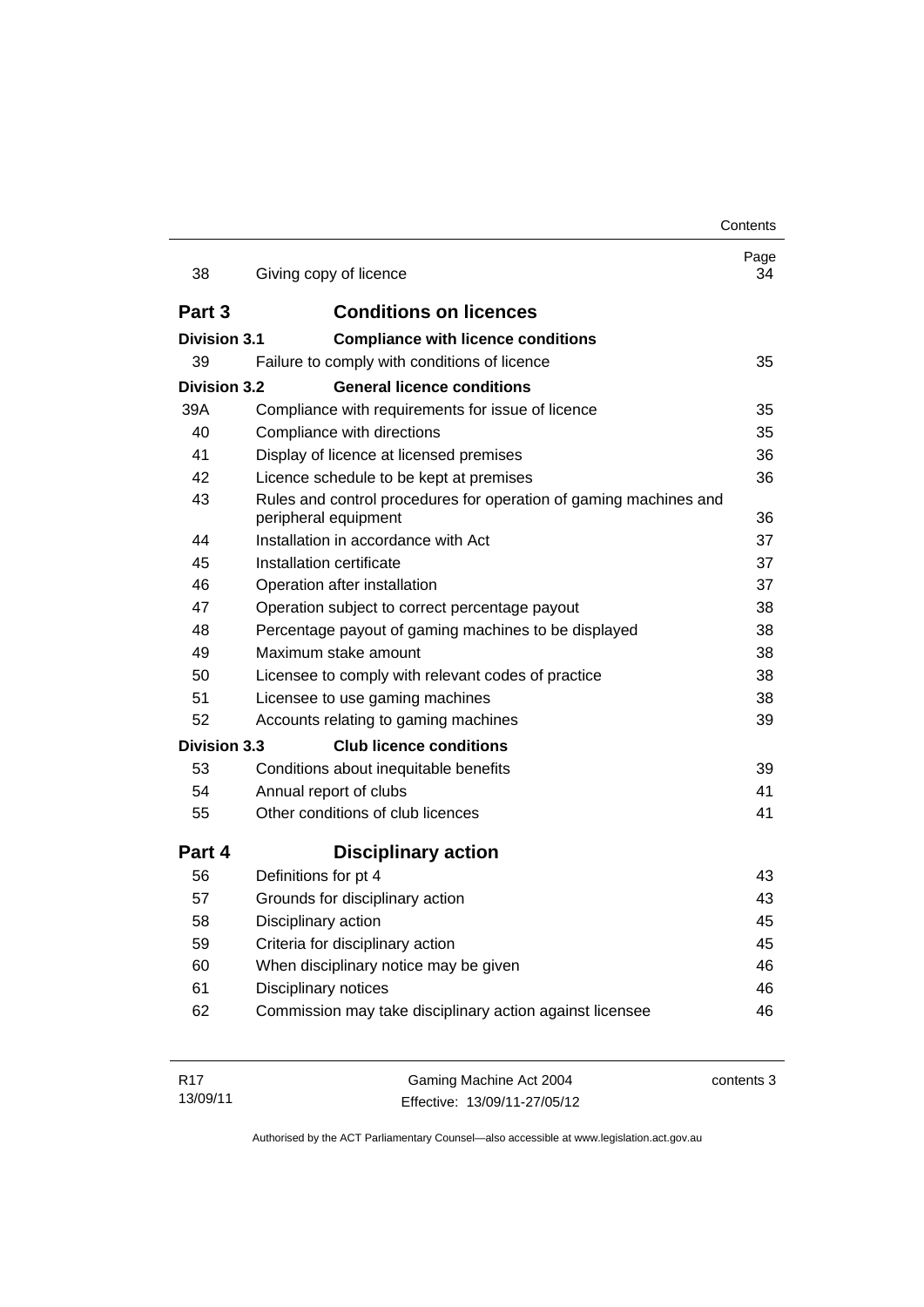| | | Page |
|---|---|---|
| 38 | Giving copy of licence | 34 |
| **Part 3** | **Conditions on licences** | |
| **Division 3.1** | **Compliance with licence conditions** | |
| 39 | Failure to comply with conditions of licence | 35 |
| **Division 3.2** | **General licence conditions** | |
| 39A | Compliance with requirements for issue of licence | 35 |
| 40 | Compliance with directions | 35 |
| 41 | Display of licence at licensed premises | 36 |
| 42 | Licence schedule to be kept at premises | 36 |
| 43 | Rules and control procedures for operation of gaming machines and peripheral equipment | 36 |
| 44 | Installation in accordance with Act | 37 |
| 45 | Installation certificate | 37 |
| 46 | Operation after installation | 37 |
| 47 | Operation subject to correct percentage payout | 38 |
| 48 | Percentage payout of gaming machines to be displayed | 38 |
| 49 | Maximum stake amount | 38 |
| 50 | Licensee to comply with relevant codes of practice | 38 |
| 51 | Licensee to use gaming machines | 38 |
| 52 | Accounts relating to gaming machines | 39 |
| **Division 3.3** | **Club licence conditions** | |
| 53 | Conditions about inequitable benefits | 39 |
| 54 | Annual report of clubs | 41 |
| 55 | Other conditions of club licences | 41 |
| **Part 4** | **Disciplinary action** | |
| 56 | Definitions for pt 4 | 43 |
| 57 | Grounds for disciplinary action | 43 |
| 58 | Disciplinary action | 45 |
| 59 | Criteria for disciplinary action | 45 |
| 60 | When disciplinary notice may be given | 46 |
| 61 | Disciplinary notices | 46 |
| 62 | Commission may take disciplinary action against licensee | 46 |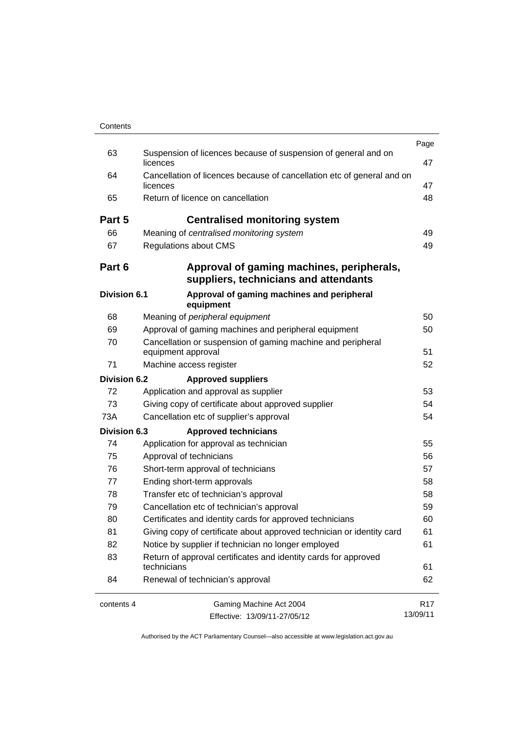| | | Page |
|---|---|---|
| 63 | Suspension of licences because of suspension of general and on licences | 47 |
| 64 | Cancellation of licences because of cancellation etc of general and on licences | 47 |
| 65 | Return of licence on cancellation | 48 |
| **Part 5** | **Centralised monitoring system** | |
| 66 | Meaning of *centralised monitoring system* | 49 |
| 67 | Regulations about CMS | 49 |
| **Part 6** | **Approval of gaming machines, peripherals, suppliers, technicians and attendants** | |
| **Division 6.1** | **Approval of gaming machines and peripheral equipment** | |
| 68 | Meaning of *peripheral equipment* | 50 |
| 69 | Approval of gaming machines and peripheral equipment | 50 |
| 70 | Cancellation or suspension of gaming machine and peripheral equipment approval | 51 |
| 71 | Machine access register | 52 |
| **Division 6.2** | **Approved suppliers** | |
| 72 | Application and approval as supplier | 53 |
| 73 | Giving copy of certificate about approved supplier | 54 |
| 73A | Cancellation etc of supplier's approval | 54 |
| **Division 6.3** | **Approved technicians** | |
| 74 | Application for approval as technician | 55 |
| 75 | Approval of technicians | 56 |
| 76 | Short-term approval of technicians | 57 |
| 77 | Ending short-term approvals | 58 |
| 78 | Transfer etc of technician's approval | 58 |
| 79 | Cancellation etc of technician's approval | 59 |
| 80 | Certificates and identity cards for approved technicians | 60 |
| 81 | Giving copy of certificate about approved technician or identity card | 61 |
| 82 | Notice by supplier if technician no longer employed | 61 |
| 83 | Return of approval certificates and identity cards for approved technicians | 61 |
| 84 | Renewal of technician's approval | 62 |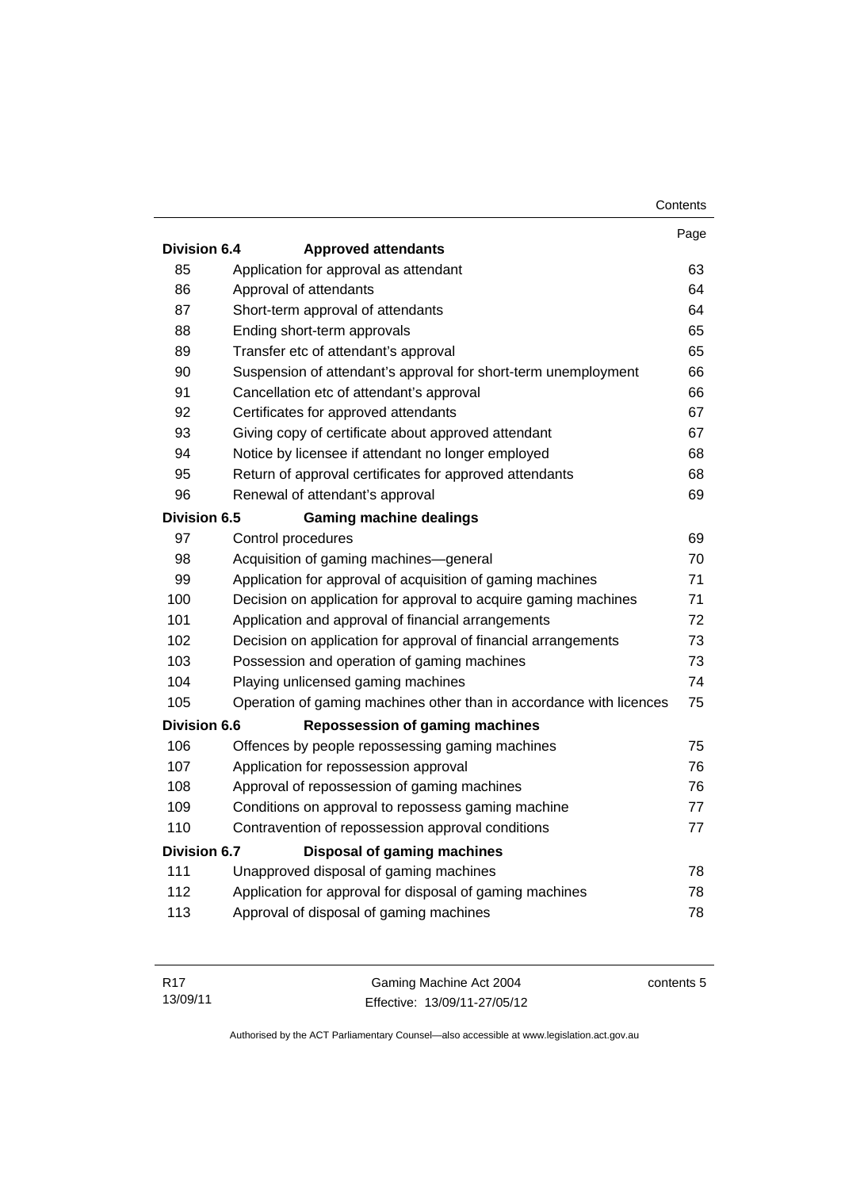| | | Page |
|---|---|---|
| **Division 6.4** | **Approved attendants** | |
| 85 | Application for approval as attendant | 63 |
| 86 | Approval of attendants | 64 |
| 87 | Short-term approval of attendants | 64 |
| 88 | Ending short-term approvals | 65 |
| 89 | Transfer etc of attendant's approval | 65 |
| 90 | Suspension of attendant's approval for short-term unemployment | 66 |
| 91 | Cancellation etc of attendant's approval | 66 |
| 92 | Certificates for approved attendants | 67 |
| 93 | Giving copy of certificate about approved attendant | 67 |
| 94 | Notice by licensee if attendant no longer employed | 68 |
| 95 | Return of approval certificates for approved attendants | 68 |
| 96 | Renewal of attendant's approval | 69 |
| **Division 6.5** | **Gaming machine dealings** | |
| 97 | Control procedures | 69 |
| 98 | Acquisition of gaming machines—general | 70 |
| 99 | Application for approval of acquisition of gaming machines | 71 |
| 100 | Decision on application for approval to acquire gaming machines | 71 |
| 101 | Application and approval of financial arrangements | 72 |
| 102 | Decision on application for approval of financial arrangements | 73 |
| 103 | Possession and operation of gaming machines | 73 |
| 104 | Playing unlicensed gaming machines | 74 |
| 105 | Operation of gaming machines other than in accordance with licences | 75 |
| **Division 6.6** | **Repossession of gaming machines** | |
| 106 | Offences by people repossessing gaming machines | 75 |
| 107 | Application for repossession approval | 76 |
| 108 | Approval of repossession of gaming machines | 76 |
| 109 | Conditions on approval to repossess gaming machine | 77 |
| 110 | Contravention of repossession approval conditions | 77 |
| **Division 6.7** | **Disposal of gaming machines** | |
| 111 | Unapproved disposal of gaming machines | 78 |
| 112 | Application for approval for disposal of gaming machines | 78 |
| 113 | Approval of disposal of gaming machines | 78 |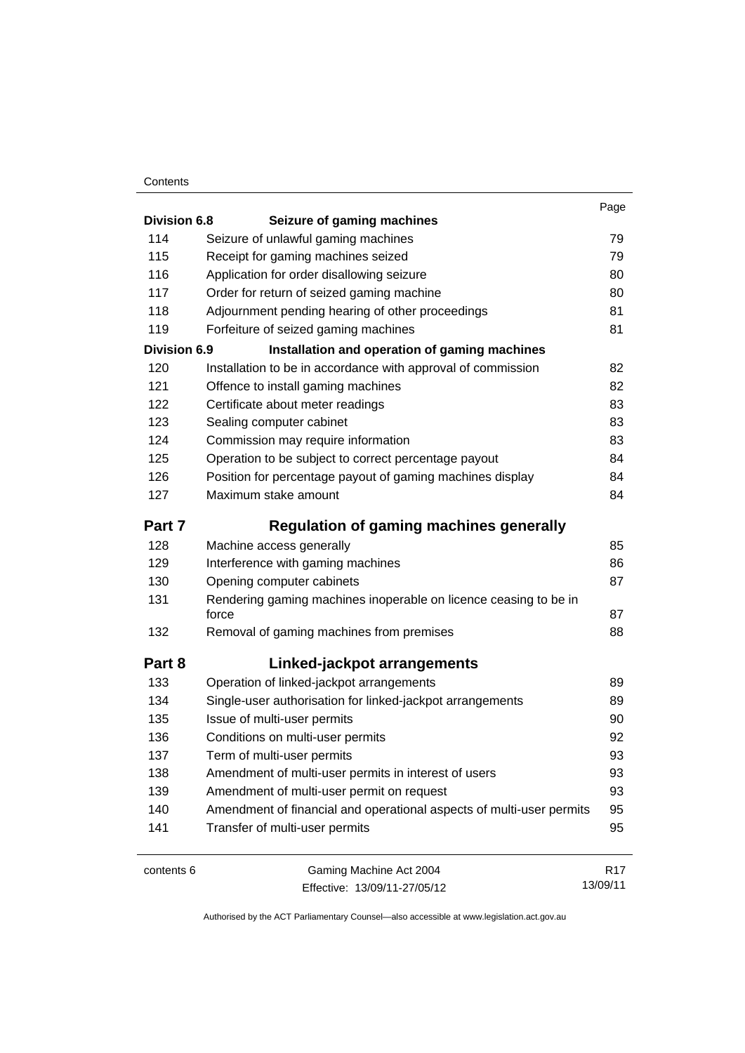| | | Page |
|---|---|---|
| **Division 6.8** | **Seizure of gaming machines** | |
| 114 | Seizure of unlawful gaming machines | 79 |
| 115 | Receipt for gaming machines seized | 79 |
| 116 | Application for order disallowing seizure | 80 |
| 117 | Order for return of seized gaming machine | 80 |
| 118 | Adjournment pending hearing of other proceedings | 81 |
| 119 | Forfeiture of seized gaming machines | 81 |
| **Division 6.9** | **Installation and operation of gaming machines** | |
| 120 | Installation to be in accordance with approval of commission | 82 |
| 121 | Offence to install gaming machines | 82 |
| 122 | Certificate about meter readings | 83 |
| 123 | Sealing computer cabinet | 83 |
| 124 | Commission may require information | 83 |
| 125 | Operation to be subject to correct percentage payout | 84 |
| 126 | Position for percentage payout of gaming machines display | 84 |
| 127 | Maximum stake amount | 84 |
| **Part 7** | **Regulation of gaming machines generally** | |
| 128 | Machine access generally | 85 |
| 129 | Interference with gaming machines | 86 |
| 130 | Opening computer cabinets | 87 |
| 131 | Rendering gaming machines inoperable on licence ceasing to be in force | 87 |
| 132 | Removal of gaming machines from premises | 88 |
| **Part 8** | **Linked-jackpot arrangements** | |
| 133 | Operation of linked-jackpot arrangements | 89 |
| 134 | Single-user authorisation for linked-jackpot arrangements | 89 |
| 135 | Issue of multi-user permits | 90 |
| 136 | Conditions on multi-user permits | 92 |
| 137 | Term of multi-user permits | 93 |
| 138 | Amendment of multi-user permits in interest of users | 93 |
| 139 | Amendment of multi-user permit on request | 93 |
| 140 | Amendment of financial and operational aspects of multi-user permits | 95 |
| 141 | Transfer of multi-user permits | 95 |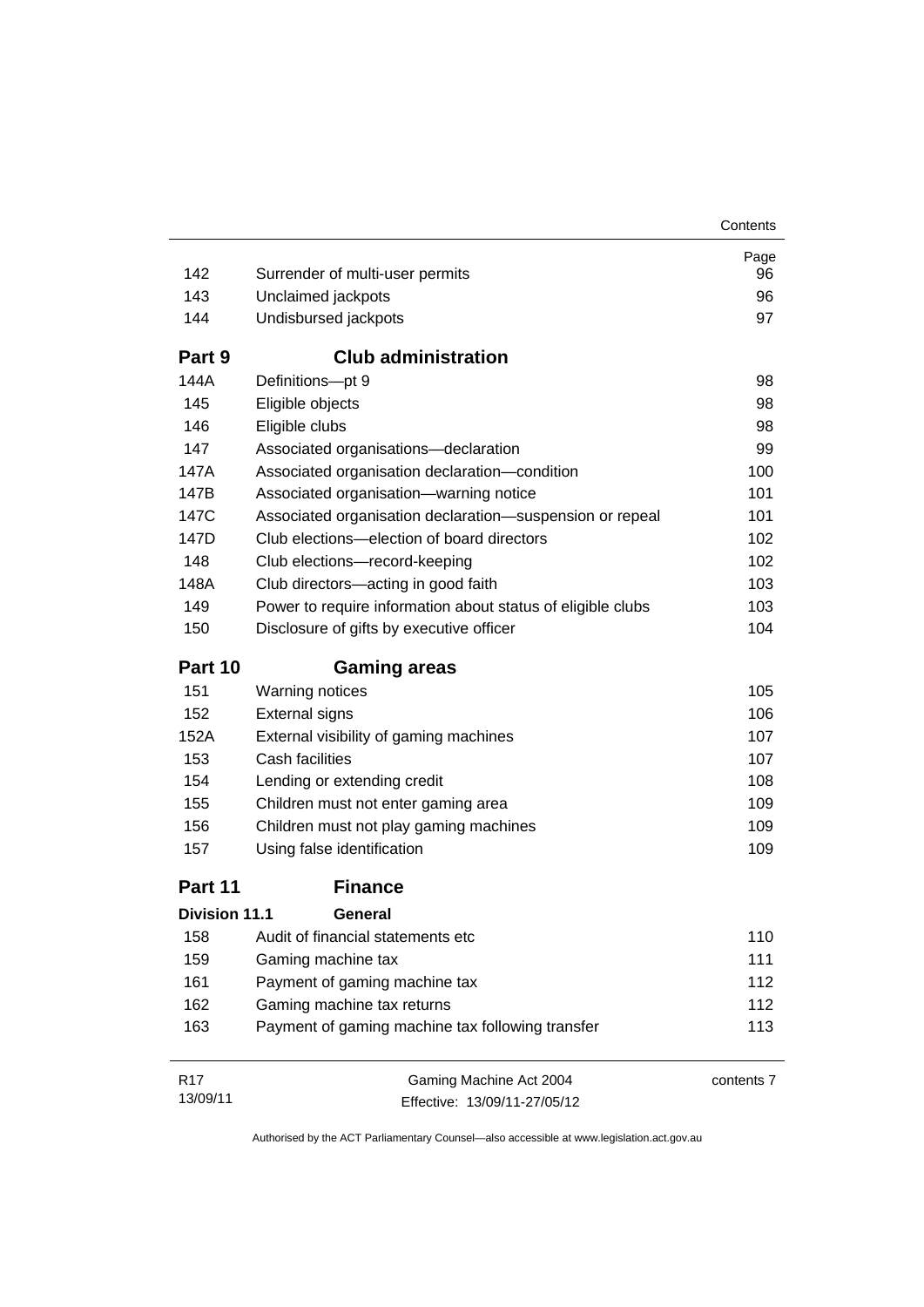| | | Page |
|---|---|---|
| 142 | Surrender of multi-user permits | 96 |
| 143 | Unclaimed jackpots | 96 |
| 144 | Undisbursed jackpots | 97 |
| **Part 9** | **Club administration** | |
| 144A | Definitions—pt 9 | 98 |
| 145 | Eligible objects | 98 |
| 146 | Eligible clubs | 98 |
| 147 | Associated organisations—declaration | 99 |
| 147A | Associated organisation declaration—condition | 100 |
| 147B | Associated organisation—warning notice | 101 |
| 147C | Associated organisation declaration—suspension or repeal | 101 |
| 147D | Club elections—election of board directors | 102 |
| 148 | Club elections—record-keeping | 102 |
| 148A | Club directors—acting in good faith | 103 |
| 149 | Power to require information about status of eligible clubs | 103 |
| 150 | Disclosure of gifts by executive officer | 104 |
| **Part 10** | **Gaming areas** | |
| 151 | Warning notices | 105 |
| 152 | External signs | 106 |
| 152A | External visibility of gaming machines | 107 |
| 153 | Cash facilities | 107 |
| 154 | Lending or extending credit | 108 |
| 155 | Children must not enter gaming area | 109 |
| 156 | Children must not play gaming machines | 109 |
| 157 | Using false identification | 109 |
| **Part 11** | **Finance** | |
| **Division 11.1** | **General** | |
| 158 | Audit of financial statements etc | 110 |
| 159 | Gaming machine tax | 111 |
| 161 | Payment of gaming machine tax | 112 |
| 162 | Gaming machine tax returns | 112 |
| 163 | Payment of gaming machine tax following transfer | 113 |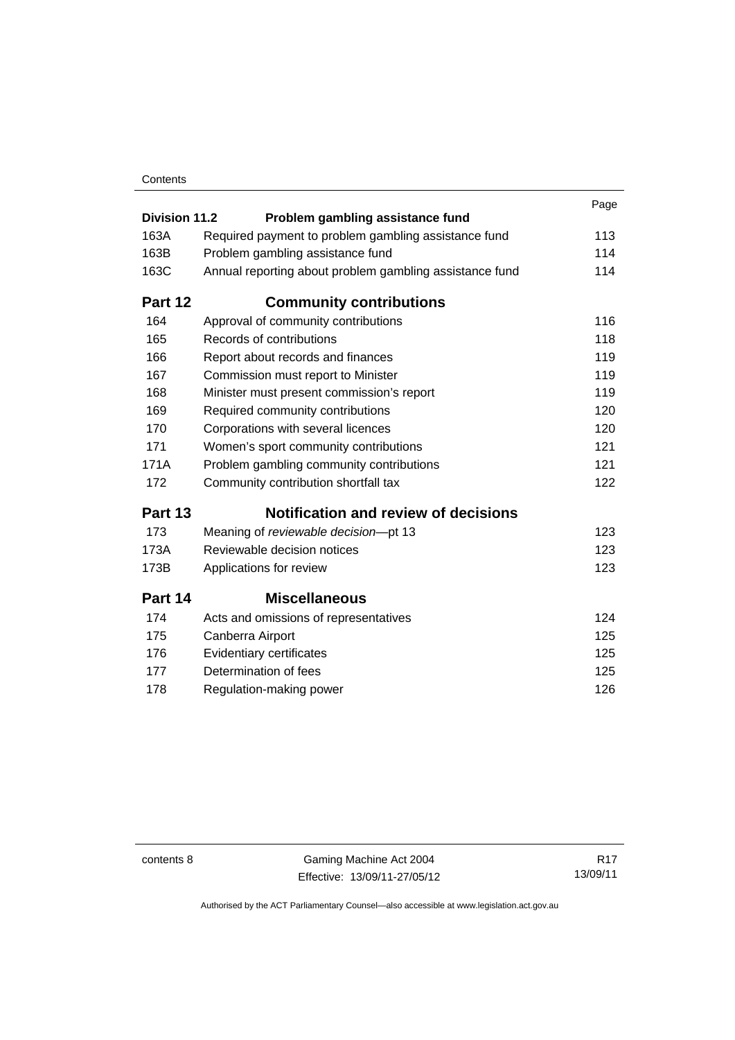| | | Page |
|---|---|---|
| **Division 11.2** | **Problem gambling assistance fund** | |
| 163A | Required payment to problem gambling assistance fund | 113 |
| 163B | Problem gambling assistance fund | 114 |
| 163C | Annual reporting about problem gambling assistance fund | 114 |
| **Part 12** | **Community contributions** | |
| 164 | Approval of community contributions | 116 |
| 165 | Records of contributions | 118 |
| 166 | Report about records and finances | 119 |
| 167 | Commission must report to Minister | 119 |
| 168 | Minister must present commission's report | 119 |
| 169 | Required community contributions | 120 |
| 170 | Corporations with several licences | 120 |
| 171 | Women's sport community contributions | 121 |
| 171A | Problem gambling community contributions | 121 |
| 172 | Community contribution shortfall tax | 122 |
| **Part 13** | **Notification and review of decisions** | |
| 173 | Meaning of *reviewable decision*—pt 13 | 123 |
| 173A | Reviewable decision notices | 123 |
| 173B | Applications for review | 123 |
| **Part 14** | **Miscellaneous** | |
| 174 | Acts and omissions of representatives | 124 |
| 175 | Canberra Airport | 125 |
| 176 | Evidentiary certificates | 125 |
| 177 | Determination of fees | 125 |
| 178 | Regulation-making power | 126 |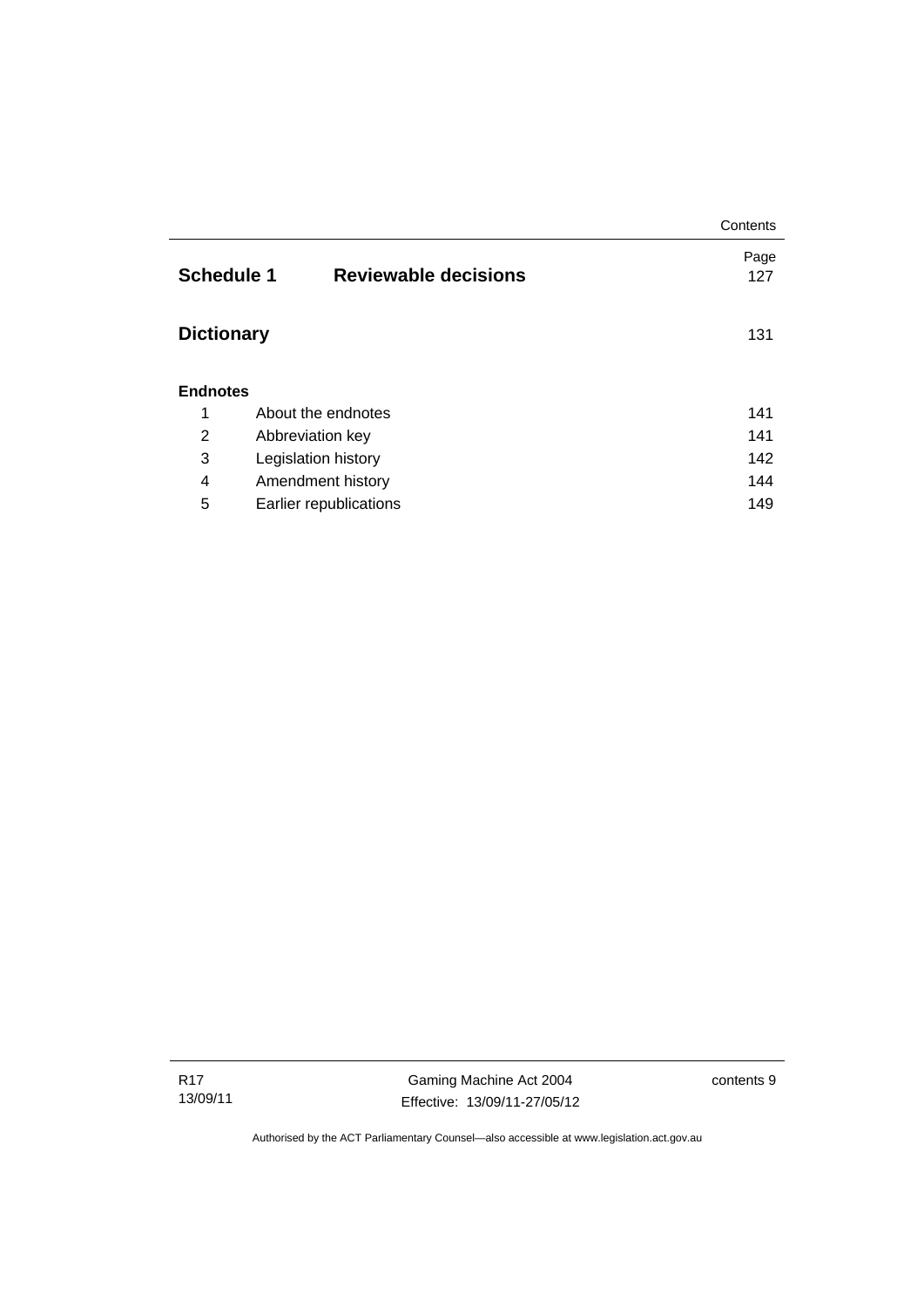| | | Page |
|---|---|---|
| **Schedule 1** | **Reviewable decisions** | 127 |
| **Dictionary** | | 131 |
| **Endnotes** | | |
| 1 | About the endnotes | 141 |
| 2 | Abbreviation key | 141 |
| 3 | Legislation history | 142 |
| 4 | Amendment history | 144 |
| 5 | Earlier republications | 149 |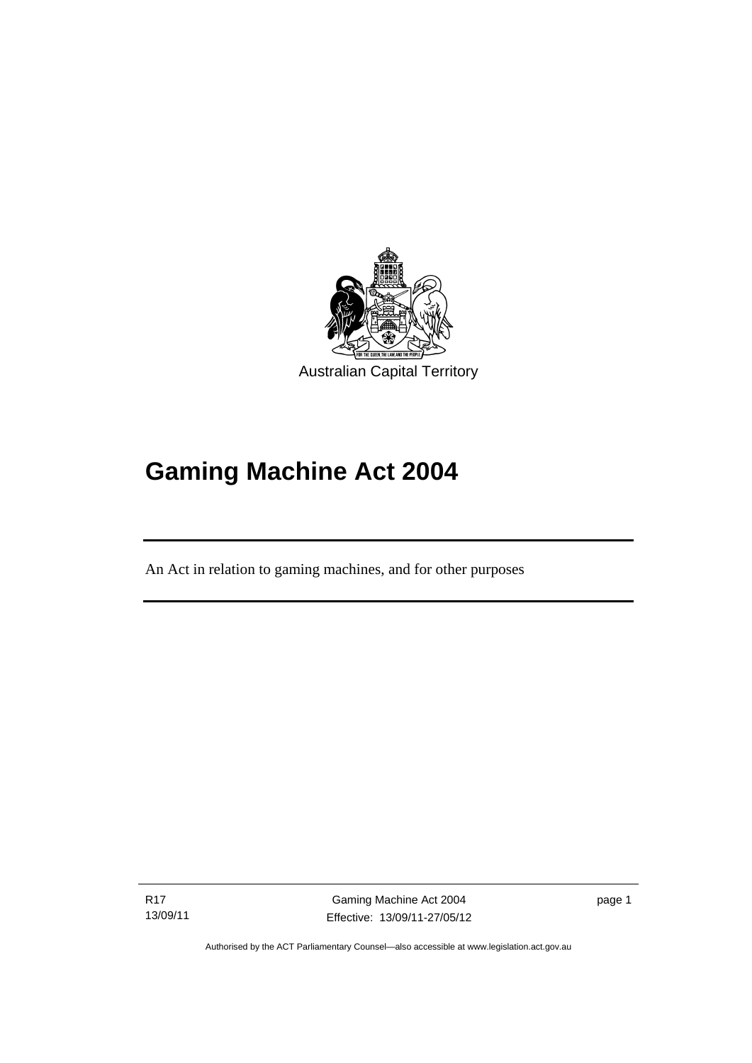Australian Capital Territory

# Gaming Machine Act 2004

An Act in relation to gaming machines, and for other purposes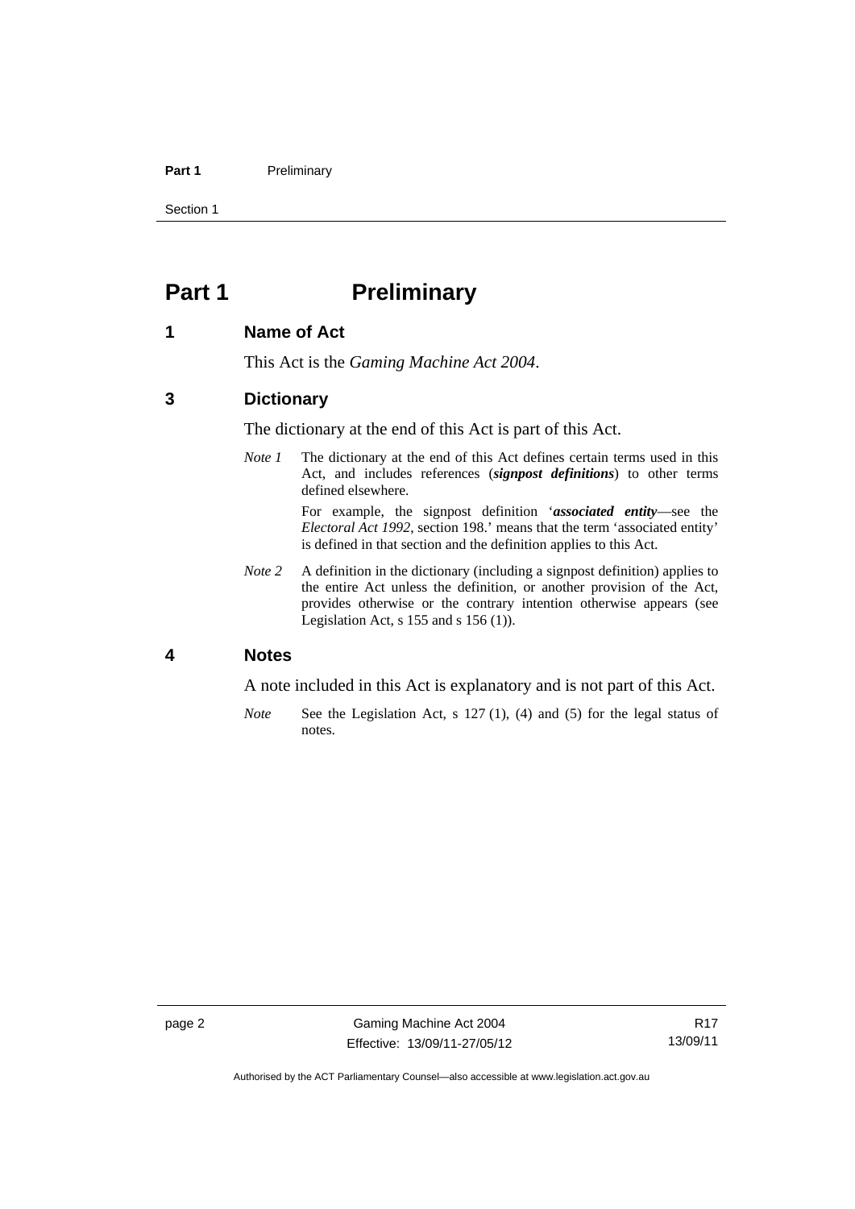# Part 1 Preliminary

## 1 Name of Act

This Act is the *Gaming Machine Act 2004*.

## 3 Dictionary

The dictionary at the end of this Act is part of this Act.

*Note 1* The dictionary at the end of this Act defines certain terms used in this Act, and includes references (***signpost definitions***) to other terms defined elsewhere.

For example, the signpost definition '***associated entity***—see the *Electoral Act 1992*, section 198.' means that the term 'associated entity' is defined in that section and the definition applies to this Act.

*Note 2* A definition in the dictionary (including a signpost definition) applies to the entire Act unless the definition, or another provision of the Act, provides otherwise or the contrary intention otherwise appears (see Legislation Act, s 155 and s 156 (1)).

## 4 Notes

A note included in this Act is explanatory and is not part of this Act.

*Note* See the Legislation Act, s 127 (1), (4) and (5) for the legal status of notes.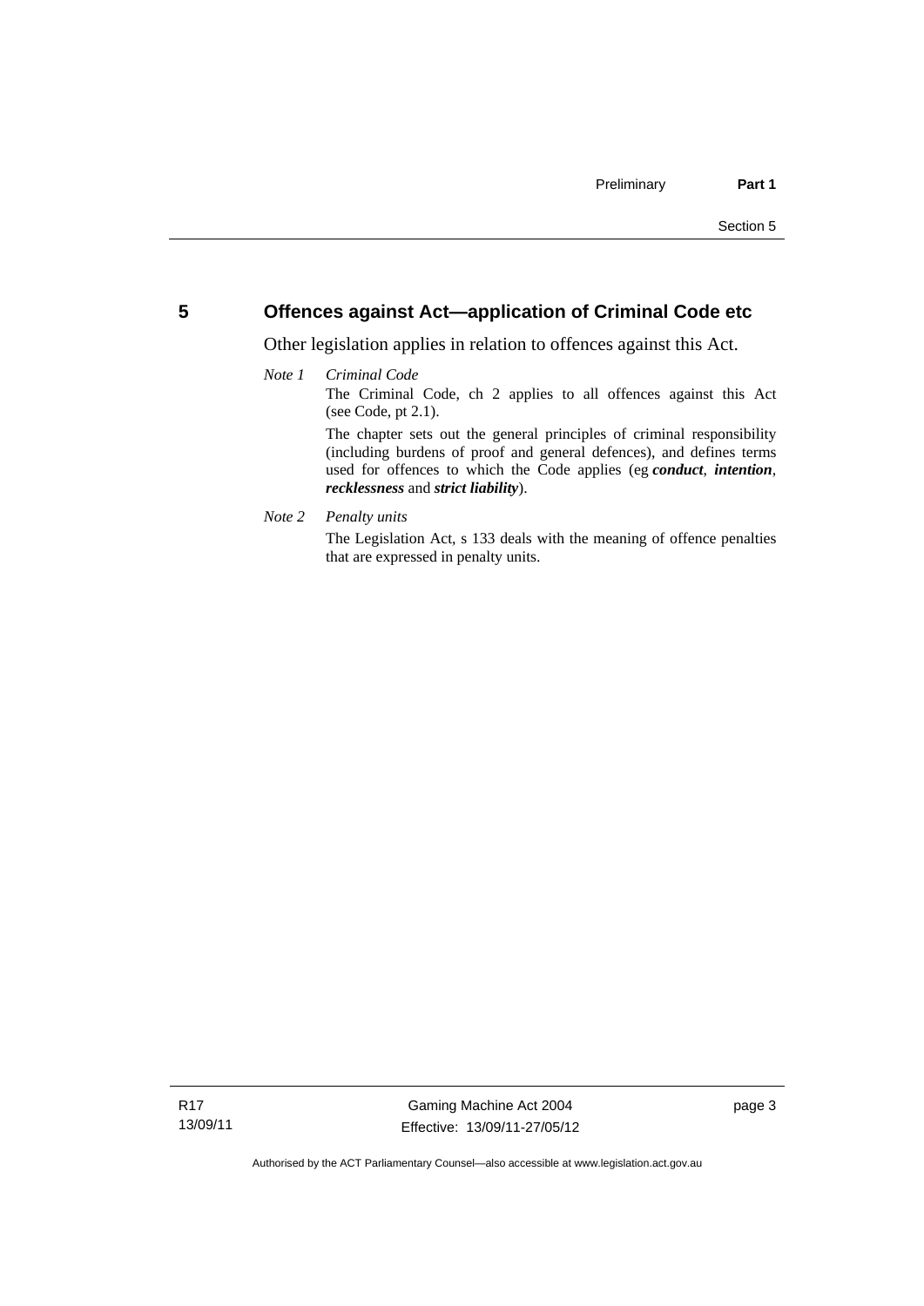## 5 Offences against Act—application of Criminal Code etc

Other legislation applies in relation to offences against this Act.

*Note 1* *Criminal Code*

The Criminal Code, ch 2 applies to all offences against this Act (see Code, pt 2.1).

The chapter sets out the general principles of criminal responsibility (including burdens of proof and general defences), and defines terms used for offences to which the Code applies (eg ***conduct***, ***intention***, ***recklessness*** and ***strict liability***).

*Note 2* *Penalty units*

The Legislation Act, s 133 deals with the meaning of offence penalties that are expressed in penalty units.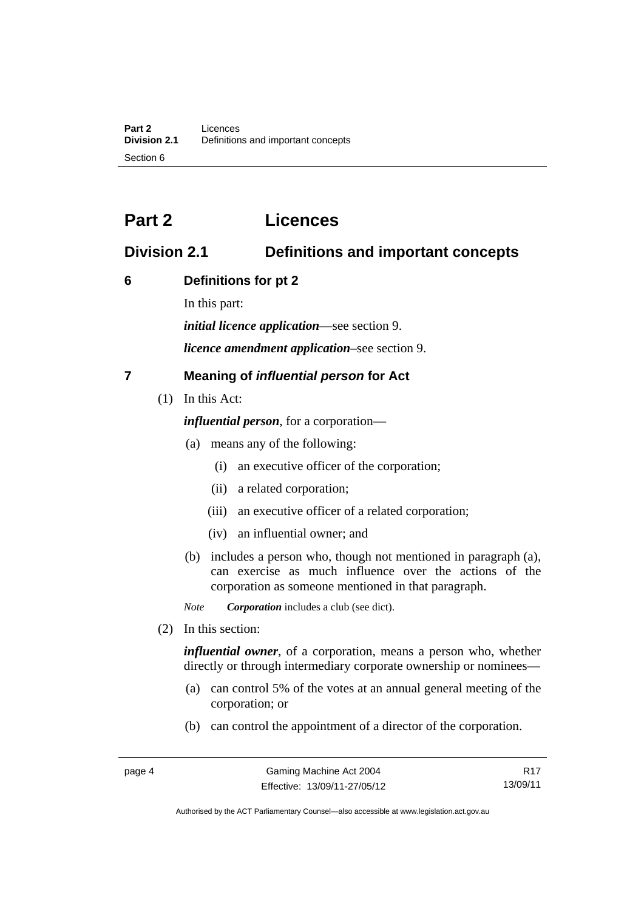# Part 2 Licences

## Division 2.1 Definitions and important concepts

### 6 Definitions for pt 2

In this part:

***initial licence application***—see section 9.

***licence amendment application***–see section 9.

### 7 Meaning of *influential person* for Act

(1) In this Act:

***influential person***, for a corporation—

(a) means any of the following:

(i) an executive officer of the corporation;

(ii) a related corporation;

(iii) an executive officer of a related corporation;

(iv) an influential owner; and

(b) includes a person who, though not mentioned in paragraph (a), can exercise as much influence over the actions of the corporation as someone mentioned in that paragraph.

*Note* ***Corporation*** includes a club (see dict).

(2) In this section:

***influential owner***, of a corporation, means a person who, whether directly or through intermediary corporate ownership or nominees—

(a) can control 5% of the votes at an annual general meeting of the corporation; or

(b) can control the appointment of a director of the corporation.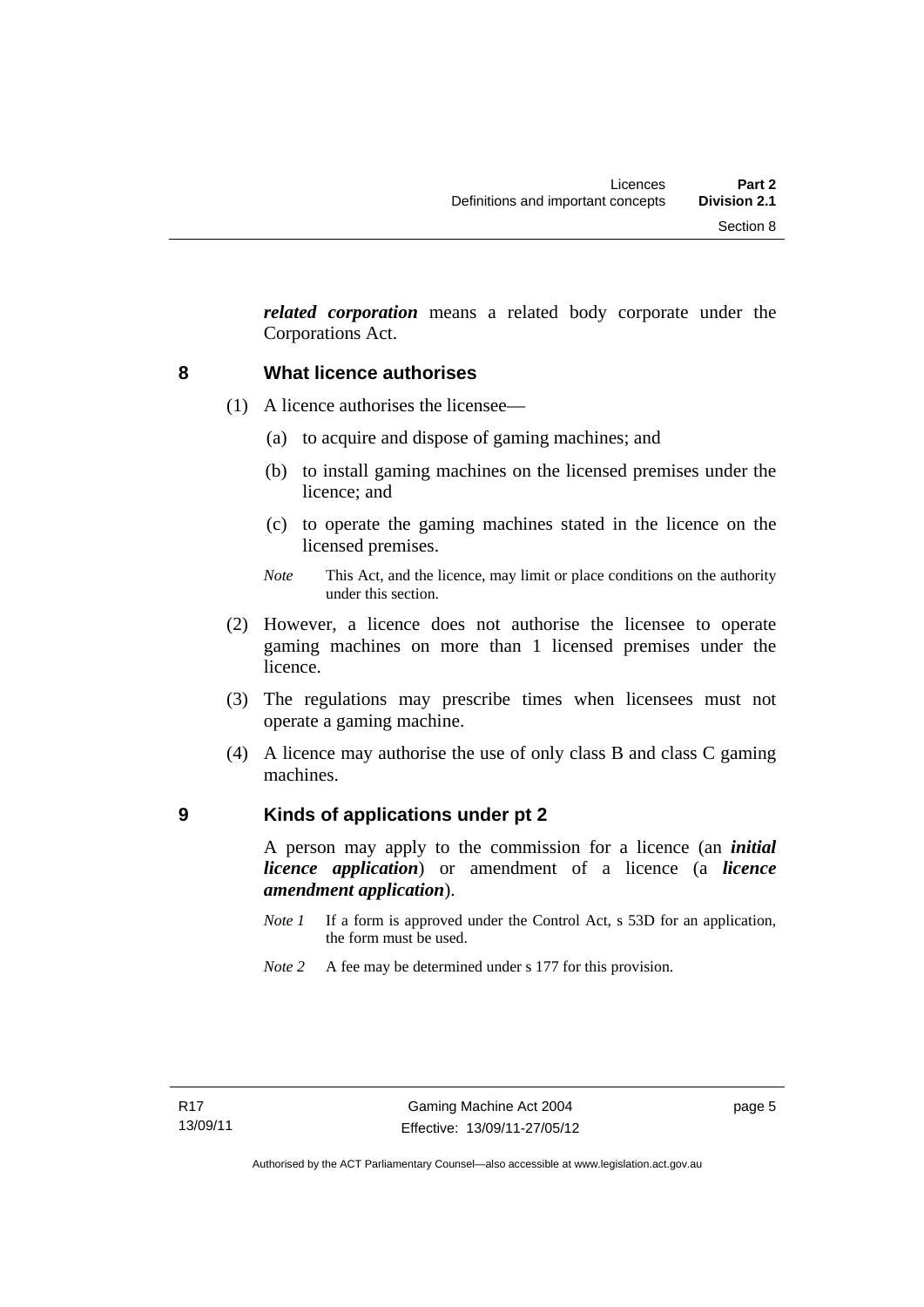***related corporation*** means a related body corporate under the Corporations Act.

## 8 What licence authorises

(1) A licence authorises the licensee—

(a) to acquire and dispose of gaming machines; and

(b) to install gaming machines on the licensed premises under the licence; and

(c) to operate the gaming machines stated in the licence on the licensed premises.

*Note* This Act, and the licence, may limit or place conditions on the authority under this section.

(2) However, a licence does not authorise the licensee to operate gaming machines on more than 1 licensed premises under the licence.

(3) The regulations may prescribe times when licensees must not operate a gaming machine.

(4) A licence may authorise the use of only class B and class C gaming machines.

## 9 Kinds of applications under pt 2

A person may apply to the commission for a licence (an ***initial licence application***) or amendment of a licence (a ***licence amendment application***).

*Note 1* If a form is approved under the Control Act, s 53D for an application, the form must be used.

*Note 2* A fee may be determined under s 177 for this provision.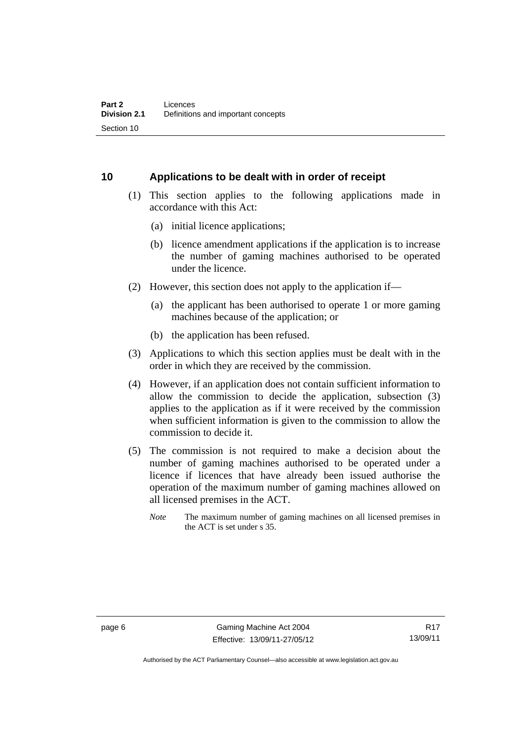## 10 Applications to be dealt with in order of receipt

(1) This section applies to the following applications made in accordance with this Act:

(a) initial licence applications;

(b) licence amendment applications if the application is to increase the number of gaming machines authorised to be operated under the licence.

(2) However, this section does not apply to the application if—

(a) the applicant has been authorised to operate 1 or more gaming machines because of the application; or

(b) the application has been refused.

(3) Applications to which this section applies must be dealt with in the order in which they are received by the commission.

(4) However, if an application does not contain sufficient information to allow the commission to decide the application, subsection (3) applies to the application as if it were received by the commission when sufficient information is given to the commission to allow the commission to decide it.

(5) The commission is not required to make a decision about the number of gaming machines authorised to be operated under a licence if licences that have already been issued authorise the operation of the maximum number of gaming machines allowed on all licensed premises in the ACT.

*Note* The maximum number of gaming machines on all licensed premises in the ACT is set under s 35.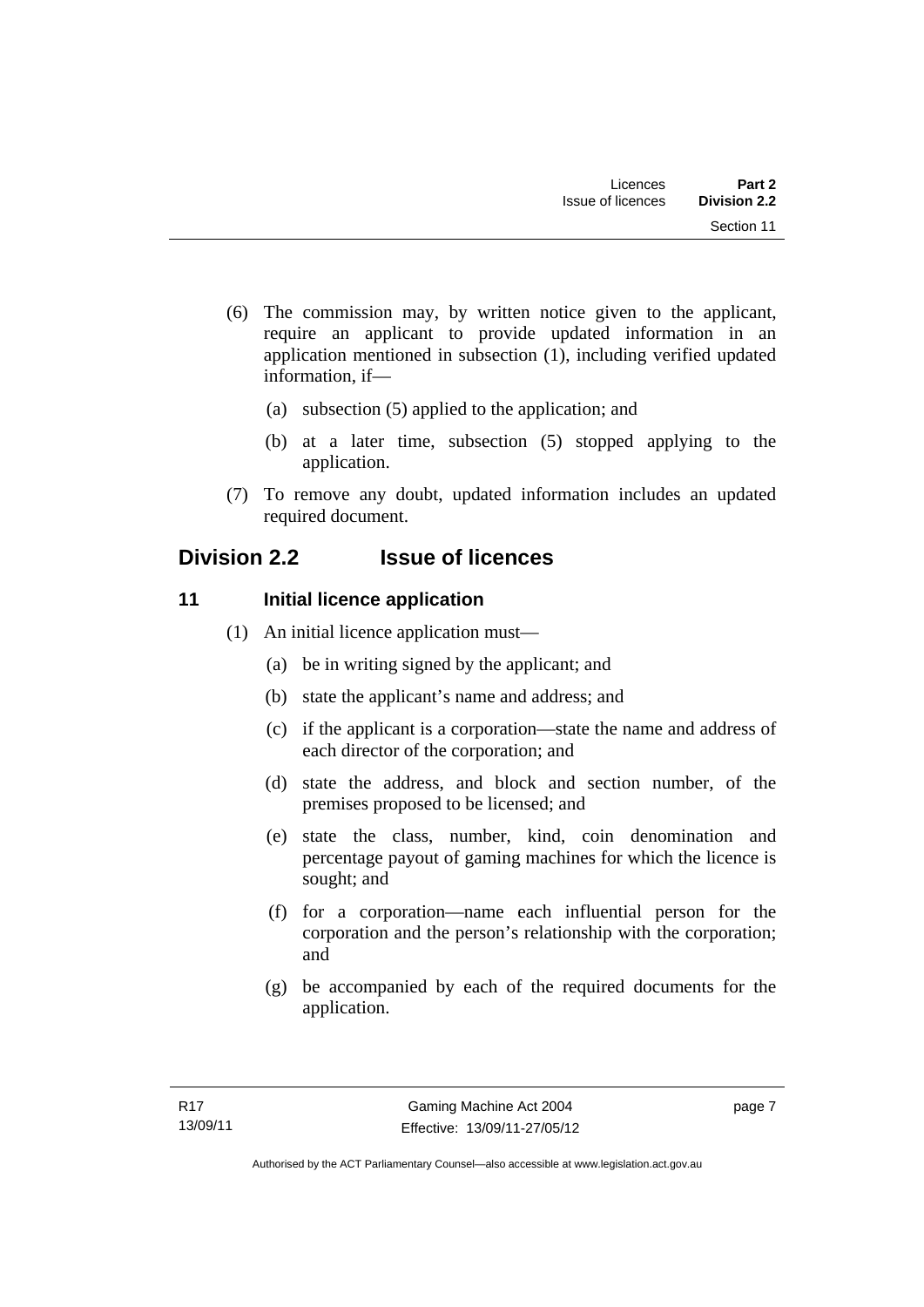(6) The commission may, by written notice given to the applicant, require an applicant to provide updated information in an application mentioned in subsection (1), including verified updated information, if—

(a) subsection (5) applied to the application; and

(b) at a later time, subsection (5) stopped applying to the application.

(7) To remove any doubt, updated information includes an updated required document.

## Division 2.2 Issue of licences

### 11 Initial licence application

(1) An initial licence application must—

(a) be in writing signed by the applicant; and

(b) state the applicant's name and address; and

(c) if the applicant is a corporation—state the name and address of each director of the corporation; and

(d) state the address, and block and section number, of the premises proposed to be licensed; and

(e) state the class, number, kind, coin denomination and percentage payout of gaming machines for which the licence is sought; and

(f) for a corporation—name each influential person for the corporation and the person's relationship with the corporation; and

(g) be accompanied by each of the required documents for the application.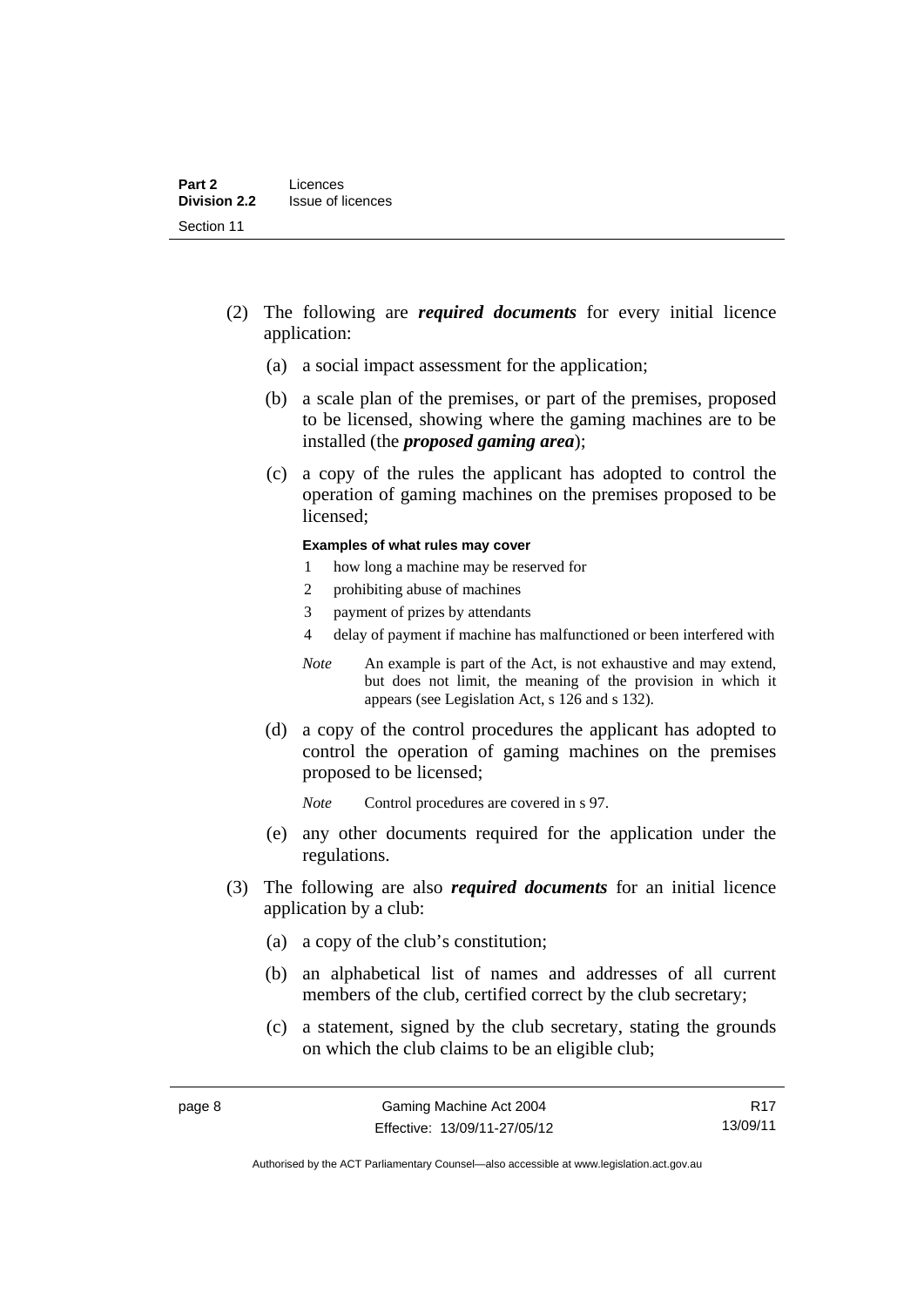(2) The following are ***required documents*** for every initial licence application:

(a) a social impact assessment for the application;

(b) a scale plan of the premises, or part of the premises, proposed to be licensed, showing where the gaming machines are to be installed (the ***proposed gaming area***);

(c) a copy of the rules the applicant has adopted to control the operation of gaming machines on the premises proposed to be licensed;

**Examples of what rules may cover**

1 how long a machine may be reserved for

2 prohibiting abuse of machines

3 payment of prizes by attendants

4 delay of payment if machine has malfunctioned or been interfered with

*Note* An example is part of the Act, is not exhaustive and may extend, but does not limit, the meaning of the provision in which it appears (see Legislation Act, s 126 and s 132).

(d) a copy of the control procedures the applicant has adopted to control the operation of gaming machines on the premises proposed to be licensed;

*Note* Control procedures are covered in s 97.

(e) any other documents required for the application under the regulations.

(3) The following are also ***required documents*** for an initial licence application by a club:

(a) a copy of the club's constitution;

(b) an alphabetical list of names and addresses of all current members of the club, certified correct by the club secretary;

(c) a statement, signed by the club secretary, stating the grounds on which the club claims to be an eligible club;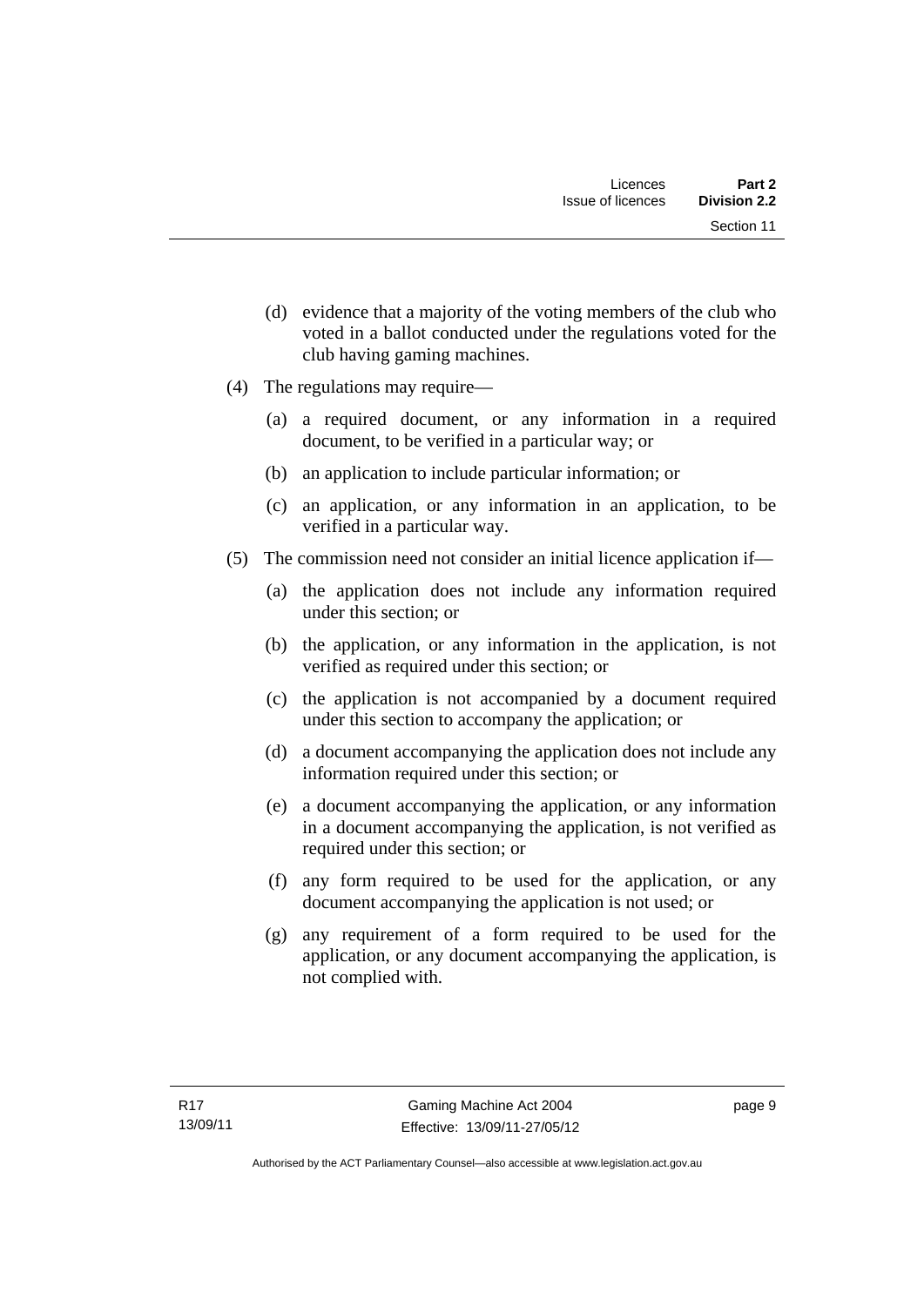(d) evidence that a majority of the voting members of the club who voted in a ballot conducted under the regulations voted for the club having gaming machines.

(4) The regulations may require—

(a) a required document, or any information in a required document, to be verified in a particular way; or

(b) an application to include particular information; or

(c) an application, or any information in an application, to be verified in a particular way.

(5) The commission need not consider an initial licence application if—

(a) the application does not include any information required under this section; or

(b) the application, or any information in the application, is not verified as required under this section; or

(c) the application is not accompanied by a document required under this section to accompany the application; or

(d) a document accompanying the application does not include any information required under this section; or

(e) a document accompanying the application, or any information in a document accompanying the application, is not verified as required under this section; or

(f) any form required to be used for the application, or any document accompanying the application is not used; or

(g) any requirement of a form required to be used for the application, or any document accompanying the application, is not complied with.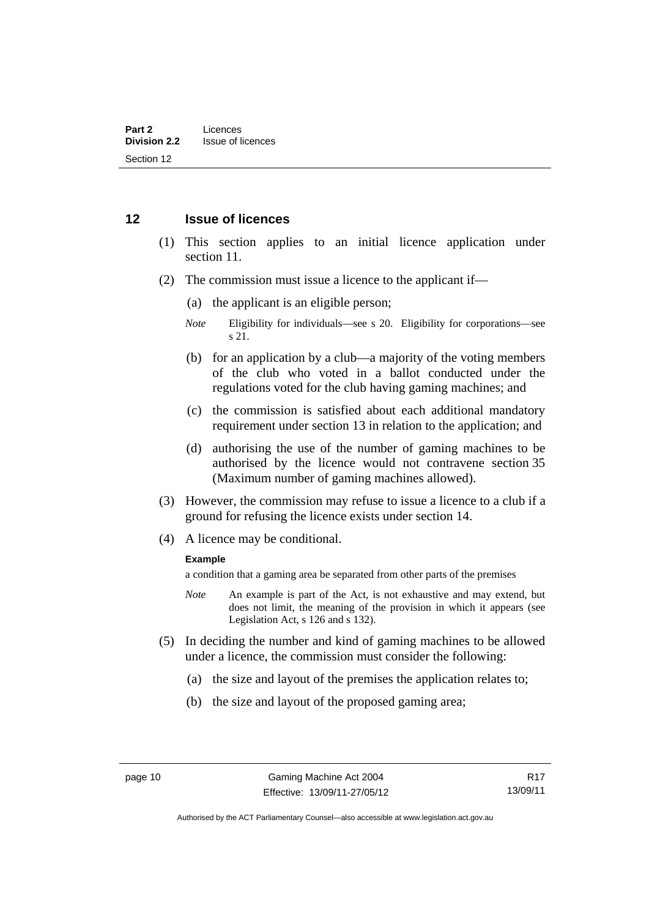## 12 Issue of licences

(1) This section applies to an initial licence application under section 11.

(2) The commission must issue a licence to the applicant if—

(a) the applicant is an eligible person;

*Note* Eligibility for individuals—see s 20. Eligibility for corporations—see s 21.

(b) for an application by a club—a majority of the voting members of the club who voted in a ballot conducted under the regulations voted for the club having gaming machines; and

(c) the commission is satisfied about each additional mandatory requirement under section 13 in relation to the application; and

(d) authorising the use of the number of gaming machines to be authorised by the licence would not contravene section 35 (Maximum number of gaming machines allowed).

(3) However, the commission may refuse to issue a licence to a club if a ground for refusing the licence exists under section 14.

(4) A licence may be conditional.

**Example**

a condition that a gaming area be separated from other parts of the premises

*Note* An example is part of the Act, is not exhaustive and may extend, but does not limit, the meaning of the provision in which it appears (see Legislation Act, s 126 and s 132).

(5) In deciding the number and kind of gaming machines to be allowed under a licence, the commission must consider the following:

(a) the size and layout of the premises the application relates to;

(b) the size and layout of the proposed gaming area;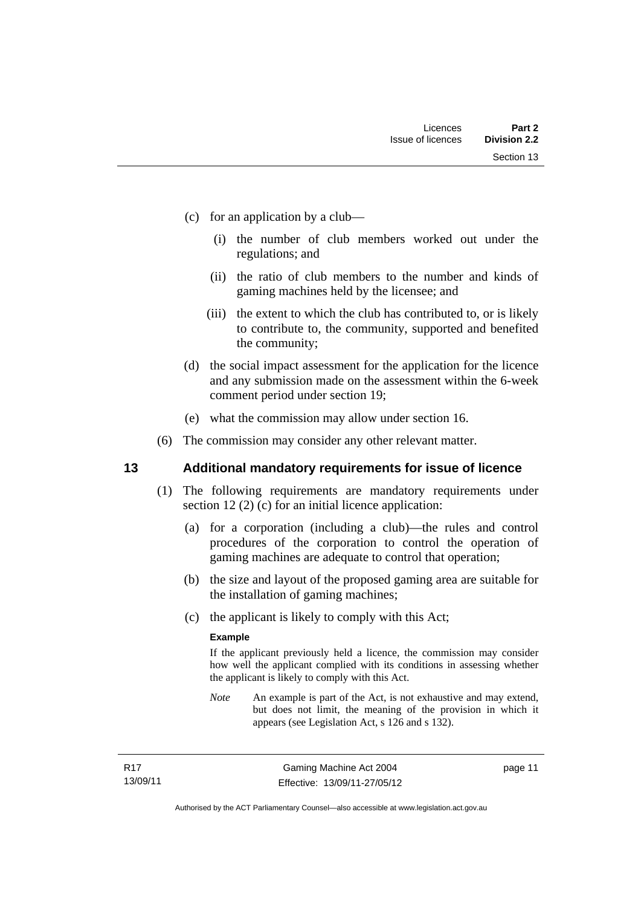(c) for an application by a club—

   (i) the number of club members worked out under the regulations; and

   (ii) the ratio of club members to the number and kinds of gaming machines held by the licensee; and

   (iii) the extent to which the club has contributed to, or is likely to contribute to, the community, supported and benefited the community;

(d) the social impact assessment for the application for the licence and any submission made on the assessment within the 6-week comment period under section 19;

(e) what the commission may allow under section 16.

(6) The commission may consider any other relevant matter.

## 13 Additional mandatory requirements for issue of licence

(1) The following requirements are mandatory requirements under section 12 (2) (c) for an initial licence application:

   (a) for a corporation (including a club)—the rules and control procedures of the corporation to control the operation of gaming machines are adequate to control that operation;

   (b) the size and layout of the proposed gaming area are suitable for the installation of gaming machines;

   (c) the applicant is likely to comply with this Act;

   **Example**

   If the applicant previously held a licence, the commission may consider how well the applicant complied with its conditions in assessing whether the applicant is likely to comply with this Act.

   *Note* An example is part of the Act, is not exhaustive and may extend, but does not limit, the meaning of the provision in which it appears (see Legislation Act, s 126 and s 132).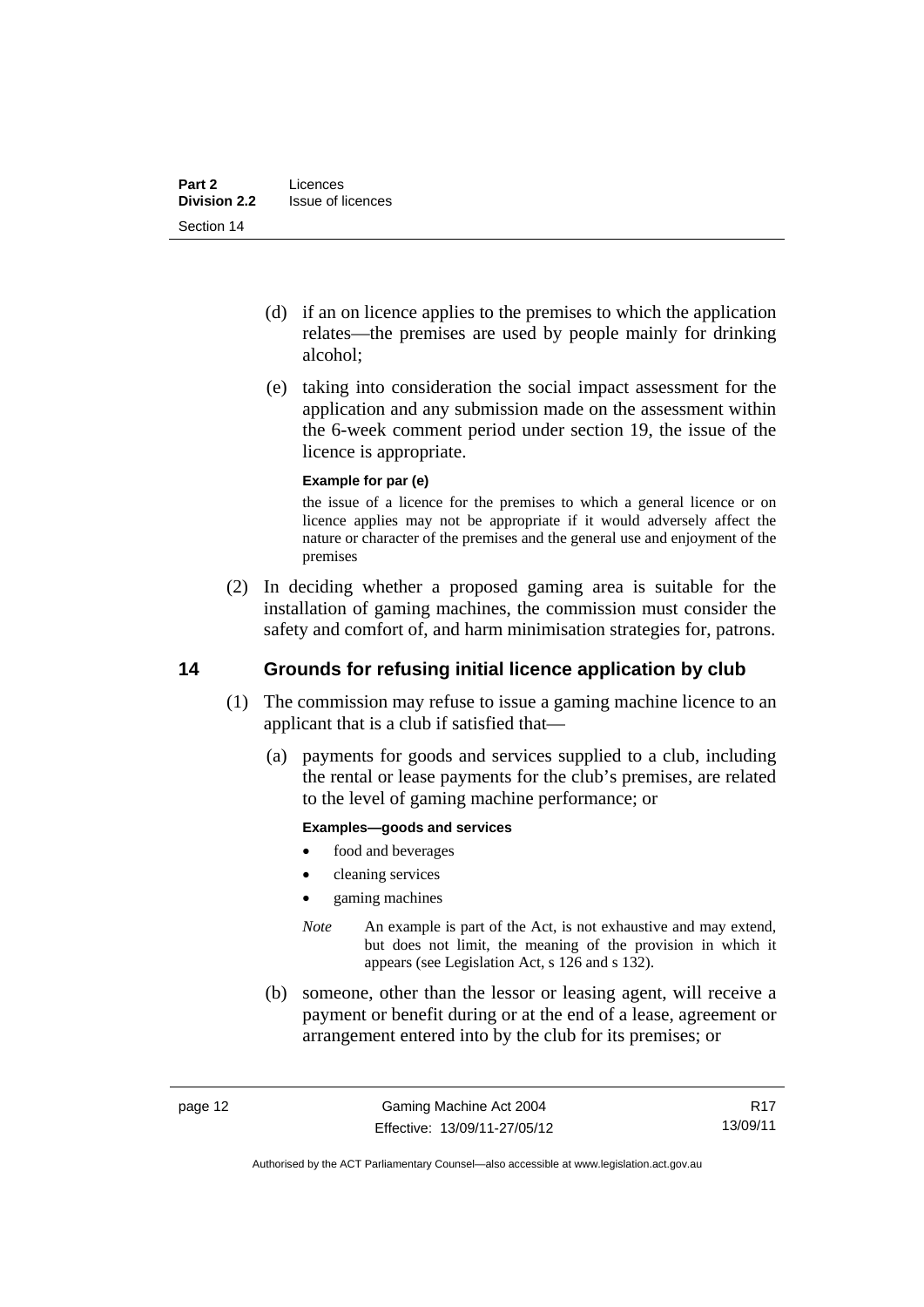(d) if an on licence applies to the premises to which the application relates—the premises are used by people mainly for drinking alcohol;

(e) taking into consideration the social impact assessment for the application and any submission made on the assessment within the 6-week comment period under section 19, the issue of the licence is appropriate.

**Example for par (e)**

the issue of a licence for the premises to which a general licence or on licence applies may not be appropriate if it would adversely affect the nature or character of the premises and the general use and enjoyment of the premises

(2) In deciding whether a proposed gaming area is suitable for the installation of gaming machines, the commission must consider the safety and comfort of, and harm minimisation strategies for, patrons.

## 14 Grounds for refusing initial licence application by club

(1) The commission may refuse to issue a gaming machine licence to an applicant that is a club if satisfied that—

(a) payments for goods and services supplied to a club, including the rental or lease payments for the club's premises, are related to the level of gaming machine performance; or

**Examples—goods and services**

- food and beverages
- cleaning services
- gaming machines

*Note* An example is part of the Act, is not exhaustive and may extend, but does not limit, the meaning of the provision in which it appears (see Legislation Act, s 126 and s 132).

(b) someone, other than the lessor or leasing agent, will receive a payment or benefit during or at the end of a lease, agreement or arrangement entered into by the club for its premises; or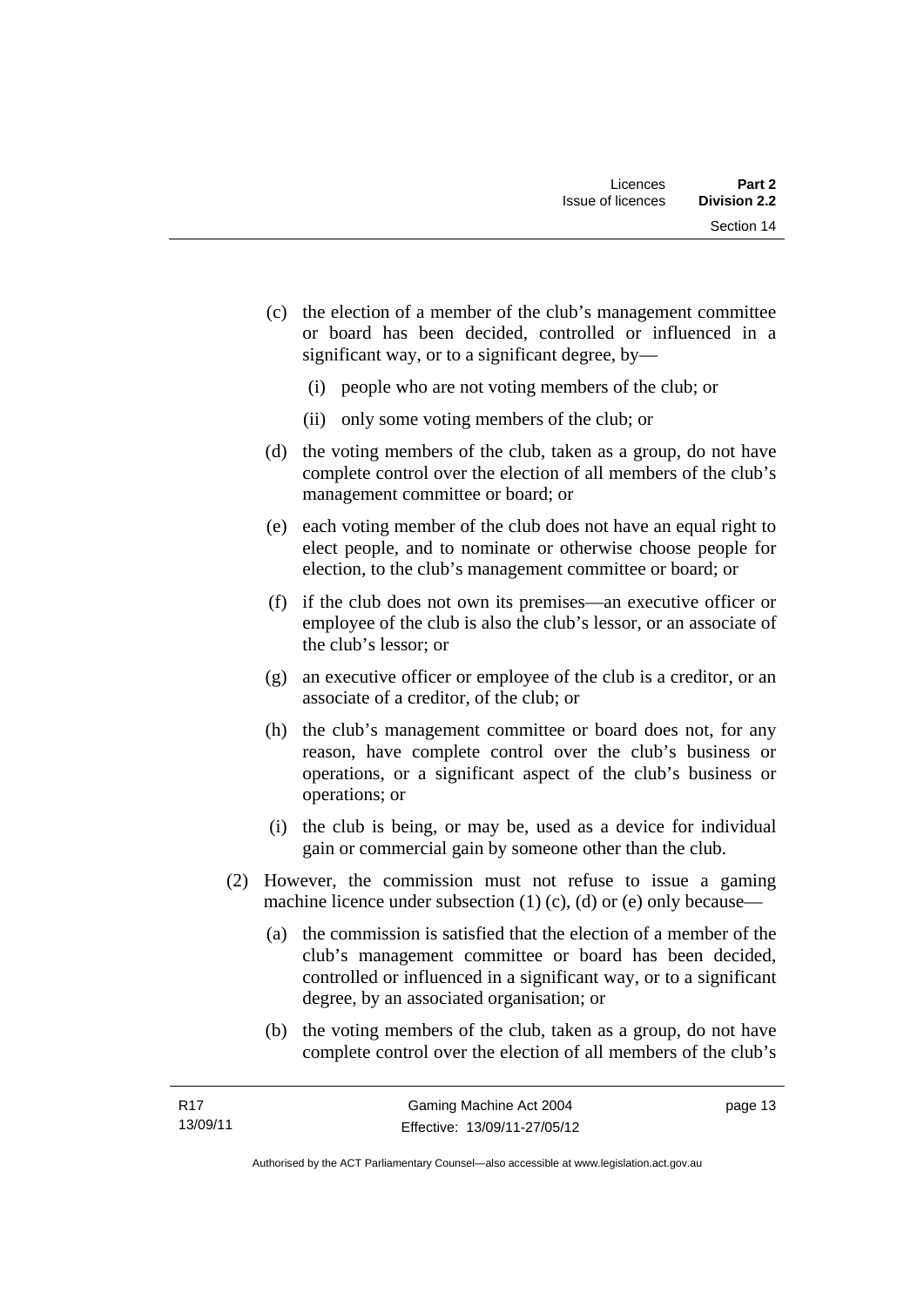(c) the election of a member of the club's management committee or board has been decided, controlled or influenced in a significant way, or to a significant degree, by—

  (i) people who are not voting members of the club; or

  (ii) only some voting members of the club; or

(d) the voting members of the club, taken as a group, do not have complete control over the election of all members of the club's management committee or board; or

(e) each voting member of the club does not have an equal right to elect people, and to nominate or otherwise choose people for election, to the club's management committee or board; or

(f) if the club does not own its premises—an executive officer or employee of the club is also the club's lessor, or an associate of the club's lessor; or

(g) an executive officer or employee of the club is a creditor, or an associate of a creditor, of the club; or

(h) the club's management committee or board does not, for any reason, have complete control over the club's business or operations, or a significant aspect of the club's business or operations; or

(i) the club is being, or may be, used as a device for individual gain or commercial gain by someone other than the club.

(2) However, the commission must not refuse to issue a gaming machine licence under subsection (1) (c), (d) or (e) only because—

(a) the commission is satisfied that the election of a member of the club's management committee or board has been decided, controlled or influenced in a significant way, or to a significant degree, by an associated organisation; or

(b) the voting members of the club, taken as a group, do not have complete control over the election of all members of the club's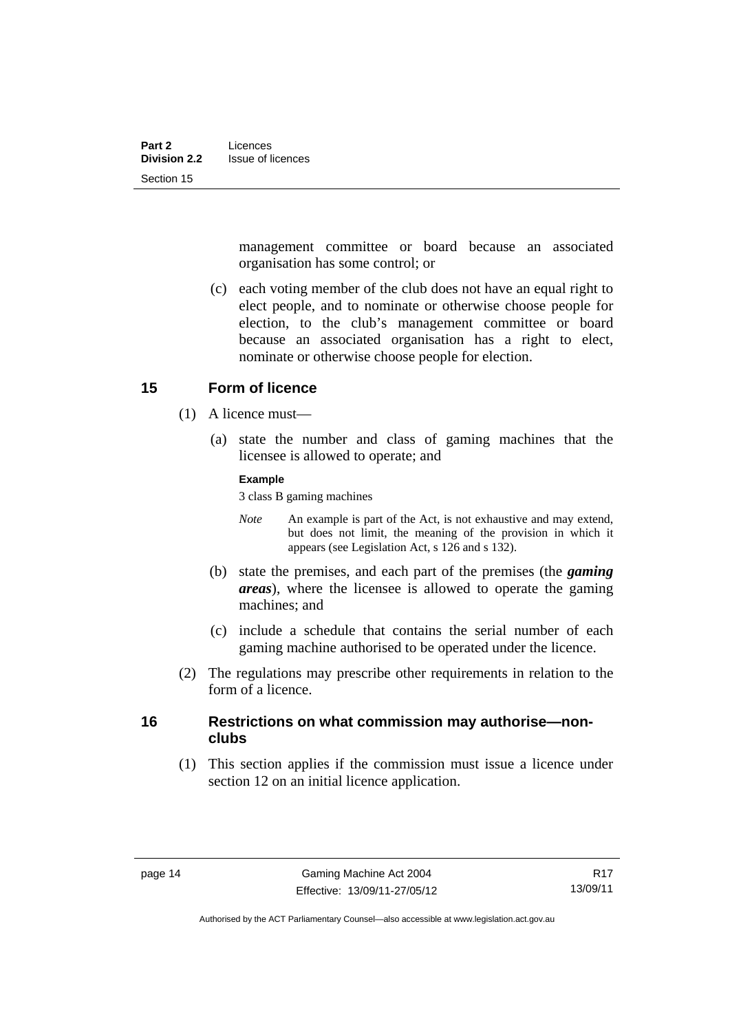management committee or board because an associated organisation has some control; or

(c) each voting member of the club does not have an equal right to elect people, and to nominate or otherwise choose people for election, to the club's management committee or board because an associated organisation has a right to elect, nominate or otherwise choose people for election.

## 15 Form of licence

(1) A licence must—

(a) state the number and class of gaming machines that the licensee is allowed to operate; and

**Example**

3 class B gaming machines

*Note* An example is part of the Act, is not exhaustive and may extend, but does not limit, the meaning of the provision in which it appears (see Legislation Act, s 126 and s 132).

(b) state the premises, and each part of the premises (the ***gaming areas***), where the licensee is allowed to operate the gaming machines; and

(c) include a schedule that contains the serial number of each gaming machine authorised to be operated under the licence.

(2) The regulations may prescribe other requirements in relation to the form of a licence.

## 16 Restrictions on what commission may authorise—non-clubs

(1) This section applies if the commission must issue a licence under section 12 on an initial licence application.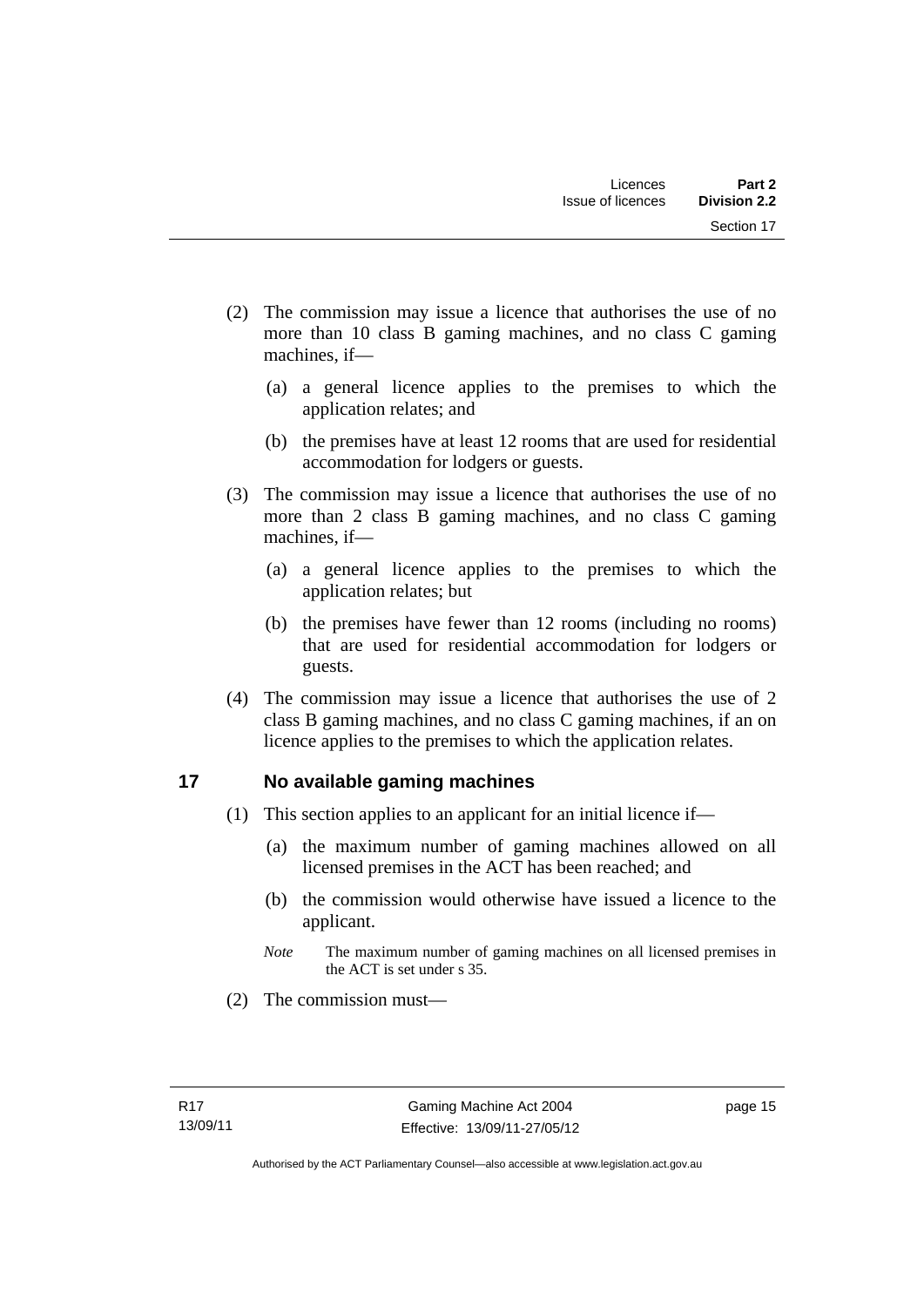(2) The commission may issue a licence that authorises the use of no more than 10 class B gaming machines, and no class C gaming machines, if—

(a) a general licence applies to the premises to which the application relates; and

(b) the premises have at least 12 rooms that are used for residential accommodation for lodgers or guests.

(3) The commission may issue a licence that authorises the use of no more than 2 class B gaming machines, and no class C gaming machines, if—

(a) a general licence applies to the premises to which the application relates; but

(b) the premises have fewer than 12 rooms (including no rooms) that are used for residential accommodation for lodgers or guests.

(4) The commission may issue a licence that authorises the use of 2 class B gaming machines, and no class C gaming machines, if an on licence applies to the premises to which the application relates.

## 17 No available gaming machines

(1) This section applies to an applicant for an initial licence if—

(a) the maximum number of gaming machines allowed on all licensed premises in the ACT has been reached; and

(b) the commission would otherwise have issued a licence to the applicant.

*Note* The maximum number of gaming machines on all licensed premises in the ACT is set under s 35.

(2) The commission must—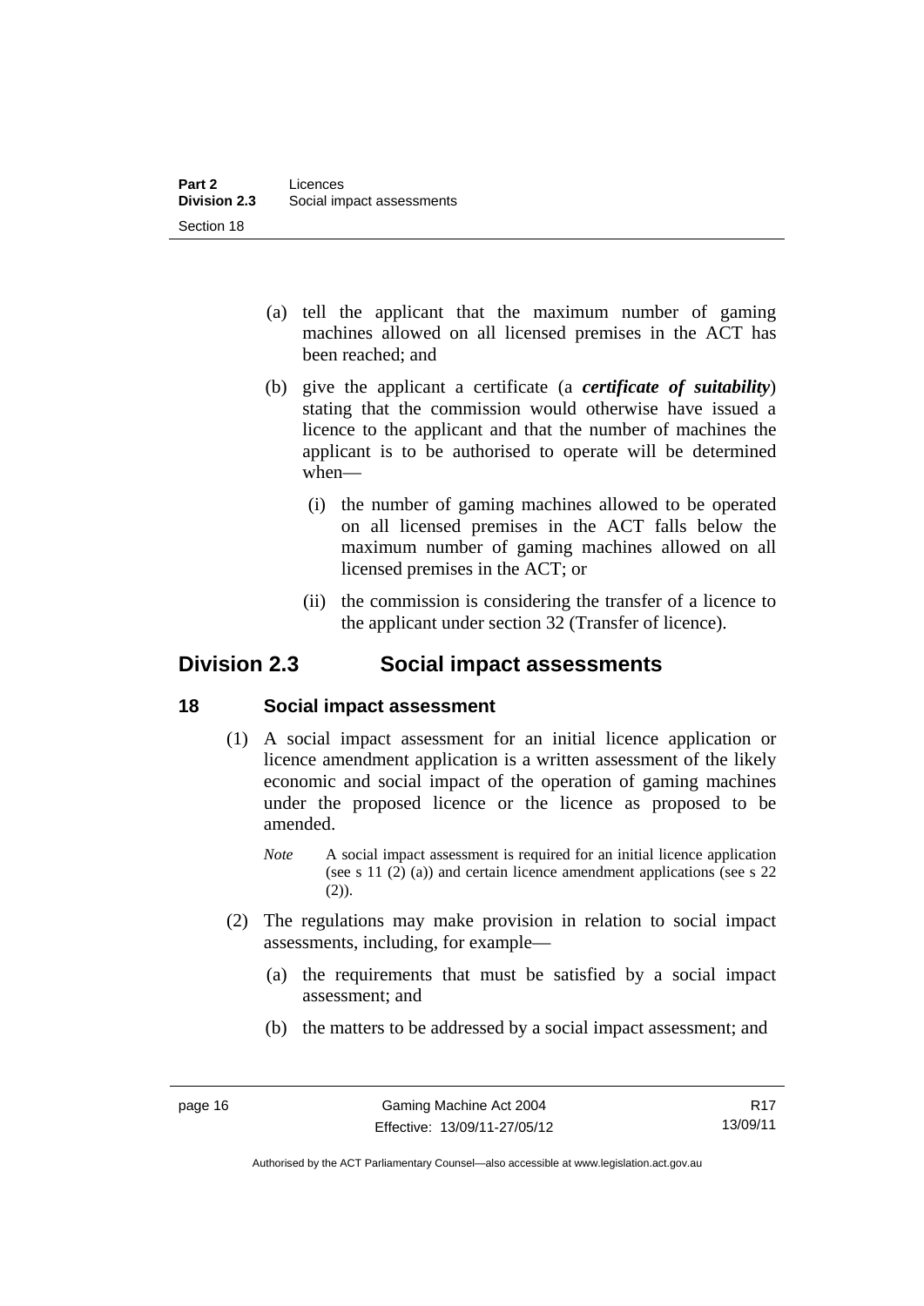(a) tell the applicant that the maximum number of gaming machines allowed on all licensed premises in the ACT has been reached; and

(b) give the applicant a certificate (a ***certificate of suitability***) stating that the commission would otherwise have issued a licence to the applicant and that the number of machines the applicant is to be authorised to operate will be determined when—

  (i) the number of gaming machines allowed to be operated on all licensed premises in the ACT falls below the maximum number of gaming machines allowed on all licensed premises in the ACT; or

  (ii) the commission is considering the transfer of a licence to the applicant under section 32 (Transfer of licence).

## Division 2.3 Social impact assessments

### 18 Social impact assessment

(1) A social impact assessment for an initial licence application or licence amendment application is a written assessment of the likely economic and social impact of the operation of gaming machines under the proposed licence or the licence as proposed to be amended.

*Note* A social impact assessment is required for an initial licence application (see s 11 (2) (a)) and certain licence amendment applications (see s 22 (2)).

(2) The regulations may make provision in relation to social impact assessments, including, for example—

(a) the requirements that must be satisfied by a social impact assessment; and

(b) the matters to be addressed by a social impact assessment; and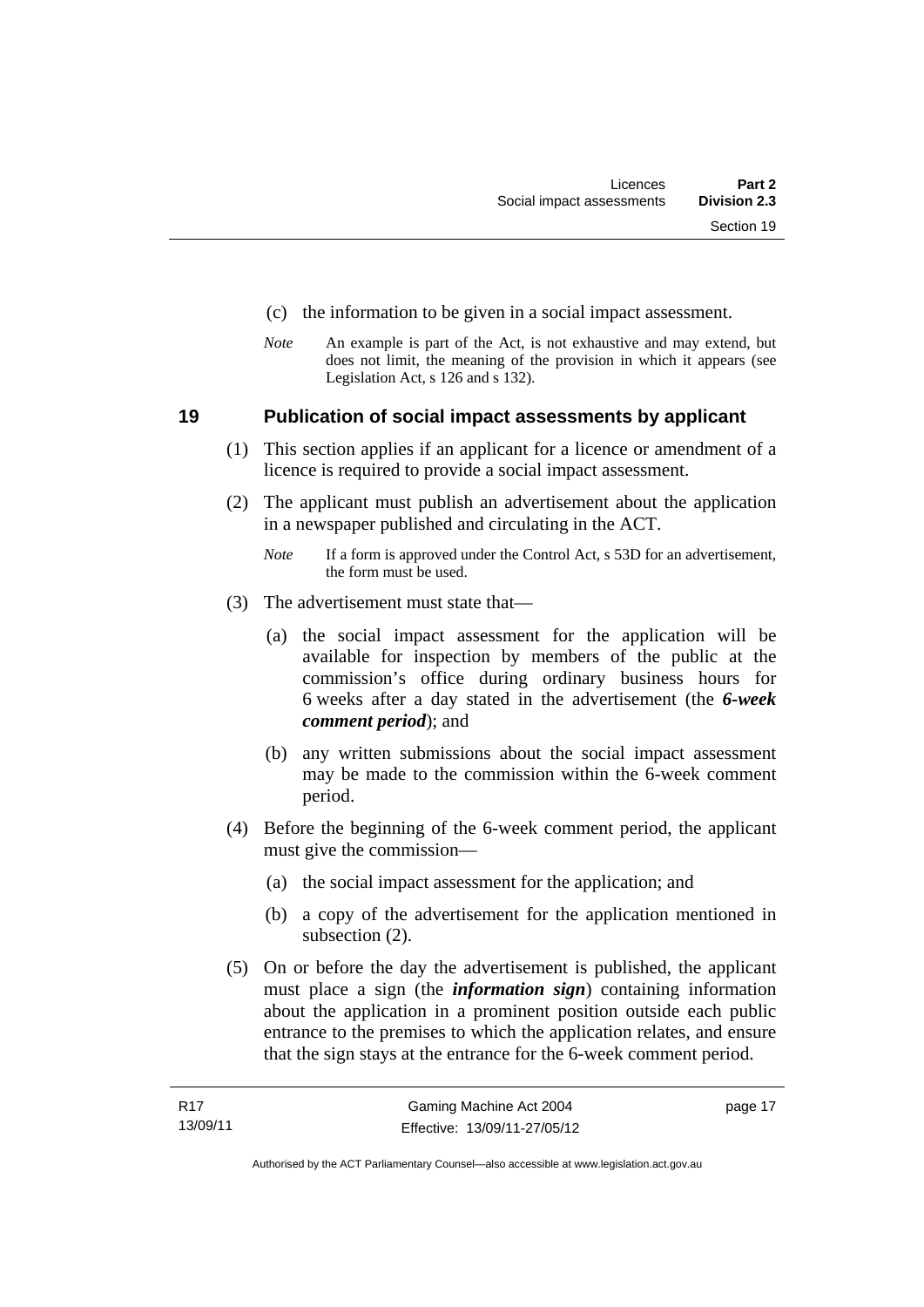(c) the information to be given in a social impact assessment.

*Note* An example is part of the Act, is not exhaustive and may extend, but does not limit, the meaning of the provision in which it appears (see Legislation Act, s 126 and s 132).

## 19 Publication of social impact assessments by applicant

(1) This section applies if an applicant for a licence or amendment of a licence is required to provide a social impact assessment.

(2) The applicant must publish an advertisement about the application in a newspaper published and circulating in the ACT.

*Note* If a form is approved under the Control Act, s 53D for an advertisement, the form must be used.

(3) The advertisement must state that—

(a) the social impact assessment for the application will be available for inspection by members of the public at the commission's office during ordinary business hours for 6 weeks after a day stated in the advertisement (the ***6-week comment period***); and

(b) any written submissions about the social impact assessment may be made to the commission within the 6-week comment period.

(4) Before the beginning of the 6-week comment period, the applicant must give the commission—

(a) the social impact assessment for the application; and

(b) a copy of the advertisement for the application mentioned in subsection (2).

(5) On or before the day the advertisement is published, the applicant must place a sign (the ***information sign***) containing information about the application in a prominent position outside each public entrance to the premises to which the application relates, and ensure that the sign stays at the entrance for the 6-week comment period.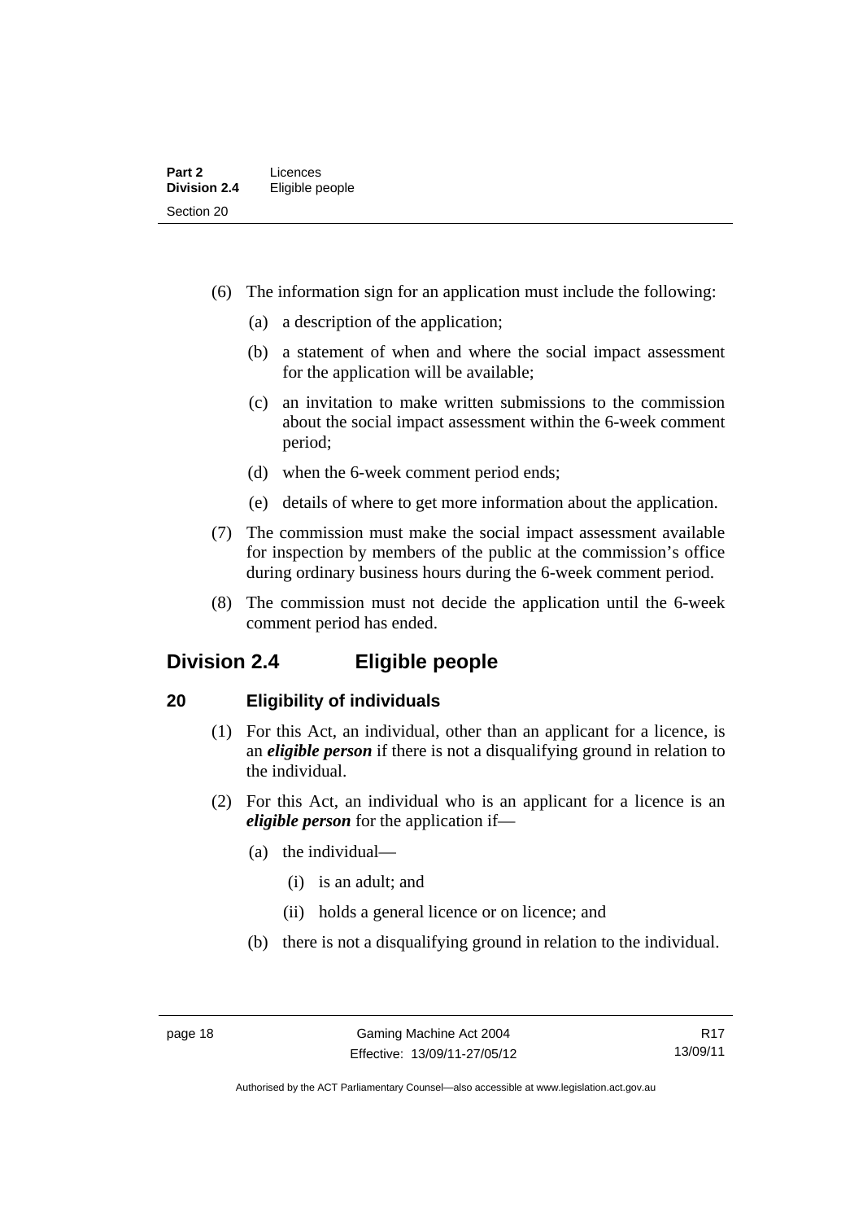(6) The information sign for an application must include the following:

(a) a description of the application;

(b) a statement of when and where the social impact assessment for the application will be available;

(c) an invitation to make written submissions to the commission about the social impact assessment within the 6-week comment period;

(d) when the 6-week comment period ends;

(e) details of where to get more information about the application.

(7) The commission must make the social impact assessment available for inspection by members of the public at the commission's office during ordinary business hours during the 6-week comment period.

(8) The commission must not decide the application until the 6-week comment period has ended.

## Division 2.4 Eligible people

### 20 Eligibility of individuals

(1) For this Act, an individual, other than an applicant for a licence, is an ***eligible person*** if there is not a disqualifying ground in relation to the individual.

(2) For this Act, an individual who is an applicant for a licence is an ***eligible person*** for the application if—

(a) the individual—

(i) is an adult; and

(ii) holds a general licence or on licence; and

(b) there is not a disqualifying ground in relation to the individual.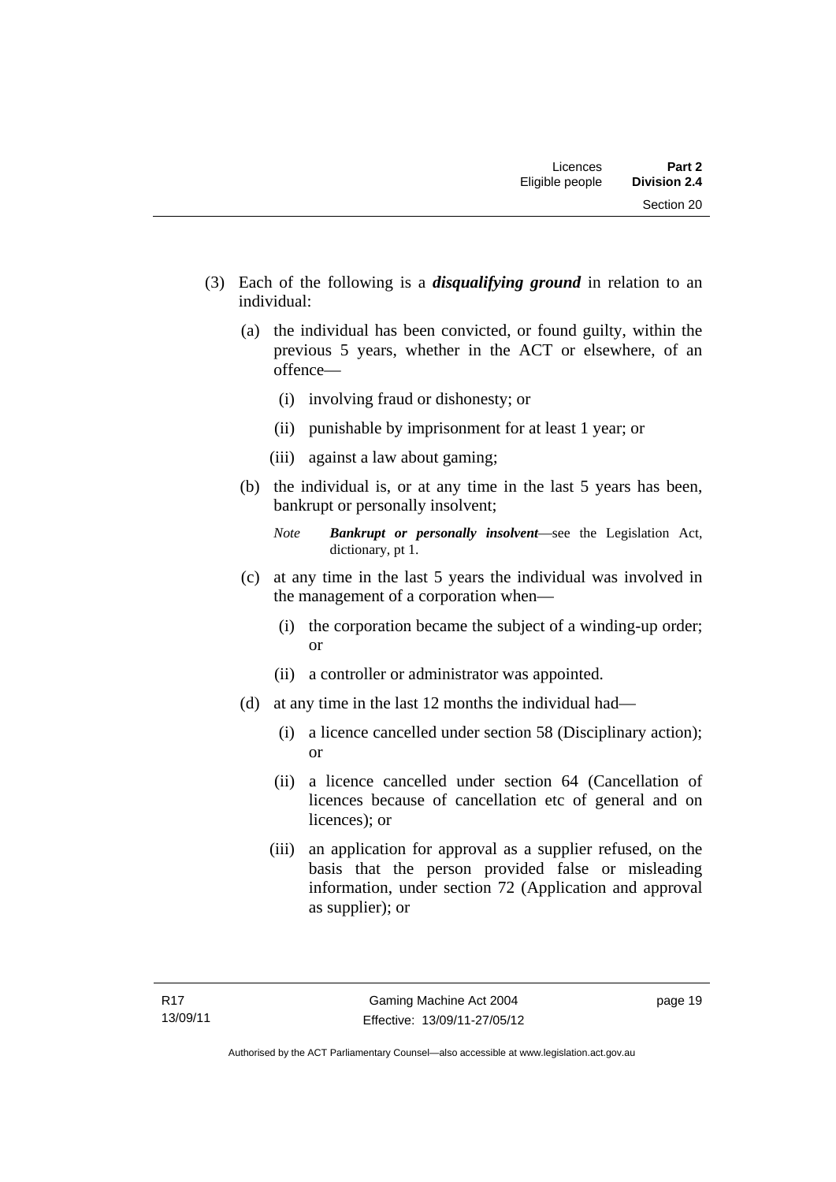(3) Each of the following is a ***disqualifying ground*** in relation to an individual:

   (a) the individual has been convicted, or found guilty, within the previous 5 years, whether in the ACT or elsewhere, of an offence—

      (i) involving fraud or dishonesty; or

      (ii) punishable by imprisonment for at least 1 year; or

      (iii) against a law about gaming;

   (b) the individual is, or at any time in the last 5 years has been, bankrupt or personally insolvent;

      *Note* ***Bankrupt or personally insolvent***—see the Legislation Act, dictionary, pt 1.

   (c) at any time in the last 5 years the individual was involved in the management of a corporation when—

      (i) the corporation became the subject of a winding-up order; or

      (ii) a controller or administrator was appointed.

   (d) at any time in the last 12 months the individual had—

      (i) a licence cancelled under section 58 (Disciplinary action); or

      (ii) a licence cancelled under section 64 (Cancellation of licences because of cancellation etc of general and on licences); or

      (iii) an application for approval as a supplier refused, on the basis that the person provided false or misleading information, under section 72 (Application and approval as supplier); or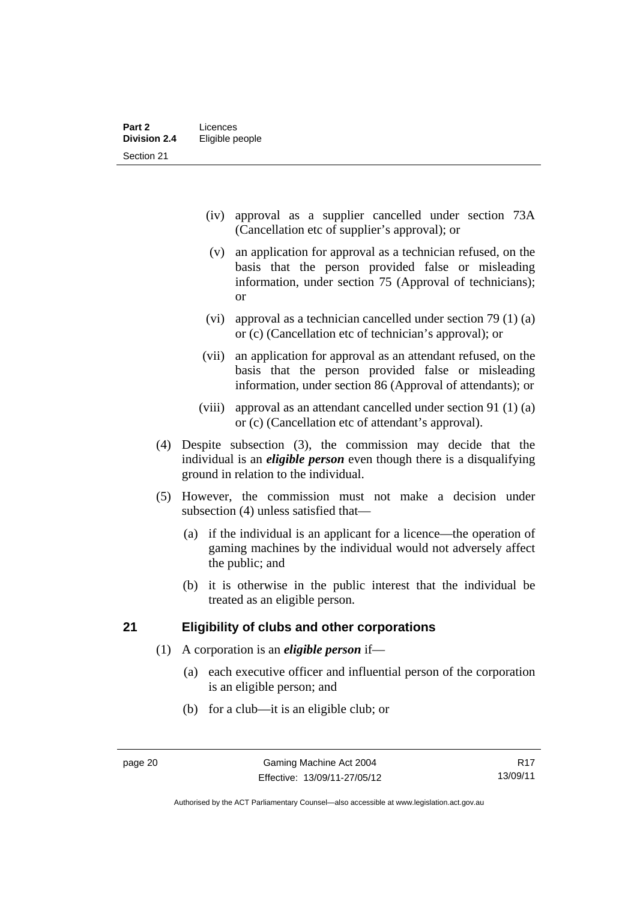(iv) approval as a supplier cancelled under section 73A (Cancellation etc of supplier's approval); or

(v) an application for approval as a technician refused, on the basis that the person provided false or misleading information, under section 75 (Approval of technicians); or

(vi) approval as a technician cancelled under section 79 (1) (a) or (c) (Cancellation etc of technician's approval); or

(vii) an application for approval as an attendant refused, on the basis that the person provided false or misleading information, under section 86 (Approval of attendants); or

(viii) approval as an attendant cancelled under section 91 (1) (a) or (c) (Cancellation etc of attendant's approval).

(4) Despite subsection (3), the commission may decide that the individual is an ***eligible person*** even though there is a disqualifying ground in relation to the individual.

(5) However, the commission must not make a decision under subsection (4) unless satisfied that—

(a) if the individual is an applicant for a licence—the operation of gaming machines by the individual would not adversely affect the public; and

(b) it is otherwise in the public interest that the individual be treated as an eligible person.

## 21 Eligibility of clubs and other corporations

(1) A corporation is an ***eligible person*** if—

(a) each executive officer and influential person of the corporation is an eligible person; and

(b) for a club—it is an eligible club; or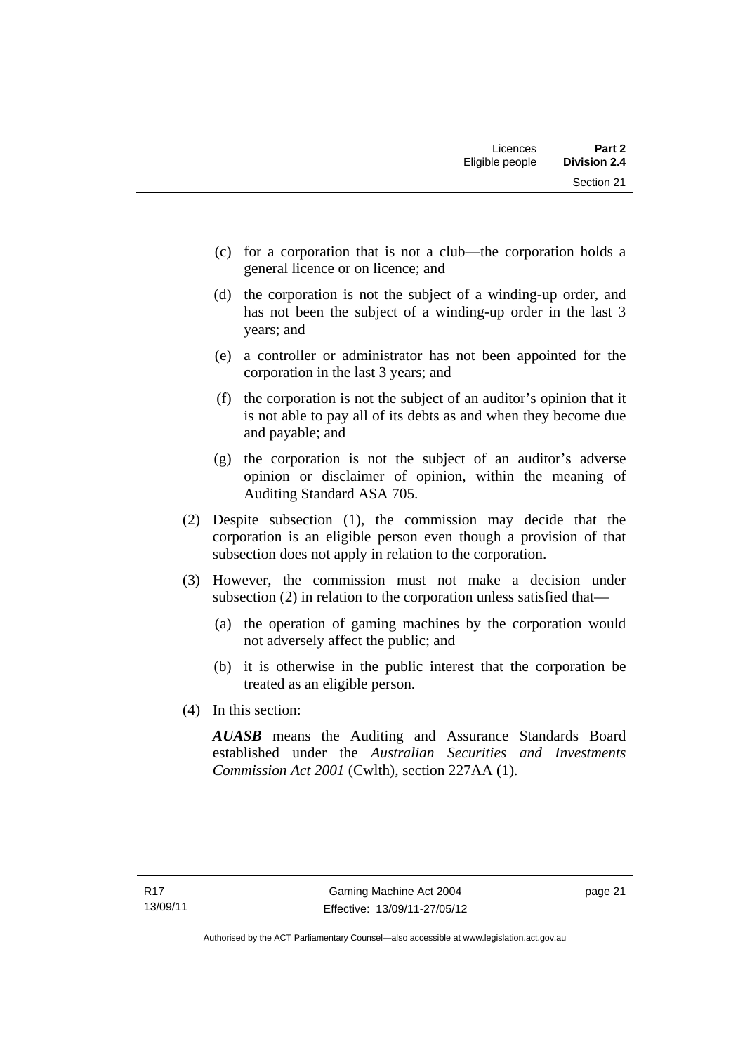(c) for a corporation that is not a club—the corporation holds a general licence or on licence; and

(d) the corporation is not the subject of a winding-up order, and has not been the subject of a winding-up order in the last 3 years; and

(e) a controller or administrator has not been appointed for the corporation in the last 3 years; and

(f) the corporation is not the subject of an auditor's opinion that it is not able to pay all of its debts as and when they become due and payable; and

(g) the corporation is not the subject of an auditor's adverse opinion or disclaimer of opinion, within the meaning of Auditing Standard ASA 705.

(2) Despite subsection (1), the commission may decide that the corporation is an eligible person even though a provision of that subsection does not apply in relation to the corporation.

(3) However, the commission must not make a decision under subsection (2) in relation to the corporation unless satisfied that—

(a) the operation of gaming machines by the corporation would not adversely affect the public; and

(b) it is otherwise in the public interest that the corporation be treated as an eligible person.

(4) In this section:

***AUASB*** means the Auditing and Assurance Standards Board established under the *Australian Securities and Investments Commission Act 2001* (Cwlth), section 227AA (1).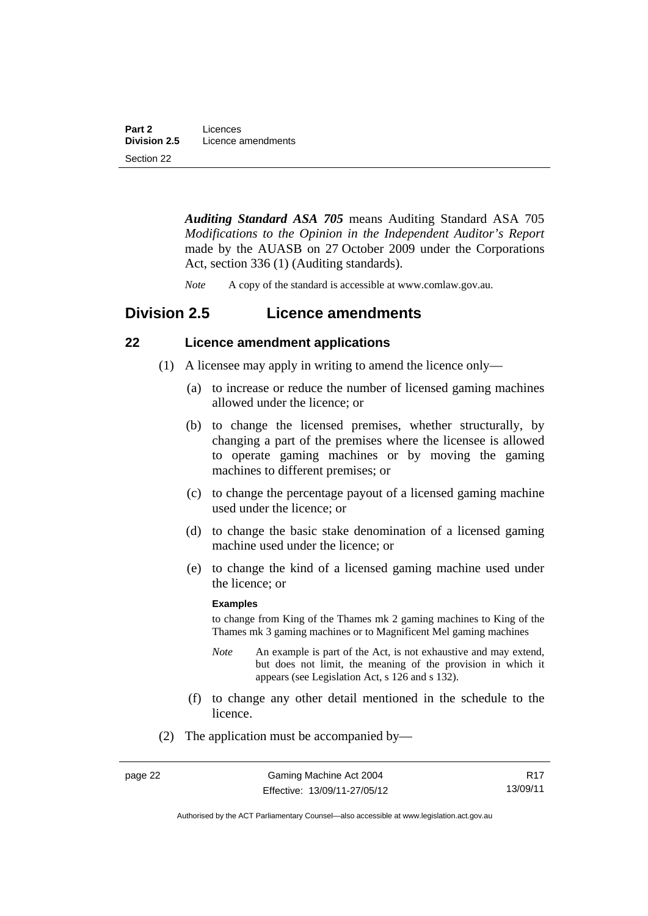***Auditing Standard ASA 705*** means Auditing Standard ASA 705 *Modifications to the Opinion in the Independent Auditor's Report* made by the AUASB on 27 October 2009 under the Corporations Act, section 336 (1) (Auditing standards).

*Note* A copy of the standard is accessible at www.comlaw.gov.au.

## Division 2.5 Licence amendments

### 22 Licence amendment applications

(1) A licensee may apply in writing to amend the licence only—

(a) to increase or reduce the number of licensed gaming machines allowed under the licence; or

(b) to change the licensed premises, whether structurally, by changing a part of the premises where the licensee is allowed to operate gaming machines or by moving the gaming machines to different premises; or

(c) to change the percentage payout of a licensed gaming machine used under the licence; or

(d) to change the basic stake denomination of a licensed gaming machine used under the licence; or

(e) to change the kind of a licensed gaming machine used under the licence; or

**Examples**

to change from King of the Thames mk 2 gaming machines to King of the Thames mk 3 gaming machines or to Magnificent Mel gaming machines

*Note* An example is part of the Act, is not exhaustive and may extend, but does not limit, the meaning of the provision in which it appears (see Legislation Act, s 126 and s 132).

(f) to change any other detail mentioned in the schedule to the licence.

(2) The application must be accompanied by—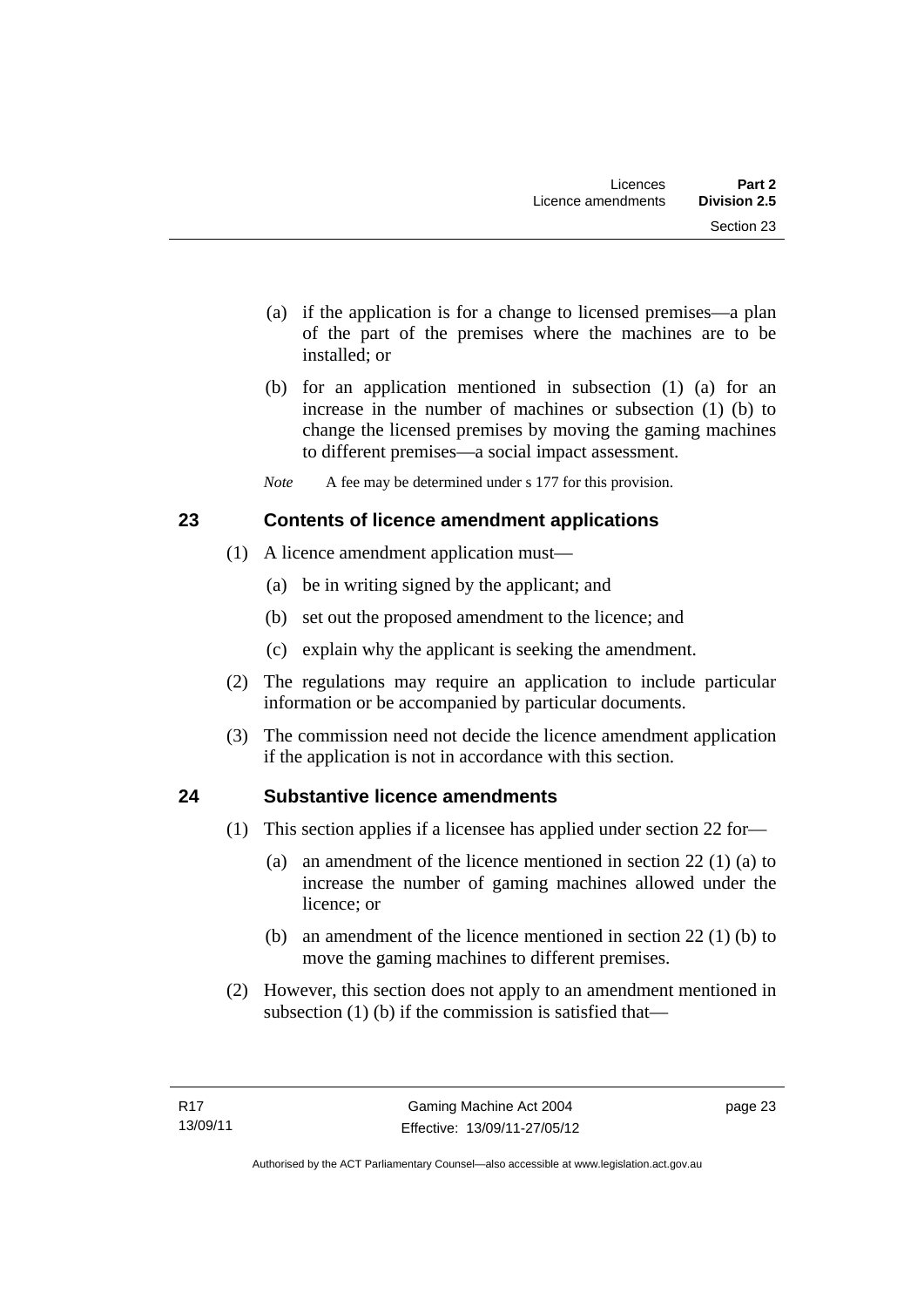(a) if the application is for a change to licensed premises—a plan of the part of the premises where the machines are to be installed; or

(b) for an application mentioned in subsection (1) (a) for an increase in the number of machines or subsection (1) (b) to change the licensed premises by moving the gaming machines to different premises—a social impact assessment.

*Note* A fee may be determined under s 177 for this provision.

## 23 Contents of licence amendment applications

(1) A licence amendment application must—

(a) be in writing signed by the applicant; and

(b) set out the proposed amendment to the licence; and

(c) explain why the applicant is seeking the amendment.

(2) The regulations may require an application to include particular information or be accompanied by particular documents.

(3) The commission need not decide the licence amendment application if the application is not in accordance with this section.

## 24 Substantive licence amendments

(1) This section applies if a licensee has applied under section 22 for—

(a) an amendment of the licence mentioned in section 22 (1) (a) to increase the number of gaming machines allowed under the licence; or

(b) an amendment of the licence mentioned in section 22 (1) (b) to move the gaming machines to different premises.

(2) However, this section does not apply to an amendment mentioned in subsection (1) (b) if the commission is satisfied that—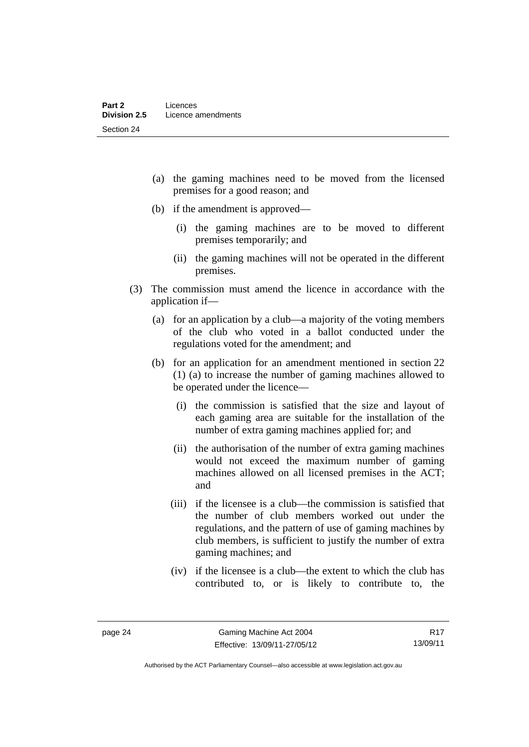(a) the gaming machines need to be moved from the licensed premises for a good reason; and

(b) if the amendment is approved—

   (i) the gaming machines are to be moved to different premises temporarily; and

   (ii) the gaming machines will not be operated in the different premises.

(3) The commission must amend the licence in accordance with the application if—

   (a) for an application by a club—a majority of the voting members of the club who voted in a ballot conducted under the regulations voted for the amendment; and

   (b) for an application for an amendment mentioned in section 22 (1) (a) to increase the number of gaming machines allowed to be operated under the licence—

      (i) the commission is satisfied that the size and layout of each gaming area are suitable for the installation of the number of extra gaming machines applied for; and

      (ii) the authorisation of the number of extra gaming machines would not exceed the maximum number of gaming machines allowed on all licensed premises in the ACT; and

      (iii) if the licensee is a club—the commission is satisfied that the number of club members worked out under the regulations, and the pattern of use of gaming machines by club members, is sufficient to justify the number of extra gaming machines; and

      (iv) if the licensee is a club—the extent to which the club has contributed to, or is likely to contribute to, the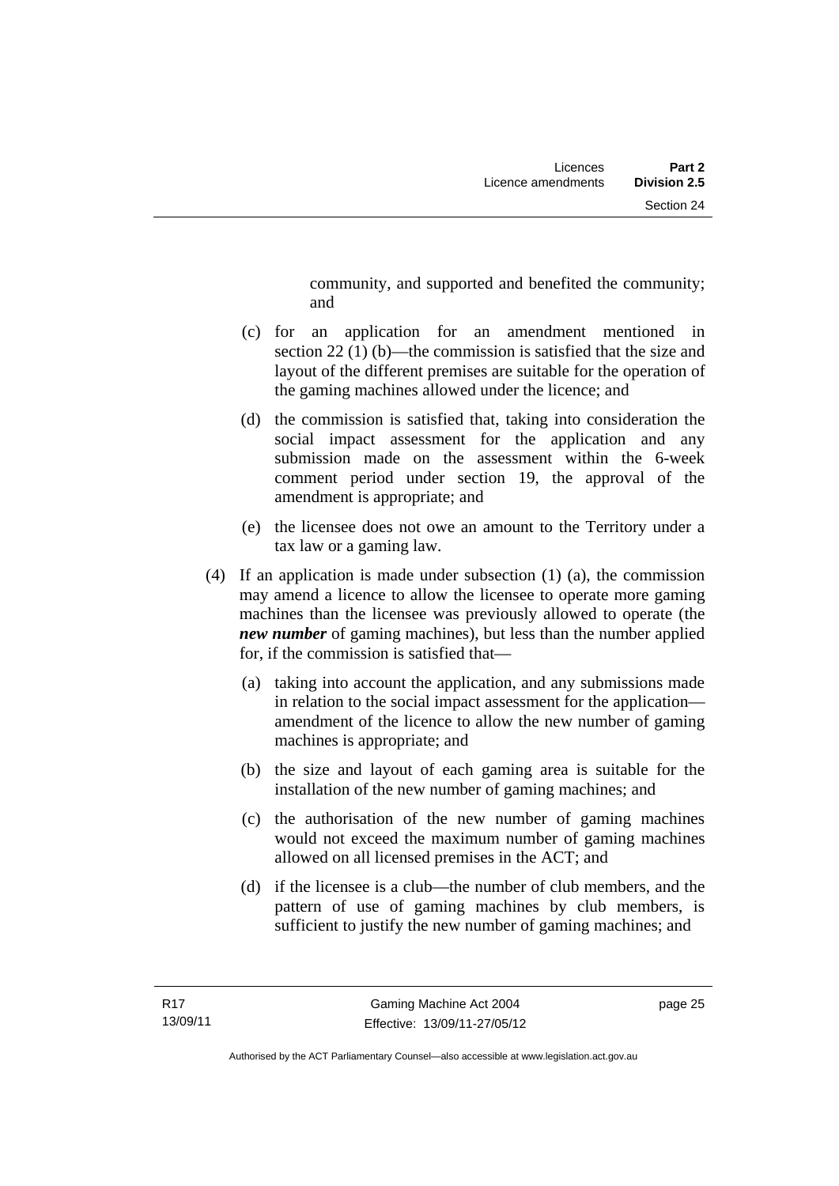community, and supported and benefited the community; and

(c) for an application for an amendment mentioned in section 22 (1) (b)—the commission is satisfied that the size and layout of the different premises are suitable for the operation of the gaming machines allowed under the licence; and

(d) the commission is satisfied that, taking into consideration the social impact assessment for the application and any submission made on the assessment within the 6-week comment period under section 19, the approval of the amendment is appropriate; and

(e) the licensee does not owe an amount to the Territory under a tax law or a gaming law.

(4) If an application is made under subsection (1) (a), the commission may amend a licence to allow the licensee to operate more gaming machines than the licensee was previously allowed to operate (the ***new number*** of gaming machines), but less than the number applied for, if the commission is satisfied that—

(a) taking into account the application, and any submissions made in relation to the social impact assessment for the application—amendment of the licence to allow the new number of gaming machines is appropriate; and

(b) the size and layout of each gaming area is suitable for the installation of the new number of gaming machines; and

(c) the authorisation of the new number of gaming machines would not exceed the maximum number of gaming machines allowed on all licensed premises in the ACT; and

(d) if the licensee is a club—the number of club members, and the pattern of use of gaming machines by club members, is sufficient to justify the new number of gaming machines; and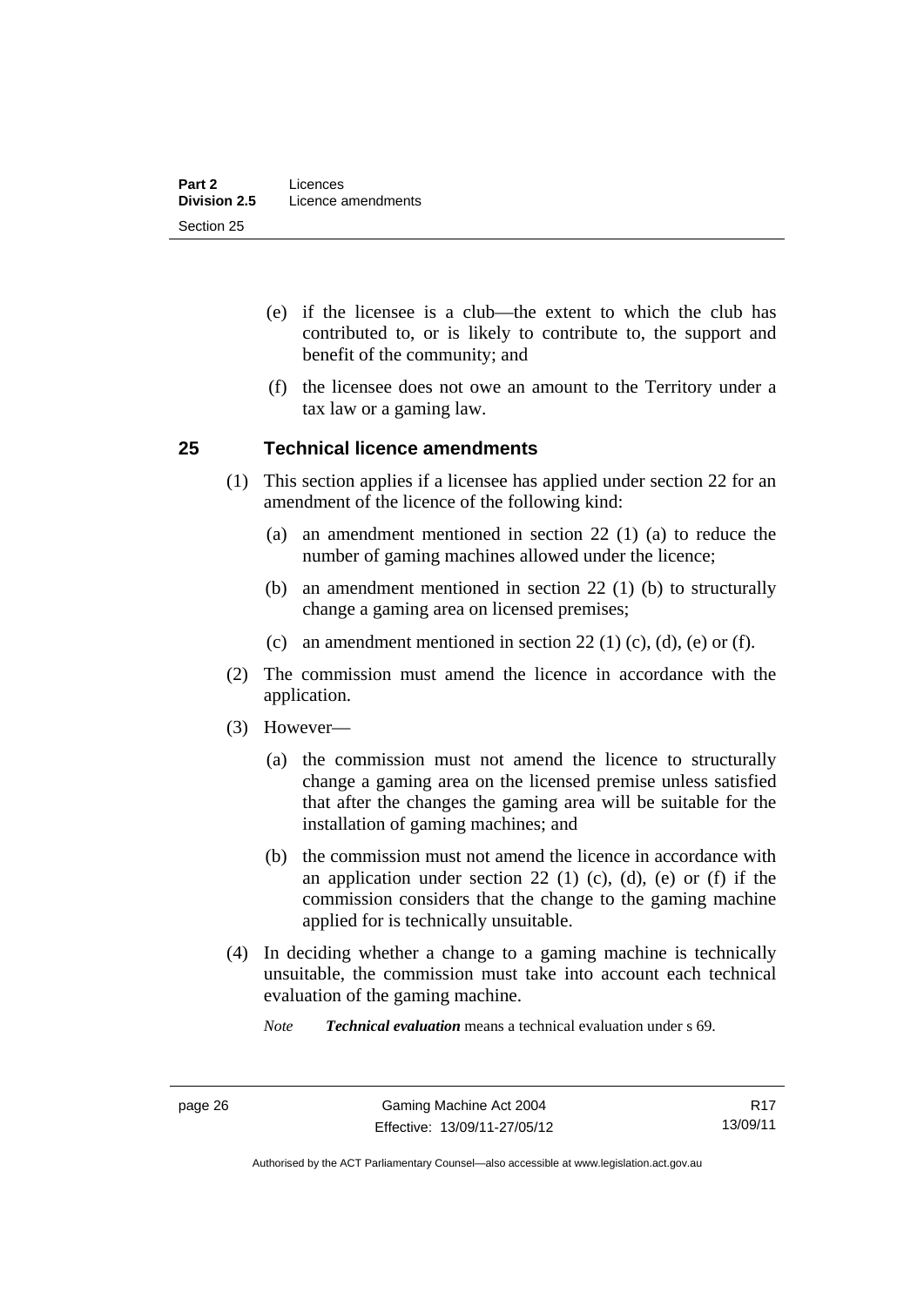(e) if the licensee is a club—the extent to which the club has contributed to, or is likely to contribute to, the support and benefit of the community; and

(f) the licensee does not owe an amount to the Territory under a tax law or a gaming law.

## 25 Technical licence amendments

(1) This section applies if a licensee has applied under section 22 for an amendment of the licence of the following kind:

(a) an amendment mentioned in section 22 (1) (a) to reduce the number of gaming machines allowed under the licence;

(b) an amendment mentioned in section 22 (1) (b) to structurally change a gaming area on licensed premises;

(c) an amendment mentioned in section 22 (1) (c), (d), (e) or (f).

(2) The commission must amend the licence in accordance with the application.

(3) However—

(a) the commission must not amend the licence to structurally change a gaming area on the licensed premise unless satisfied that after the changes the gaming area will be suitable for the installation of gaming machines; and

(b) the commission must not amend the licence in accordance with an application under section 22 (1) (c), (d), (e) or (f) if the commission considers that the change to the gaming machine applied for is technically unsuitable.

(4) In deciding whether a change to a gaming machine is technically unsuitable, the commission must take into account each technical evaluation of the gaming machine.

*Note* ***Technical evaluation*** means a technical evaluation under s 69.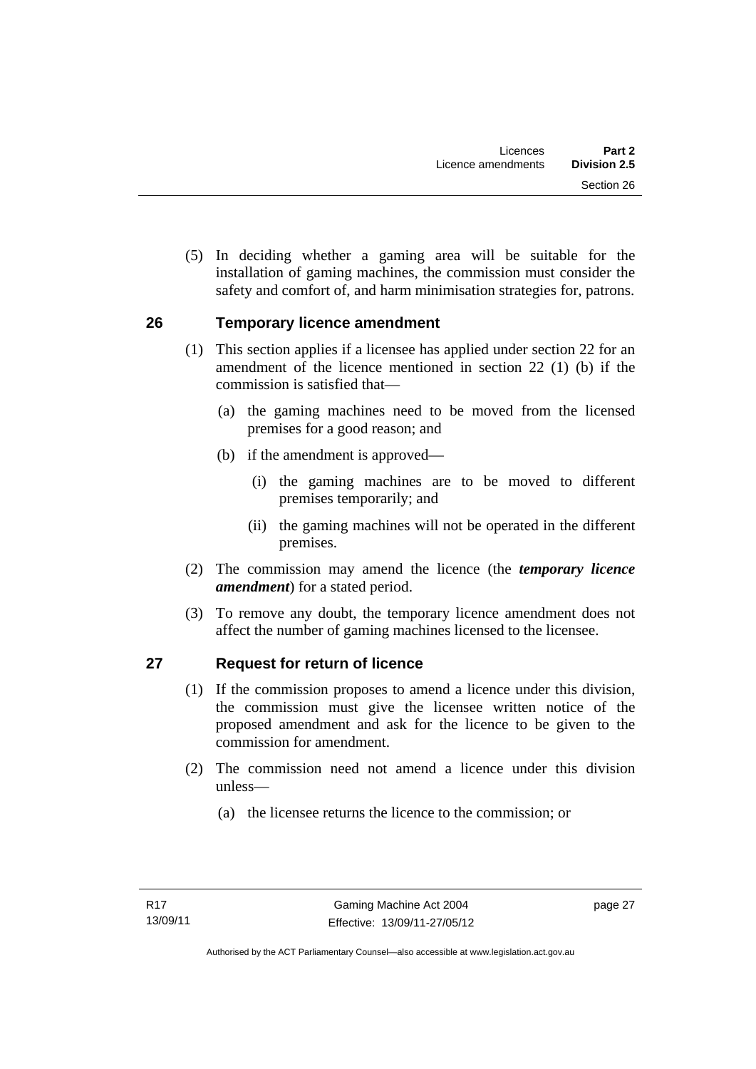(5) In deciding whether a gaming area will be suitable for the installation of gaming machines, the commission must consider the safety and comfort of, and harm minimisation strategies for, patrons.

## 26 Temporary licence amendment

(1) This section applies if a licensee has applied under section 22 for an amendment of the licence mentioned in section 22 (1) (b) if the commission is satisfied that—

  (a) the gaming machines need to be moved from the licensed premises for a good reason; and

  (b) if the amendment is approved—

    (i) the gaming machines are to be moved to different premises temporarily; and

    (ii) the gaming machines will not be operated in the different premises.

(2) The commission may amend the licence (the ***temporary licence amendment***) for a stated period.

(3) To remove any doubt, the temporary licence amendment does not affect the number of gaming machines licensed to the licensee.

## 27 Request for return of licence

(1) If the commission proposes to amend a licence under this division, the commission must give the licensee written notice of the proposed amendment and ask for the licence to be given to the commission for amendment.

(2) The commission need not amend a licence under this division unless—

  (a) the licensee returns the licence to the commission; or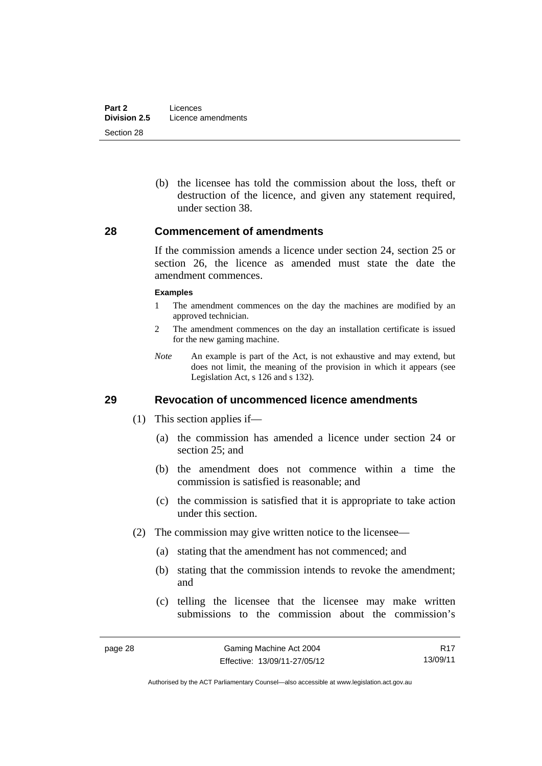(b) the licensee has told the commission about the loss, theft or destruction of the licence, and given any statement required, under section 38.

## 28 Commencement of amendments

If the commission amends a licence under section 24, section 25 or section 26, the licence as amended must state the date the amendment commences.

**Examples**

1 The amendment commences on the day the machines are modified by an approved technician.

2 The amendment commences on the day an installation certificate is issued for the new gaming machine.

*Note* An example is part of the Act, is not exhaustive and may extend, but does not limit, the meaning of the provision in which it appears (see Legislation Act, s 126 and s 132).

## 29 Revocation of uncommenced licence amendments

(1) This section applies if—

(a) the commission has amended a licence under section 24 or section 25; and

(b) the amendment does not commence within a time the commission is satisfied is reasonable; and

(c) the commission is satisfied that it is appropriate to take action under this section.

(2) The commission may give written notice to the licensee—

(a) stating that the amendment has not commenced; and

(b) stating that the commission intends to revoke the amendment; and

(c) telling the licensee that the licensee may make written submissions to the commission about the commission's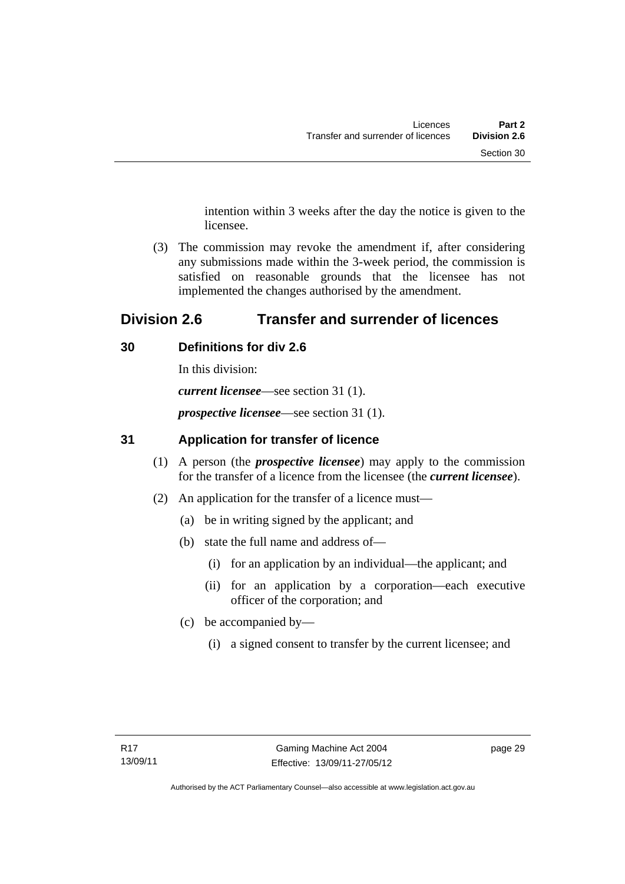intention within 3 weeks after the day the notice is given to the licensee.

(3) The commission may revoke the amendment if, after considering any submissions made within the 3-week period, the commission is satisfied on reasonable grounds that the licensee has not implemented the changes authorised by the amendment.

## Division 2.6 Transfer and surrender of licences

### 30 Definitions for div 2.6

In this division:

***current licensee***—see section 31 (1).

***prospective licensee***—see section 31 (1).

### 31 Application for transfer of licence

(1) A person (the ***prospective licensee***) may apply to the commission for the transfer of a licence from the licensee (the ***current licensee***).

(2) An application for the transfer of a licence must—

(a) be in writing signed by the applicant; and

(b) state the full name and address of—

(i) for an application by an individual—the applicant; and

(ii) for an application by a corporation—each executive officer of the corporation; and

(c) be accompanied by—

(i) a signed consent to transfer by the current licensee; and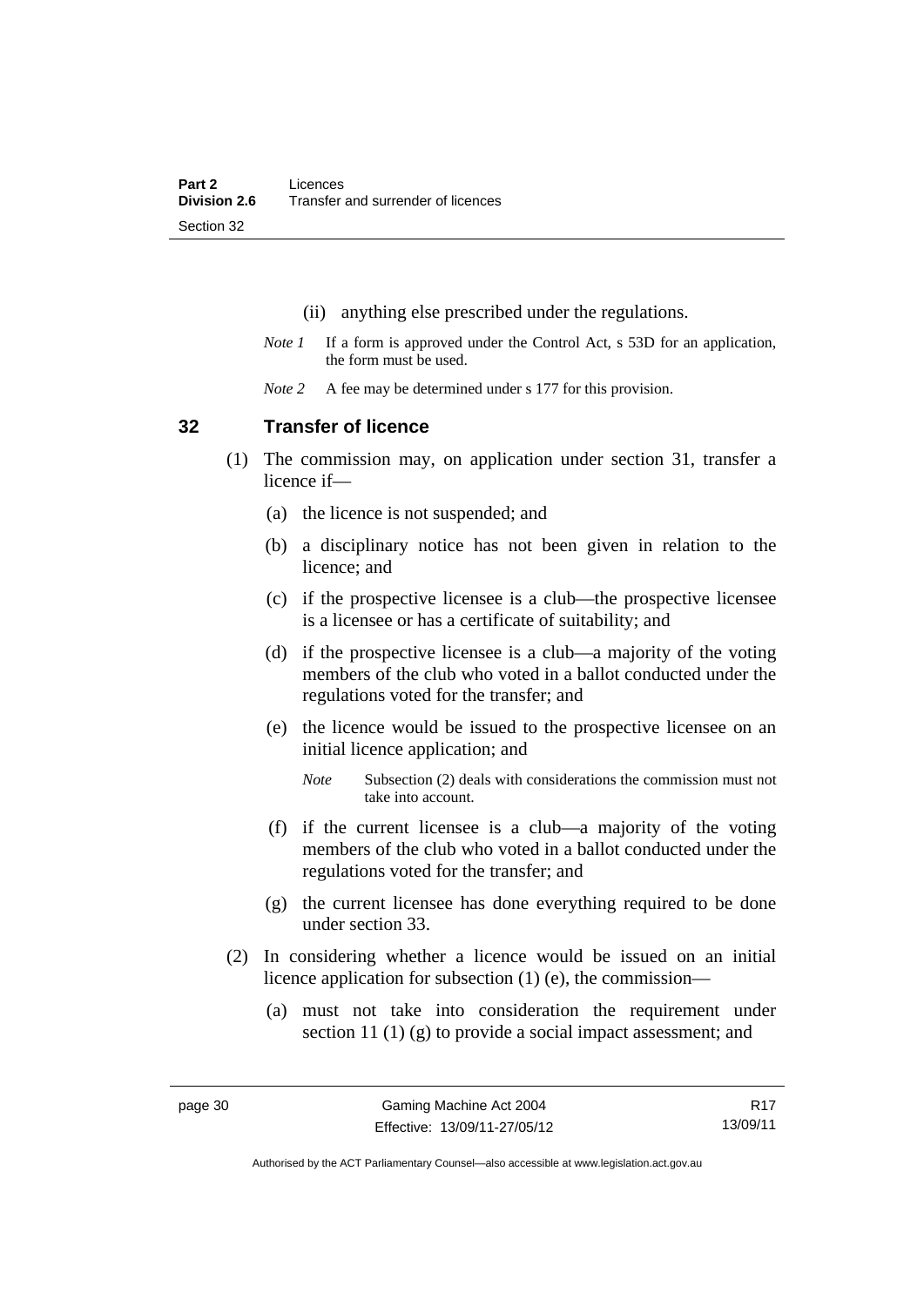(ii) anything else prescribed under the regulations.

*Note 1* If a form is approved under the Control Act, s 53D for an application, the form must be used.

*Note 2* A fee may be determined under s 177 for this provision.

## 32 Transfer of licence

(1) The commission may, on application under section 31, transfer a licence if—

(a) the licence is not suspended; and

(b) a disciplinary notice has not been given in relation to the licence; and

(c) if the prospective licensee is a club—the prospective licensee is a licensee or has a certificate of suitability; and

(d) if the prospective licensee is a club—a majority of the voting members of the club who voted in a ballot conducted under the regulations voted for the transfer; and

(e) the licence would be issued to the prospective licensee on an initial licence application; and

*Note* Subsection (2) deals with considerations the commission must not take into account.

(f) if the current licensee is a club—a majority of the voting members of the club who voted in a ballot conducted under the regulations voted for the transfer; and

(g) the current licensee has done everything required to be done under section 33.

(2) In considering whether a licence would be issued on an initial licence application for subsection (1) (e), the commission—

(a) must not take into consideration the requirement under section 11 (1) (g) to provide a social impact assessment; and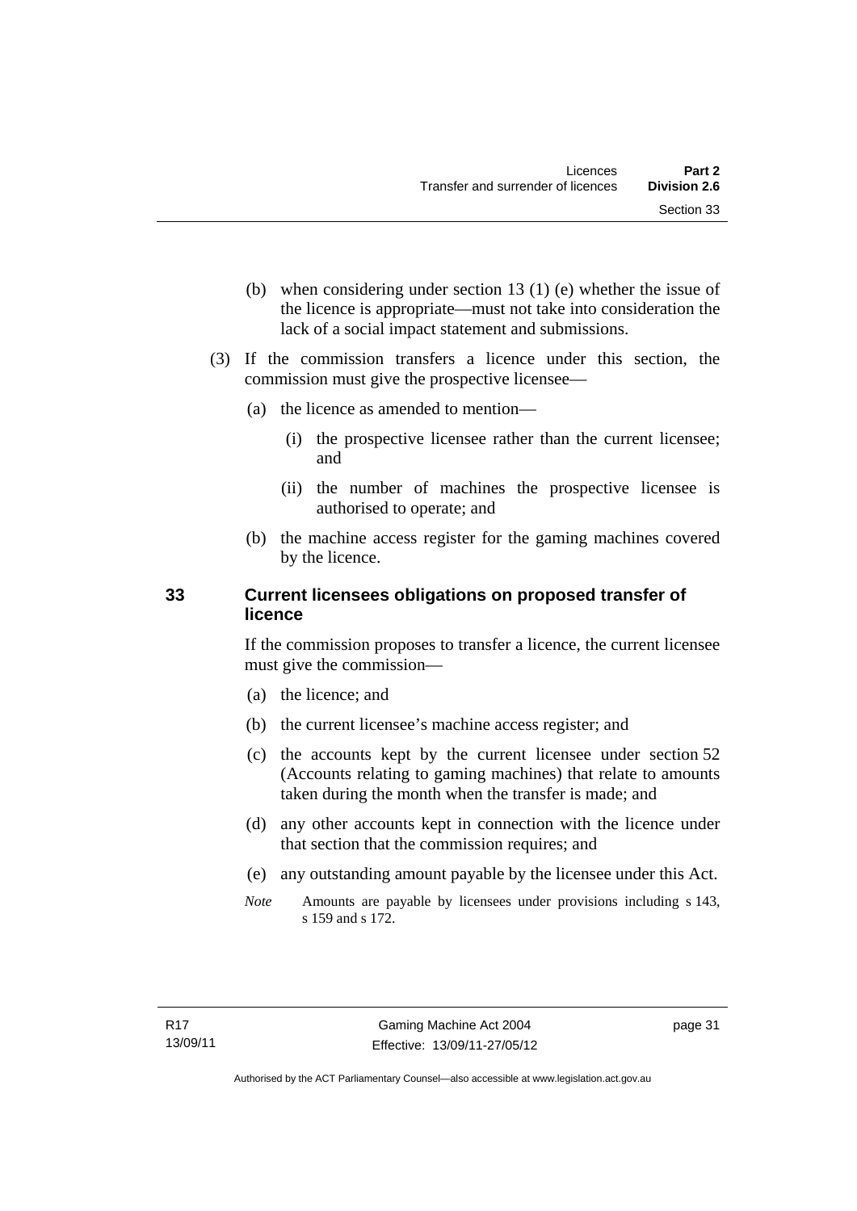(b) when considering under section 13 (1) (e) whether the issue of the licence is appropriate—must not take into consideration the lack of a social impact statement and submissions.

(3) If the commission transfers a licence under this section, the commission must give the prospective licensee—

(a) the licence as amended to mention—

(i) the prospective licensee rather than the current licensee; and

(ii) the number of machines the prospective licensee is authorised to operate; and

(b) the machine access register for the gaming machines covered by the licence.

### 33 Current licensees obligations on proposed transfer of licence

If the commission proposes to transfer a licence, the current licensee must give the commission—

(a) the licence; and

(b) the current licensee's machine access register; and

(c) the accounts kept by the current licensee under section 52 (Accounts relating to gaming machines) that relate to amounts taken during the month when the transfer is made; and

(d) any other accounts kept in connection with the licence under that section that the commission requires; and

(e) any outstanding amount payable by the licensee under this Act.

*Note* Amounts are payable by licensees under provisions including s 143, s 159 and s 172.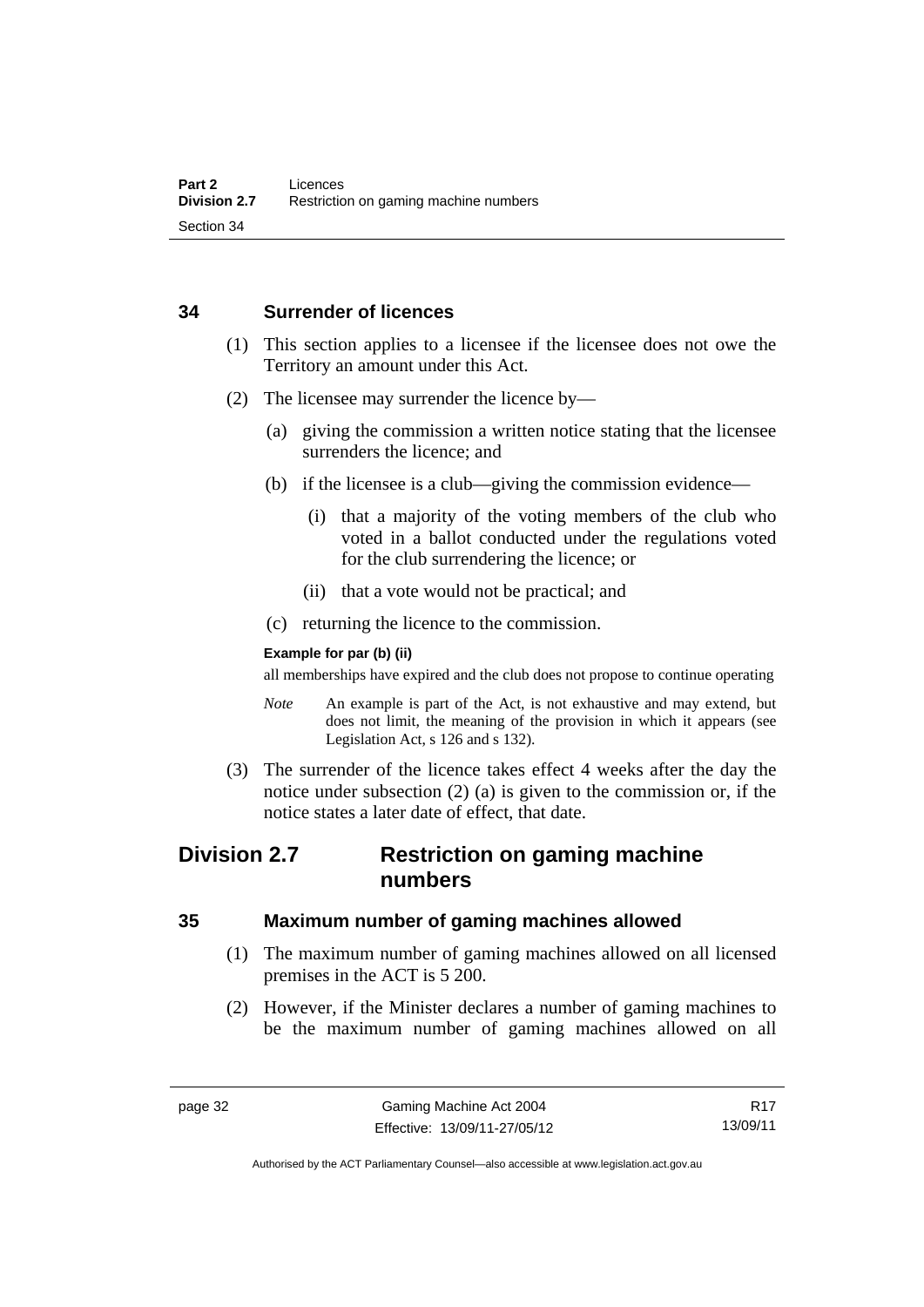### 34 Surrender of licences

(1) This section applies to a licensee if the licensee does not owe the Territory an amount under this Act.

(2) The licensee may surrender the licence by—

(a) giving the commission a written notice stating that the licensee surrenders the licence; and

(b) if the licensee is a club—giving the commission evidence—

(i) that a majority of the voting members of the club who voted in a ballot conducted under the regulations voted for the club surrendering the licence; or

(ii) that a vote would not be practical; and

(c) returning the licence to the commission.

**Example for par (b) (ii)**

all memberships have expired and the club does not propose to continue operating

*Note* An example is part of the Act, is not exhaustive and may extend, but does not limit, the meaning of the provision in which it appears (see Legislation Act, s 126 and s 132).

(3) The surrender of the licence takes effect 4 weeks after the day the notice under subsection (2) (a) is given to the commission or, if the notice states a later date of effect, that date.

## Division 2.7 Restriction on gaming machine numbers

### 35 Maximum number of gaming machines allowed

(1) The maximum number of gaming machines allowed on all licensed premises in the ACT is 5 200.

(2) However, if the Minister declares a number of gaming machines to be the maximum number of gaming machines allowed on all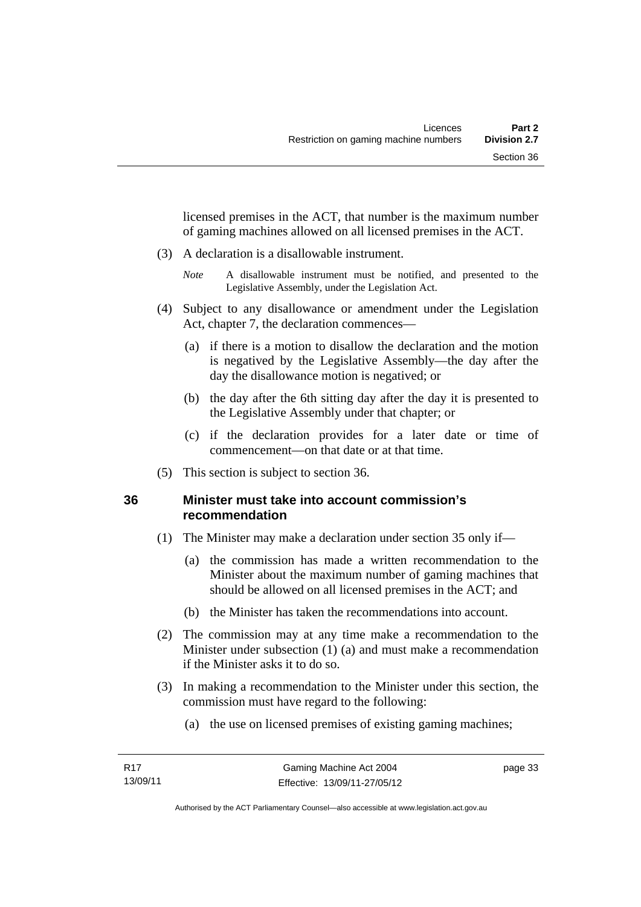licensed premises in the ACT, that number is the maximum number of gaming machines allowed on all licensed premises in the ACT.

(3) A declaration is a disallowable instrument.

*Note* A disallowable instrument must be notified, and presented to the Legislative Assembly, under the Legislation Act.

(4) Subject to any disallowance or amendment under the Legislation Act, chapter 7, the declaration commences—

(a) if there is a motion to disallow the declaration and the motion is negatived by the Legislative Assembly—the day after the day the disallowance motion is negatived; or

(b) the day after the 6th sitting day after the day it is presented to the Legislative Assembly under that chapter; or

(c) if the declaration provides for a later date or time of commencement—on that date or at that time.

(5) This section is subject to section 36.

## 36 Minister must take into account commission's recommendation

(1) The Minister may make a declaration under section 35 only if—

(a) the commission has made a written recommendation to the Minister about the maximum number of gaming machines that should be allowed on all licensed premises in the ACT; and

(b) the Minister has taken the recommendations into account.

(2) The commission may at any time make a recommendation to the Minister under subsection (1) (a) and must make a recommendation if the Minister asks it to do so.

(3) In making a recommendation to the Minister under this section, the commission must have regard to the following:

(a) the use on licensed premises of existing gaming machines;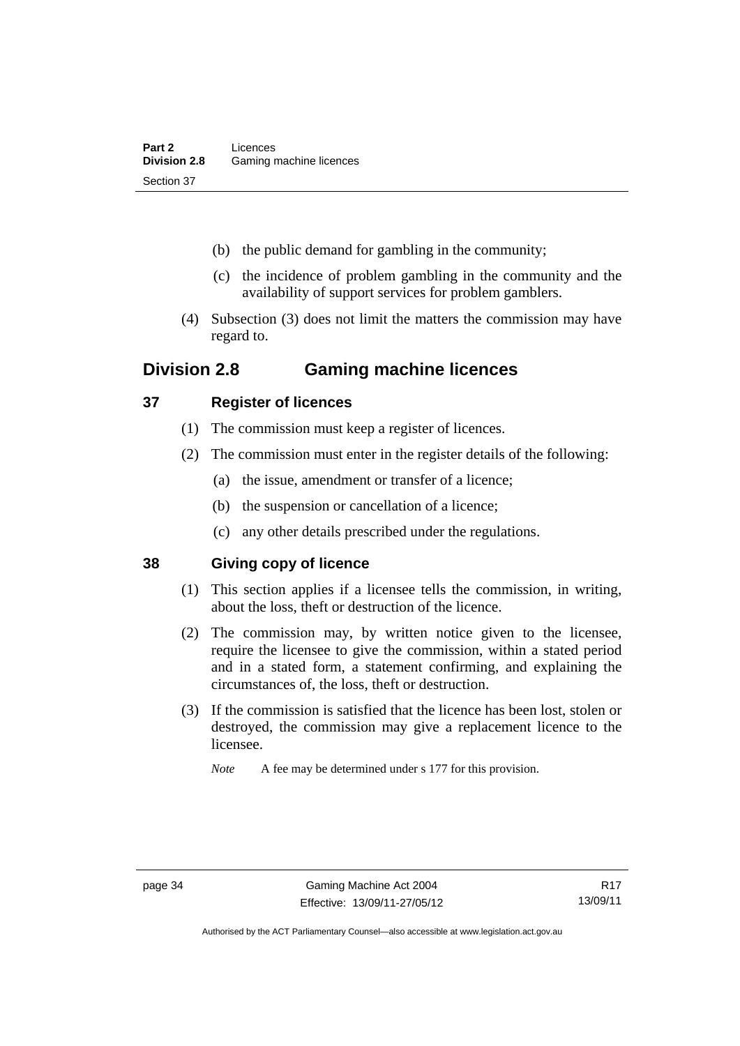(b) the public demand for gambling in the community;

(c) the incidence of problem gambling in the community and the availability of support services for problem gamblers.

(4) Subsection (3) does not limit the matters the commission may have regard to.

## Division 2.8 Gaming machine licences

### 37 Register of licences

(1) The commission must keep a register of licences.

(2) The commission must enter in the register details of the following:

(a) the issue, amendment or transfer of a licence;

(b) the suspension or cancellation of a licence;

(c) any other details prescribed under the regulations.

### 38 Giving copy of licence

(1) This section applies if a licensee tells the commission, in writing, about the loss, theft or destruction of the licence.

(2) The commission may, by written notice given to the licensee, require the licensee to give the commission, within a stated period and in a stated form, a statement confirming, and explaining the circumstances of, the loss, theft or destruction.

(3) If the commission is satisfied that the licence has been lost, stolen or destroyed, the commission may give a replacement licence to the licensee.

*Note* A fee may be determined under s 177 for this provision.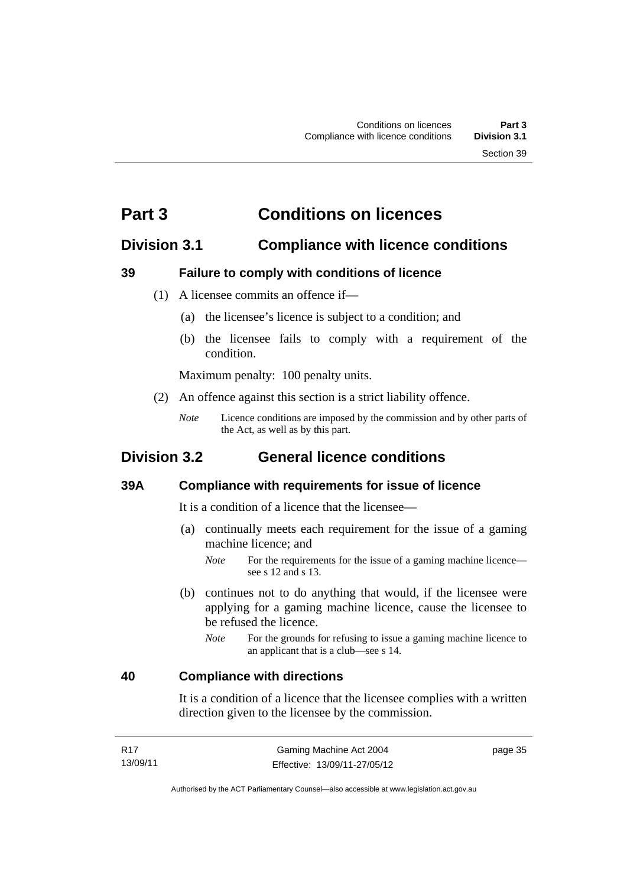# Part 3 Conditions on licences

## Division 3.1 Compliance with licence conditions

### 39 Failure to comply with conditions of licence

(1) A licensee commits an offence if—

(a) the licensee's licence is subject to a condition; and

(b) the licensee fails to comply with a requirement of the condition.

Maximum penalty: 100 penalty units.

(2) An offence against this section is a strict liability offence.

*Note* Licence conditions are imposed by the commission and by other parts of the Act, as well as by this part.

## Division 3.2 General licence conditions

### 39A Compliance with requirements for issue of licence

It is a condition of a licence that the licensee—

(a) continually meets each requirement for the issue of a gaming machine licence; and

*Note* For the requirements for the issue of a gaming machine licence—see s 12 and s 13.

(b) continues not to do anything that would, if the licensee were applying for a gaming machine licence, cause the licensee to be refused the licence.

*Note* For the grounds for refusing to issue a gaming machine licence to an applicant that is a club—see s 14.

### 40 Compliance with directions

It is a condition of a licence that the licensee complies with a written direction given to the licensee by the commission.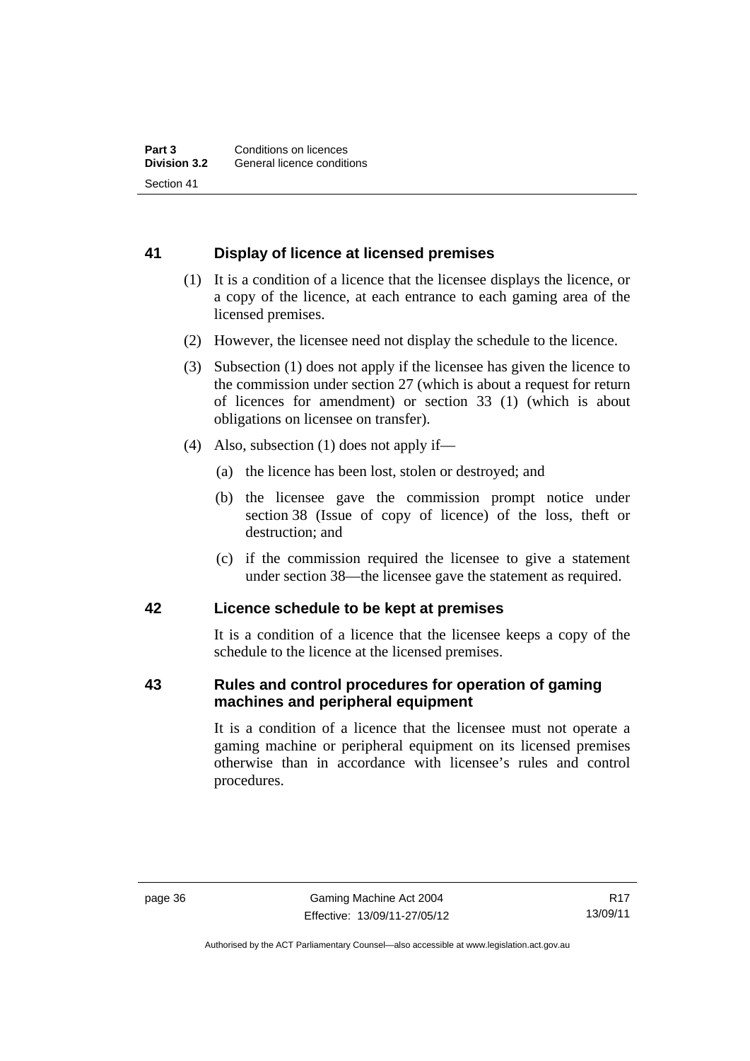## 41 Display of licence at licensed premises

(1) It is a condition of a licence that the licensee displays the licence, or a copy of the licence, at each entrance to each gaming area of the licensed premises.

(2) However, the licensee need not display the schedule to the licence.

(3) Subsection (1) does not apply if the licensee has given the licence to the commission under section 27 (which is about a request for return of licences for amendment) or section 33 (1) (which is about obligations on licensee on transfer).

(4) Also, subsection (1) does not apply if—

(a) the licence has been lost, stolen or destroyed; and

(b) the licensee gave the commission prompt notice under section 38 (Issue of copy of licence) of the loss, theft or destruction; and

(c) if the commission required the licensee to give a statement under section 38—the licensee gave the statement as required.

## 42 Licence schedule to be kept at premises

It is a condition of a licence that the licensee keeps a copy of the schedule to the licence at the licensed premises.

## 43 Rules and control procedures for operation of gaming machines and peripheral equipment

It is a condition of a licence that the licensee must not operate a gaming machine or peripheral equipment on its licensed premises otherwise than in accordance with licensee's rules and control procedures.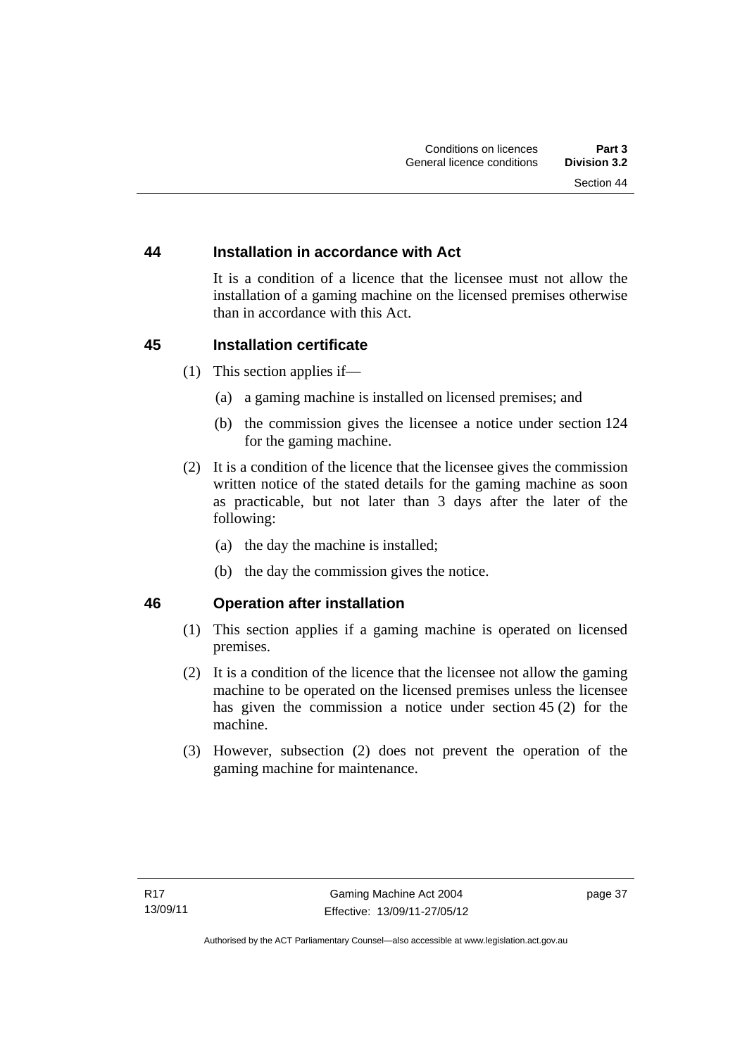## 44 Installation in accordance with Act

It is a condition of a licence that the licensee must not allow the installation of a gaming machine on the licensed premises otherwise than in accordance with this Act.

## 45 Installation certificate

(1) This section applies if—

(a) a gaming machine is installed on licensed premises; and

(b) the commission gives the licensee a notice under section 124 for the gaming machine.

(2) It is a condition of the licence that the licensee gives the commission written notice of the stated details for the gaming machine as soon as practicable, but not later than 3 days after the later of the following:

(a) the day the machine is installed;

(b) the day the commission gives the notice.

## 46 Operation after installation

(1) This section applies if a gaming machine is operated on licensed premises.

(2) It is a condition of the licence that the licensee not allow the gaming machine to be operated on the licensed premises unless the licensee has given the commission a notice under section 45 (2) for the machine.

(3) However, subsection (2) does not prevent the operation of the gaming machine for maintenance.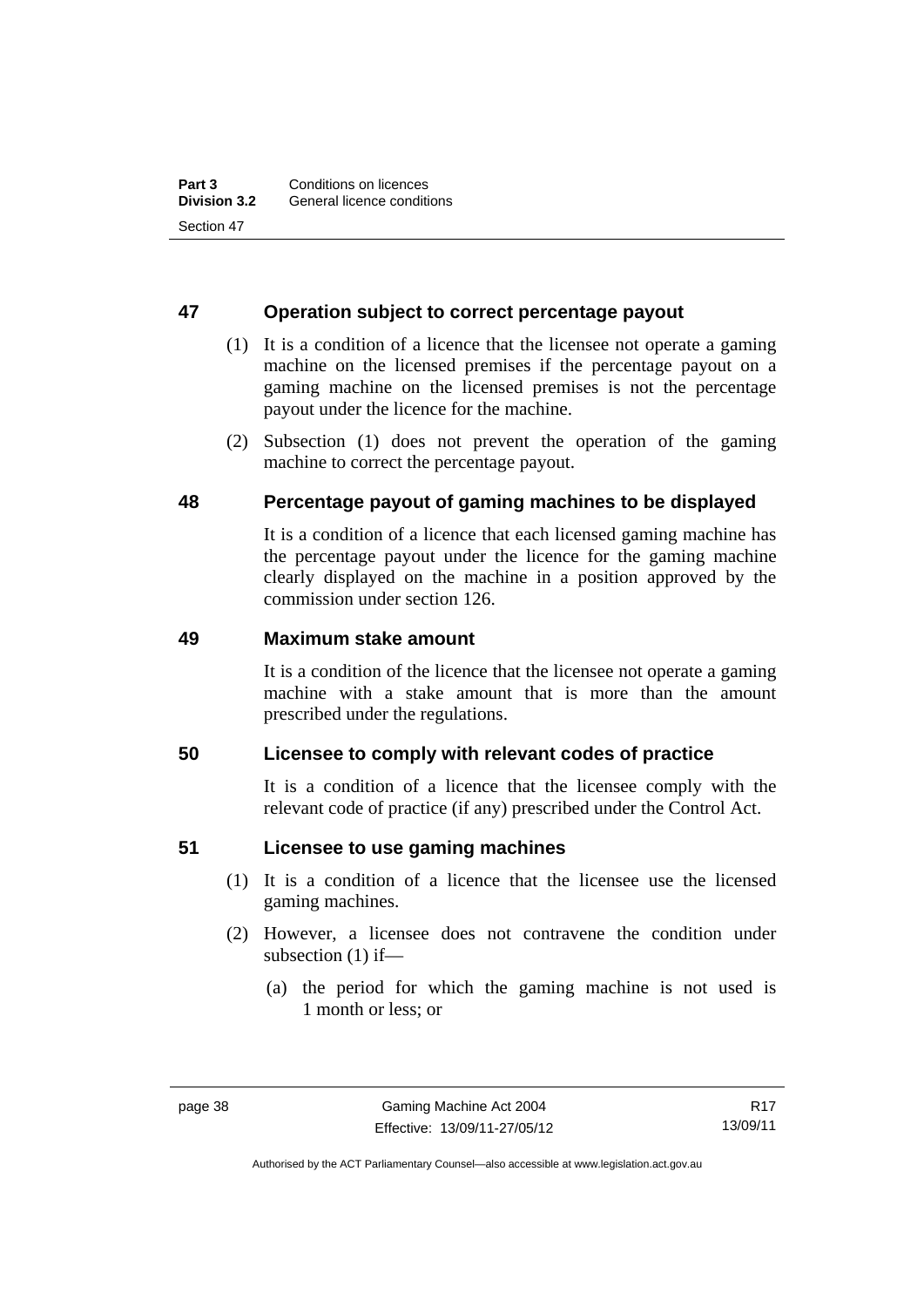### 47 Operation subject to correct percentage payout

(1) It is a condition of a licence that the licensee not operate a gaming machine on the licensed premises if the percentage payout on a gaming machine on the licensed premises is not the percentage payout under the licence for the machine.

(2) Subsection (1) does not prevent the operation of the gaming machine to correct the percentage payout.

### 48 Percentage payout of gaming machines to be displayed

It is a condition of a licence that each licensed gaming machine has the percentage payout under the licence for the gaming machine clearly displayed on the machine in a position approved by the commission under section 126.

### 49 Maximum stake amount

It is a condition of the licence that the licensee not operate a gaming machine with a stake amount that is more than the amount prescribed under the regulations.

### 50 Licensee to comply with relevant codes of practice

It is a condition of a licence that the licensee comply with the relevant code of practice (if any) prescribed under the Control Act.

### 51 Licensee to use gaming machines

(1) It is a condition of a licence that the licensee use the licensed gaming machines.

(2) However, a licensee does not contravene the condition under subsection (1) if—

(a) the period for which the gaming machine is not used is 1 month or less; or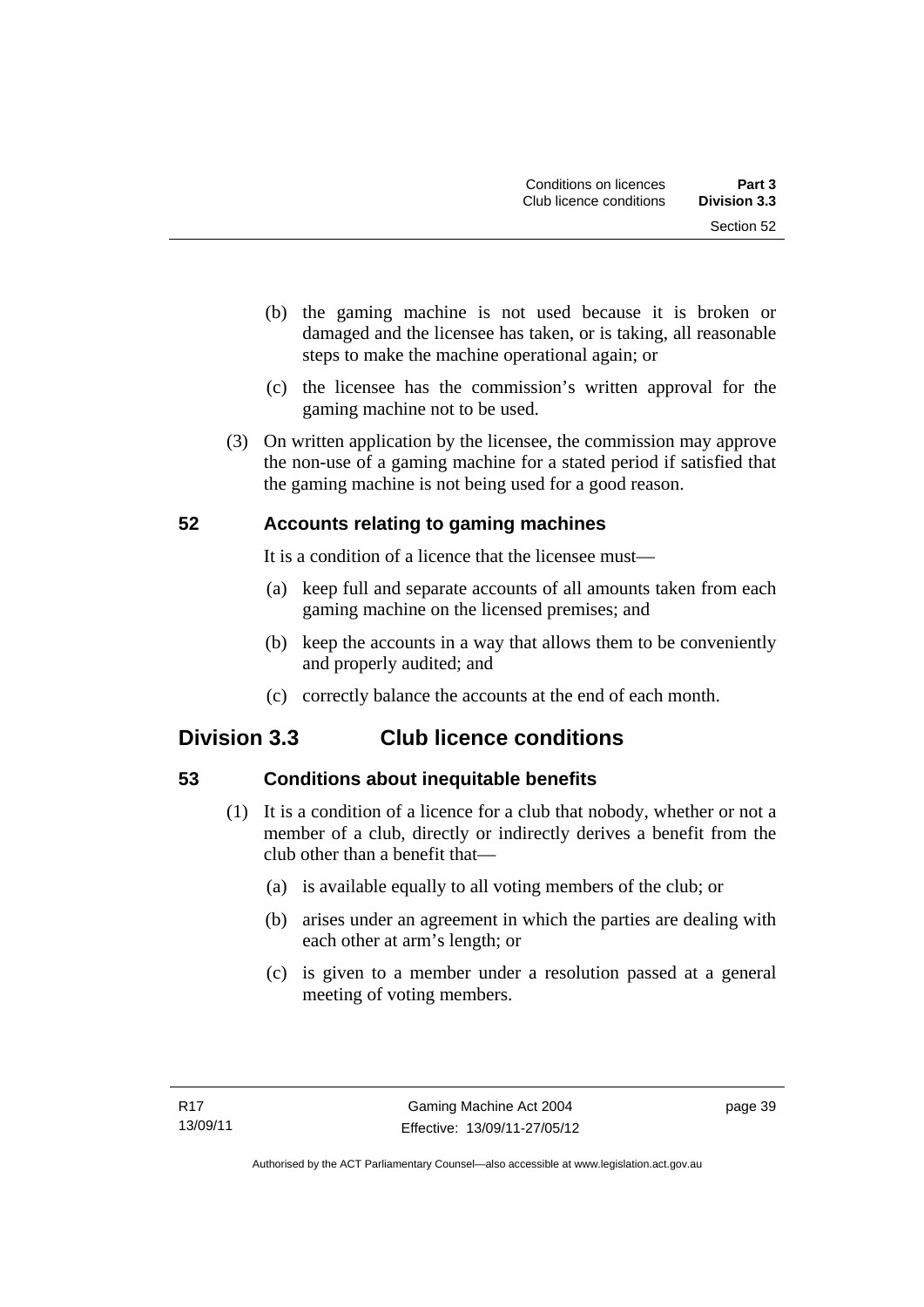(b) the gaming machine is not used because it is broken or damaged and the licensee has taken, or is taking, all reasonable steps to make the machine operational again; or

(c) the licensee has the commission's written approval for the gaming machine not to be used.

(3) On written application by the licensee, the commission may approve the non-use of a gaming machine for a stated period if satisfied that the gaming machine is not being used for a good reason.

### 52 Accounts relating to gaming machines

It is a condition of a licence that the licensee must—

(a) keep full and separate accounts of all amounts taken from each gaming machine on the licensed premises; and

(b) keep the accounts in a way that allows them to be conveniently and properly audited; and

(c) correctly balance the accounts at the end of each month.

## Division 3.3 Club licence conditions

### 53 Conditions about inequitable benefits

(1) It is a condition of a licence for a club that nobody, whether or not a member of a club, directly or indirectly derives a benefit from the club other than a benefit that—

(a) is available equally to all voting members of the club; or

(b) arises under an agreement in which the parties are dealing with each other at arm's length; or

(c) is given to a member under a resolution passed at a general meeting of voting members.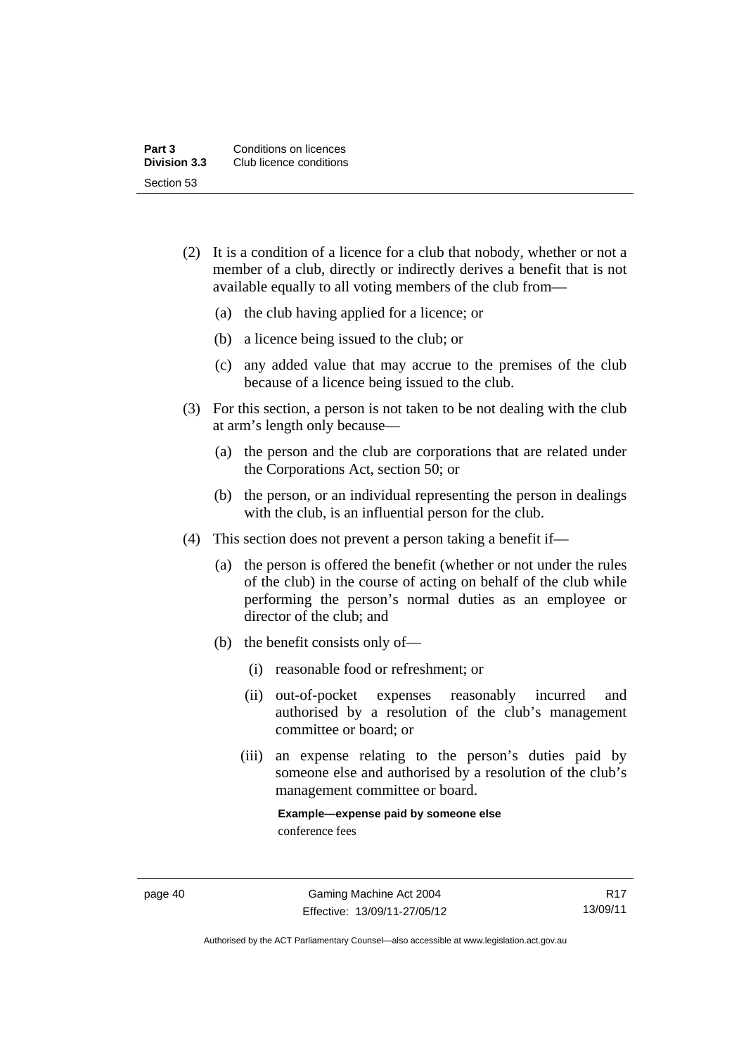(2) It is a condition of a licence for a club that nobody, whether or not a member of a club, directly or indirectly derives a benefit that is not available equally to all voting members of the club from—

(a) the club having applied for a licence; or

(b) a licence being issued to the club; or

(c) any added value that may accrue to the premises of the club because of a licence being issued to the club.

(3) For this section, a person is not taken to be not dealing with the club at arm's length only because—

(a) the person and the club are corporations that are related under the Corporations Act, section 50; or

(b) the person, or an individual representing the person in dealings with the club, is an influential person for the club.

(4) This section does not prevent a person taking a benefit if—

(a) the person is offered the benefit (whether or not under the rules of the club) in the course of acting on behalf of the club while performing the person's normal duties as an employee or director of the club; and

(b) the benefit consists only of—

(i) reasonable food or refreshment; or

(ii) out-of-pocket expenses reasonably incurred and authorised by a resolution of the club's management committee or board; or

(iii) an expense relating to the person's duties paid by someone else and authorised by a resolution of the club's management committee or board.

**Example—expense paid by someone else**

conference fees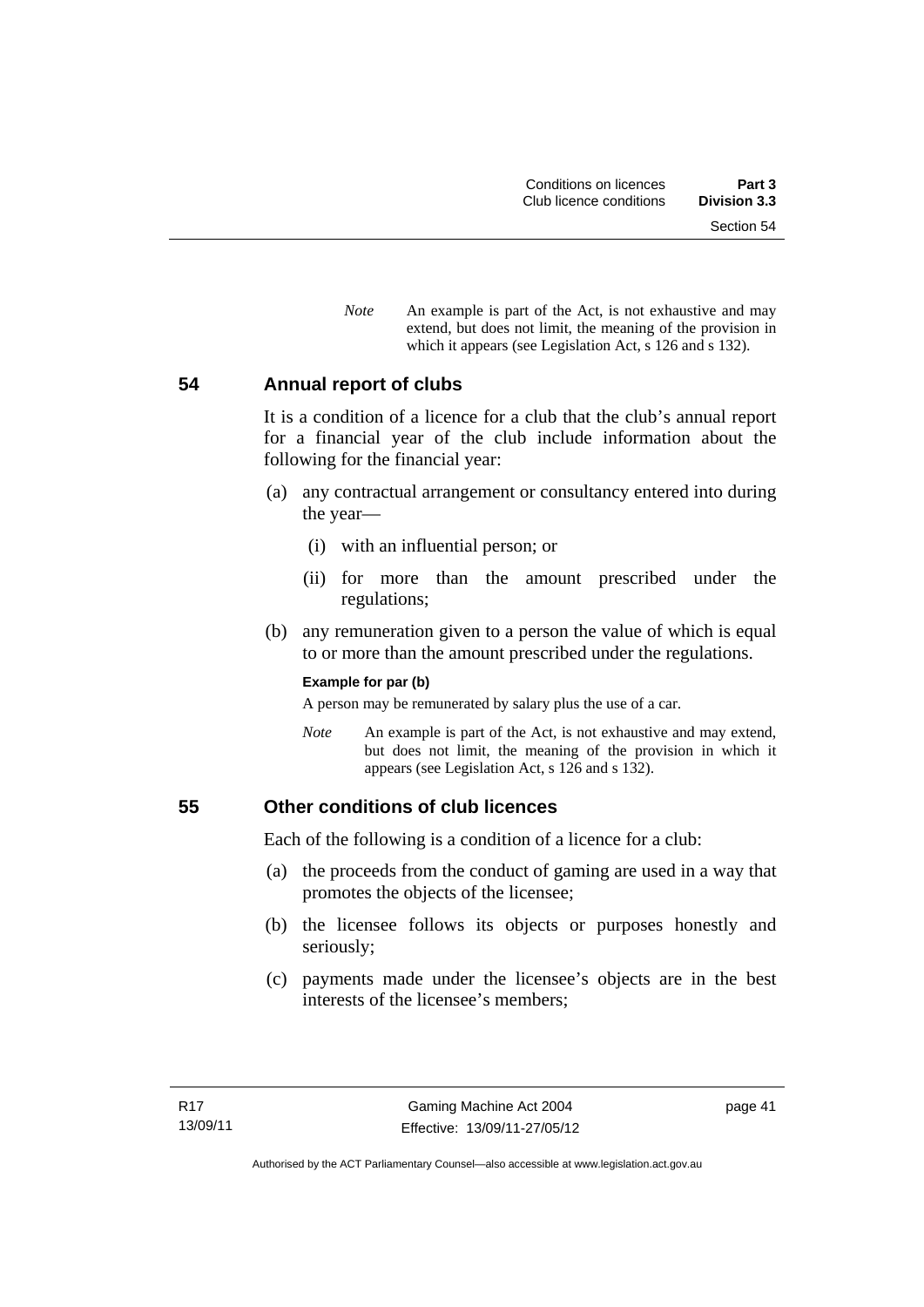*Note* An example is part of the Act, is not exhaustive and may extend, but does not limit, the meaning of the provision in which it appears (see Legislation Act, s 126 and s 132).

## 54 Annual report of clubs

It is a condition of a licence for a club that the club's annual report for a financial year of the club include information about the following for the financial year:

(a) any contractual arrangement or consultancy entered into during the year—

(i) with an influential person; or

(ii) for more than the amount prescribed under the regulations;

(b) any remuneration given to a person the value of which is equal to or more than the amount prescribed under the regulations.

**Example for par (b)**

A person may be remunerated by salary plus the use of a car.

*Note* An example is part of the Act, is not exhaustive and may extend, but does not limit, the meaning of the provision in which it appears (see Legislation Act, s 126 and s 132).

## 55 Other conditions of club licences

Each of the following is a condition of a licence for a club:

(a) the proceeds from the conduct of gaming are used in a way that promotes the objects of the licensee;

(b) the licensee follows its objects or purposes honestly and seriously;

(c) payments made under the licensee's objects are in the best interests of the licensee's members;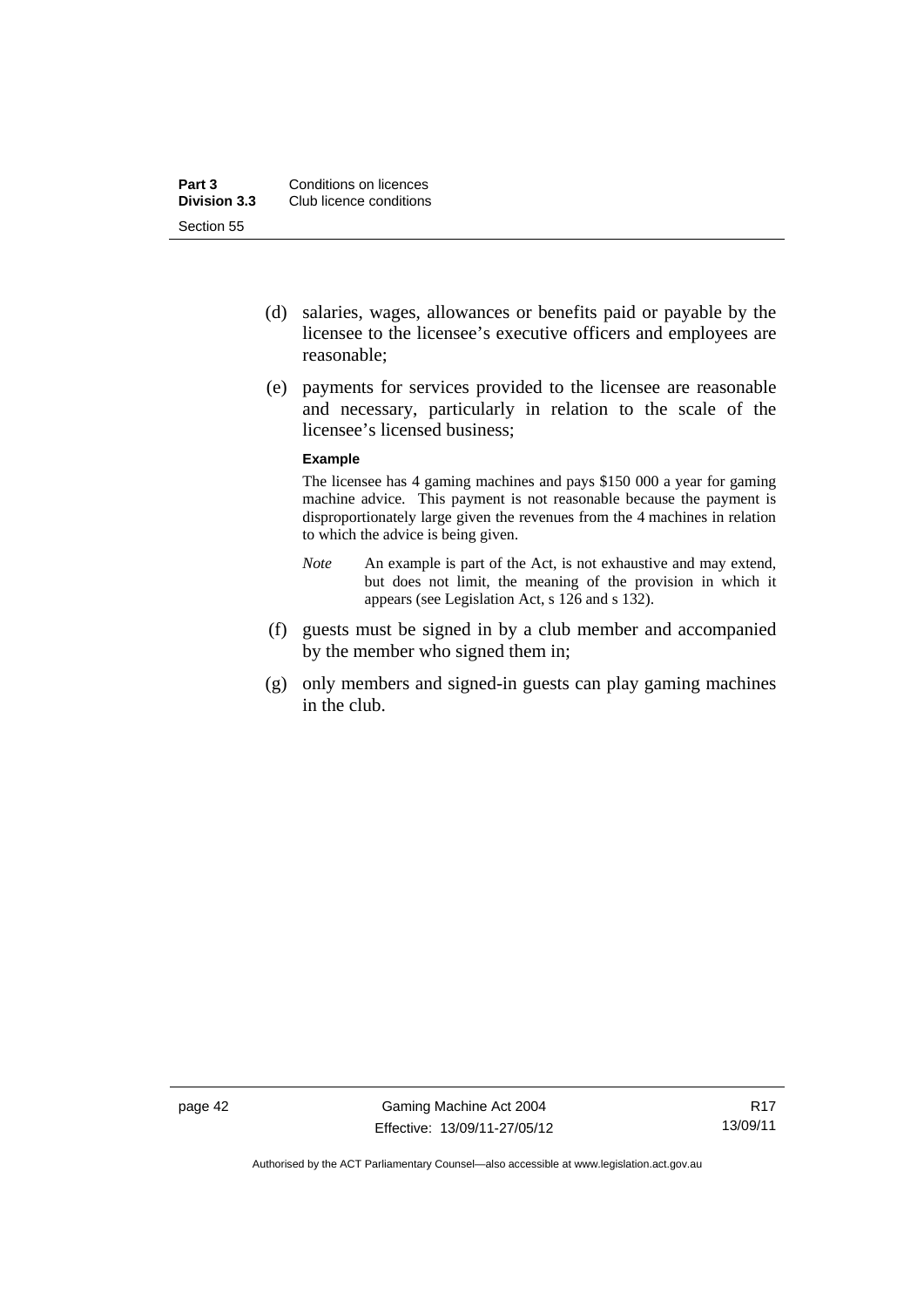(d) salaries, wages, allowances or benefits paid or payable by the licensee to the licensee's executive officers and employees are reasonable;

(e) payments for services provided to the licensee are reasonable and necessary, particularly in relation to the scale of the licensee's licensed business;

**Example**

The licensee has 4 gaming machines and pays $150 000 a year for gaming machine advice. This payment is not reasonable because the payment is disproportionately large given the revenues from the 4 machines in relation to which the advice is being given.

*Note* An example is part of the Act, is not exhaustive and may extend, but does not limit, the meaning of the provision in which it appears (see Legislation Act, s 126 and s 132).

(f) guests must be signed in by a club member and accompanied by the member who signed them in;

(g) only members and signed-in guests can play gaming machines in the club.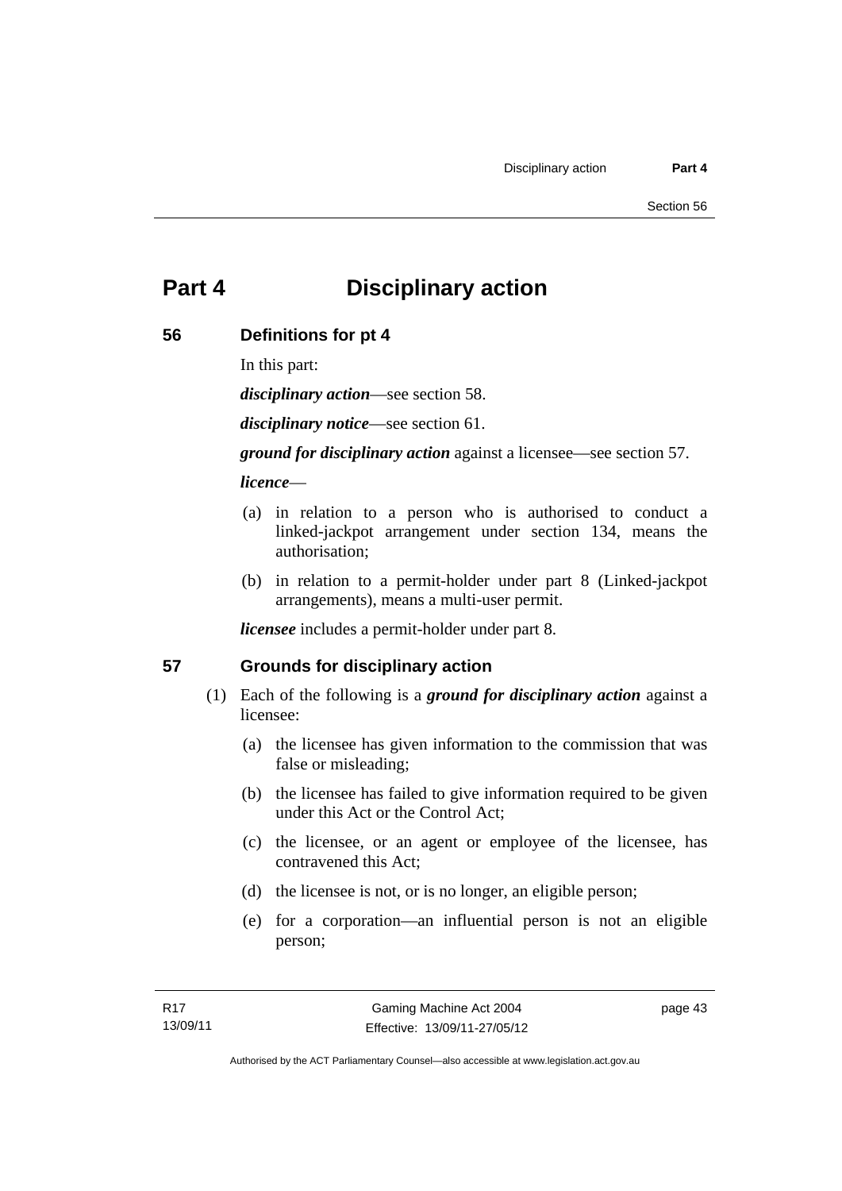# Part 4 Disciplinary action

## 56 Definitions for pt 4

In this part:

***disciplinary action***—see section 58.

***disciplinary notice***—see section 61.

***ground for disciplinary action*** against a licensee—see section 57.

***licence***—

(a) in relation to a person who is authorised to conduct a linked-jackpot arrangement under section 134, means the authorisation;

(b) in relation to a permit-holder under part 8 (Linked-jackpot arrangements), means a multi-user permit.

***licensee*** includes a permit-holder under part 8.

## 57 Grounds for disciplinary action

(1) Each of the following is a ***ground for disciplinary action*** against a licensee:

(a) the licensee has given information to the commission that was false or misleading;

(b) the licensee has failed to give information required to be given under this Act or the Control Act;

(c) the licensee, or an agent or employee of the licensee, has contravened this Act;

(d) the licensee is not, or is no longer, an eligible person;

(e) for a corporation—an influential person is not an eligible person;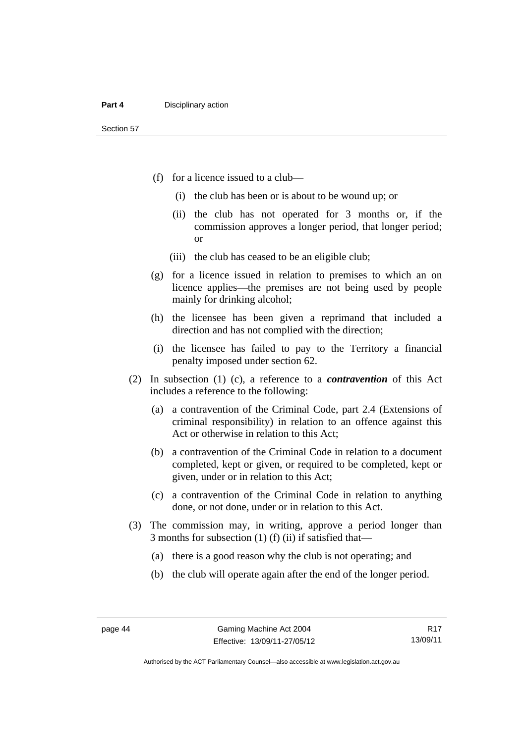(f) for a licence issued to a club—

  (i) the club has been or is about to be wound up; or

  (ii) the club has not operated for 3 months or, if the commission approves a longer period, that longer period; or

  (iii) the club has ceased to be an eligible club;

(g) for a licence issued in relation to premises to which an on licence applies—the premises are not being used by people mainly for drinking alcohol;

(h) the licensee has been given a reprimand that included a direction and has not complied with the direction;

(i) the licensee has failed to pay to the Territory a financial penalty imposed under section 62.

(2) In subsection (1) (c), a reference to a ***contravention*** of this Act includes a reference to the following:

  (a) a contravention of the Criminal Code, part 2.4 (Extensions of criminal responsibility) in relation to an offence against this Act or otherwise in relation to this Act;

  (b) a contravention of the Criminal Code in relation to a document completed, kept or given, or required to be completed, kept or given, under or in relation to this Act;

  (c) a contravention of the Criminal Code in relation to anything done, or not done, under or in relation to this Act.

(3) The commission may, in writing, approve a period longer than 3 months for subsection (1) (f) (ii) if satisfied that—

  (a) there is a good reason why the club is not operating; and

  (b) the club will operate again after the end of the longer period.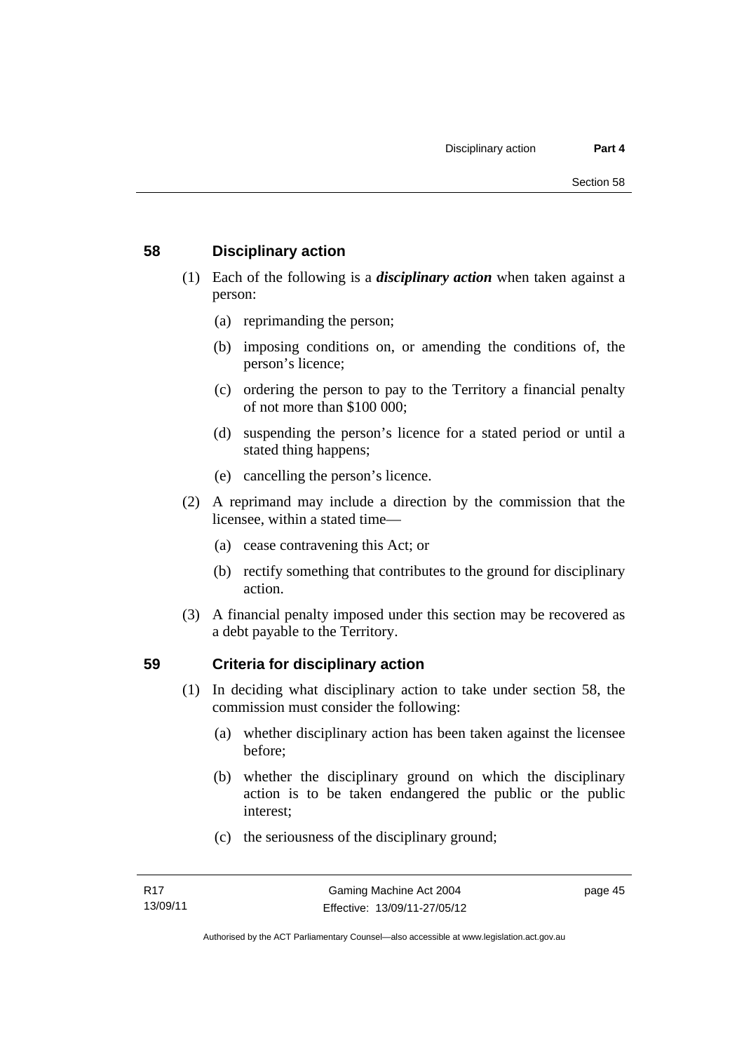## 58 Disciplinary action

(1) Each of the following is a ***disciplinary action*** when taken against a person:

- (a) reprimanding the person;
- (b) imposing conditions on, or amending the conditions of, the person's licence;
- (c) ordering the person to pay to the Territory a financial penalty of not more than $100 000;
- (d) suspending the person's licence for a stated period or until a stated thing happens;
- (e) cancelling the person's licence.

(2) A reprimand may include a direction by the commission that the licensee, within a stated time—

- (a) cease contravening this Act; or
- (b) rectify something that contributes to the ground for disciplinary action.

(3) A financial penalty imposed under this section may be recovered as a debt payable to the Territory.

## 59 Criteria for disciplinary action

(1) In deciding what disciplinary action to take under section 58, the commission must consider the following:

- (a) whether disciplinary action has been taken against the licensee before;
- (b) whether the disciplinary ground on which the disciplinary action is to be taken endangered the public or the public interest;
- (c) the seriousness of the disciplinary ground;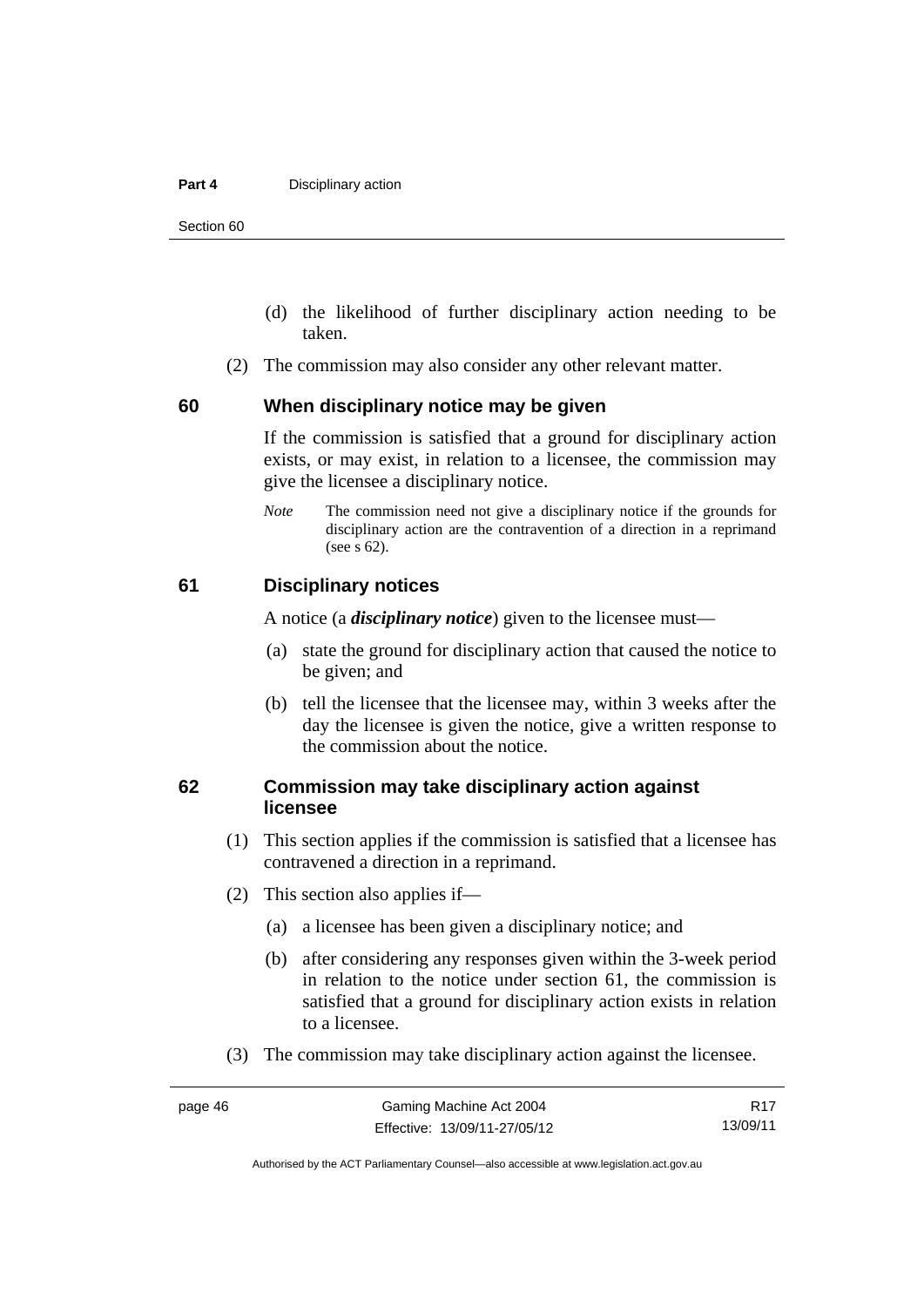(d) the likelihood of further disciplinary action needing to be taken.

(2) The commission may also consider any other relevant matter.

## 60 When disciplinary notice may be given

If the commission is satisfied that a ground for disciplinary action exists, or may exist, in relation to a licensee, the commission may give the licensee a disciplinary notice.

*Note* The commission need not give a disciplinary notice if the grounds for disciplinary action are the contravention of a direction in a reprimand (see s 62).

## 61 Disciplinary notices

A notice (a ***disciplinary notice***) given to the licensee must—

(a) state the ground for disciplinary action that caused the notice to be given; and

(b) tell the licensee that the licensee may, within 3 weeks after the day the licensee is given the notice, give a written response to the commission about the notice.

## 62 Commission may take disciplinary action against licensee

(1) This section applies if the commission is satisfied that a licensee has contravened a direction in a reprimand.

(2) This section also applies if—

(a) a licensee has been given a disciplinary notice; and

(b) after considering any responses given within the 3-week period in relation to the notice under section 61, the commission is satisfied that a ground for disciplinary action exists in relation to a licensee.

(3) The commission may take disciplinary action against the licensee.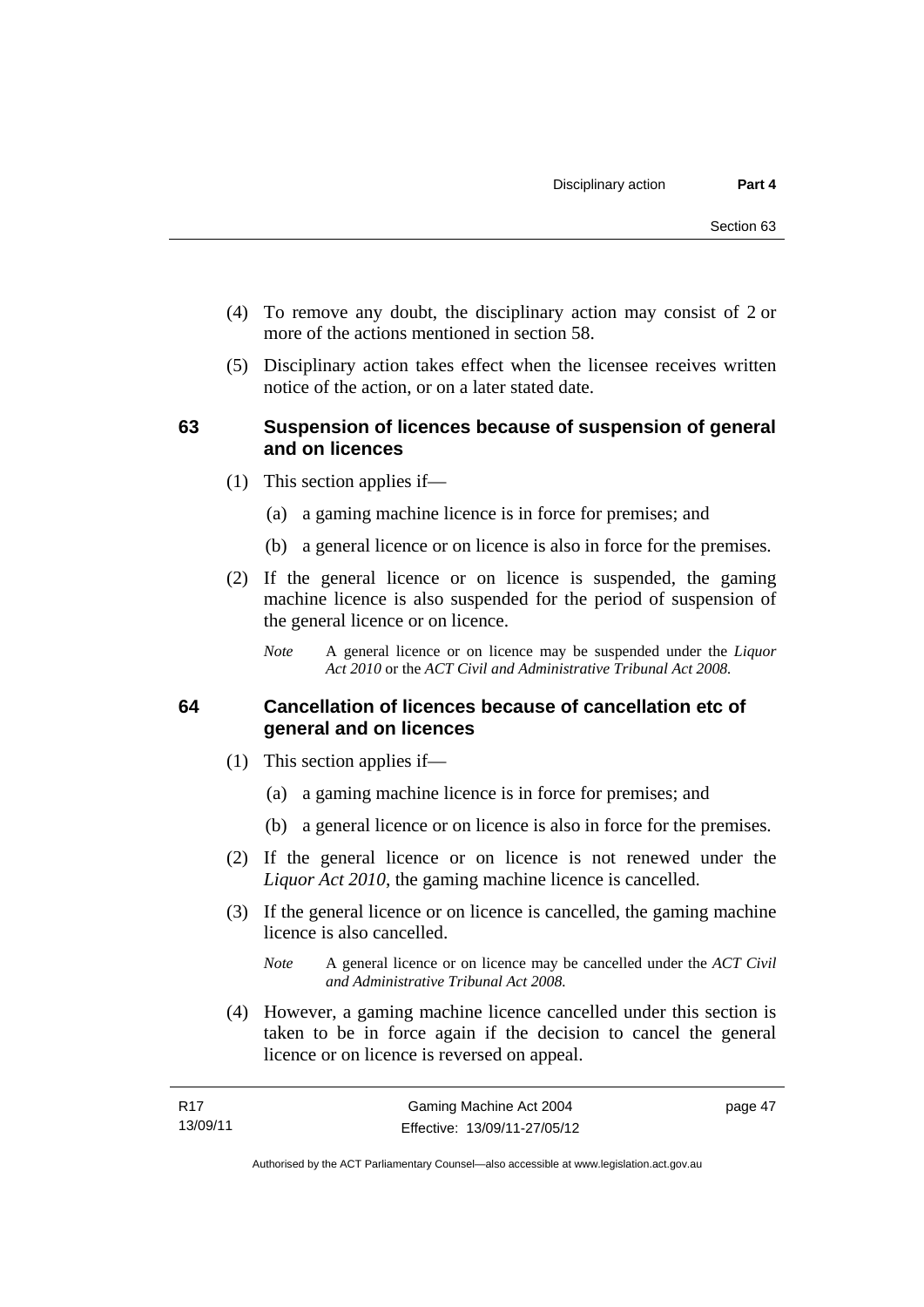(4) To remove any doubt, the disciplinary action may consist of 2 or more of the actions mentioned in section 58.

(5) Disciplinary action takes effect when the licensee receives written notice of the action, or on a later stated date.

## 63 Suspension of licences because of suspension of general and on licences

(1) This section applies if—

(a) a gaming machine licence is in force for premises; and

(b) a general licence or on licence is also in force for the premises.

(2) If the general licence or on licence is suspended, the gaming machine licence is also suspended for the period of suspension of the general licence or on licence.

*Note* A general licence or on licence may be suspended under the *Liquor Act 2010* or the *ACT Civil and Administrative Tribunal Act 2008.*

## 64 Cancellation of licences because of cancellation etc of general and on licences

(1) This section applies if—

(a) a gaming machine licence is in force for premises; and

(b) a general licence or on licence is also in force for the premises.

(2) If the general licence or on licence is not renewed under the *Liquor Act 2010*, the gaming machine licence is cancelled.

(3) If the general licence or on licence is cancelled, the gaming machine licence is also cancelled.

*Note* A general licence or on licence may be cancelled under the *ACT Civil and Administrative Tribunal Act 2008.*

(4) However, a gaming machine licence cancelled under this section is taken to be in force again if the decision to cancel the general licence or on licence is reversed on appeal.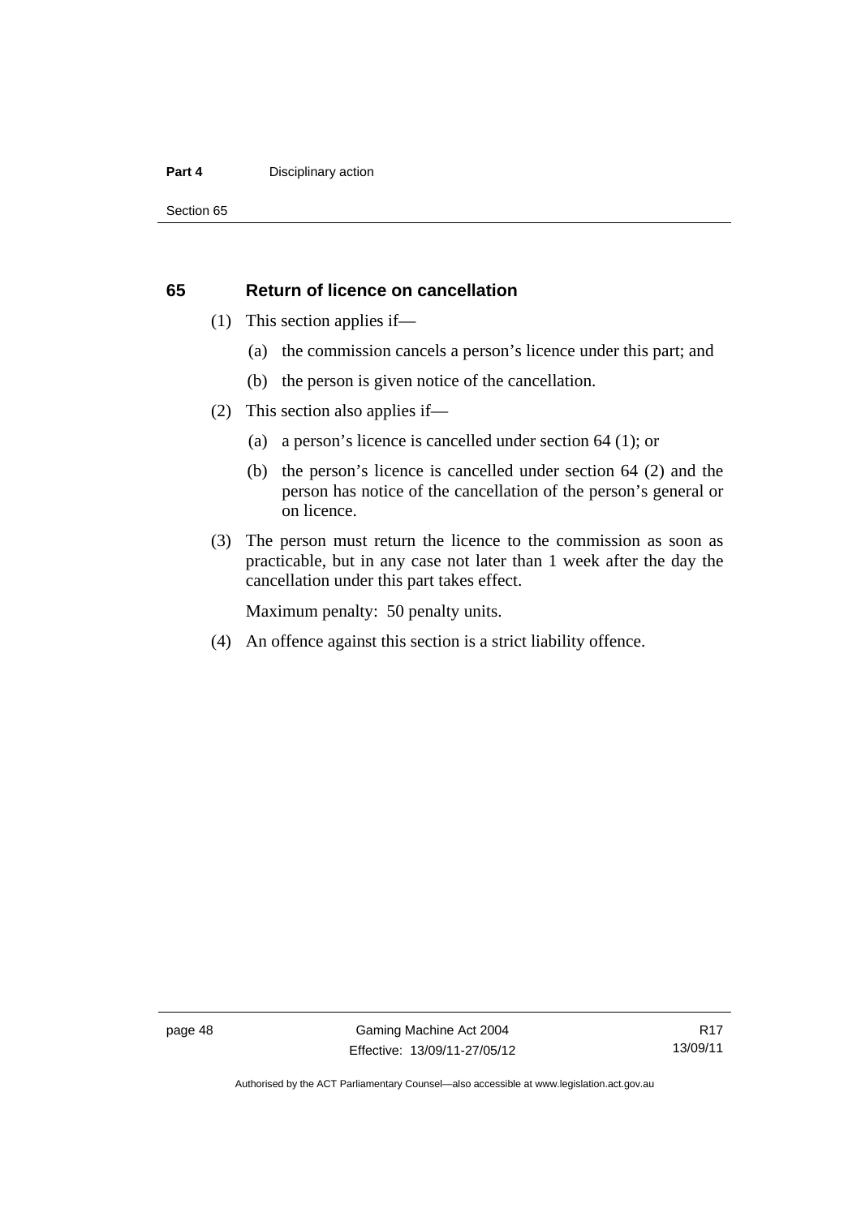## 65 Return of licence on cancellation

(1) This section applies if—

  (a) the commission cancels a person's licence under this part; and

  (b) the person is given notice of the cancellation.

(2) This section also applies if—

  (a) a person's licence is cancelled under section 64 (1); or

  (b) the person's licence is cancelled under section 64 (2) and the person has notice of the cancellation of the person's general or on licence.

(3) The person must return the licence to the commission as soon as practicable, but in any case not later than 1 week after the day the cancellation under this part takes effect.

  Maximum penalty: 50 penalty units.

(4) An offence against this section is a strict liability offence.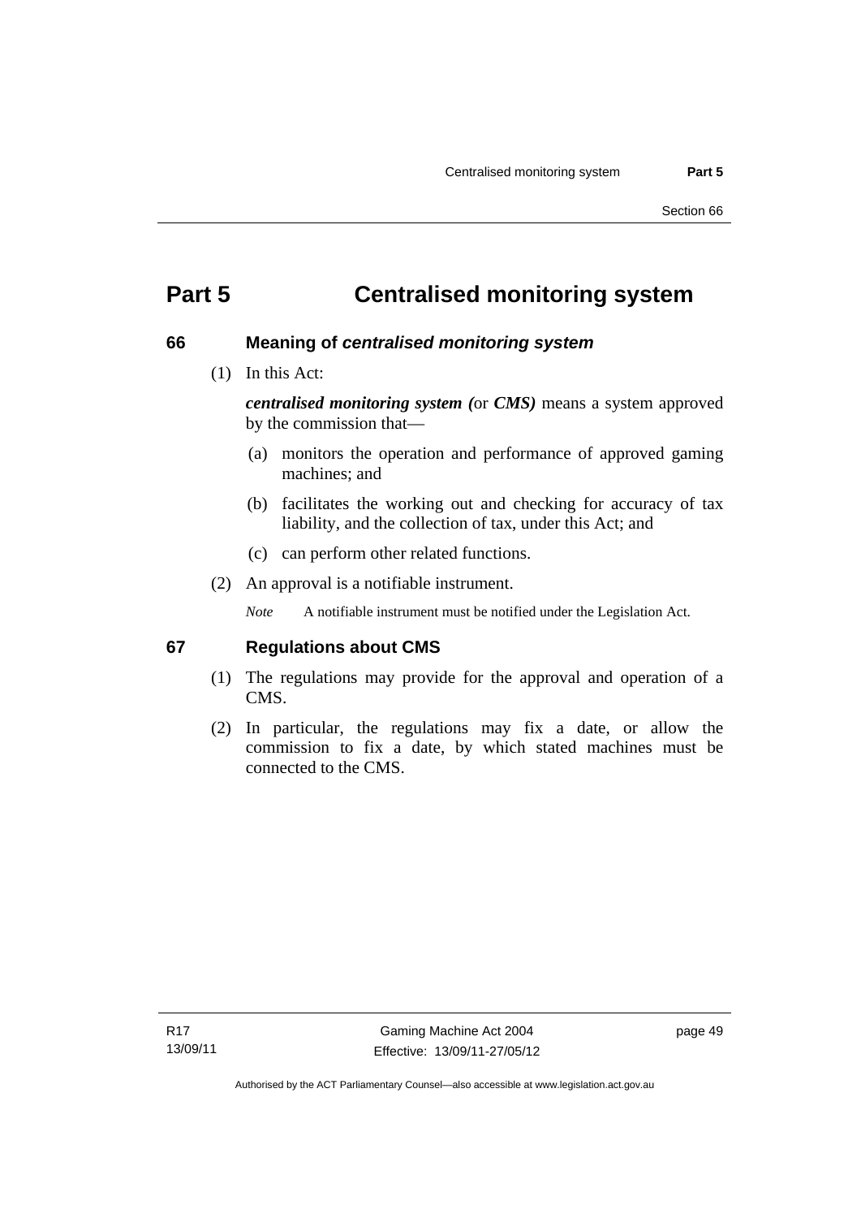# Part 5 Centralised monitoring system

## 66 Meaning of *centralised monitoring system*

(1) In this Act:

***centralised monitoring system (*****or** ***CMS)*** means a system approved by the commission that—

(a) monitors the operation and performance of approved gaming machines; and

(b) facilitates the working out and checking for accuracy of tax liability, and the collection of tax, under this Act; and

(c) can perform other related functions.

(2) An approval is a notifiable instrument.

*Note* A notifiable instrument must be notified under the Legislation Act.

## 67 Regulations about CMS

(1) The regulations may provide for the approval and operation of a CMS.

(2) In particular, the regulations may fix a date, or allow the commission to fix a date, by which stated machines must be connected to the CMS.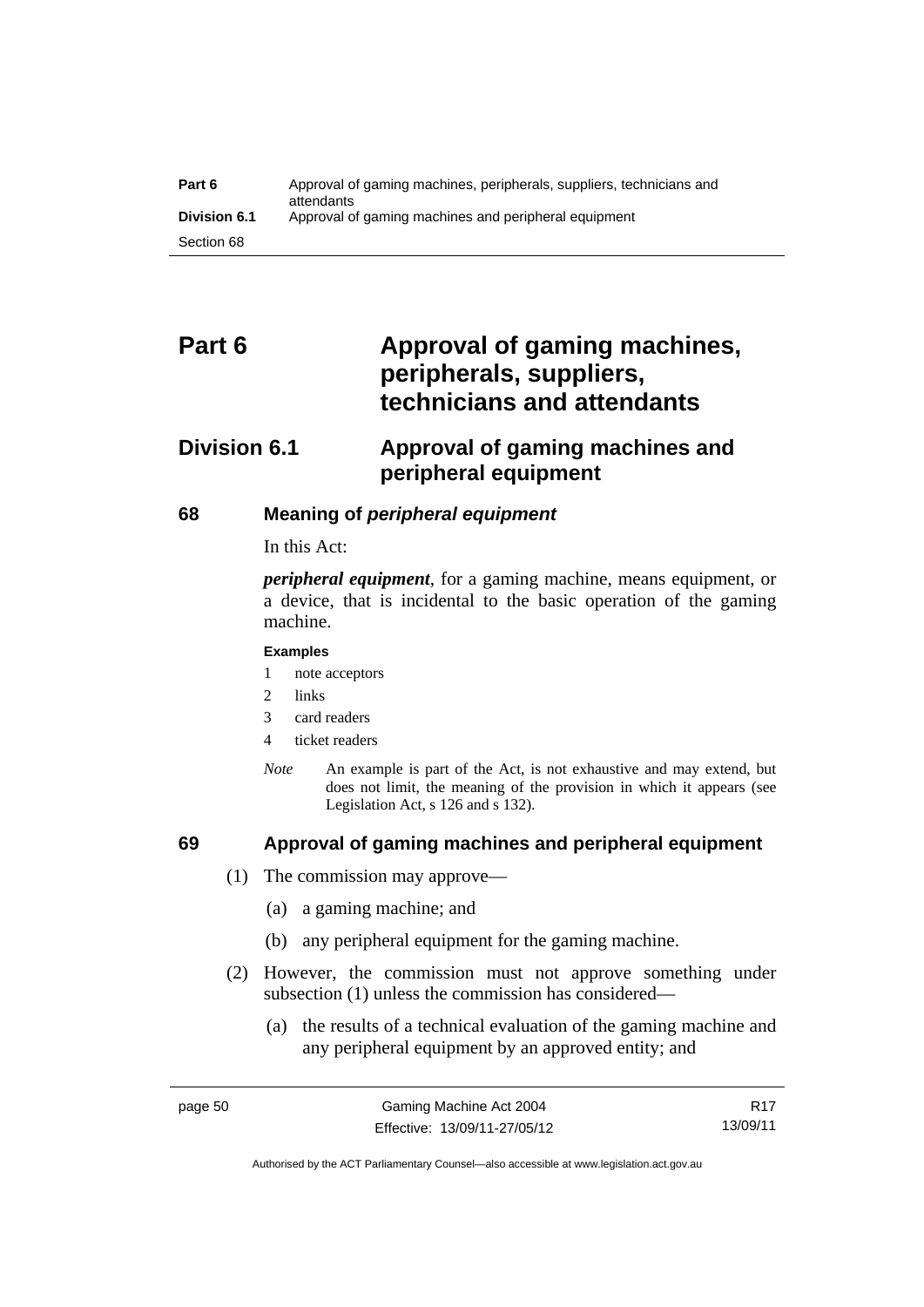# Part 6 Approval of gaming machines, peripherals, suppliers, technicians and attendants

## Division 6.1 Approval of gaming machines and peripheral equipment

### 68 Meaning of *peripheral equipment*

In this Act:

***peripheral equipment***, for a gaming machine, means equipment, or a device, that is incidental to the basic operation of the gaming machine.

**Examples**

1 note acceptors
2 links
3 card readers
4 ticket readers

*Note* An example is part of the Act, is not exhaustive and may extend, but does not limit, the meaning of the provision in which it appears (see Legislation Act, s 126 and s 132).

### 69 Approval of gaming machines and peripheral equipment

(1) The commission may approve—

(a) a gaming machine; and

(b) any peripheral equipment for the gaming machine.

(2) However, the commission must not approve something under subsection (1) unless the commission has considered—

(a) the results of a technical evaluation of the gaming machine and any peripheral equipment by an approved entity; and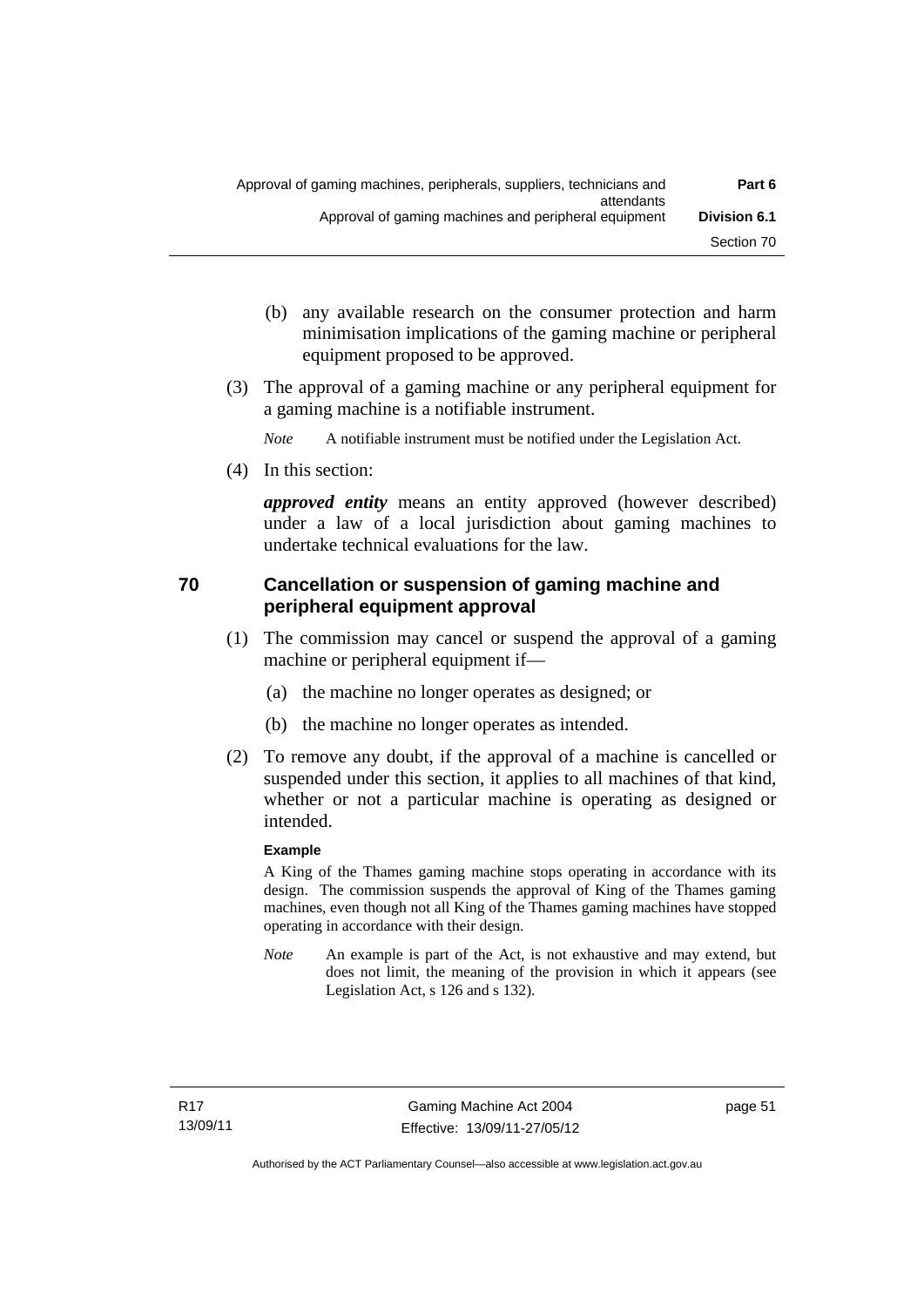(b) any available research on the consumer protection and harm minimisation implications of the gaming machine or peripheral equipment proposed to be approved.

(3) The approval of a gaming machine or any peripheral equipment for a gaming machine is a notifiable instrument.

*Note* A notifiable instrument must be notified under the Legislation Act.

(4) In this section:

***approved entity*** means an entity approved (however described) under a law of a local jurisdiction about gaming machines to undertake technical evaluations for the law.

## 70 Cancellation or suspension of gaming machine and peripheral equipment approval

(1) The commission may cancel or suspend the approval of a gaming machine or peripheral equipment if—

(a) the machine no longer operates as designed; or

(b) the machine no longer operates as intended.

(2) To remove any doubt, if the approval of a machine is cancelled or suspended under this section, it applies to all machines of that kind, whether or not a particular machine is operating as designed or intended.

**Example**

A King of the Thames gaming machine stops operating in accordance with its design. The commission suspends the approval of King of the Thames gaming machines, even though not all King of the Thames gaming machines have stopped operating in accordance with their design.

*Note* An example is part of the Act, is not exhaustive and may extend, but does not limit, the meaning of the provision in which it appears (see Legislation Act, s 126 and s 132).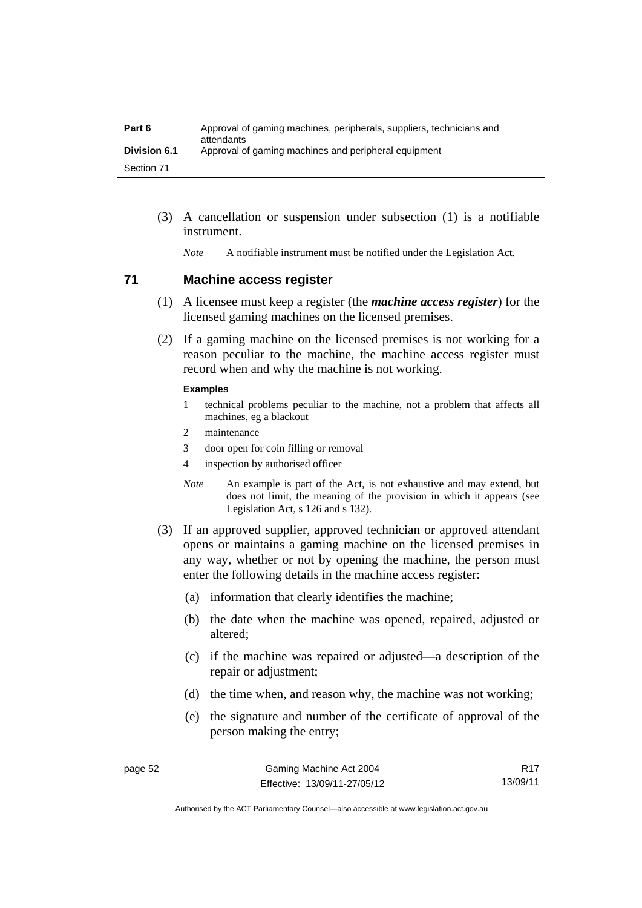(3) A cancellation or suspension under subsection (1) is a notifiable instrument.

*Note* A notifiable instrument must be notified under the Legislation Act.

## 71 Machine access register

(1) A licensee must keep a register (the ***machine access register***) for the licensed gaming machines on the licensed premises.

(2) If a gaming machine on the licensed premises is not working for a reason peculiar to the machine, the machine access register must record when and why the machine is not working.

**Examples**

1 technical problems peculiar to the machine, not a problem that affects all machines, eg a blackout

2 maintenance

3 door open for coin filling or removal

4 inspection by authorised officer

*Note* An example is part of the Act, is not exhaustive and may extend, but does not limit, the meaning of the provision in which it appears (see Legislation Act, s 126 and s 132).

(3) If an approved supplier, approved technician or approved attendant opens or maintains a gaming machine on the licensed premises in any way, whether or not by opening the machine, the person must enter the following details in the machine access register:

(a) information that clearly identifies the machine;

(b) the date when the machine was opened, repaired, adjusted or altered;

(c) if the machine was repaired or adjusted—a description of the repair or adjustment;

(d) the time when, and reason why, the machine was not working;

(e) the signature and number of the certificate of approval of the person making the entry;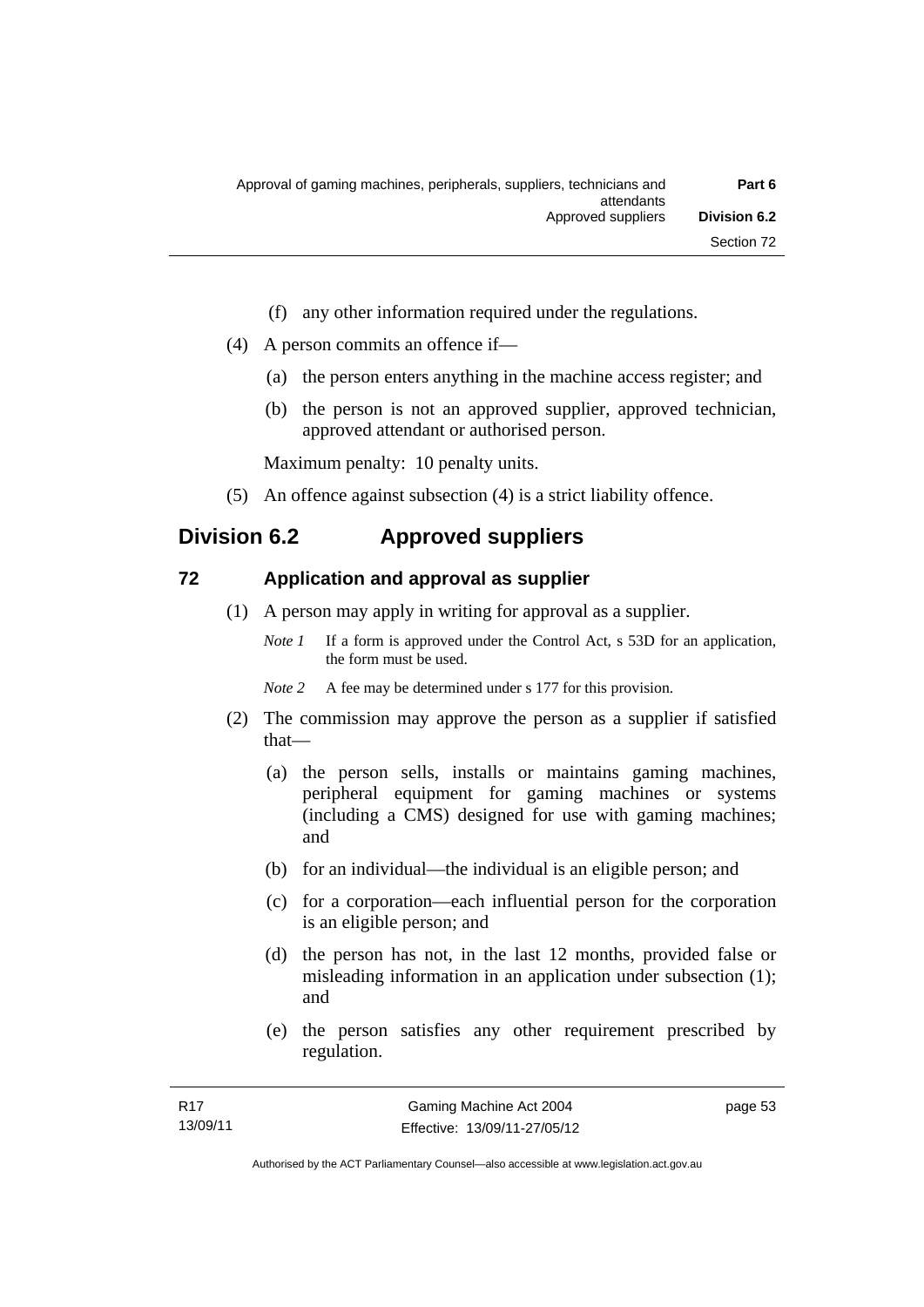(f) any other information required under the regulations.

(4) A person commits an offence if—

(a) the person enters anything in the machine access register; and

(b) the person is not an approved supplier, approved technician, approved attendant or authorised person.

Maximum penalty: 10 penalty units.

(5) An offence against subsection (4) is a strict liability offence.

## Division 6.2 Approved suppliers

### 72 Application and approval as supplier

(1) A person may apply in writing for approval as a supplier.

*Note 1* If a form is approved under the Control Act, s 53D for an application, the form must be used.

*Note 2* A fee may be determined under s 177 for this provision.

(2) The commission may approve the person as a supplier if satisfied that—

(a) the person sells, installs or maintains gaming machines, peripheral equipment for gaming machines or systems (including a CMS) designed for use with gaming machines; and

(b) for an individual—the individual is an eligible person; and

(c) for a corporation—each influential person for the corporation is an eligible person; and

(d) the person has not, in the last 12 months, provided false or misleading information in an application under subsection (1); and

(e) the person satisfies any other requirement prescribed by regulation.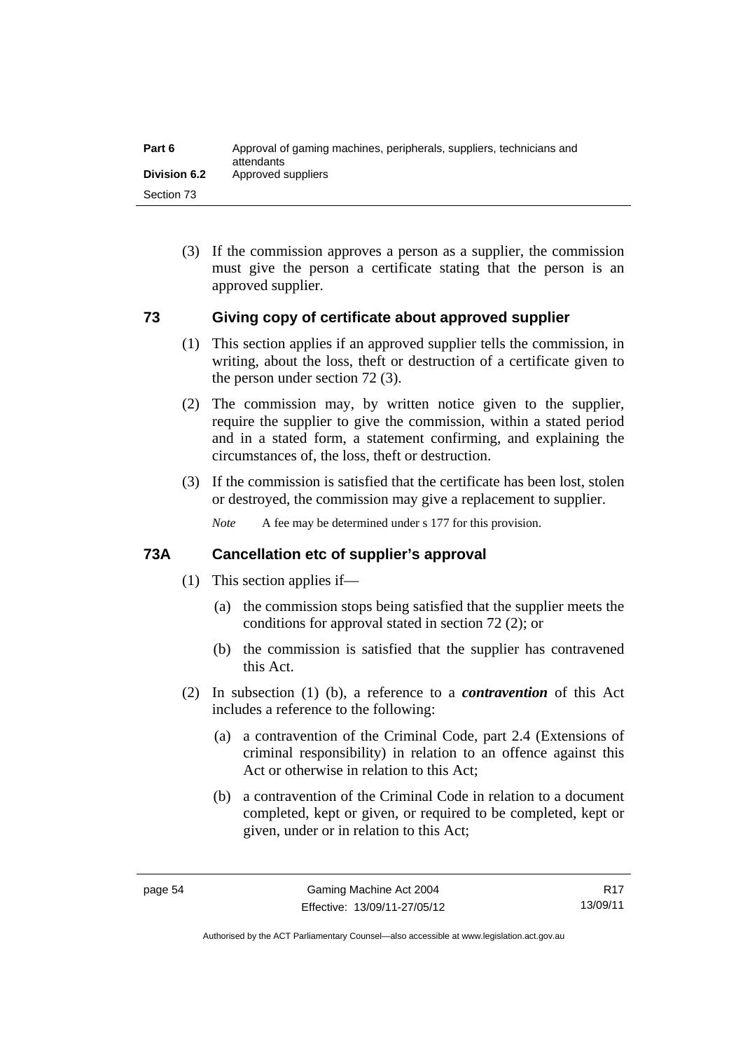(3) If the commission approves a person as a supplier, the commission must give the person a certificate stating that the person is an approved supplier.

## 73 Giving copy of certificate about approved supplier

(1) This section applies if an approved supplier tells the commission, in writing, about the loss, theft or destruction of a certificate given to the person under section 72 (3).

(2) The commission may, by written notice given to the supplier, require the supplier to give the commission, within a stated period and in a stated form, a statement confirming, and explaining the circumstances of, the loss, theft or destruction.

(3) If the commission is satisfied that the certificate has been lost, stolen or destroyed, the commission may give a replacement to supplier.

*Note* A fee may be determined under s 177 for this provision.

## 73A Cancellation etc of supplier's approval

(1) This section applies if—

(a) the commission stops being satisfied that the supplier meets the conditions for approval stated in section 72 (2); or

(b) the commission is satisfied that the supplier has contravened this Act.

(2) In subsection (1) (b), a reference to a ***contravention*** of this Act includes a reference to the following:

(a) a contravention of the Criminal Code, part 2.4 (Extensions of criminal responsibility) in relation to an offence against this Act or otherwise in relation to this Act;

(b) a contravention of the Criminal Code in relation to a document completed, kept or given, or required to be completed, kept or given, under or in relation to this Act;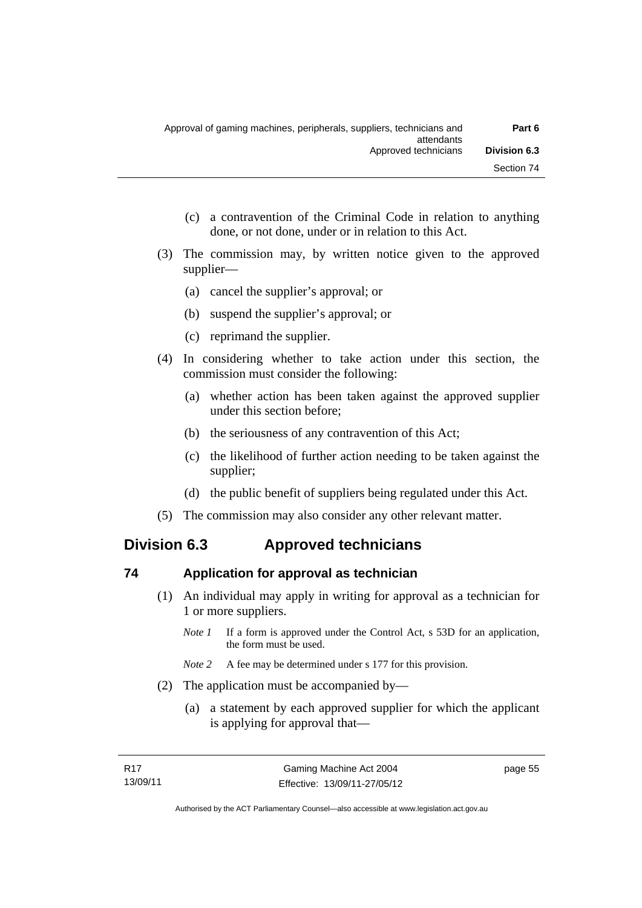(c) a contravention of the Criminal Code in relation to anything done, or not done, under or in relation to this Act.

(3) The commission may, by written notice given to the approved supplier—

(a) cancel the supplier's approval; or

(b) suspend the supplier's approval; or

(c) reprimand the supplier.

(4) In considering whether to take action under this section, the commission must consider the following:

(a) whether action has been taken against the approved supplier under this section before;

(b) the seriousness of any contravention of this Act;

(c) the likelihood of further action needing to be taken against the supplier;

(d) the public benefit of suppliers being regulated under this Act.

(5) The commission may also consider any other relevant matter.

## Division 6.3 Approved technicians

### 74 Application for approval as technician

(1) An individual may apply in writing for approval as a technician for 1 or more suppliers.

*Note 1* If a form is approved under the Control Act, s 53D for an application, the form must be used.

*Note 2* A fee may be determined under s 177 for this provision.

(2) The application must be accompanied by—

(a) a statement by each approved supplier for which the applicant is applying for approval that—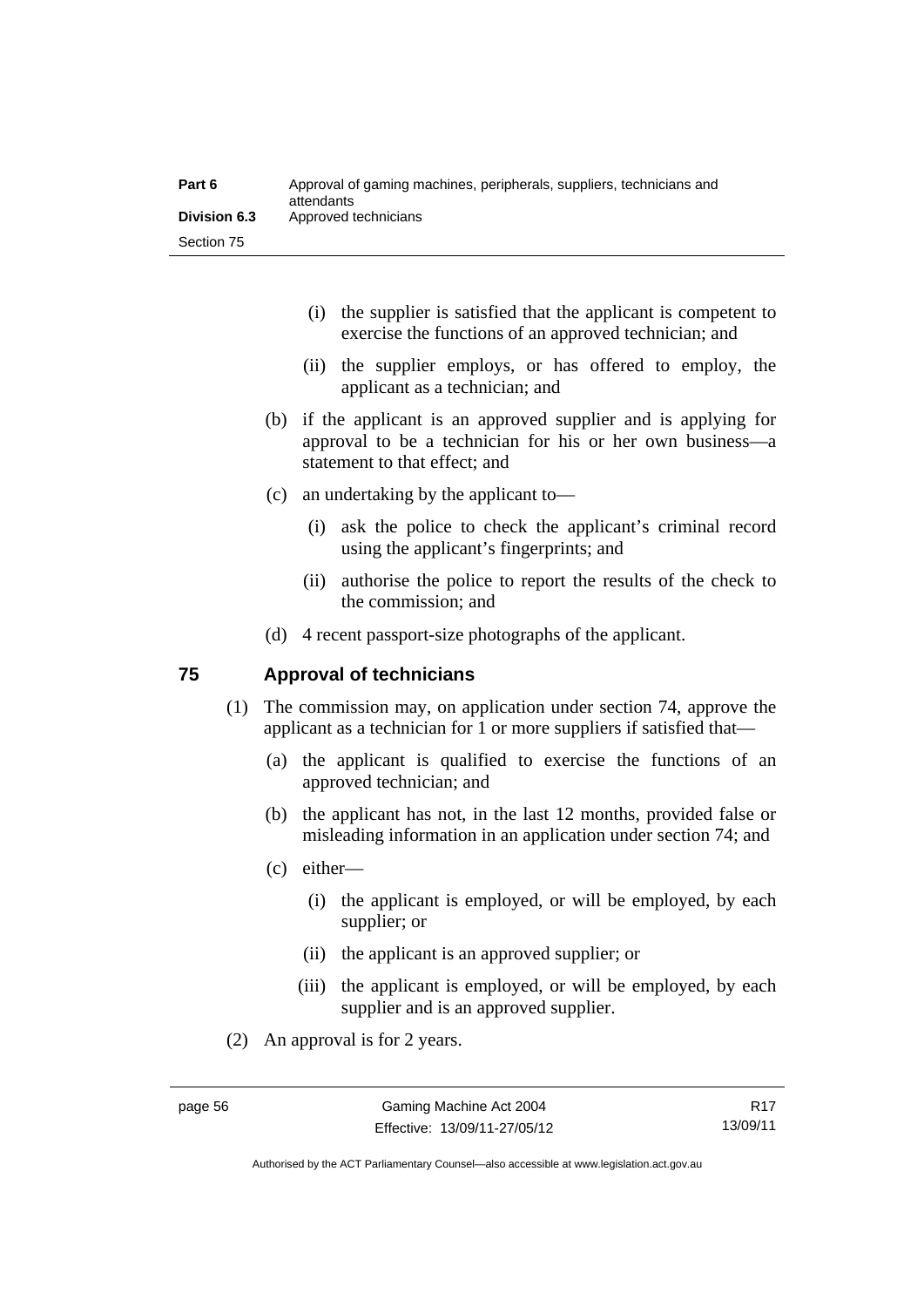(i) the supplier is satisfied that the applicant is competent to exercise the functions of an approved technician; and

(ii) the supplier employs, or has offered to employ, the applicant as a technician; and

(b) if the applicant is an approved supplier and is applying for approval to be a technician for his or her own business—a statement to that effect; and

(c) an undertaking by the applicant to—

(i) ask the police to check the applicant's criminal record using the applicant's fingerprints; and

(ii) authorise the police to report the results of the check to the commission; and

(d) 4 recent passport-size photographs of the applicant.

## 75 Approval of technicians

(1) The commission may, on application under section 74, approve the applicant as a technician for 1 or more suppliers if satisfied that—

(a) the applicant is qualified to exercise the functions of an approved technician; and

(b) the applicant has not, in the last 12 months, provided false or misleading information in an application under section 74; and

(c) either—

(i) the applicant is employed, or will be employed, by each supplier; or

(ii) the applicant is an approved supplier; or

(iii) the applicant is employed, or will be employed, by each supplier and is an approved supplier.

(2) An approval is for 2 years.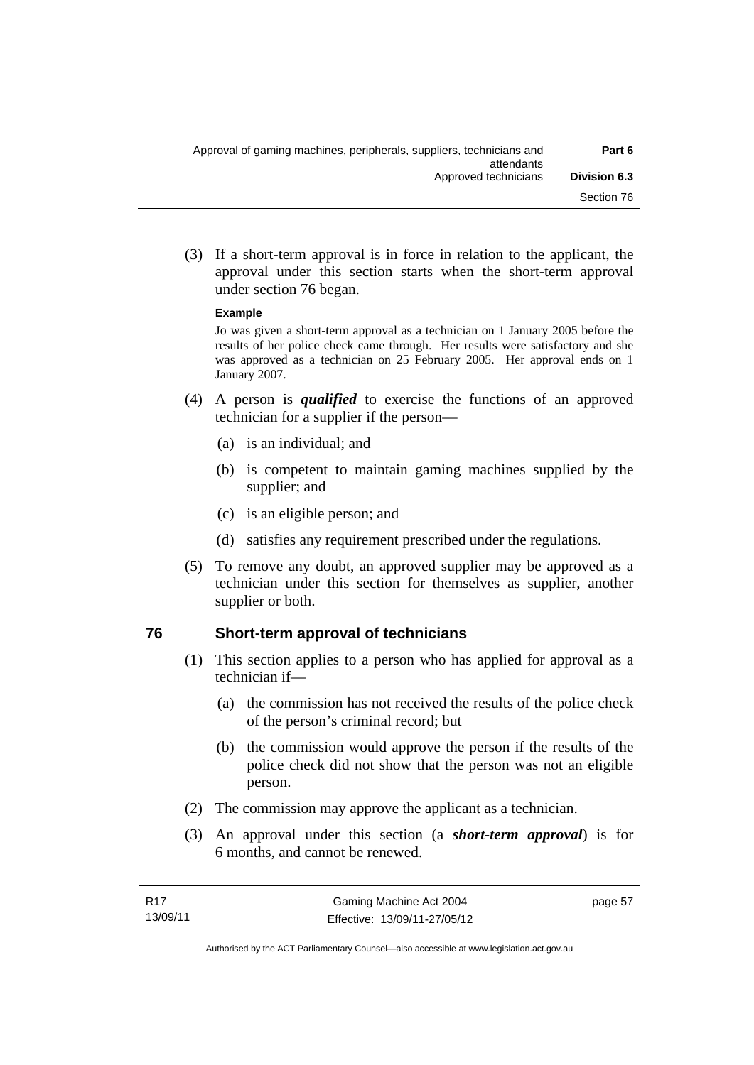(3) If a short-term approval is in force in relation to the applicant, the approval under this section starts when the short-term approval under section 76 began.

**Example**

Jo was given a short-term approval as a technician on 1 January 2005 before the results of her police check came through. Her results were satisfactory and she was approved as a technician on 25 February 2005. Her approval ends on 1 January 2007.

(4) A person is ***qualified*** to exercise the functions of an approved technician for a supplier if the person—

(a) is an individual; and

(b) is competent to maintain gaming machines supplied by the supplier; and

(c) is an eligible person; and

(d) satisfies any requirement prescribed under the regulations.

(5) To remove any doubt, an approved supplier may be approved as a technician under this section for themselves as supplier, another supplier or both.

## 76 Short-term approval of technicians

(1) This section applies to a person who has applied for approval as a technician if—

(a) the commission has not received the results of the police check of the person's criminal record; but

(b) the commission would approve the person if the results of the police check did not show that the person was not an eligible person.

(2) The commission may approve the applicant as a technician.

(3) An approval under this section (a ***short-term approval***) is for 6 months, and cannot be renewed.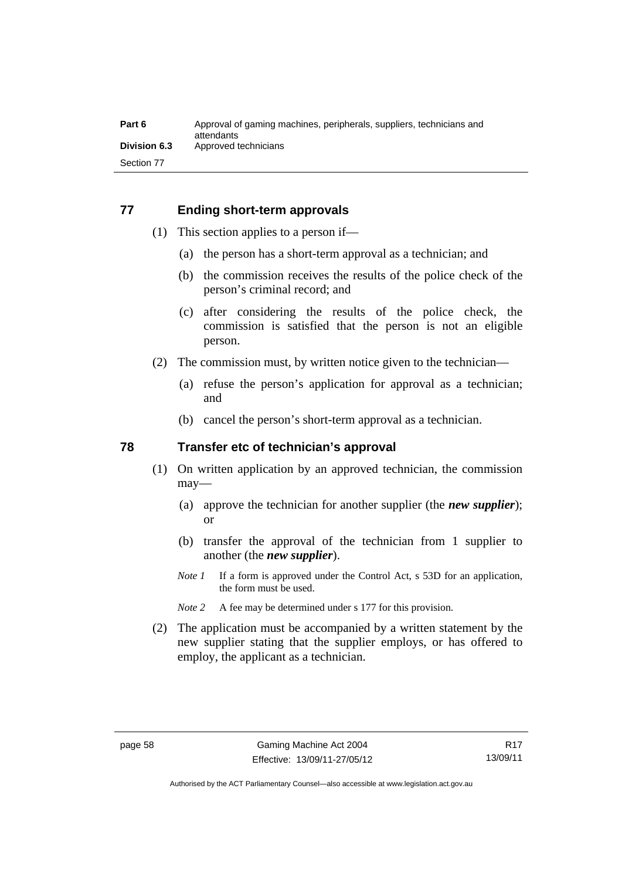## 77 Ending short-term approvals

(1) This section applies to a person if—

   (a) the person has a short-term approval as a technician; and

   (b) the commission receives the results of the police check of the person's criminal record; and

   (c) after considering the results of the police check, the commission is satisfied that the person is not an eligible person.

(2) The commission must, by written notice given to the technician—

   (a) refuse the person's application for approval as a technician; and

   (b) cancel the person's short-term approval as a technician.

## 78 Transfer etc of technician's approval

(1) On written application by an approved technician, the commission may—

   (a) approve the technician for another supplier (the ***new supplier***); or

   (b) transfer the approval of the technician from 1 supplier to another (the ***new supplier***).

   *Note 1* If a form is approved under the Control Act, s 53D for an application, the form must be used.

   *Note 2* A fee may be determined under s 177 for this provision.

(2) The application must be accompanied by a written statement by the new supplier stating that the supplier employs, or has offered to employ, the applicant as a technician.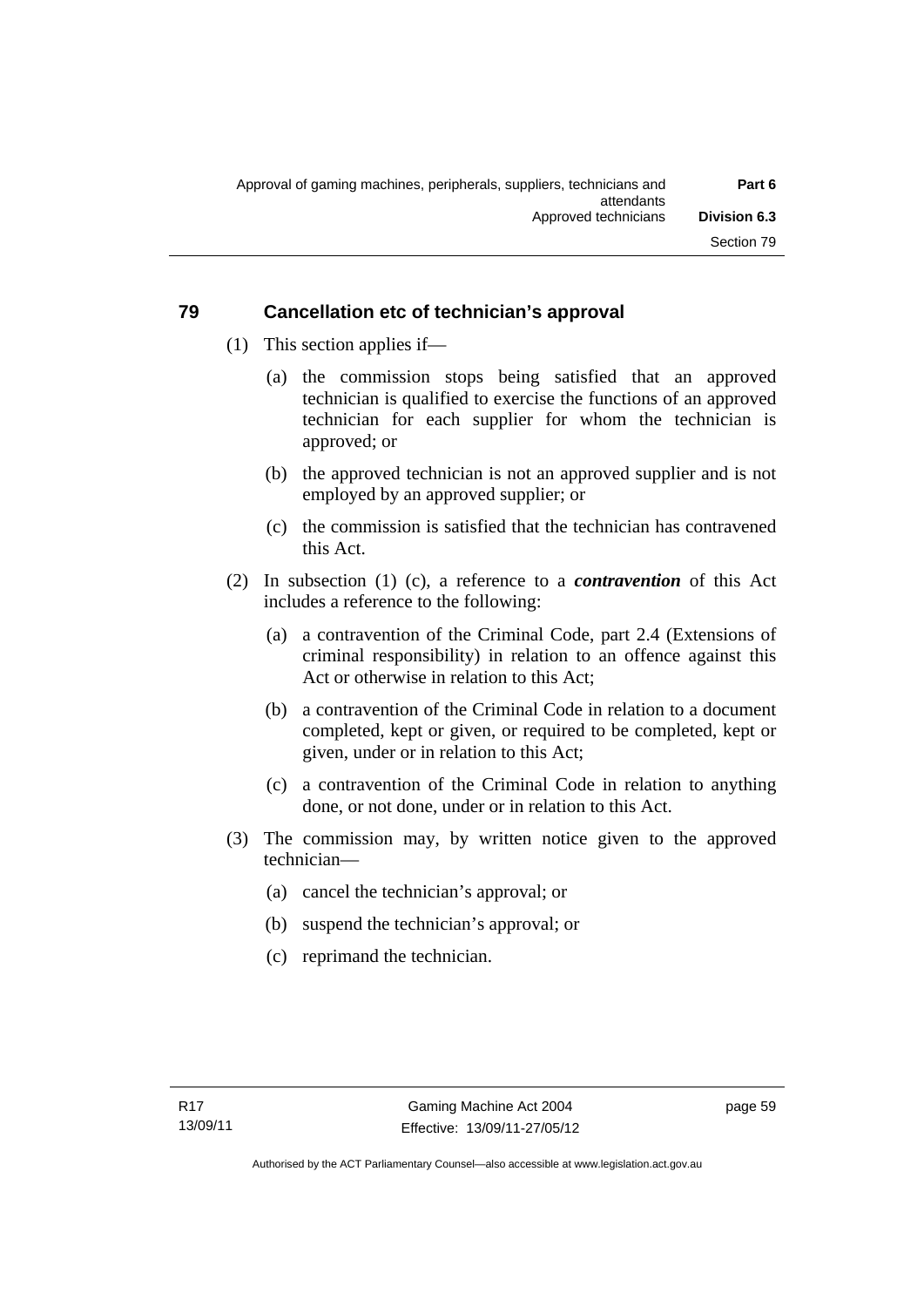## 79 Cancellation etc of technician's approval

(1) This section applies if—

(a) the commission stops being satisfied that an approved technician is qualified to exercise the functions of an approved technician for each supplier for whom the technician is approved; or

(b) the approved technician is not an approved supplier and is not employed by an approved supplier; or

(c) the commission is satisfied that the technician has contravened this Act.

(2) In subsection (1) (c), a reference to a ***contravention*** of this Act includes a reference to the following:

(a) a contravention of the Criminal Code, part 2.4 (Extensions of criminal responsibility) in relation to an offence against this Act or otherwise in relation to this Act;

(b) a contravention of the Criminal Code in relation to a document completed, kept or given, or required to be completed, kept or given, under or in relation to this Act;

(c) a contravention of the Criminal Code in relation to anything done, or not done, under or in relation to this Act.

(3) The commission may, by written notice given to the approved technician—

(a) cancel the technician's approval; or

(b) suspend the technician's approval; or

(c) reprimand the technician.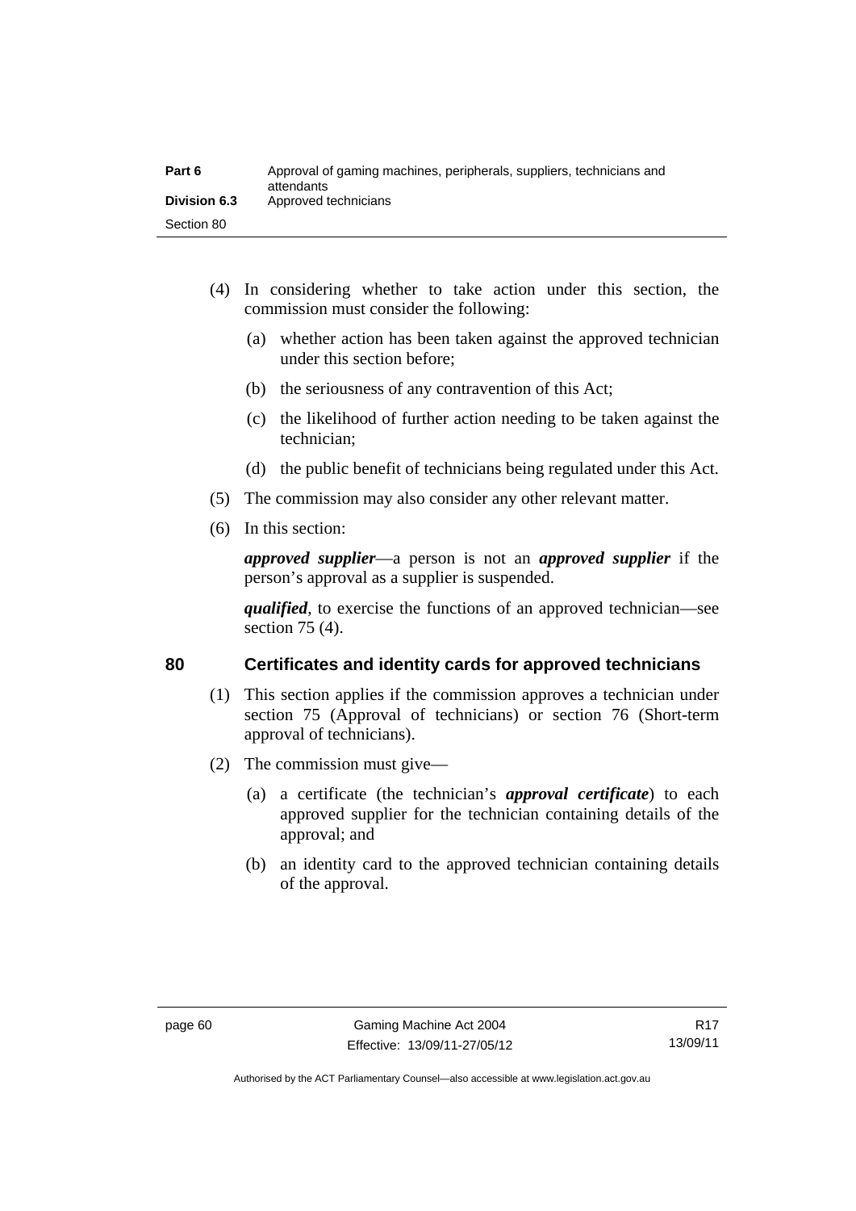(4) In considering whether to take action under this section, the commission must consider the following:

  (a) whether action has been taken against the approved technician under this section before;

  (b) the seriousness of any contravention of this Act;

  (c) the likelihood of further action needing to be taken against the technician;

  (d) the public benefit of technicians being regulated under this Act.

(5) The commission may also consider any other relevant matter.

(6) In this section:

***approved supplier***—a person is not an ***approved supplier*** if the person's approval as a supplier is suspended.

***qualified***, to exercise the functions of an approved technician—see section 75 (4).

## 80 Certificates and identity cards for approved technicians

(1) This section applies if the commission approves a technician under section 75 (Approval of technicians) or section 76 (Short-term approval of technicians).

(2) The commission must give—

  (a) a certificate (the technician's ***approval certificate***) to each approved supplier for the technician containing details of the approval; and

  (b) an identity card to the approved technician containing details of the approval.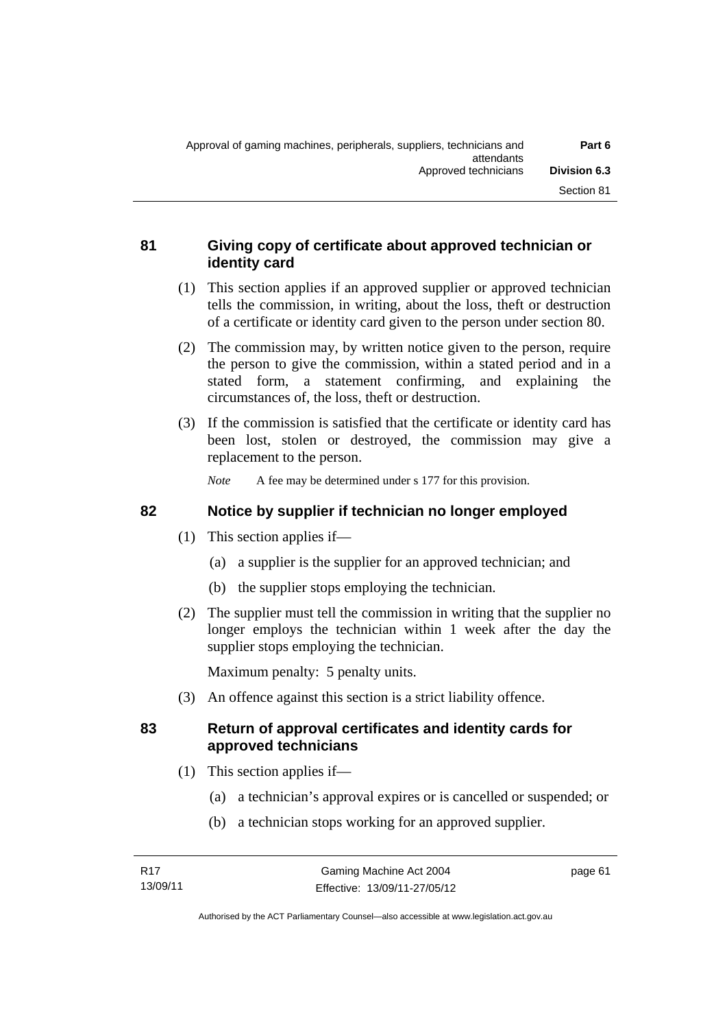## 81 Giving copy of certificate about approved technician or identity card

(1) This section applies if an approved supplier or approved technician tells the commission, in writing, about the loss, theft or destruction of a certificate or identity card given to the person under section 80.

(2) The commission may, by written notice given to the person, require the person to give the commission, within a stated period and in a stated form, a statement confirming, and explaining the circumstances of, the loss, theft or destruction.

(3) If the commission is satisfied that the certificate or identity card has been lost, stolen or destroyed, the commission may give a replacement to the person.

*Note* A fee may be determined under s 177 for this provision.

## 82 Notice by supplier if technician no longer employed

(1) This section applies if—

(a) a supplier is the supplier for an approved technician; and

(b) the supplier stops employing the technician.

(2) The supplier must tell the commission in writing that the supplier no longer employs the technician within 1 week after the day the supplier stops employing the technician.

Maximum penalty: 5 penalty units.

(3) An offence against this section is a strict liability offence.

## 83 Return of approval certificates and identity cards for approved technicians

(1) This section applies if—

(a) a technician's approval expires or is cancelled or suspended; or

(b) a technician stops working for an approved supplier.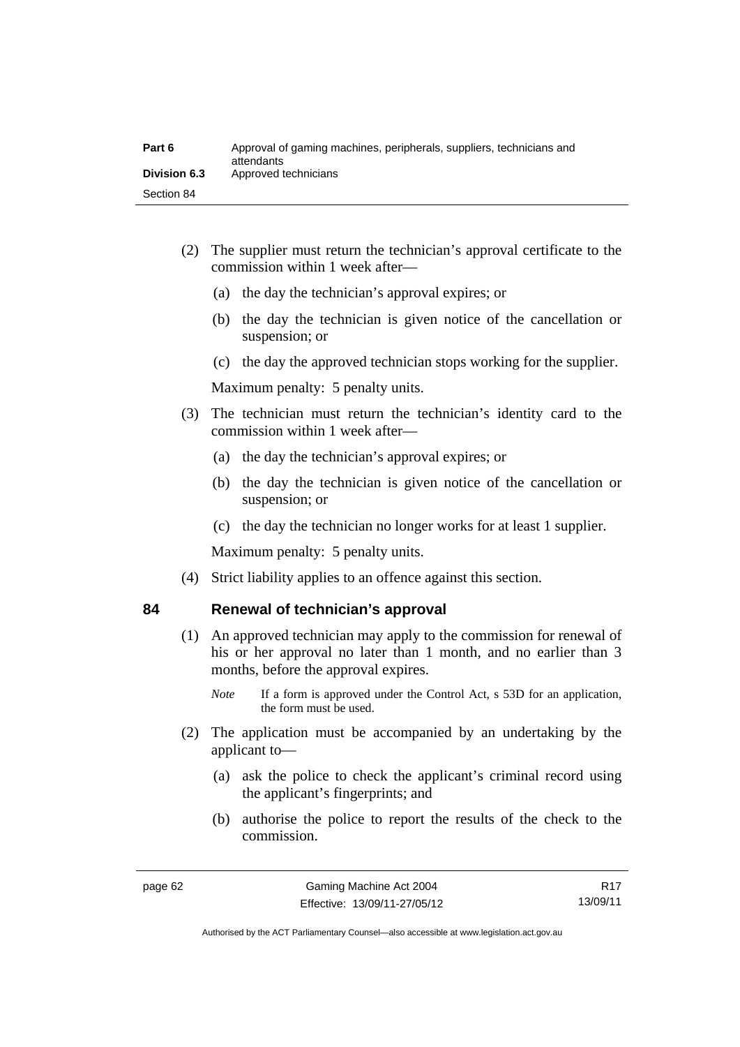(2) The supplier must return the technician's approval certificate to the commission within 1 week after—

(a) the day the technician's approval expires; or

(b) the day the technician is given notice of the cancellation or suspension; or

(c) the day the approved technician stops working for the supplier.

Maximum penalty: 5 penalty units.

(3) The technician must return the technician's identity card to the commission within 1 week after—

(a) the day the technician's approval expires; or

(b) the day the technician is given notice of the cancellation or suspension; or

(c) the day the technician no longer works for at least 1 supplier.

Maximum penalty: 5 penalty units.

(4) Strict liability applies to an offence against this section.

## 84 Renewal of technician's approval

(1) An approved technician may apply to the commission for renewal of his or her approval no later than 1 month, and no earlier than 3 months, before the approval expires.

*Note* If a form is approved under the Control Act, s 53D for an application, the form must be used.

(2) The application must be accompanied by an undertaking by the applicant to—

(a) ask the police to check the applicant's criminal record using the applicant's fingerprints; and

(b) authorise the police to report the results of the check to the commission.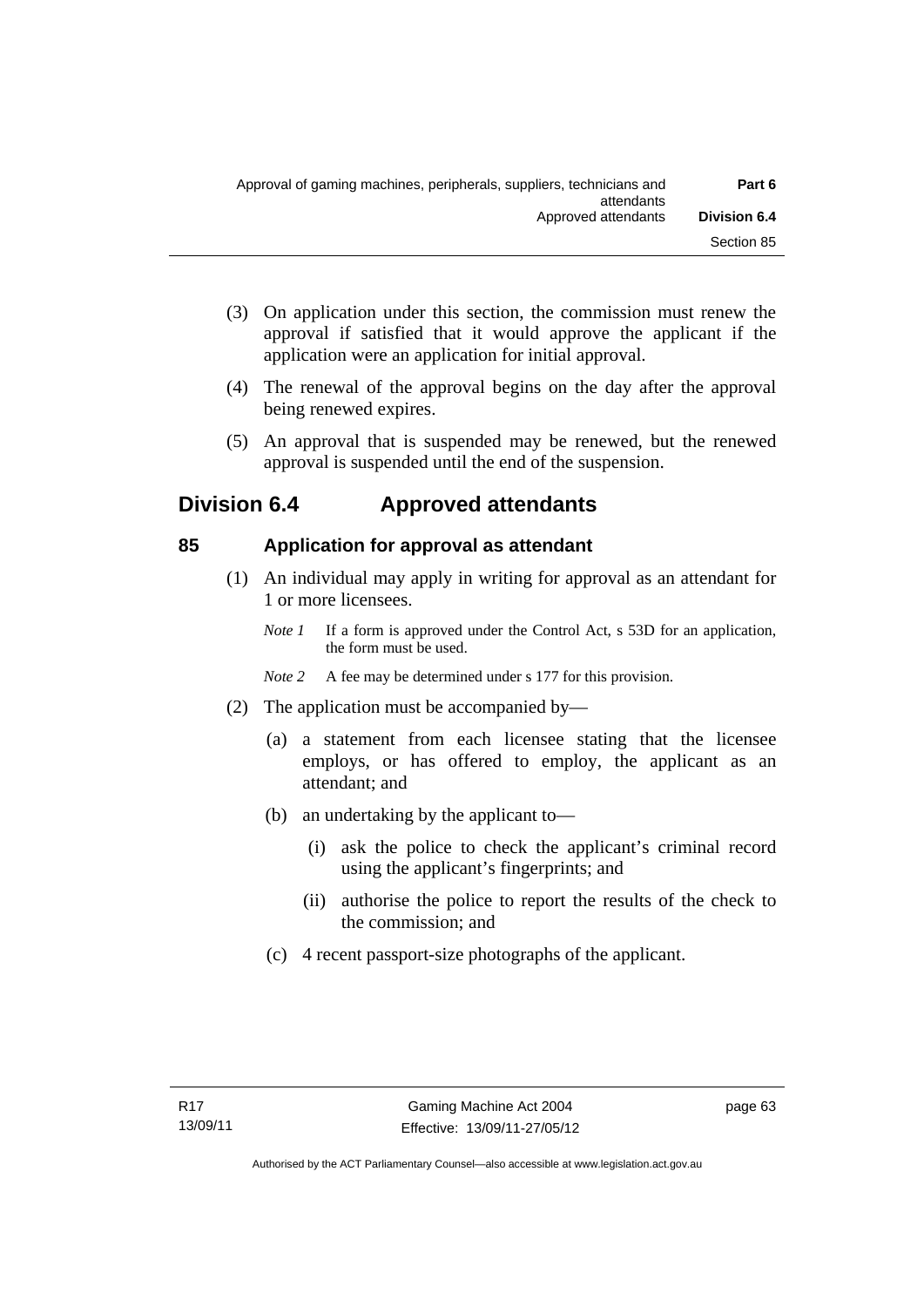(3) On application under this section, the commission must renew the approval if satisfied that it would approve the applicant if the application were an application for initial approval.

(4) The renewal of the approval begins on the day after the approval being renewed expires.

(5) An approval that is suspended may be renewed, but the renewed approval is suspended until the end of the suspension.

## Division 6.4 Approved attendants

### 85 Application for approval as attendant

(1) An individual may apply in writing for approval as an attendant for 1 or more licensees.

*Note 1* If a form is approved under the Control Act, s 53D for an application, the form must be used.

*Note 2* A fee may be determined under s 177 for this provision.

(2) The application must be accompanied by—

(a) a statement from each licensee stating that the licensee employs, or has offered to employ, the applicant as an attendant; and

(b) an undertaking by the applicant to—

(i) ask the police to check the applicant's criminal record using the applicant's fingerprints; and

(ii) authorise the police to report the results of the check to the commission; and

(c) 4 recent passport-size photographs of the applicant.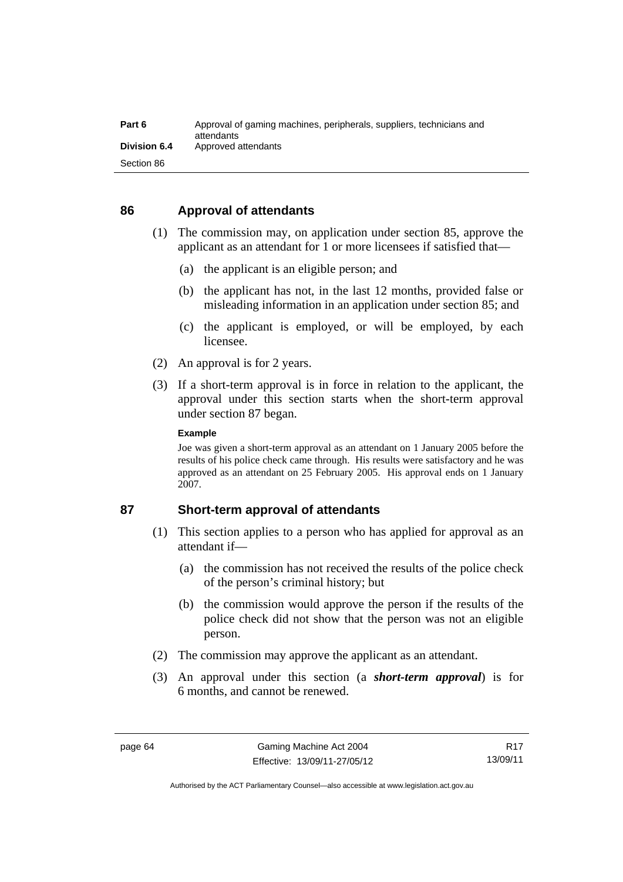## 86 Approval of attendants

(1) The commission may, on application under section 85, approve the applicant as an attendant for 1 or more licensees if satisfied that—

(a) the applicant is an eligible person; and

(b) the applicant has not, in the last 12 months, provided false or misleading information in an application under section 85; and

(c) the applicant is employed, or will be employed, by each licensee.

(2) An approval is for 2 years.

(3) If a short-term approval is in force in relation to the applicant, the approval under this section starts when the short-term approval under section 87 began.

**Example**

Joe was given a short-term approval as an attendant on 1 January 2005 before the results of his police check came through. His results were satisfactory and he was approved as an attendant on 25 February 2005. His approval ends on 1 January 2007.

## 87 Short-term approval of attendants

(1) This section applies to a person who has applied for approval as an attendant if—

(a) the commission has not received the results of the police check of the person's criminal history; but

(b) the commission would approve the person if the results of the police check did not show that the person was not an eligible person.

(2) The commission may approve the applicant as an attendant.

(3) An approval under this section (a ***short-term approval***) is for 6 months, and cannot be renewed.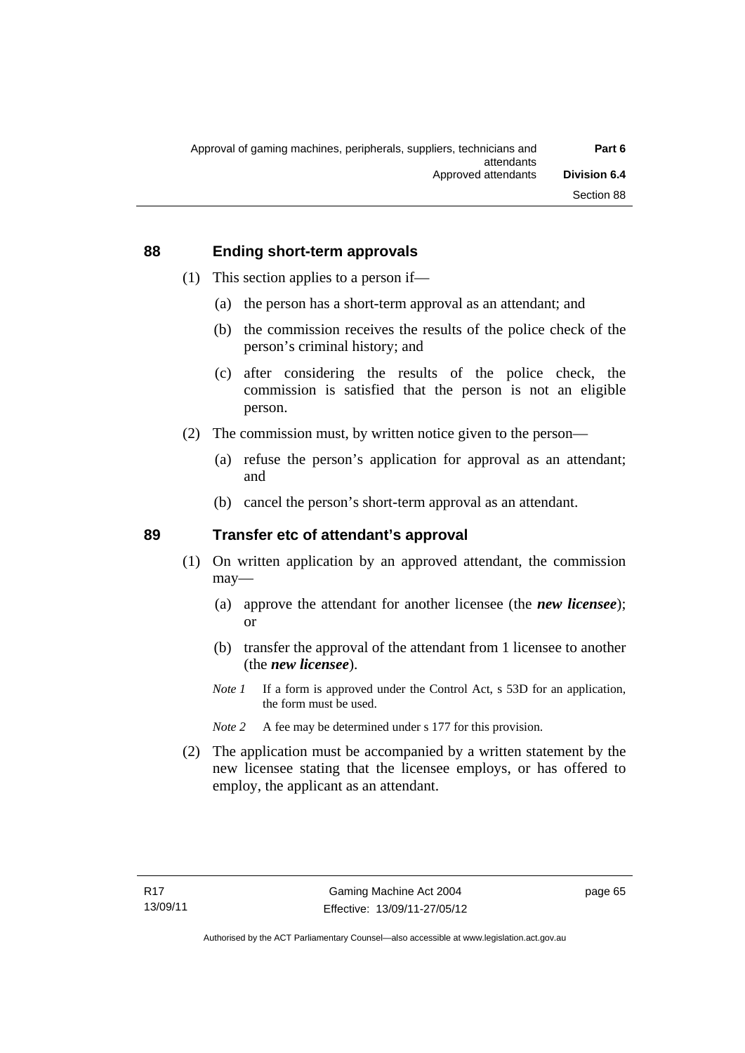## 88 Ending short-term approvals

(1) This section applies to a person if—

(a) the person has a short-term approval as an attendant; and

(b) the commission receives the results of the police check of the person's criminal history; and

(c) after considering the results of the police check, the commission is satisfied that the person is not an eligible person.

(2) The commission must, by written notice given to the person—

(a) refuse the person's application for approval as an attendant; and

(b) cancel the person's short-term approval as an attendant.

## 89 Transfer etc of attendant's approval

(1) On written application by an approved attendant, the commission may—

(a) approve the attendant for another licensee (the ***new licensee***); or

(b) transfer the approval of the attendant from 1 licensee to another (the ***new licensee***).

*Note 1* If a form is approved under the Control Act, s 53D for an application, the form must be used.

*Note 2* A fee may be determined under s 177 for this provision.

(2) The application must be accompanied by a written statement by the new licensee stating that the licensee employs, or has offered to employ, the applicant as an attendant.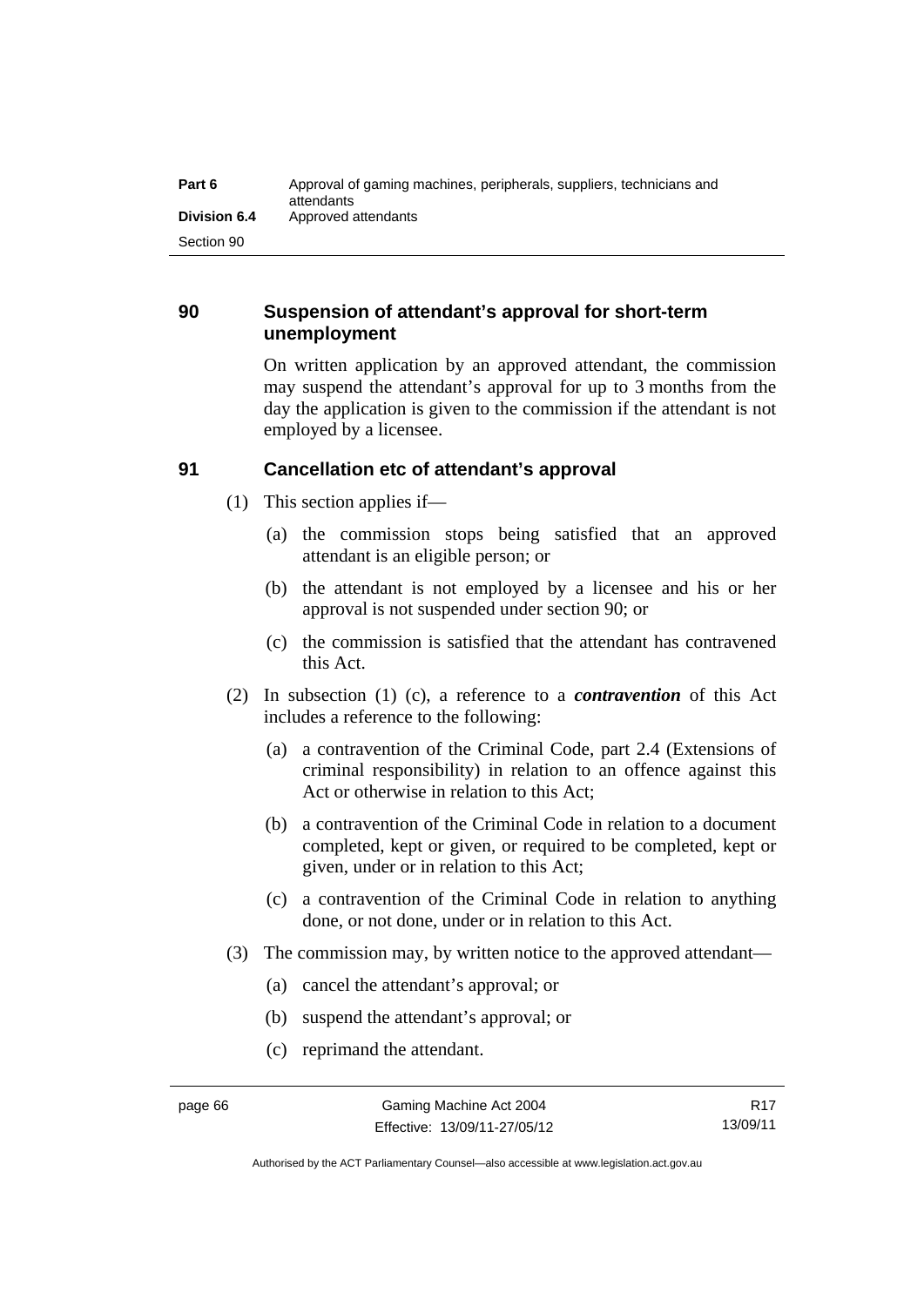## 90 Suspension of attendant's approval for short-term unemployment

On written application by an approved attendant, the commission may suspend the attendant's approval for up to 3 months from the day the application is given to the commission if the attendant is not employed by a licensee.

## 91 Cancellation etc of attendant's approval

(1) This section applies if—

(a) the commission stops being satisfied that an approved attendant is an eligible person; or

(b) the attendant is not employed by a licensee and his or her approval is not suspended under section 90; or

(c) the commission is satisfied that the attendant has contravened this Act.

(2) In subsection (1) (c), a reference to a ***contravention*** of this Act includes a reference to the following:

(a) a contravention of the Criminal Code, part 2.4 (Extensions of criminal responsibility) in relation to an offence against this Act or otherwise in relation to this Act;

(b) a contravention of the Criminal Code in relation to a document completed, kept or given, or required to be completed, kept or given, under or in relation to this Act;

(c) a contravention of the Criminal Code in relation to anything done, or not done, under or in relation to this Act.

(3) The commission may, by written notice to the approved attendant—

(a) cancel the attendant's approval; or

(b) suspend the attendant's approval; or

(c) reprimand the attendant.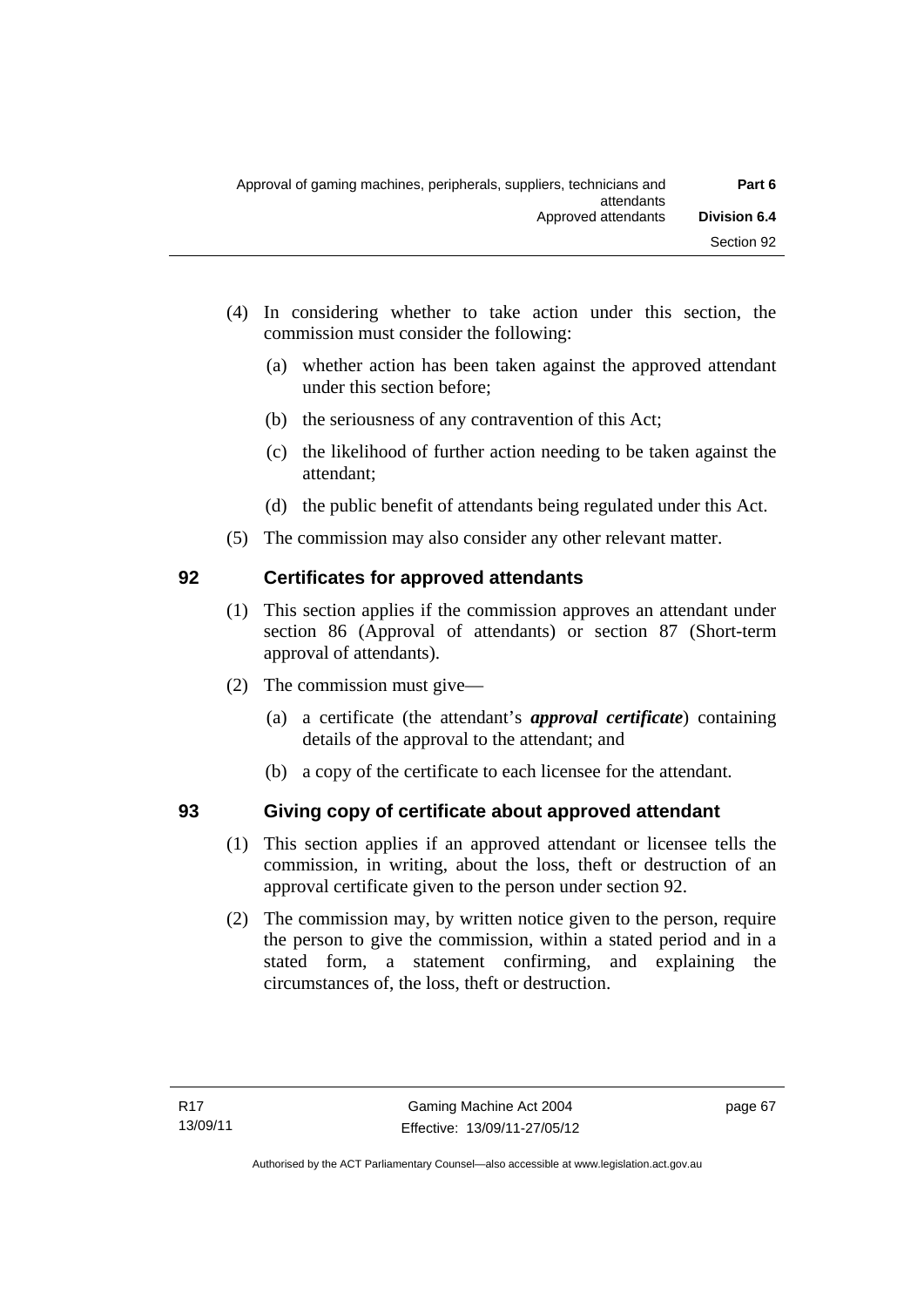(4) In considering whether to take action under this section, the commission must consider the following:

   (a) whether action has been taken against the approved attendant under this section before;

   (b) the seriousness of any contravention of this Act;

   (c) the likelihood of further action needing to be taken against the attendant;

   (d) the public benefit of attendants being regulated under this Act.

(5) The commission may also consider any other relevant matter.

## 92 Certificates for approved attendants

(1) This section applies if the commission approves an attendant under section 86 (Approval of attendants) or section 87 (Short-term approval of attendants).

(2) The commission must give—

   (a) a certificate (the attendant's ***approval certificate***) containing details of the approval to the attendant; and

   (b) a copy of the certificate to each licensee for the attendant.

## 93 Giving copy of certificate about approved attendant

(1) This section applies if an approved attendant or licensee tells the commission, in writing, about the loss, theft or destruction of an approval certificate given to the person under section 92.

(2) The commission may, by written notice given to the person, require the person to give the commission, within a stated period and in a stated form, a statement confirming, and explaining the circumstances of, the loss, theft or destruction.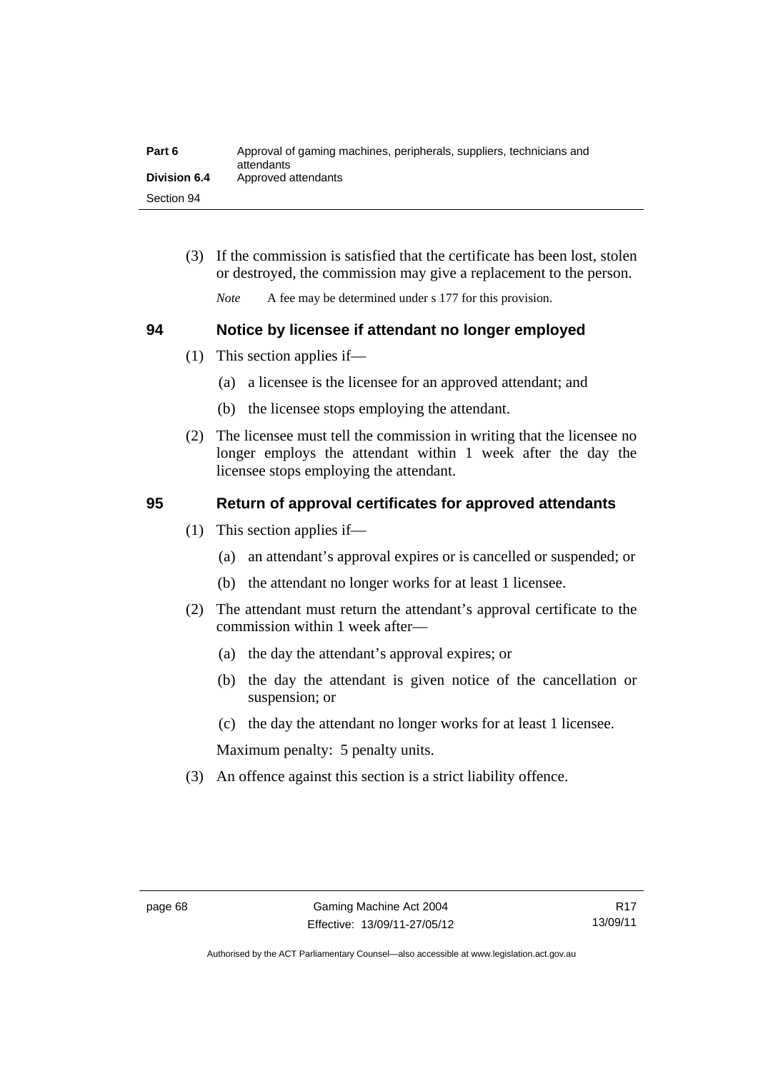(3) If the commission is satisfied that the certificate has been lost, stolen or destroyed, the commission may give a replacement to the person.

*Note* A fee may be determined under s 177 for this provision.

## 94 Notice by licensee if attendant no longer employed

(1) This section applies if—

(a) a licensee is the licensee for an approved attendant; and

(b) the licensee stops employing the attendant.

(2) The licensee must tell the commission in writing that the licensee no longer employs the attendant within 1 week after the day the licensee stops employing the attendant.

## 95 Return of approval certificates for approved attendants

(1) This section applies if—

(a) an attendant's approval expires or is cancelled or suspended; or

(b) the attendant no longer works for at least 1 licensee.

(2) The attendant must return the attendant's approval certificate to the commission within 1 week after—

(a) the day the attendant's approval expires; or

(b) the day the attendant is given notice of the cancellation or suspension; or

(c) the day the attendant no longer works for at least 1 licensee.

Maximum penalty: 5 penalty units.

(3) An offence against this section is a strict liability offence.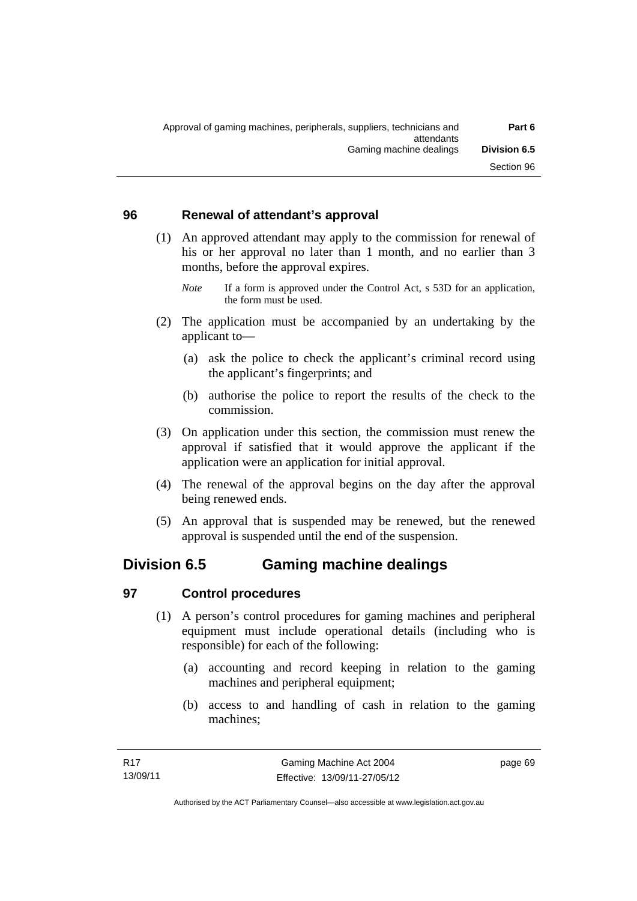### 96 Renewal of attendant's approval

(1) An approved attendant may apply to the commission for renewal of his or her approval no later than 1 month, and no earlier than 3 months, before the approval expires.

*Note* If a form is approved under the Control Act, s 53D for an application, the form must be used.

(2) The application must be accompanied by an undertaking by the applicant to—

(a) ask the police to check the applicant's criminal record using the applicant's fingerprints; and

(b) authorise the police to report the results of the check to the commission.

(3) On application under this section, the commission must renew the approval if satisfied that it would approve the applicant if the application were an application for initial approval.

(4) The renewal of the approval begins on the day after the approval being renewed ends.

(5) An approval that is suspended may be renewed, but the renewed approval is suspended until the end of the suspension.

## Division 6.5 Gaming machine dealings

### 97 Control procedures

(1) A person's control procedures for gaming machines and peripheral equipment must include operational details (including who is responsible) for each of the following:

(a) accounting and record keeping in relation to the gaming machines and peripheral equipment;

(b) access to and handling of cash in relation to the gaming machines;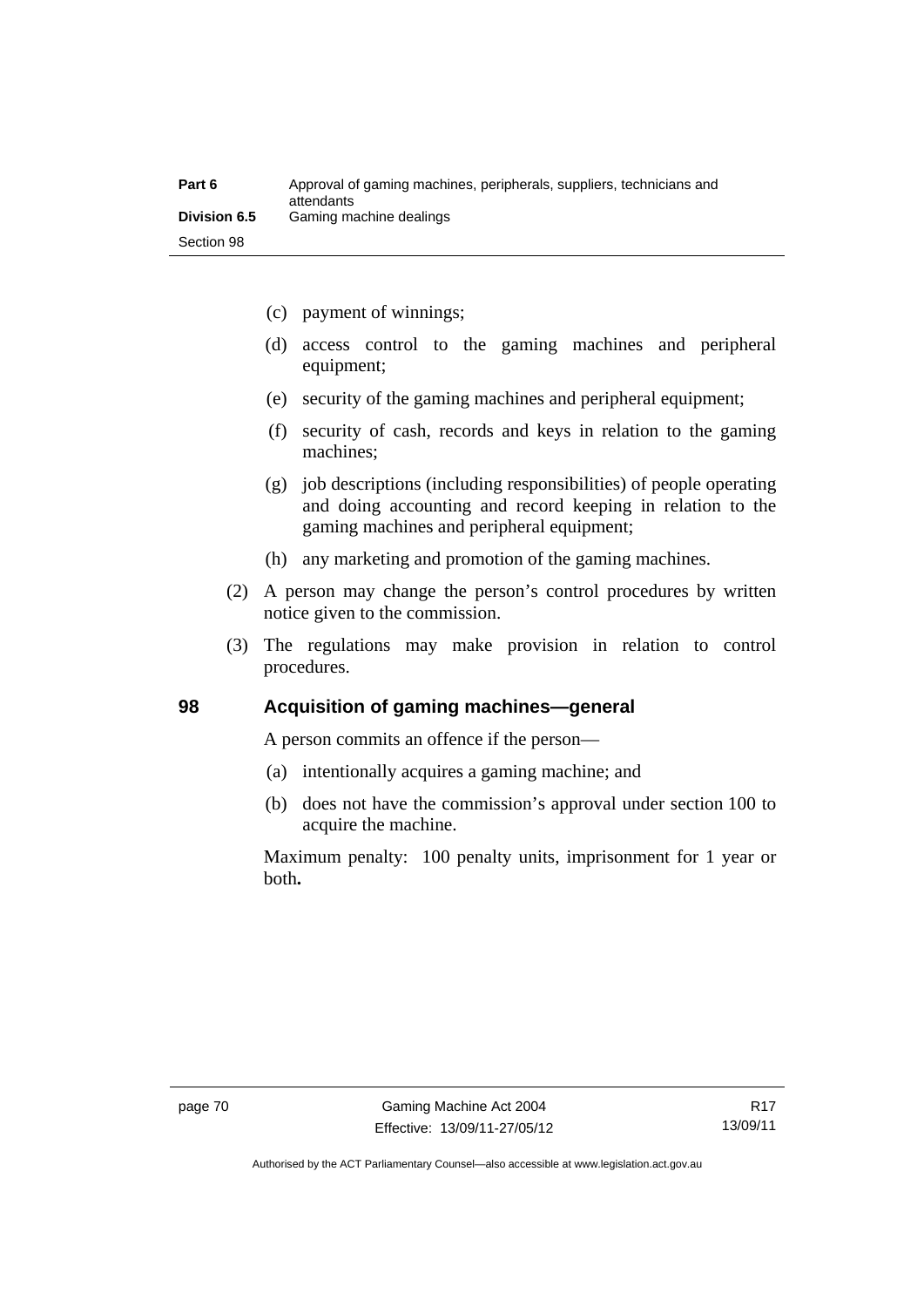(c) payment of winnings;

(d) access control to the gaming machines and peripheral equipment;

(e) security of the gaming machines and peripheral equipment;

(f) security of cash, records and keys in relation to the gaming machines;

(g) job descriptions (including responsibilities) of people operating and doing accounting and record keeping in relation to the gaming machines and peripheral equipment;

(h) any marketing and promotion of the gaming machines.

(2) A person may change the person's control procedures by written notice given to the commission.

(3) The regulations may make provision in relation to control procedures.

## 98 Acquisition of gaming machines—general

A person commits an offence if the person—

(a) intentionally acquires a gaming machine; and

(b) does not have the commission's approval under section 100 to acquire the machine.

Maximum penalty: 100 penalty units, imprisonment for 1 year or both**.**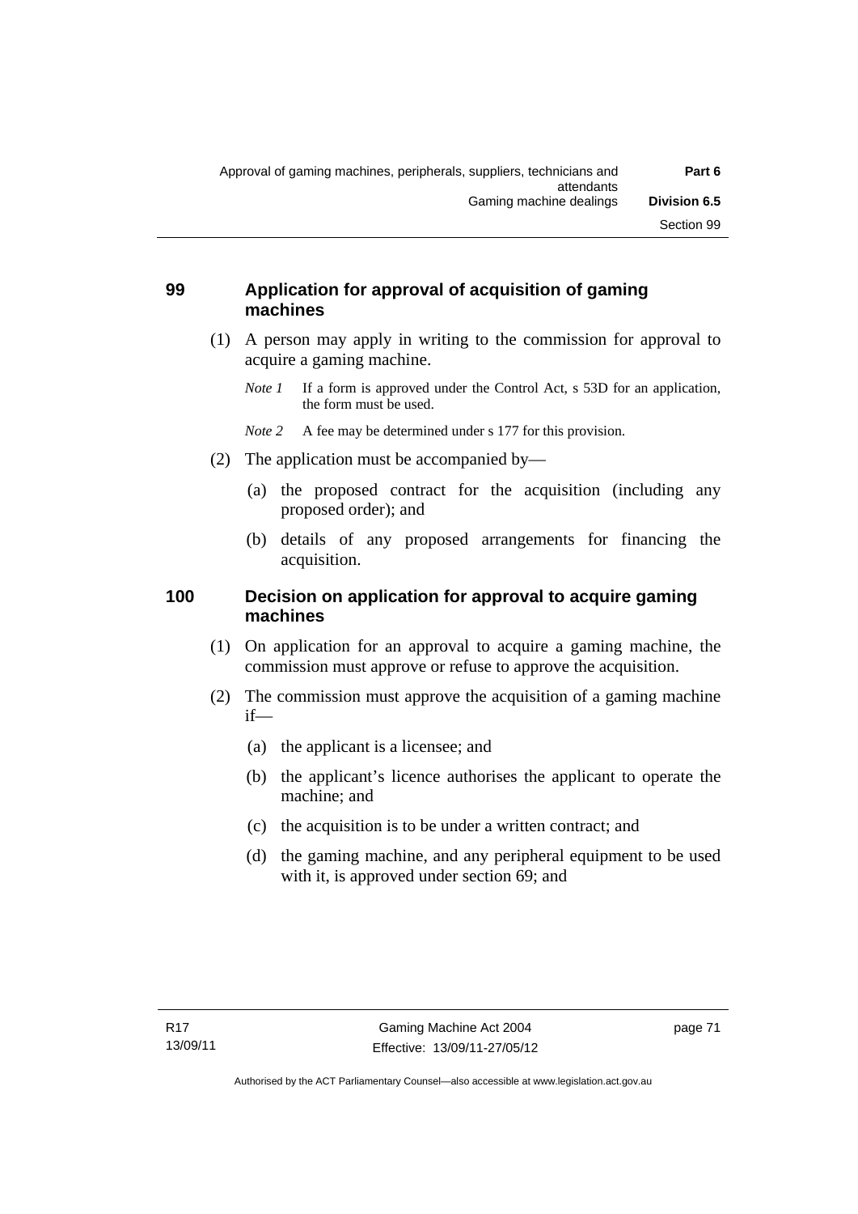## 99 Application for approval of acquisition of gaming machines

(1) A person may apply in writing to the commission for approval to acquire a gaming machine.

*Note 1* If a form is approved under the Control Act, s 53D for an application, the form must be used.

*Note 2* A fee may be determined under s 177 for this provision.

(2) The application must be accompanied by—

(a) the proposed contract for the acquisition (including any proposed order); and

(b) details of any proposed arrangements for financing the acquisition.

## 100 Decision on application for approval to acquire gaming machines

(1) On application for an approval to acquire a gaming machine, the commission must approve or refuse to approve the acquisition.

(2) The commission must approve the acquisition of a gaming machine if—

(a) the applicant is a licensee; and

(b) the applicant's licence authorises the applicant to operate the machine; and

(c) the acquisition is to be under a written contract; and

(d) the gaming machine, and any peripheral equipment to be used with it, is approved under section 69; and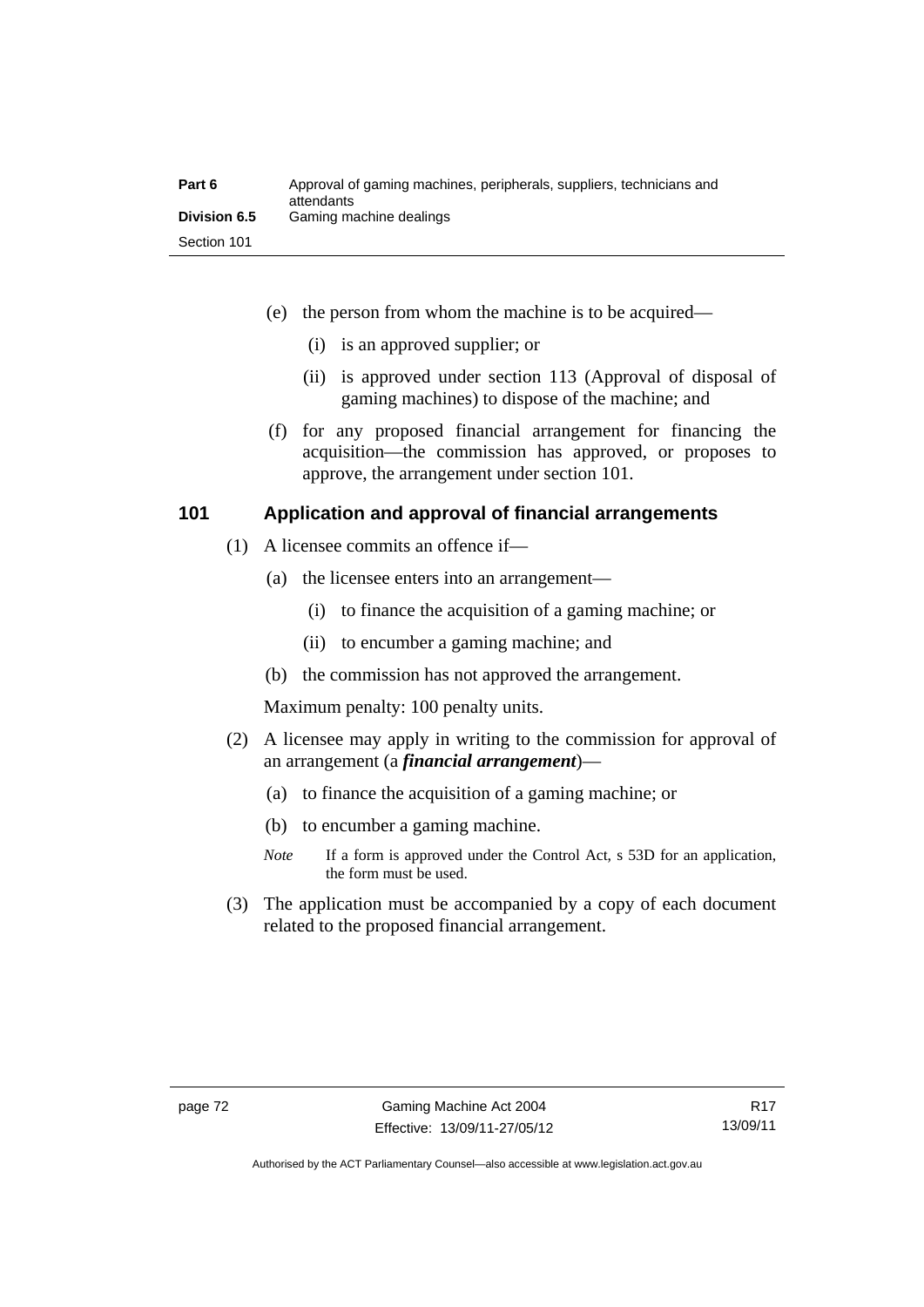(e) the person from whom the machine is to be acquired—

(i) is an approved supplier; or

(ii) is approved under section 113 (Approval of disposal of gaming machines) to dispose of the machine; and

(f) for any proposed financial arrangement for financing the acquisition—the commission has approved, or proposes to approve, the arrangement under section 101.

## 101 Application and approval of financial arrangements

(1) A licensee commits an offence if—

(a) the licensee enters into an arrangement—

(i) to finance the acquisition of a gaming machine; or

(ii) to encumber a gaming machine; and

(b) the commission has not approved the arrangement.

Maximum penalty: 100 penalty units.

(2) A licensee may apply in writing to the commission for approval of an arrangement (a ***financial arrangement***)—

(a) to finance the acquisition of a gaming machine; or

(b) to encumber a gaming machine.

*Note* If a form is approved under the Control Act, s 53D for an application, the form must be used.

(3) The application must be accompanied by a copy of each document related to the proposed financial arrangement.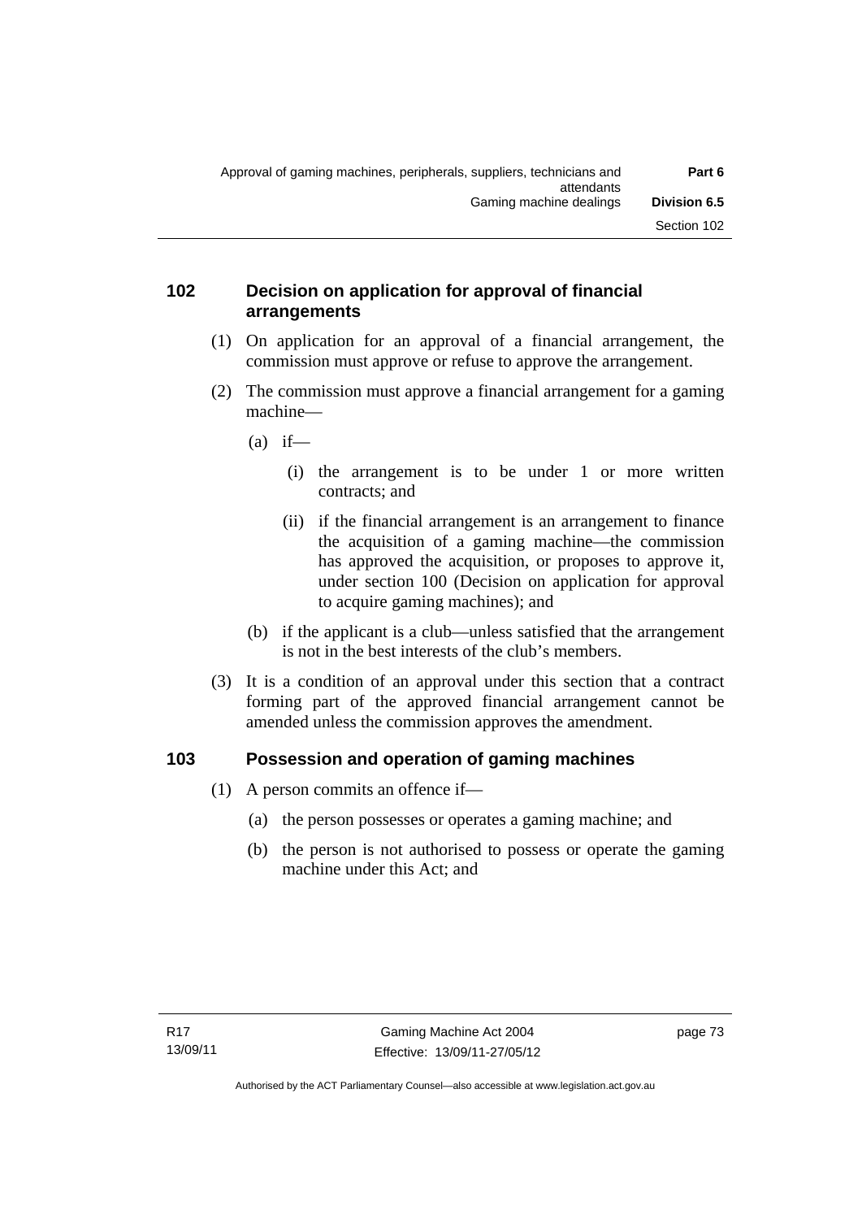## 102 Decision on application for approval of financial arrangements

(1) On application for an approval of a financial arrangement, the commission must approve or refuse to approve the arrangement.

(2) The commission must approve a financial arrangement for a gaming machine—

(a) if—

(i) the arrangement is to be under 1 or more written contracts; and

(ii) if the financial arrangement is an arrangement to finance the acquisition of a gaming machine—the commission has approved the acquisition, or proposes to approve it, under section 100 (Decision on application for approval to acquire gaming machines); and

(b) if the applicant is a club—unless satisfied that the arrangement is not in the best interests of the club's members.

(3) It is a condition of an approval under this section that a contract forming part of the approved financial arrangement cannot be amended unless the commission approves the amendment.

## 103 Possession and operation of gaming machines

(1) A person commits an offence if—

(a) the person possesses or operates a gaming machine; and

(b) the person is not authorised to possess or operate the gaming machine under this Act; and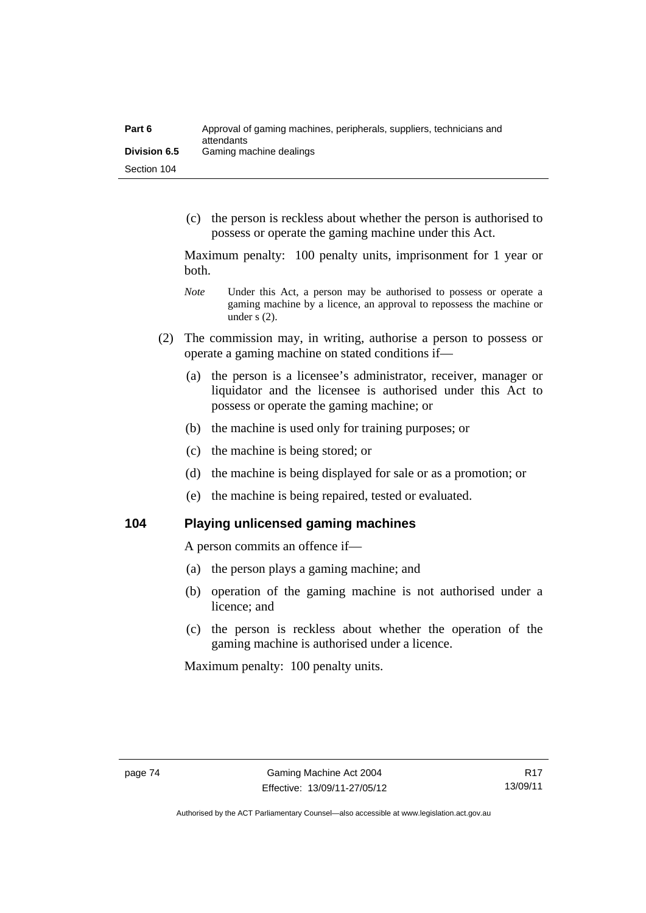(c) the person is reckless about whether the person is authorised to possess or operate the gaming machine under this Act.

Maximum penalty: 100 penalty units, imprisonment for 1 year or both.

*Note* Under this Act, a person may be authorised to possess or operate a gaming machine by a licence, an approval to repossess the machine or under s (2).

(2) The commission may, in writing, authorise a person to possess or operate a gaming machine on stated conditions if—

(a) the person is a licensee's administrator, receiver, manager or liquidator and the licensee is authorised under this Act to possess or operate the gaming machine; or

(b) the machine is used only for training purposes; or

(c) the machine is being stored; or

(d) the machine is being displayed for sale or as a promotion; or

(e) the machine is being repaired, tested or evaluated.

## 104 Playing unlicensed gaming machines

A person commits an offence if—

(a) the person plays a gaming machine; and

(b) operation of the gaming machine is not authorised under a licence; and

(c) the person is reckless about whether the operation of the gaming machine is authorised under a licence.

Maximum penalty: 100 penalty units.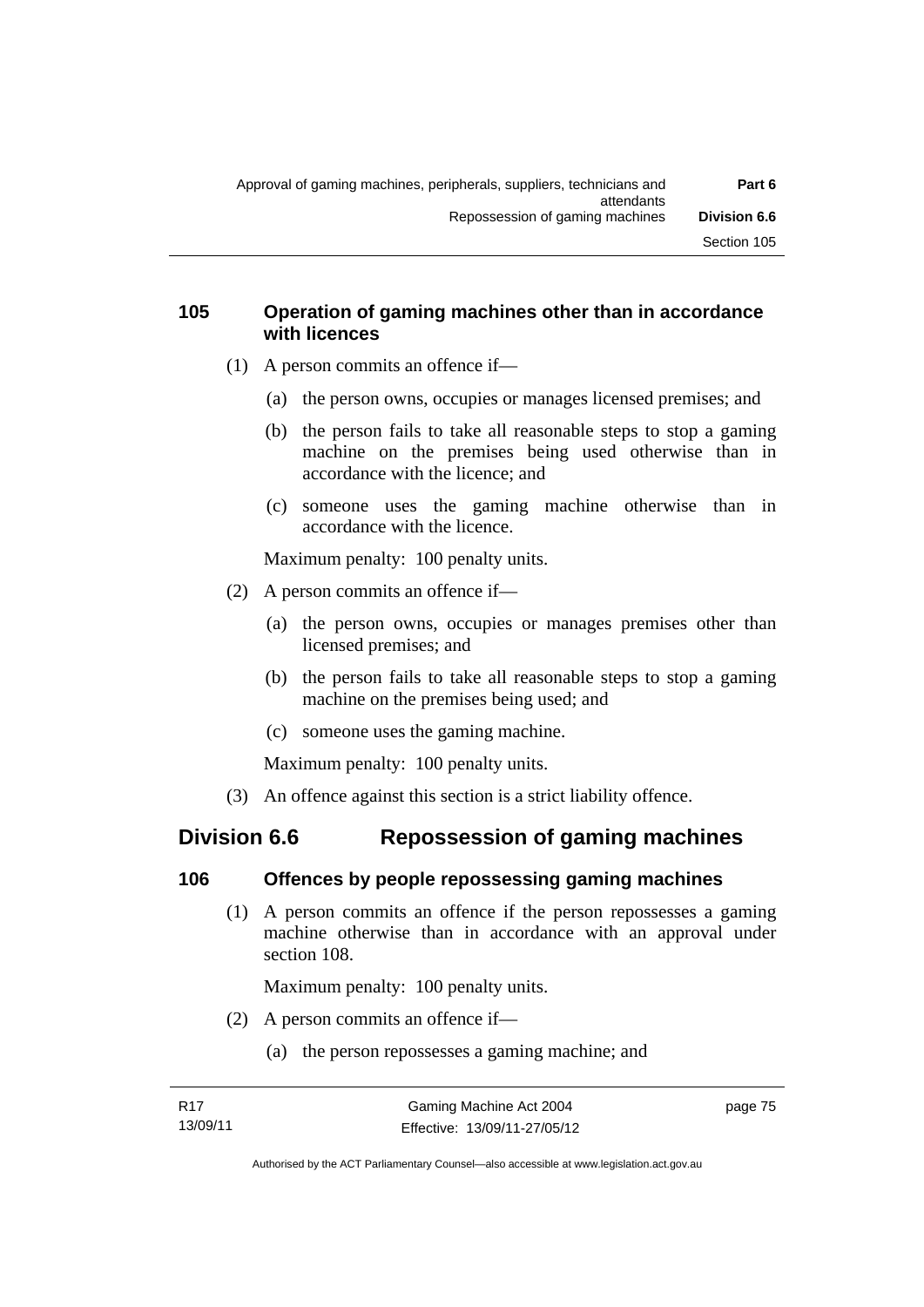### 105 Operation of gaming machines other than in accordance with licences

(1) A person commits an offence if—

(a) the person owns, occupies or manages licensed premises; and

(b) the person fails to take all reasonable steps to stop a gaming machine on the premises being used otherwise than in accordance with the licence; and

(c) someone uses the gaming machine otherwise than in accordance with the licence.

Maximum penalty: 100 penalty units.

(2) A person commits an offence if—

(a) the person owns, occupies or manages premises other than licensed premises; and

(b) the person fails to take all reasonable steps to stop a gaming machine on the premises being used; and

(c) someone uses the gaming machine.

Maximum penalty: 100 penalty units.

(3) An offence against this section is a strict liability offence.

## Division 6.6 Repossession of gaming machines

### 106 Offences by people repossessing gaming machines

(1) A person commits an offence if the person repossesses a gaming machine otherwise than in accordance with an approval under section 108.

Maximum penalty: 100 penalty units.

(2) A person commits an offence if—

(a) the person repossesses a gaming machine; and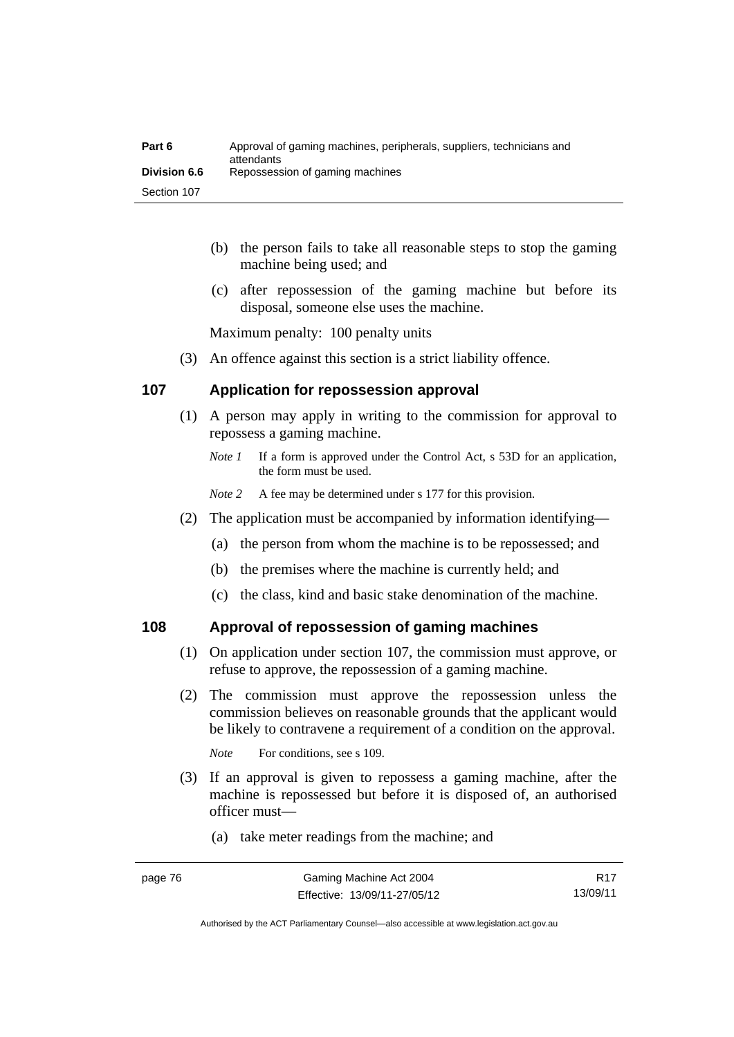(b) the person fails to take all reasonable steps to stop the gaming machine being used; and

(c) after repossession of the gaming machine but before its disposal, someone else uses the machine.

Maximum penalty: 100 penalty units

(3) An offence against this section is a strict liability offence.

## 107 Application for repossession approval

(1) A person may apply in writing to the commission for approval to repossess a gaming machine.

*Note 1* If a form is approved under the Control Act, s 53D for an application, the form must be used.

*Note 2* A fee may be determined under s 177 for this provision.

(2) The application must be accompanied by information identifying—

(a) the person from whom the machine is to be repossessed; and

(b) the premises where the machine is currently held; and

(c) the class, kind and basic stake denomination of the machine.

## 108 Approval of repossession of gaming machines

(1) On application under section 107, the commission must approve, or refuse to approve, the repossession of a gaming machine.

(2) The commission must approve the repossession unless the commission believes on reasonable grounds that the applicant would be likely to contravene a requirement of a condition on the approval.

*Note* For conditions, see s 109.

(3) If an approval is given to repossess a gaming machine, after the machine is repossessed but before it is disposed of, an authorised officer must—

(a) take meter readings from the machine; and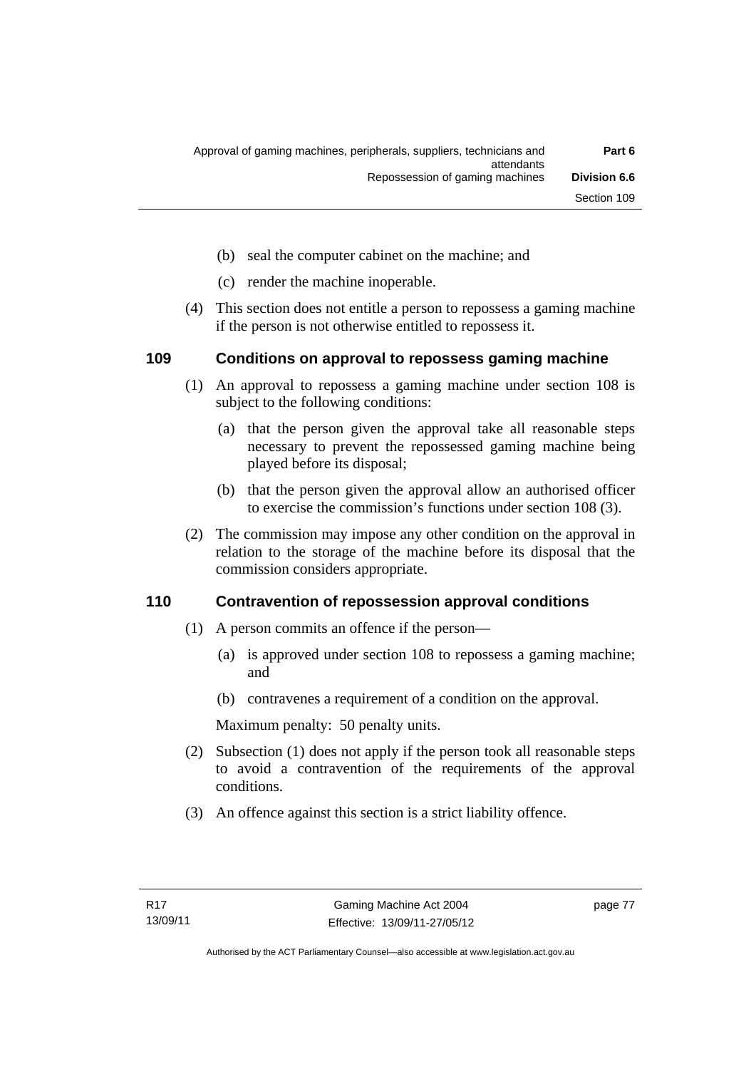(b) seal the computer cabinet on the machine; and

(c) render the machine inoperable.

(4) This section does not entitle a person to repossess a gaming machine if the person is not otherwise entitled to repossess it.

## 109 Conditions on approval to repossess gaming machine

(1) An approval to repossess a gaming machine under section 108 is subject to the following conditions:

(a) that the person given the approval take all reasonable steps necessary to prevent the repossessed gaming machine being played before its disposal;

(b) that the person given the approval allow an authorised officer to exercise the commission's functions under section 108 (3).

(2) The commission may impose any other condition on the approval in relation to the storage of the machine before its disposal that the commission considers appropriate.

## 110 Contravention of repossession approval conditions

(1) A person commits an offence if the person—

(a) is approved under section 108 to repossess a gaming machine; and

(b) contravenes a requirement of a condition on the approval.

Maximum penalty: 50 penalty units.

(2) Subsection (1) does not apply if the person took all reasonable steps to avoid a contravention of the requirements of the approval conditions.

(3) An offence against this section is a strict liability offence.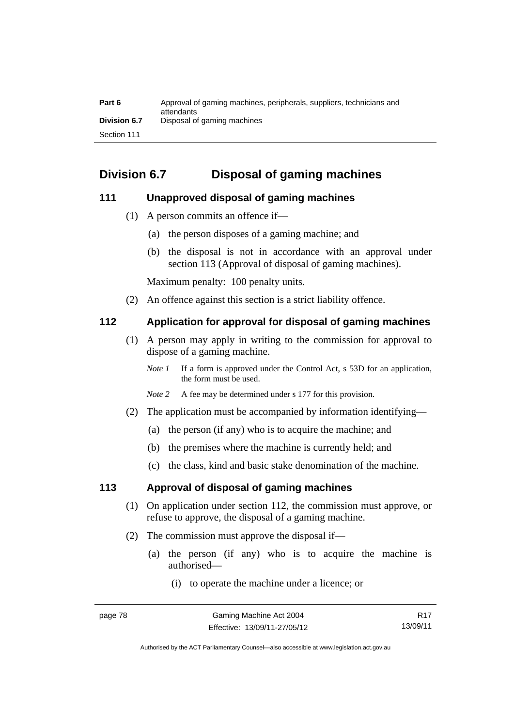## Division 6.7 Disposal of gaming machines

### 111 Unapproved disposal of gaming machines

(1) A person commits an offence if—

(a) the person disposes of a gaming machine; and

(b) the disposal is not in accordance with an approval under section 113 (Approval of disposal of gaming machines).

Maximum penalty: 100 penalty units.

(2) An offence against this section is a strict liability offence.

### 112 Application for approval for disposal of gaming machines

(1) A person may apply in writing to the commission for approval to dispose of a gaming machine.

*Note 1* If a form is approved under the Control Act, s 53D for an application, the form must be used.

*Note 2* A fee may be determined under s 177 for this provision.

(2) The application must be accompanied by information identifying—

(a) the person (if any) who is to acquire the machine; and

(b) the premises where the machine is currently held; and

(c) the class, kind and basic stake denomination of the machine.

### 113 Approval of disposal of gaming machines

(1) On application under section 112, the commission must approve, or refuse to approve, the disposal of a gaming machine.

(2) The commission must approve the disposal if—

(a) the person (if any) who is to acquire the machine is authorised—

(i) to operate the machine under a licence; or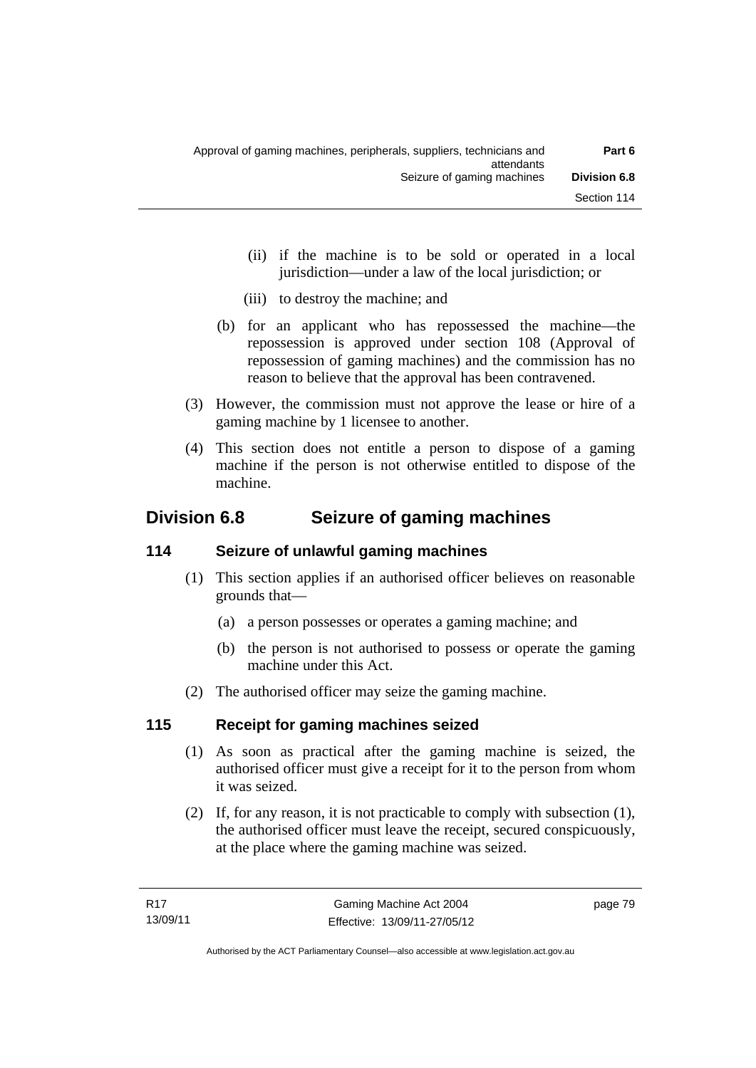(ii) if the machine is to be sold or operated in a local jurisdiction—under a law of the local jurisdiction; or

(iii) to destroy the machine; and

(b) for an applicant who has repossessed the machine—the repossession is approved under section 108 (Approval of repossession of gaming machines) and the commission has no reason to believe that the approval has been contravened.

(3) However, the commission must not approve the lease or hire of a gaming machine by 1 licensee to another.

(4) This section does not entitle a person to dispose of a gaming machine if the person is not otherwise entitled to dispose of the machine.

## Division 6.8 Seizure of gaming machines

### 114 Seizure of unlawful gaming machines

(1) This section applies if an authorised officer believes on reasonable grounds that—

(a) a person possesses or operates a gaming machine; and

(b) the person is not authorised to possess or operate the gaming machine under this Act.

(2) The authorised officer may seize the gaming machine.

### 115 Receipt for gaming machines seized

(1) As soon as practical after the gaming machine is seized, the authorised officer must give a receipt for it to the person from whom it was seized.

(2) If, for any reason, it is not practicable to comply with subsection (1), the authorised officer must leave the receipt, secured conspicuously, at the place where the gaming machine was seized.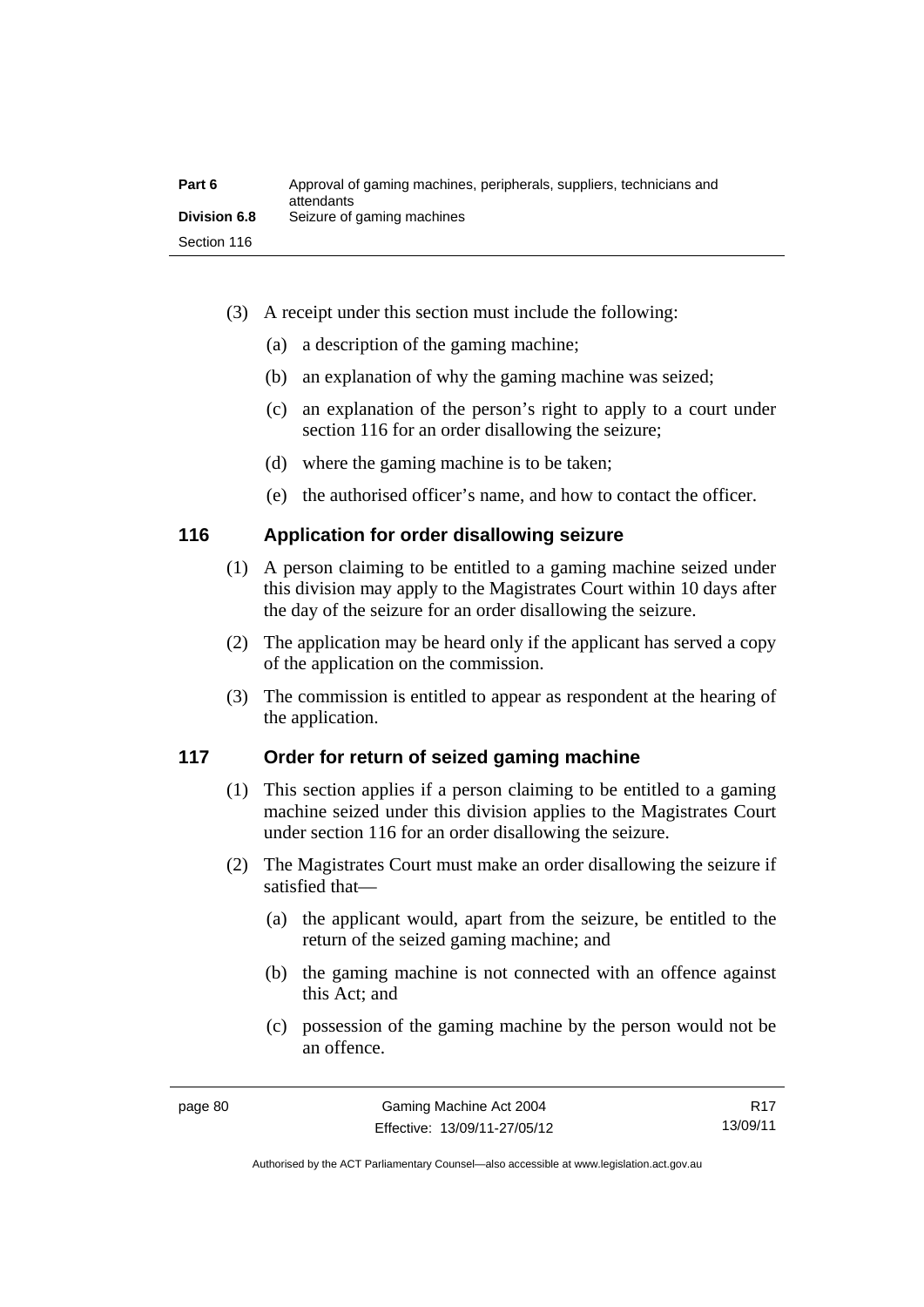(3) A receipt under this section must include the following:

(a) a description of the gaming machine;

(b) an explanation of why the gaming machine was seized;

(c) an explanation of the person's right to apply to a court under section 116 for an order disallowing the seizure;

(d) where the gaming machine is to be taken;

(e) the authorised officer's name, and how to contact the officer.

## 116 Application for order disallowing seizure

(1) A person claiming to be entitled to a gaming machine seized under this division may apply to the Magistrates Court within 10 days after the day of the seizure for an order disallowing the seizure.

(2) The application may be heard only if the applicant has served a copy of the application on the commission.

(3) The commission is entitled to appear as respondent at the hearing of the application.

## 117 Order for return of seized gaming machine

(1) This section applies if a person claiming to be entitled to a gaming machine seized under this division applies to the Magistrates Court under section 116 for an order disallowing the seizure.

(2) The Magistrates Court must make an order disallowing the seizure if satisfied that—

(a) the applicant would, apart from the seizure, be entitled to the return of the seized gaming machine; and

(b) the gaming machine is not connected with an offence against this Act; and

(c) possession of the gaming machine by the person would not be an offence.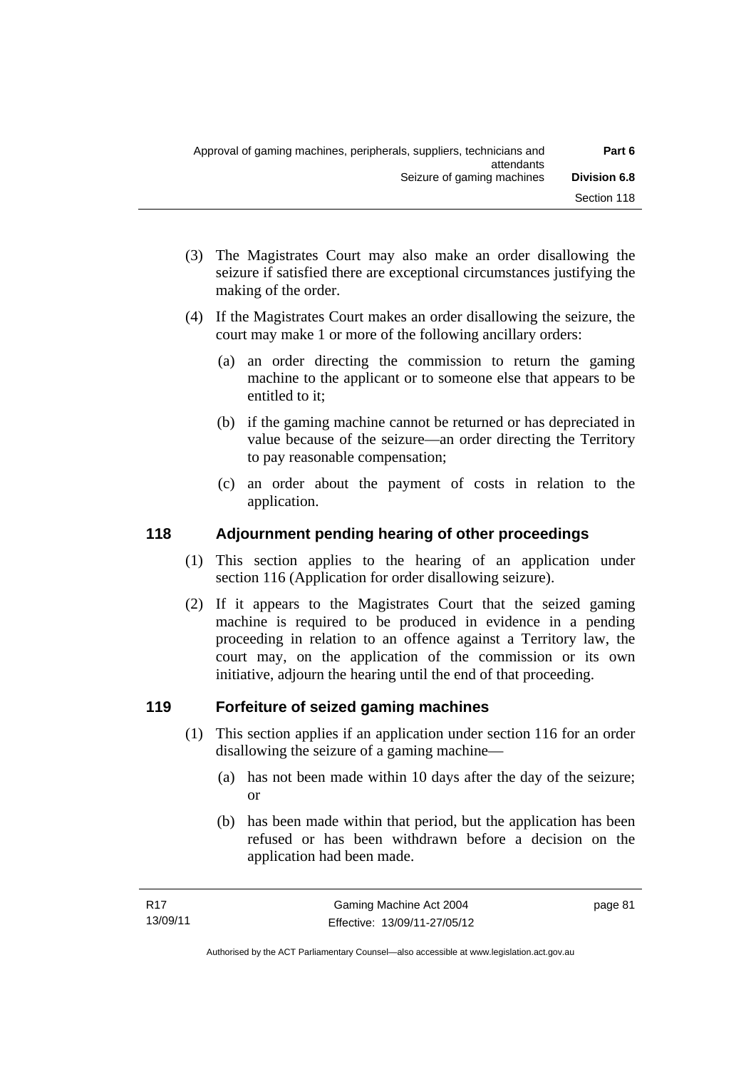(3) The Magistrates Court may also make an order disallowing the seizure if satisfied there are exceptional circumstances justifying the making of the order.

(4) If the Magistrates Court makes an order disallowing the seizure, the court may make 1 or more of the following ancillary orders:

(a) an order directing the commission to return the gaming machine to the applicant or to someone else that appears to be entitled to it;

(b) if the gaming machine cannot be returned or has depreciated in value because of the seizure—an order directing the Territory to pay reasonable compensation;

(c) an order about the payment of costs in relation to the application.

## 118 Adjournment pending hearing of other proceedings

(1) This section applies to the hearing of an application under section 116 (Application for order disallowing seizure).

(2) If it appears to the Magistrates Court that the seized gaming machine is required to be produced in evidence in a pending proceeding in relation to an offence against a Territory law, the court may, on the application of the commission or its own initiative, adjourn the hearing until the end of that proceeding.

## 119 Forfeiture of seized gaming machines

(1) This section applies if an application under section 116 for an order disallowing the seizure of a gaming machine—

(a) has not been made within 10 days after the day of the seizure; or

(b) has been made within that period, but the application has been refused or has been withdrawn before a decision on the application had been made.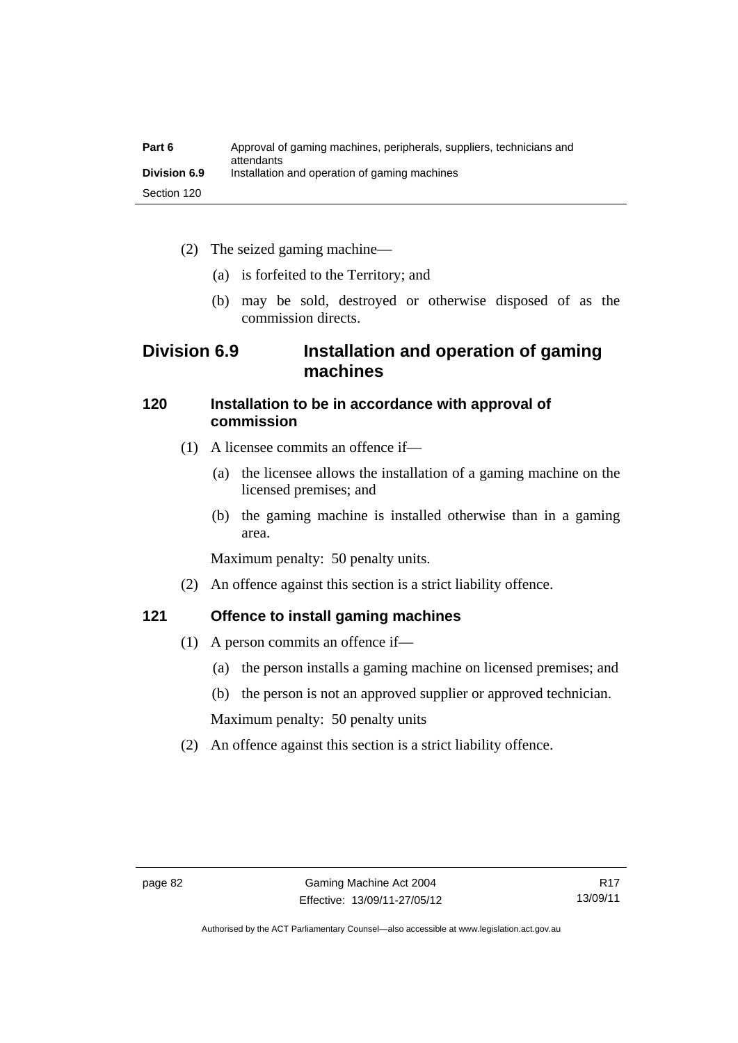(2) The seized gaming machine—

(a) is forfeited to the Territory; and

(b) may be sold, destroyed or otherwise disposed of as the commission directs.

## Division 6.9 Installation and operation of gaming machines

### 120 Installation to be in accordance with approval of commission

(1) A licensee commits an offence if—

(a) the licensee allows the installation of a gaming machine on the licensed premises; and

(b) the gaming machine is installed otherwise than in a gaming area.

Maximum penalty: 50 penalty units.

(2) An offence against this section is a strict liability offence.

### 121 Offence to install gaming machines

(1) A person commits an offence if—

(a) the person installs a gaming machine on licensed premises; and

(b) the person is not an approved supplier or approved technician.

Maximum penalty: 50 penalty units

(2) An offence against this section is a strict liability offence.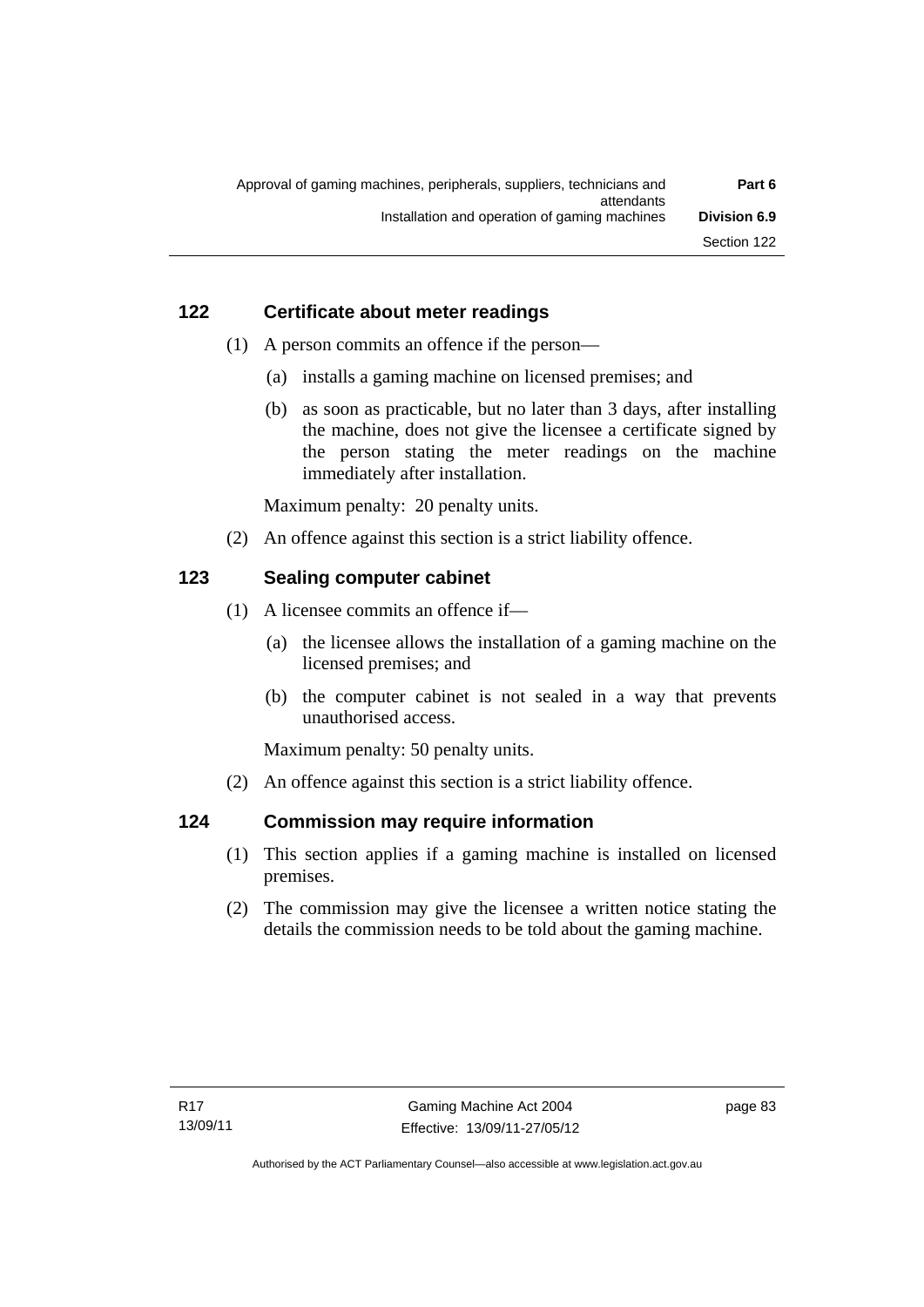### 122 Certificate about meter readings

(1) A person commits an offence if the person—

(a) installs a gaming machine on licensed premises; and

(b) as soon as practicable, but no later than 3 days, after installing the machine, does not give the licensee a certificate signed by the person stating the meter readings on the machine immediately after installation.

Maximum penalty: 20 penalty units.

(2) An offence against this section is a strict liability offence.

### 123 Sealing computer cabinet

(1) A licensee commits an offence if—

(a) the licensee allows the installation of a gaming machine on the licensed premises; and

(b) the computer cabinet is not sealed in a way that prevents unauthorised access.

Maximum penalty: 50 penalty units.

(2) An offence against this section is a strict liability offence.

### 124 Commission may require information

(1) This section applies if a gaming machine is installed on licensed premises.

(2) The commission may give the licensee a written notice stating the details the commission needs to be told about the gaming machine.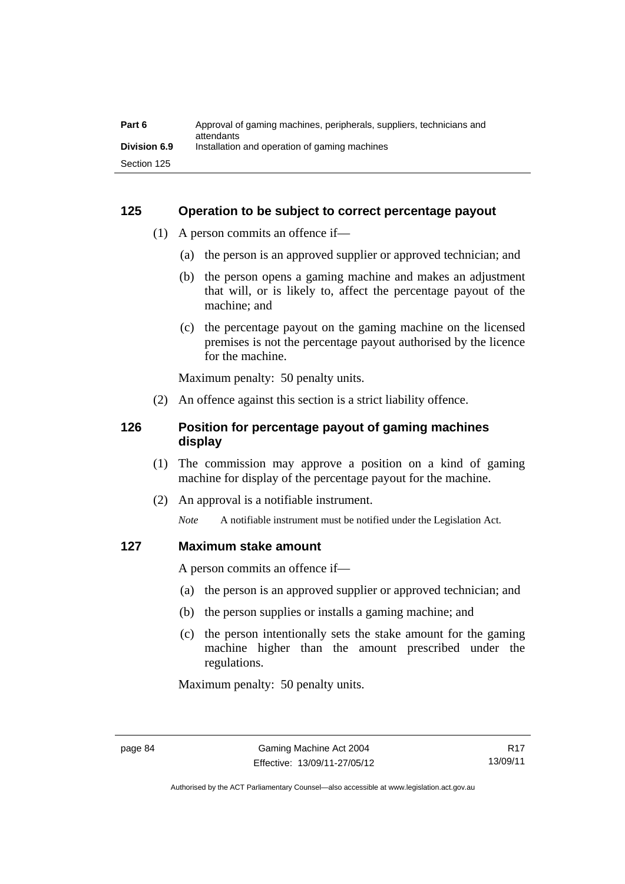## 125 Operation to be subject to correct percentage payout

(1) A person commits an offence if—

(a) the person is an approved supplier or approved technician; and

(b) the person opens a gaming machine and makes an adjustment that will, or is likely to, affect the percentage payout of the machine; and

(c) the percentage payout on the gaming machine on the licensed premises is not the percentage payout authorised by the licence for the machine.

Maximum penalty: 50 penalty units.

(2) An offence against this section is a strict liability offence.

## 126 Position for percentage payout of gaming machines display

(1) The commission may approve a position on a kind of gaming machine for display of the percentage payout for the machine.

(2) An approval is a notifiable instrument.

*Note* A notifiable instrument must be notified under the Legislation Act.

## 127 Maximum stake amount

A person commits an offence if—

(a) the person is an approved supplier or approved technician; and

(b) the person supplies or installs a gaming machine; and

(c) the person intentionally sets the stake amount for the gaming machine higher than the amount prescribed under the regulations.

Maximum penalty: 50 penalty units.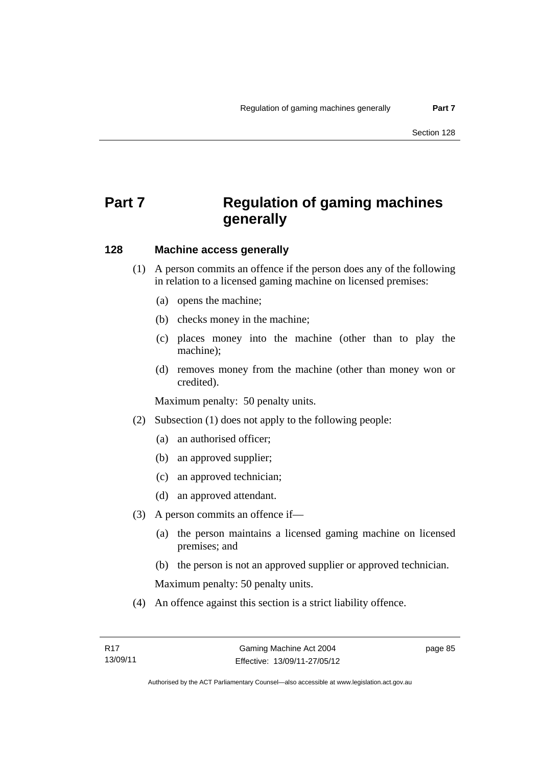# Part 7 Regulation of gaming machines generally

## 128 Machine access generally

(1) A person commits an offence if the person does any of the following in relation to a licensed gaming machine on licensed premises:

(a) opens the machine;

(b) checks money in the machine;

(c) places money into the machine (other than to play the machine);

(d) removes money from the machine (other than money won or credited).

Maximum penalty: 50 penalty units.

(2) Subsection (1) does not apply to the following people:

(a) an authorised officer;

(b) an approved supplier;

(c) an approved technician;

(d) an approved attendant.

(3) A person commits an offence if—

(a) the person maintains a licensed gaming machine on licensed premises; and

(b) the person is not an approved supplier or approved technician.

Maximum penalty: 50 penalty units.

(4) An offence against this section is a strict liability offence.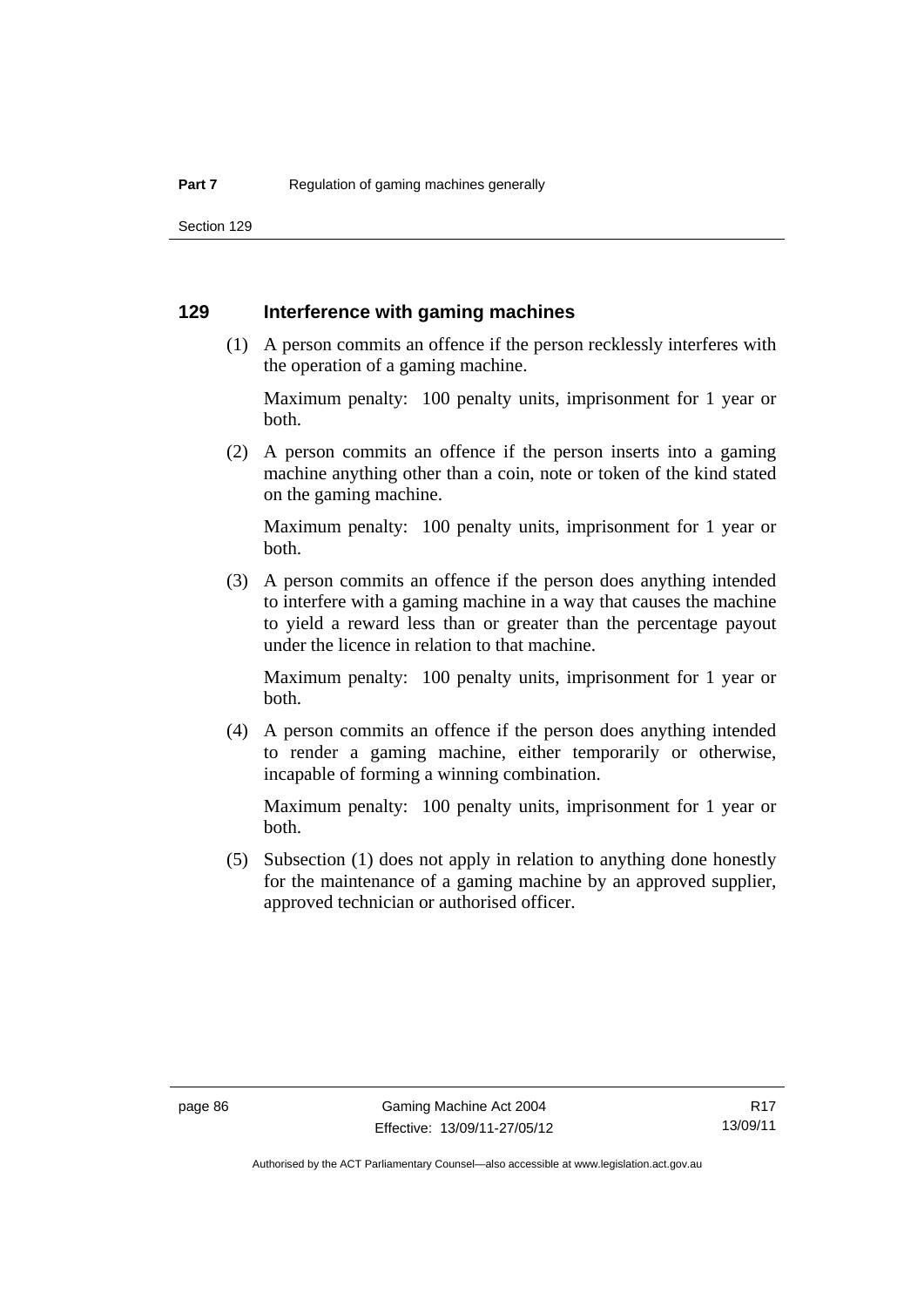## 129 Interference with gaming machines

(1) A person commits an offence if the person recklessly interferes with the operation of a gaming machine.

Maximum penalty: 100 penalty units, imprisonment for 1 year or both.

(2) A person commits an offence if the person inserts into a gaming machine anything other than a coin, note or token of the kind stated on the gaming machine.

Maximum penalty: 100 penalty units, imprisonment for 1 year or both.

(3) A person commits an offence if the person does anything intended to interfere with a gaming machine in a way that causes the machine to yield a reward less than or greater than the percentage payout under the licence in relation to that machine.

Maximum penalty: 100 penalty units, imprisonment for 1 year or both.

(4) A person commits an offence if the person does anything intended to render a gaming machine, either temporarily or otherwise, incapable of forming a winning combination.

Maximum penalty: 100 penalty units, imprisonment for 1 year or both.

(5) Subsection (1) does not apply in relation to anything done honestly for the maintenance of a gaming machine by an approved supplier, approved technician or authorised officer.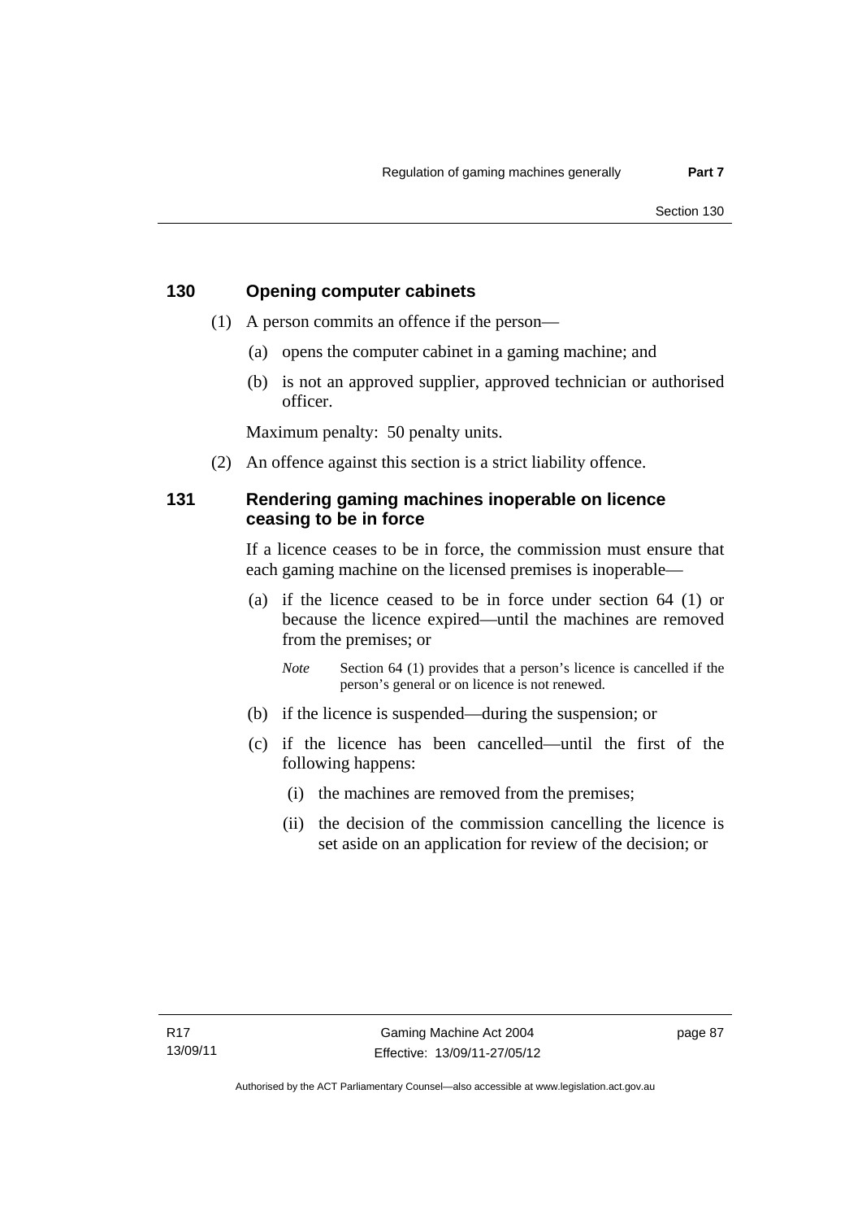### 130 Opening computer cabinets

(1) A person commits an offence if the person—

(a) opens the computer cabinet in a gaming machine; and

(b) is not an approved supplier, approved technician or authorised officer.

Maximum penalty: 50 penalty units.

(2) An offence against this section is a strict liability offence.

### 131 Rendering gaming machines inoperable on licence ceasing to be in force

If a licence ceases to be in force, the commission must ensure that each gaming machine on the licensed premises is inoperable—

(a) if the licence ceased to be in force under section 64 (1) or because the licence expired—until the machines are removed from the premises; or

*Note* Section 64 (1) provides that a person's licence is cancelled if the person's general or on licence is not renewed.

(b) if the licence is suspended—during the suspension; or

(c) if the licence has been cancelled—until the first of the following happens:

(i) the machines are removed from the premises;

(ii) the decision of the commission cancelling the licence is set aside on an application for review of the decision; or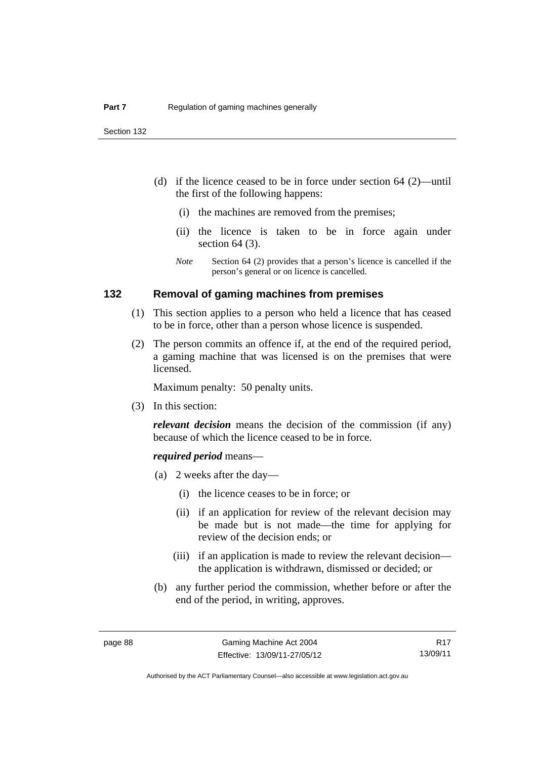(d) if the licence ceased to be in force under section 64 (2)—until the first of the following happens:

   (i) the machines are removed from the premises;

   (ii) the licence is taken to be in force again under section 64 (3).

   *Note* Section 64 (2) provides that a person's licence is cancelled if the person's general or on licence is cancelled.

### 132 Removal of gaming machines from premises

(1) This section applies to a person who held a licence that has ceased to be in force, other than a person whose licence is suspended.

(2) The person commits an offence if, at the end of the required period, a gaming machine that was licensed is on the premises that were licensed.

Maximum penalty: 50 penalty units.

(3) In this section:

***relevant decision*** means the decision of the commission (if any) because of which the licence ceased to be in force.

***required period*** means—

(a) 2 weeks after the day—

   (i) the licence ceases to be in force; or

   (ii) if an application for review of the relevant decision may be made but is not made—the time for applying for review of the decision ends; or

   (iii) if an application is made to review the relevant decision—the application is withdrawn, dismissed or decided; or

(b) any further period the commission, whether before or after the end of the period, in writing, approves.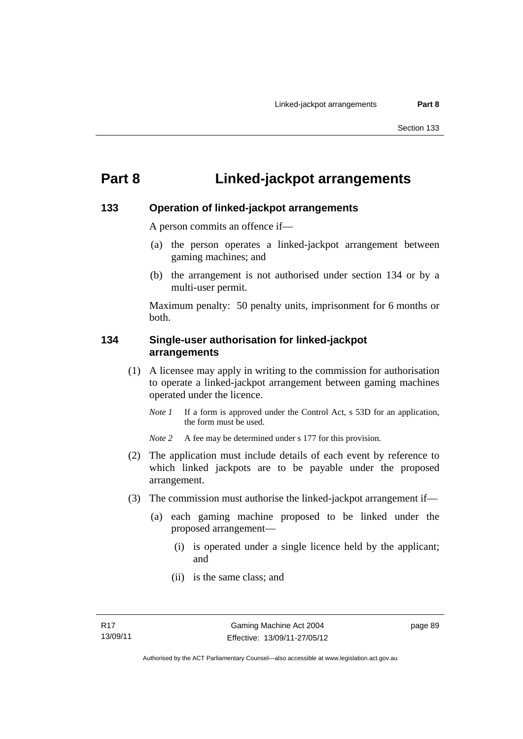# Part 8 Linked-jackpot arrangements

## 133 Operation of linked-jackpot arrangements

A person commits an offence if—

(a) the person operates a linked-jackpot arrangement between gaming machines; and

(b) the arrangement is not authorised under section 134 or by a multi-user permit.

Maximum penalty: 50 penalty units, imprisonment for 6 months or both.

## 134 Single-user authorisation for linked-jackpot arrangements

(1) A licensee may apply in writing to the commission for authorisation to operate a linked-jackpot arrangement between gaming machines operated under the licence.

*Note 1* If a form is approved under the Control Act, s 53D for an application, the form must be used.

*Note 2* A fee may be determined under s 177 for this provision.

(2) The application must include details of each event by reference to which linked jackpots are to be payable under the proposed arrangement.

(3) The commission must authorise the linked-jackpot arrangement if—

(a) each gaming machine proposed to be linked under the proposed arrangement—

(i) is operated under a single licence held by the applicant; and

(ii) is the same class; and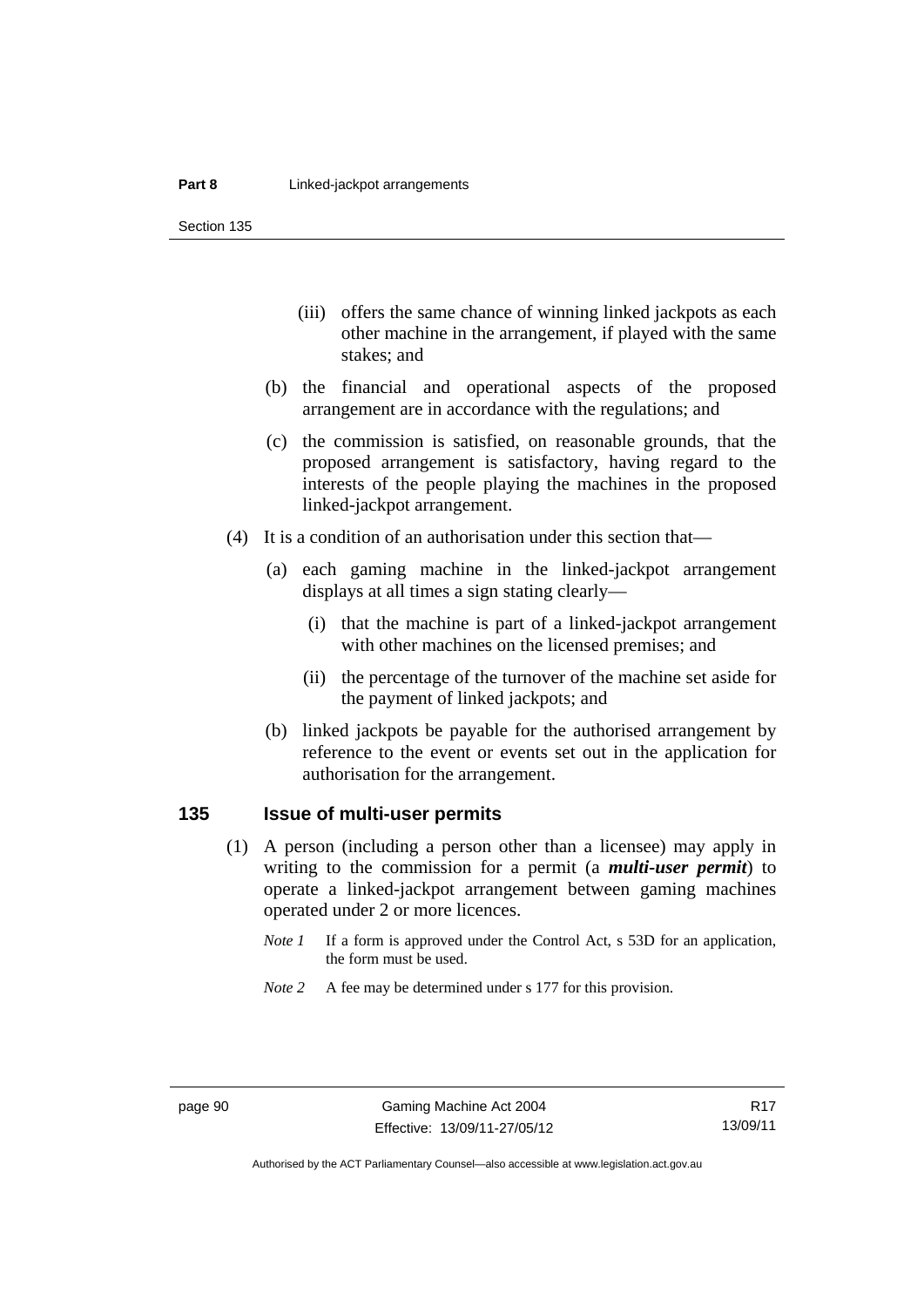(iii) offers the same chance of winning linked jackpots as each other machine in the arrangement, if played with the same stakes; and

(b) the financial and operational aspects of the proposed arrangement are in accordance with the regulations; and

(c) the commission is satisfied, on reasonable grounds, that the proposed arrangement is satisfactory, having regard to the interests of the people playing the machines in the proposed linked-jackpot arrangement.

(4) It is a condition of an authorisation under this section that—

(a) each gaming machine in the linked-jackpot arrangement displays at all times a sign stating clearly—

(i) that the machine is part of a linked-jackpot arrangement with other machines on the licensed premises; and

(ii) the percentage of the turnover of the machine set aside for the payment of linked jackpots; and

(b) linked jackpots be payable for the authorised arrangement by reference to the event or events set out in the application for authorisation for the arrangement.

## 135 Issue of multi-user permits

(1) A person (including a person other than a licensee) may apply in writing to the commission for a permit (a ***multi-user permit***) to operate a linked-jackpot arrangement between gaming machines operated under 2 or more licences.

*Note 1* If a form is approved under the Control Act, s 53D for an application, the form must be used.

*Note 2* A fee may be determined under s 177 for this provision.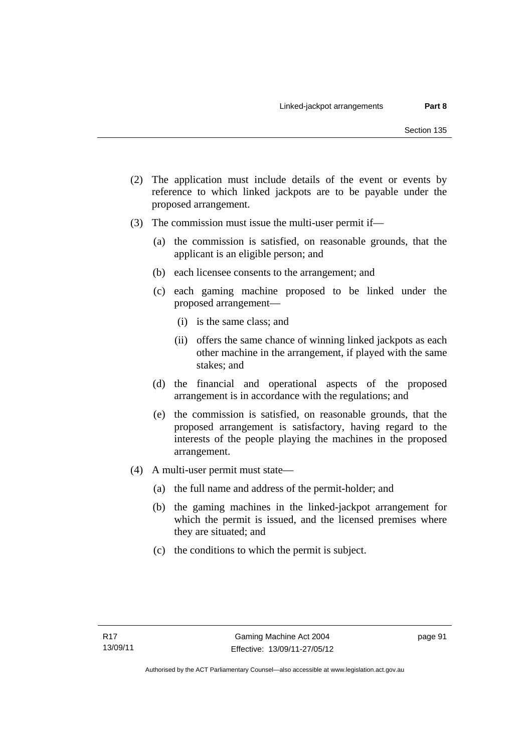(2) The application must include details of the event or events by reference to which linked jackpots are to be payable under the proposed arrangement.

(3) The commission must issue the multi-user permit if—

   (a) the commission is satisfied, on reasonable grounds, that the applicant is an eligible person; and

   (b) each licensee consents to the arrangement; and

   (c) each gaming machine proposed to be linked under the proposed arrangement—

      (i) is the same class; and

      (ii) offers the same chance of winning linked jackpots as each other machine in the arrangement, if played with the same stakes; and

   (d) the financial and operational aspects of the proposed arrangement is in accordance with the regulations; and

   (e) the commission is satisfied, on reasonable grounds, that the proposed arrangement is satisfactory, having regard to the interests of the people playing the machines in the proposed arrangement.

(4) A multi-user permit must state—

   (a) the full name and address of the permit-holder; and

   (b) the gaming machines in the linked-jackpot arrangement for which the permit is issued, and the licensed premises where they are situated; and

   (c) the conditions to which the permit is subject.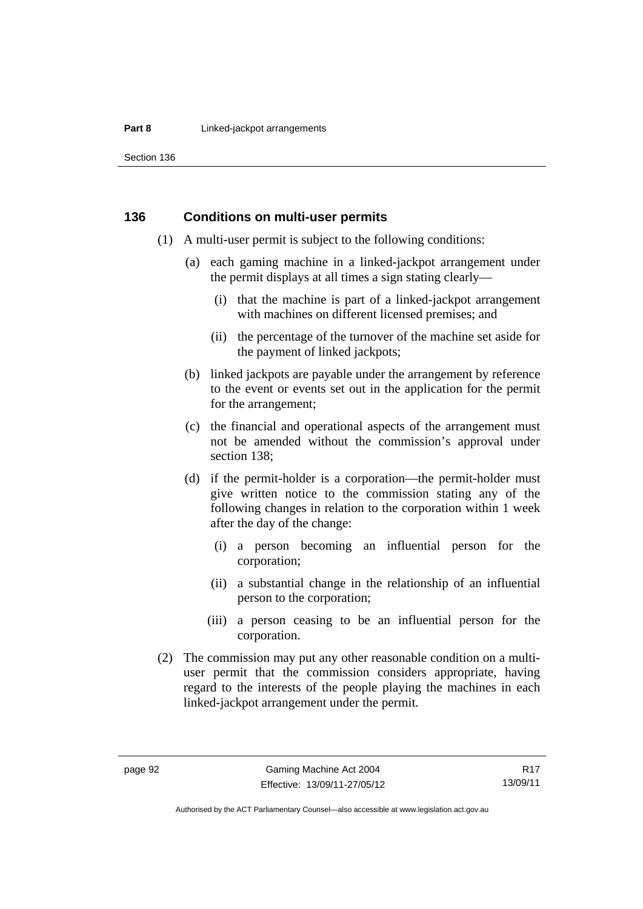## 136 Conditions on multi-user permits

(1) A multi-user permit is subject to the following conditions:

(a) each gaming machine in a linked-jackpot arrangement under the permit displays at all times a sign stating clearly—

(i) that the machine is part of a linked-jackpot arrangement with machines on different licensed premises; and

(ii) the percentage of the turnover of the machine set aside for the payment of linked jackpots;

(b) linked jackpots are payable under the arrangement by reference to the event or events set out in the application for the permit for the arrangement;

(c) the financial and operational aspects of the arrangement must not be amended without the commission's approval under section 138;

(d) if the permit-holder is a corporation—the permit-holder must give written notice to the commission stating any of the following changes in relation to the corporation within 1 week after the day of the change:

(i) a person becoming an influential person for the corporation;

(ii) a substantial change in the relationship of an influential person to the corporation;

(iii) a person ceasing to be an influential person for the corporation.

(2) The commission may put any other reasonable condition on a multi-user permit that the commission considers appropriate, having regard to the interests of the people playing the machines in each linked-jackpot arrangement under the permit.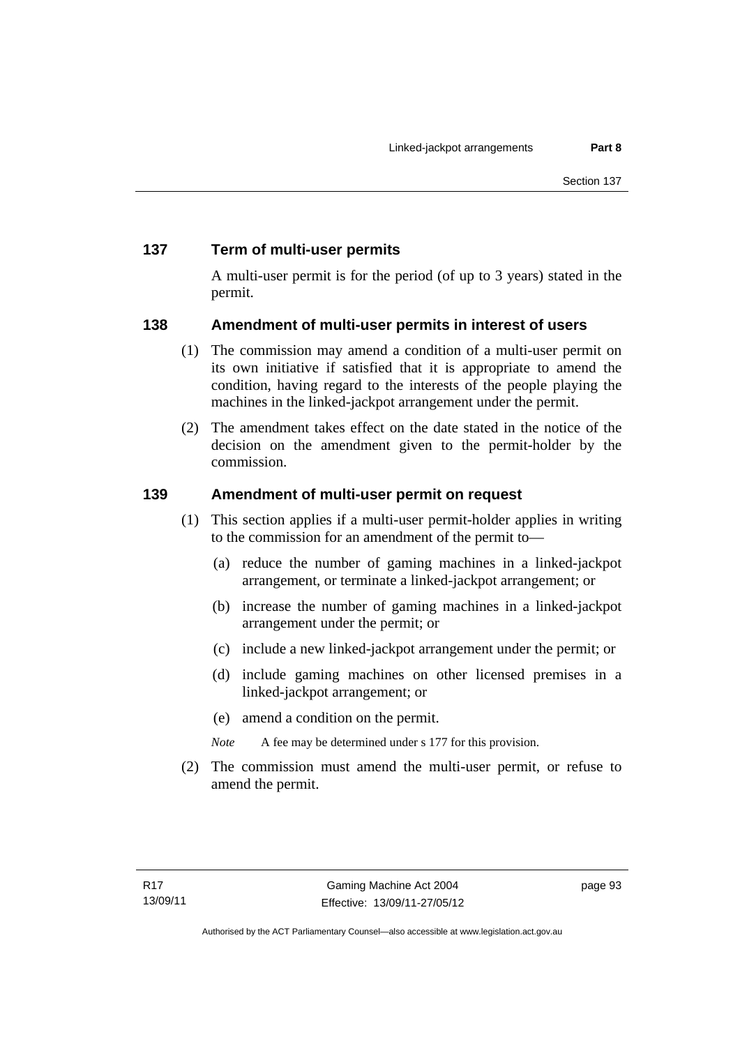## 137 Term of multi-user permits

A multi-user permit is for the period (of up to 3 years) stated in the permit.

## 138 Amendment of multi-user permits in interest of users

(1) The commission may amend a condition of a multi-user permit on its own initiative if satisfied that it is appropriate to amend the condition, having regard to the interests of the people playing the machines in the linked-jackpot arrangement under the permit.

(2) The amendment takes effect on the date stated in the notice of the decision on the amendment given to the permit-holder by the commission.

## 139 Amendment of multi-user permit on request

(1) This section applies if a multi-user permit-holder applies in writing to the commission for an amendment of the permit to—

(a) reduce the number of gaming machines in a linked-jackpot arrangement, or terminate a linked-jackpot arrangement; or

(b) increase the number of gaming machines in a linked-jackpot arrangement under the permit; or

(c) include a new linked-jackpot arrangement under the permit; or

(d) include gaming machines on other licensed premises in a linked-jackpot arrangement; or

(e) amend a condition on the permit.

*Note* A fee may be determined under s 177 for this provision.

(2) The commission must amend the multi-user permit, or refuse to amend the permit.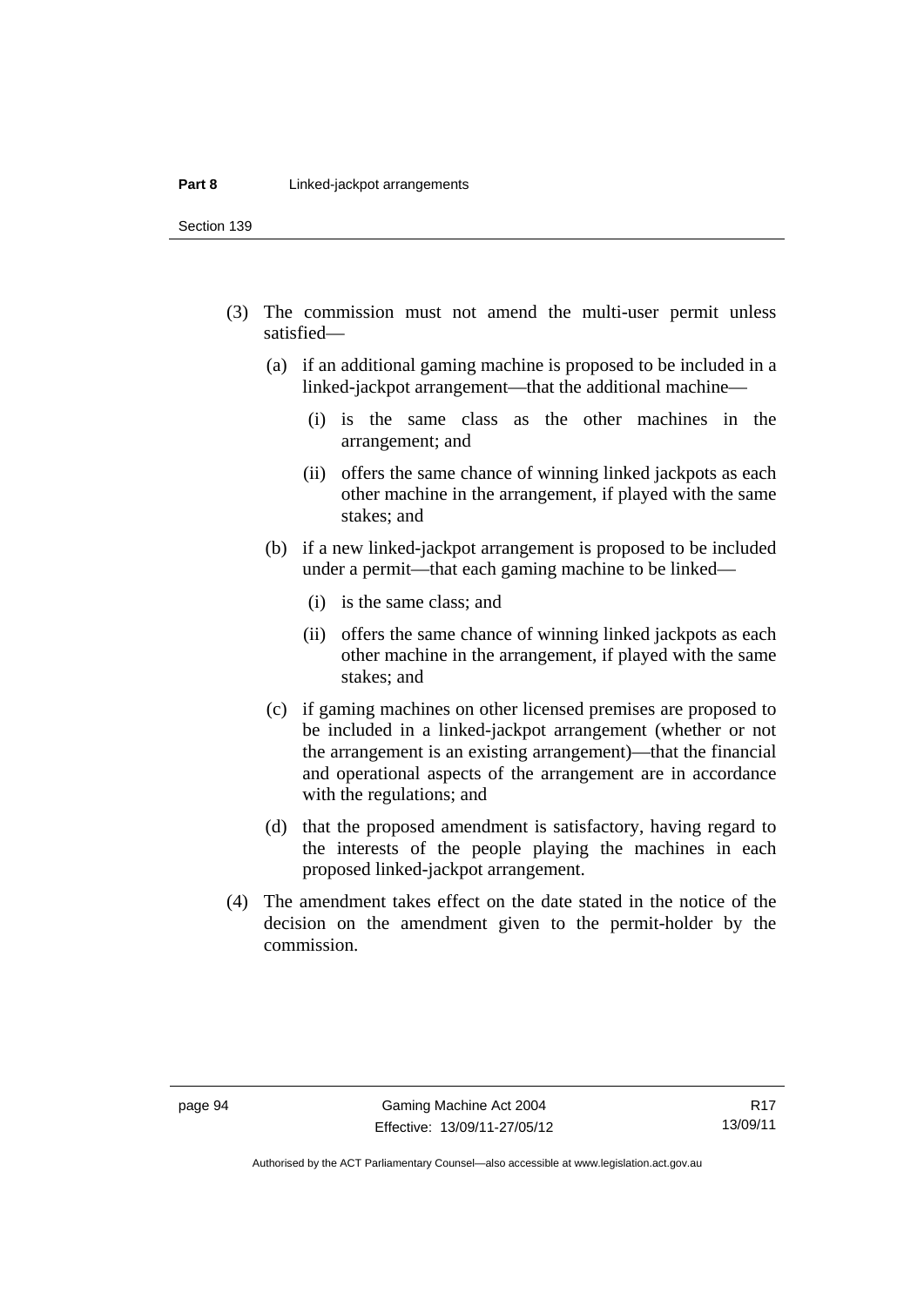(3) The commission must not amend the multi-user permit unless satisfied—

   (a) if an additional gaming machine is proposed to be included in a linked-jackpot arrangement—that the additional machine—

      (i) is the same class as the other machines in the arrangement; and

      (ii) offers the same chance of winning linked jackpots as each other machine in the arrangement, if played with the same stakes; and

   (b) if a new linked-jackpot arrangement is proposed to be included under a permit—that each gaming machine to be linked—

      (i) is the same class; and

      (ii) offers the same chance of winning linked jackpots as each other machine in the arrangement, if played with the same stakes; and

   (c) if gaming machines on other licensed premises are proposed to be included in a linked-jackpot arrangement (whether or not the arrangement is an existing arrangement)—that the financial and operational aspects of the arrangement are in accordance with the regulations; and

   (d) that the proposed amendment is satisfactory, having regard to the interests of the people playing the machines in each proposed linked-jackpot arrangement.

(4) The amendment takes effect on the date stated in the notice of the decision on the amendment given to the permit-holder by the commission.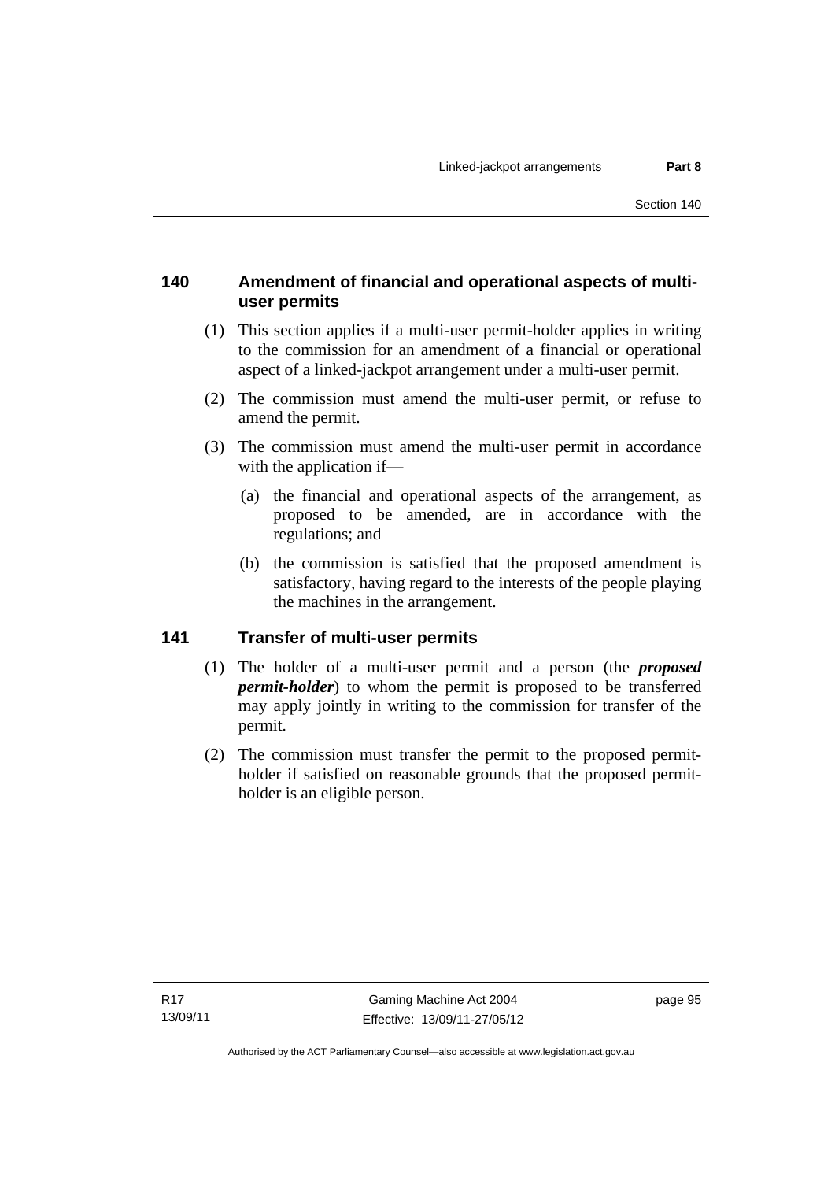## 140 Amendment of financial and operational aspects of multi-user permits

(1) This section applies if a multi-user permit-holder applies in writing to the commission for an amendment of a financial or operational aspect of a linked-jackpot arrangement under a multi-user permit.

(2) The commission must amend the multi-user permit, or refuse to amend the permit.

(3) The commission must amend the multi-user permit in accordance with the application if—

(a) the financial and operational aspects of the arrangement, as proposed to be amended, are in accordance with the regulations; and

(b) the commission is satisfied that the proposed amendment is satisfactory, having regard to the interests of the people playing the machines in the arrangement.

## 141 Transfer of multi-user permits

(1) The holder of a multi-user permit and a person (the ***proposed permit-holder***) to whom the permit is proposed to be transferred may apply jointly in writing to the commission for transfer of the permit.

(2) The commission must transfer the permit to the proposed permit-holder if satisfied on reasonable grounds that the proposed permit-holder is an eligible person.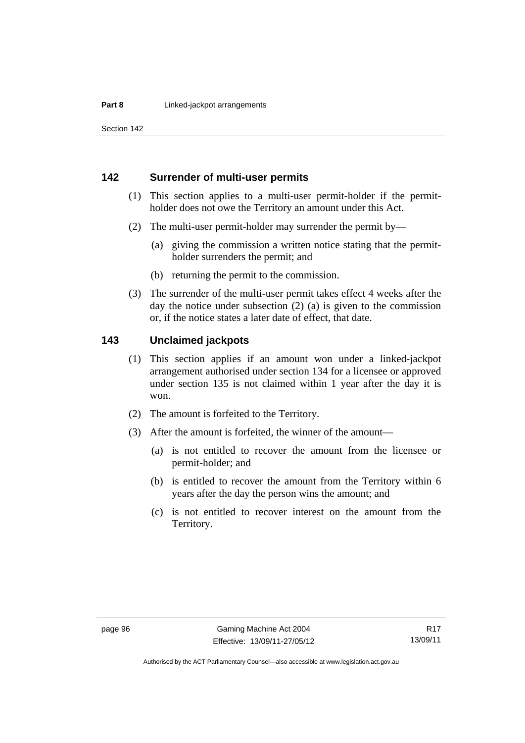### 142 Surrender of multi-user permits

(1) This section applies to a multi-user permit-holder if the permit-holder does not owe the Territory an amount under this Act.

(2) The multi-user permit-holder may surrender the permit by—

(a) giving the commission a written notice stating that the permit-holder surrenders the permit; and

(b) returning the permit to the commission.

(3) The surrender of the multi-user permit takes effect 4 weeks after the day the notice under subsection (2) (a) is given to the commission or, if the notice states a later date of effect, that date.

### 143 Unclaimed jackpots

(1) This section applies if an amount won under a linked-jackpot arrangement authorised under section 134 for a licensee or approved under section 135 is not claimed within 1 year after the day it is won.

(2) The amount is forfeited to the Territory.

(3) After the amount is forfeited, the winner of the amount—

(a) is not entitled to recover the amount from the licensee or permit-holder; and

(b) is entitled to recover the amount from the Territory within 6 years after the day the person wins the amount; and

(c) is not entitled to recover interest on the amount from the Territory.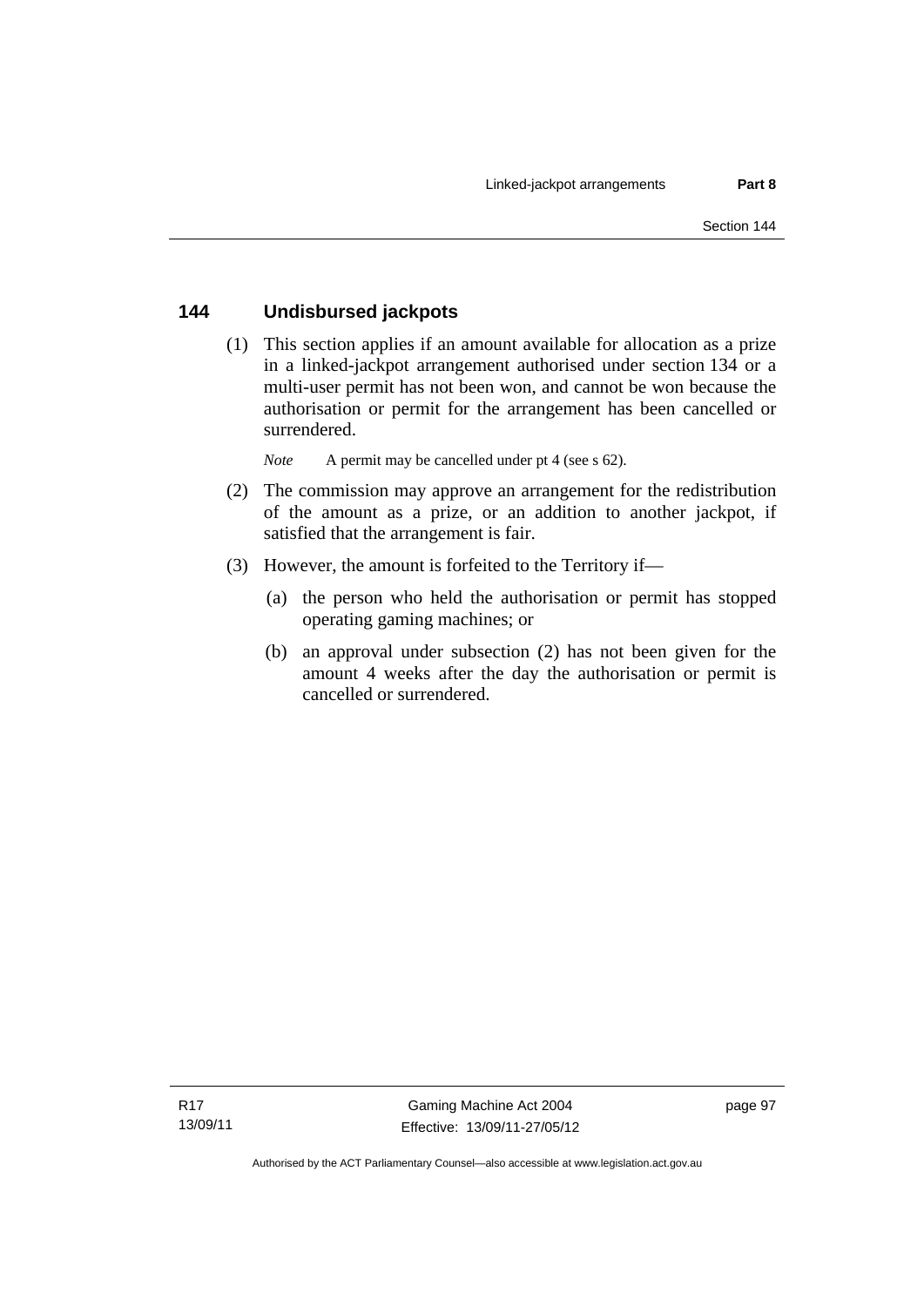## 144 Undisbursed jackpots

(1) This section applies if an amount available for allocation as a prize in a linked-jackpot arrangement authorised under section 134 or a multi-user permit has not been won, and cannot be won because the authorisation or permit for the arrangement has been cancelled or surrendered.

*Note* A permit may be cancelled under pt 4 (see s 62).

(2) The commission may approve an arrangement for the redistribution of the amount as a prize, or an addition to another jackpot, if satisfied that the arrangement is fair.

(3) However, the amount is forfeited to the Territory if—

(a) the person who held the authorisation or permit has stopped operating gaming machines; or

(b) an approval under subsection (2) has not been given for the amount 4 weeks after the day the authorisation or permit is cancelled or surrendered.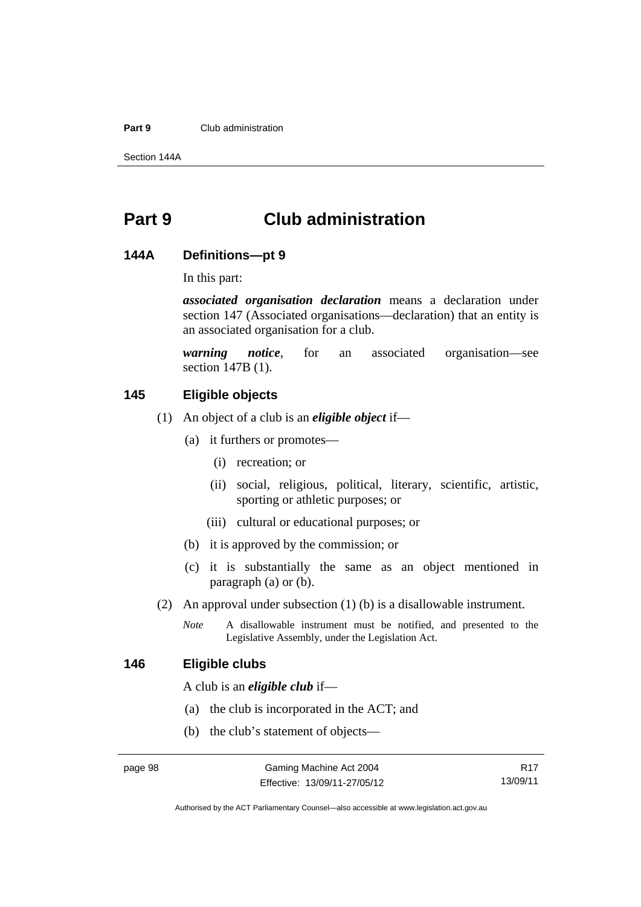# Part 9 Club administration

### 144A Definitions—pt 9

In this part:

***associated organisation declaration*** means a declaration under section 147 (Associated organisations—declaration) that an entity is an associated organisation for a club.

***warning notice***, for an associated organisation—see section 147B (1).

### 145 Eligible objects

(1) An object of a club is an ***eligible object*** if—

(a) it furthers or promotes—

(i) recreation; or

(ii) social, religious, political, literary, scientific, artistic, sporting or athletic purposes; or

(iii) cultural or educational purposes; or

(b) it is approved by the commission; or

(c) it is substantially the same as an object mentioned in paragraph (a) or (b).

(2) An approval under subsection (1) (b) is a disallowable instrument.

*Note* A disallowable instrument must be notified, and presented to the Legislative Assembly, under the Legislation Act.

### 146 Eligible clubs

A club is an ***eligible club*** if—

(a) the club is incorporated in the ACT; and

(b) the club's statement of objects—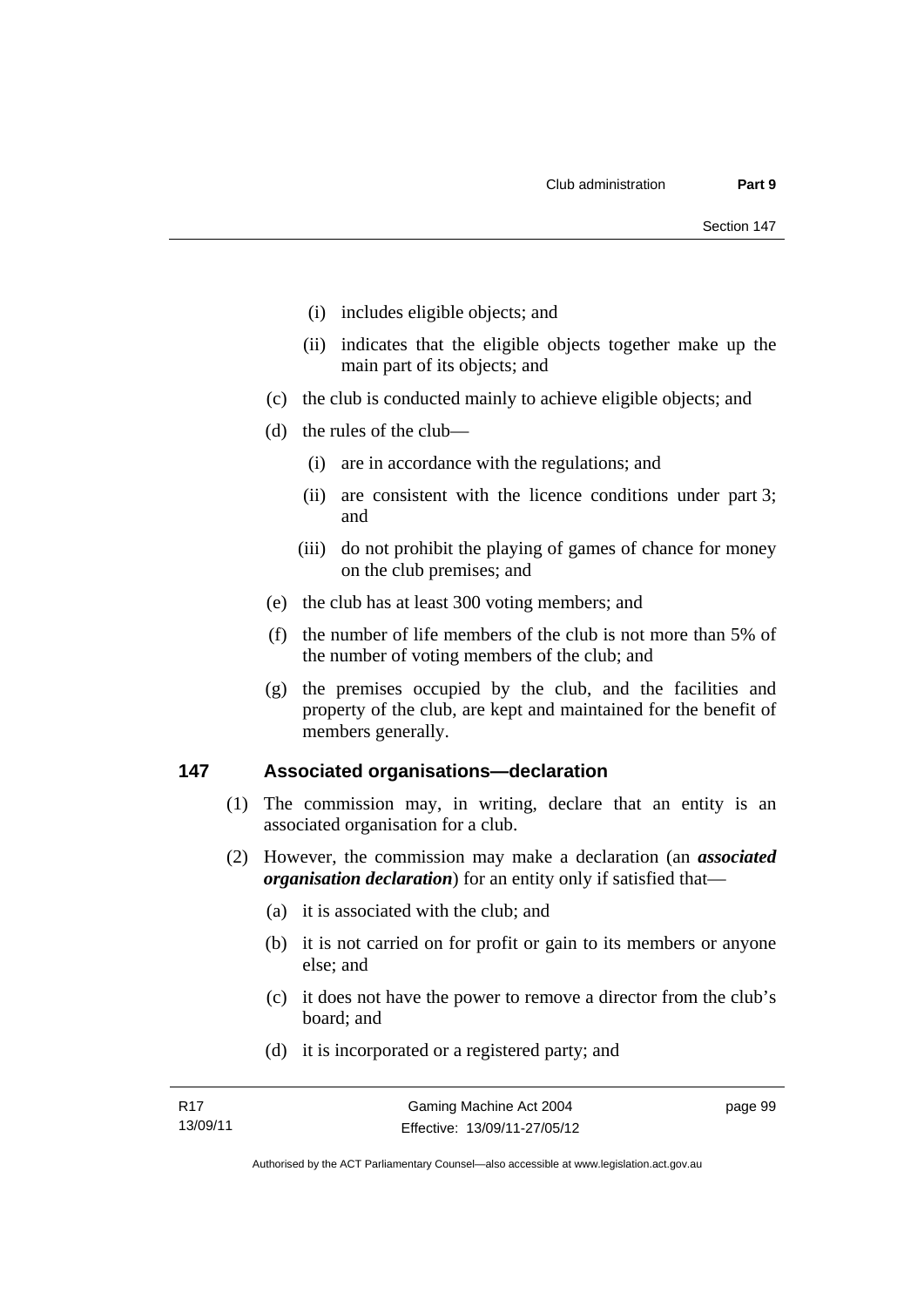(i) includes eligible objects; and

(ii) indicates that the eligible objects together make up the main part of its objects; and

(c) the club is conducted mainly to achieve eligible objects; and

(d) the rules of the club—

(i) are in accordance with the regulations; and

(ii) are consistent with the licence conditions under part 3; and

(iii) do not prohibit the playing of games of chance for money on the club premises; and

(e) the club has at least 300 voting members; and

(f) the number of life members of the club is not more than 5% of the number of voting members of the club; and

(g) the premises occupied by the club, and the facilities and property of the club, are kept and maintained for the benefit of members generally.

## 147 Associated organisations—declaration

(1) The commission may, in writing, declare that an entity is an associated organisation for a club.

(2) However, the commission may make a declaration (an ***associated organisation declaration***) for an entity only if satisfied that—

(a) it is associated with the club; and

(b) it is not carried on for profit or gain to its members or anyone else; and

(c) it does not have the power to remove a director from the club's board; and

(d) it is incorporated or a registered party; and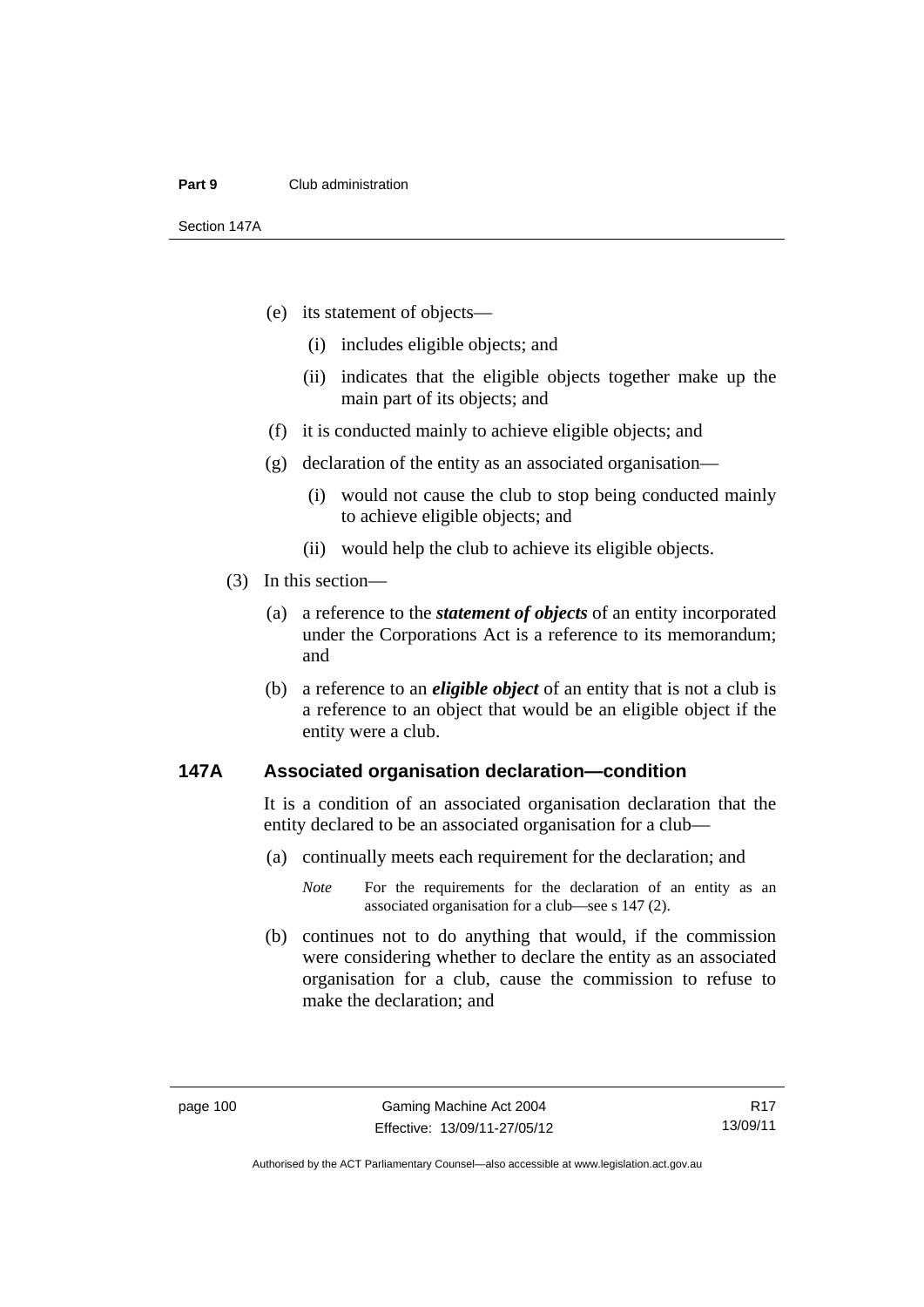(e) its statement of objects—

  (i) includes eligible objects; and

  (ii) indicates that the eligible objects together make up the main part of its objects; and

(f) it is conducted mainly to achieve eligible objects; and

(g) declaration of the entity as an associated organisation—

  (i) would not cause the club to stop being conducted mainly to achieve eligible objects; and

  (ii) would help the club to achieve its eligible objects.

(3) In this section—

(a) a reference to the ***statement of objects*** of an entity incorporated under the Corporations Act is a reference to its memorandum; and

(b) a reference to an ***eligible object*** of an entity that is not a club is a reference to an object that would be an eligible object if the entity were a club.

## 147A Associated organisation declaration—condition

It is a condition of an associated organisation declaration that the entity declared to be an associated organisation for a club—

(a) continually meets each requirement for the declaration; and

*Note* For the requirements for the declaration of an entity as an associated organisation for a club—see s 147 (2).

(b) continues not to do anything that would, if the commission were considering whether to declare the entity as an associated organisation for a club, cause the commission to refuse to make the declaration; and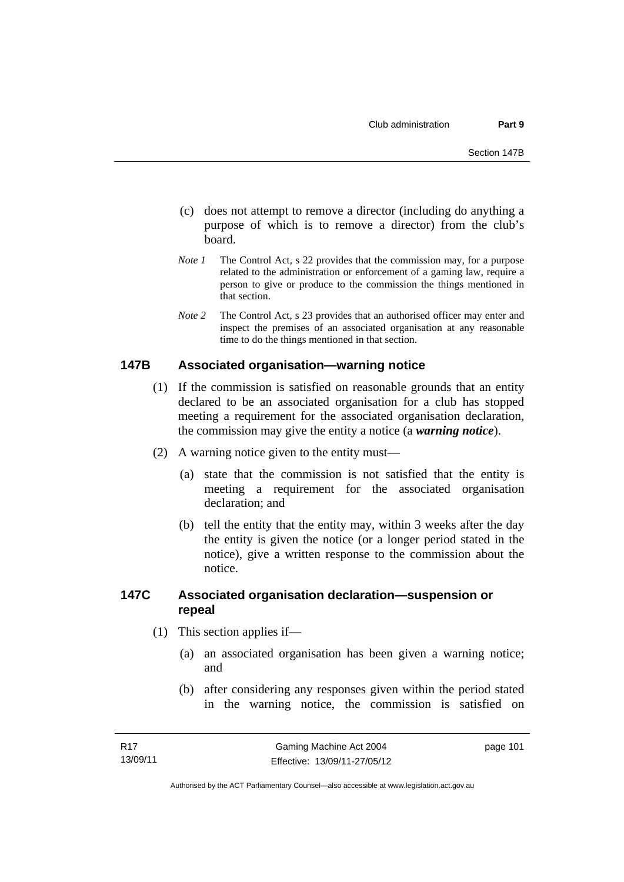(c) does not attempt to remove a director (including do anything a purpose of which is to remove a director) from the club's board.

*Note 1* The Control Act, s 22 provides that the commission may, for a purpose related to the administration or enforcement of a gaming law, require a person to give or produce to the commission the things mentioned in that section.

*Note 2* The Control Act, s 23 provides that an authorised officer may enter and inspect the premises of an associated organisation at any reasonable time to do the things mentioned in that section.

### 147B Associated organisation—warning notice

(1) If the commission is satisfied on reasonable grounds that an entity declared to be an associated organisation for a club has stopped meeting a requirement for the associated organisation declaration, the commission may give the entity a notice (a ***warning notice***).

(2) A warning notice given to the entity must—

(a) state that the commission is not satisfied that the entity is meeting a requirement for the associated organisation declaration; and

(b) tell the entity that the entity may, within 3 weeks after the day the entity is given the notice (or a longer period stated in the notice), give a written response to the commission about the notice.

### 147C Associated organisation declaration—suspension or repeal

(1) This section applies if—

(a) an associated organisation has been given a warning notice; and

(b) after considering any responses given within the period stated in the warning notice, the commission is satisfied on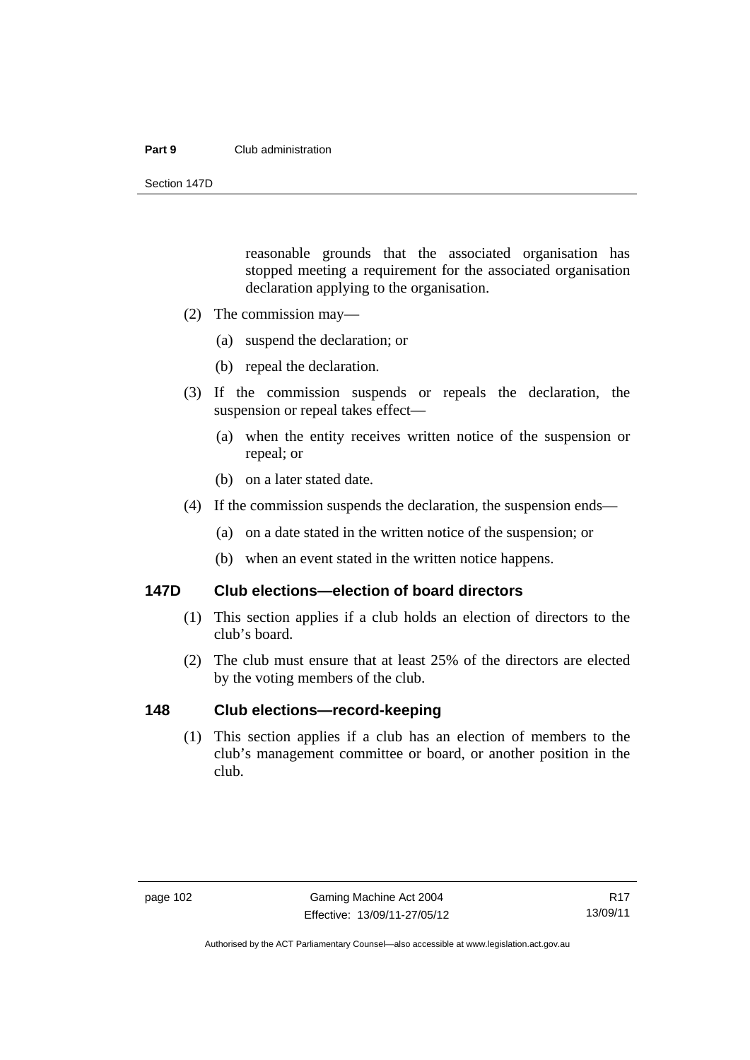reasonable grounds that the associated organisation has stopped meeting a requirement for the associated organisation declaration applying to the organisation.

(2) The commission may—

(a) suspend the declaration; or

(b) repeal the declaration.

(3) If the commission suspends or repeals the declaration, the suspension or repeal takes effect—

(a) when the entity receives written notice of the suspension or repeal; or

(b) on a later stated date.

(4) If the commission suspends the declaration, the suspension ends—

(a) on a date stated in the written notice of the suspension; or

(b) when an event stated in the written notice happens.

### 147D Club elections—election of board directors

(1) This section applies if a club holds an election of directors to the club's board.

(2) The club must ensure that at least 25% of the directors are elected by the voting members of the club.

### 148 Club elections—record-keeping

(1) This section applies if a club has an election of members to the club's management committee or board, or another position in the club.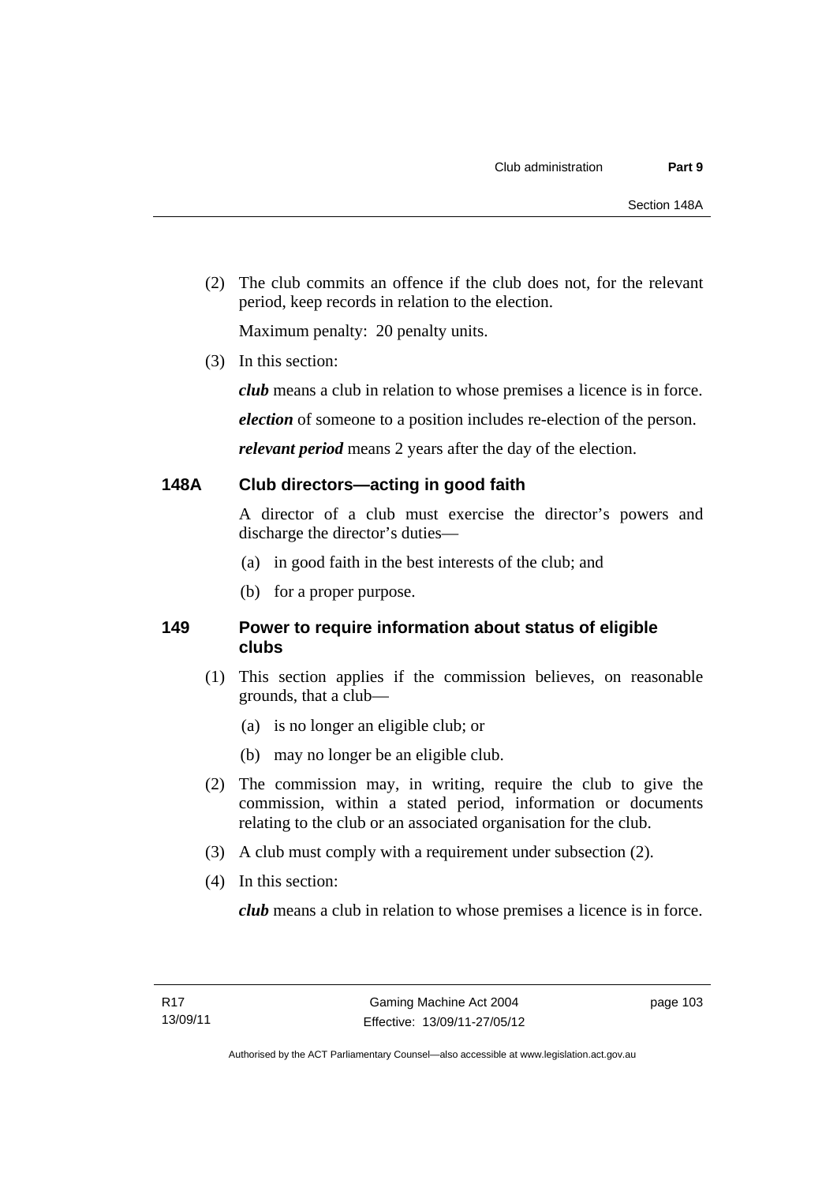(2) The club commits an offence if the club does not, for the relevant period, keep records in relation to the election.

Maximum penalty: 20 penalty units.

(3) In this section:

***club*** means a club in relation to whose premises a licence is in force.

***election*** of someone to a position includes re-election of the person.

***relevant period*** means 2 years after the day of the election.

## 148A Club directors—acting in good faith

A director of a club must exercise the director's powers and discharge the director's duties—

(a) in good faith in the best interests of the club; and

(b) for a proper purpose.

## 149 Power to require information about status of eligible clubs

(1) This section applies if the commission believes, on reasonable grounds, that a club—

(a) is no longer an eligible club; or

(b) may no longer be an eligible club.

(2) The commission may, in writing, require the club to give the commission, within a stated period, information or documents relating to the club or an associated organisation for the club.

(3) A club must comply with a requirement under subsection (2).

(4) In this section:

***club*** means a club in relation to whose premises a licence is in force.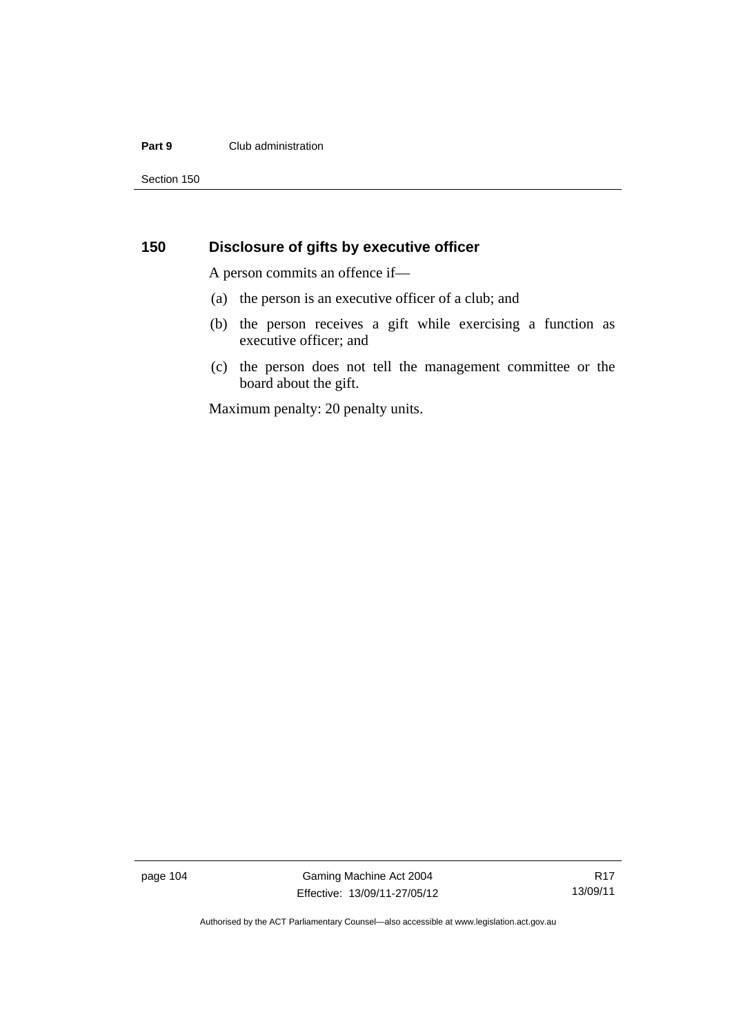## 150 Disclosure of gifts by executive officer

A person commits an offence if—

(a) the person is an executive officer of a club; and

(b) the person receives a gift while exercising a function as executive officer; and

(c) the person does not tell the management committee or the board about the gift.

Maximum penalty: 20 penalty units.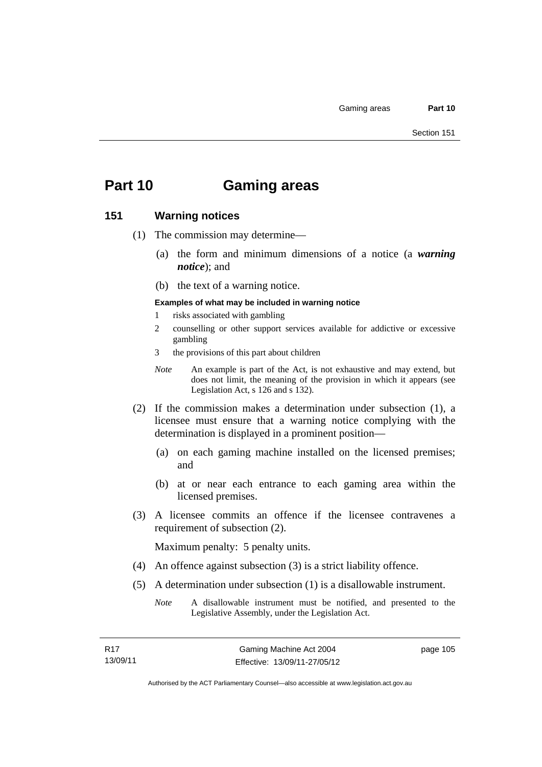# Part 10 Gaming areas

## 151 Warning notices

(1) The commission may determine—

(a) the form and minimum dimensions of a notice (a ***warning notice***); and

(b) the text of a warning notice.

**Examples of what may be included in warning notice**

1 risks associated with gambling

2 counselling or other support services available for addictive or excessive gambling

3 the provisions of this part about children

*Note* An example is part of the Act, is not exhaustive and may extend, but does not limit, the meaning of the provision in which it appears (see Legislation Act, s 126 and s 132).

(2) If the commission makes a determination under subsection (1), a licensee must ensure that a warning notice complying with the determination is displayed in a prominent position—

(a) on each gaming machine installed on the licensed premises; and

(b) at or near each entrance to each gaming area within the licensed premises.

(3) A licensee commits an offence if the licensee contravenes a requirement of subsection (2).

Maximum penalty: 5 penalty units.

(4) An offence against subsection (3) is a strict liability offence.

(5) A determination under subsection (1) is a disallowable instrument.

*Note* A disallowable instrument must be notified, and presented to the Legislative Assembly, under the Legislation Act.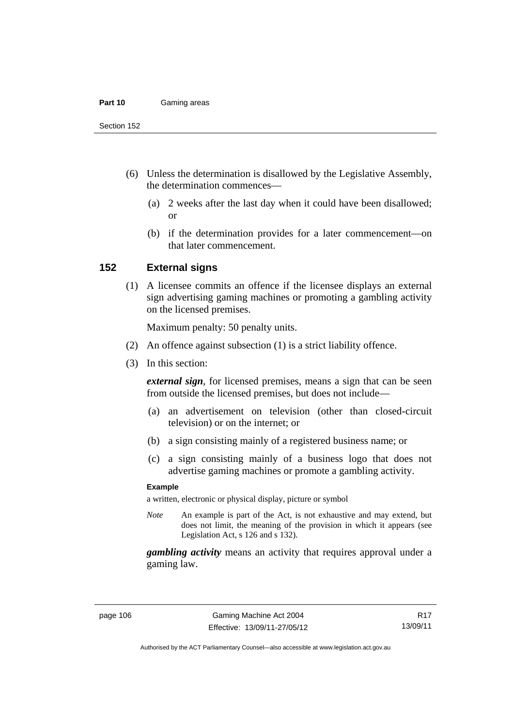(6) Unless the determination is disallowed by the Legislative Assembly, the determination commences—

(a) 2 weeks after the last day when it could have been disallowed; or

(b) if the determination provides for a later commencement—on that later commencement.

## 152 External signs

(1) A licensee commits an offence if the licensee displays an external sign advertising gaming machines or promoting a gambling activity on the licensed premises.

Maximum penalty: 50 penalty units.

(2) An offence against subsection (1) is a strict liability offence.

(3) In this section:

***external sign***, for licensed premises, means a sign that can be seen from outside the licensed premises, but does not include—

(a) an advertisement on television (other than closed-circuit television) or on the internet; or

(b) a sign consisting mainly of a registered business name; or

(c) a sign consisting mainly of a business logo that does not advertise gaming machines or promote a gambling activity.

**Example**

a written, electronic or physical display, picture or symbol

*Note* An example is part of the Act, is not exhaustive and may extend, but does not limit, the meaning of the provision in which it appears (see Legislation Act, s 126 and s 132).

***gambling activity*** means an activity that requires approval under a gaming law.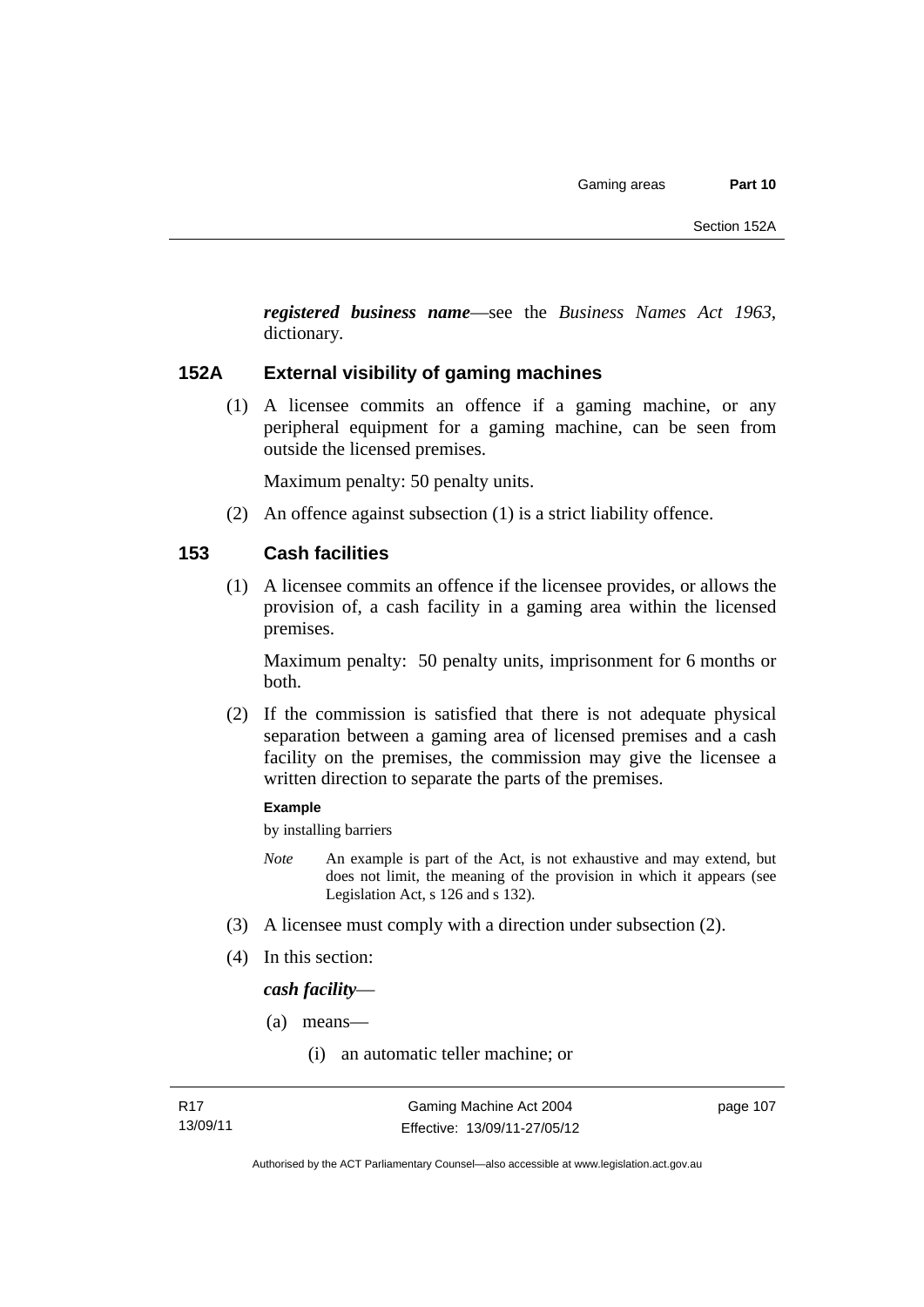***registered business name***—see the *Business Names Act 1963*, dictionary.

### 152A External visibility of gaming machines

(1) A licensee commits an offence if a gaming machine, or any peripheral equipment for a gaming machine, can be seen from outside the licensed premises.

Maximum penalty: 50 penalty units.

(2) An offence against subsection (1) is a strict liability offence.

### 153 Cash facilities

(1) A licensee commits an offence if the licensee provides, or allows the provision of, a cash facility in a gaming area within the licensed premises.

Maximum penalty: 50 penalty units, imprisonment for 6 months or both.

(2) If the commission is satisfied that there is not adequate physical separation between a gaming area of licensed premises and a cash facility on the premises, the commission may give the licensee a written direction to separate the parts of the premises.

**Example**

by installing barriers

*Note* An example is part of the Act, is not exhaustive and may extend, but does not limit, the meaning of the provision in which it appears (see Legislation Act, s 126 and s 132).

(3) A licensee must comply with a direction under subsection (2).

(4) In this section:

***cash facility***—

(a) means—

(i) an automatic teller machine; or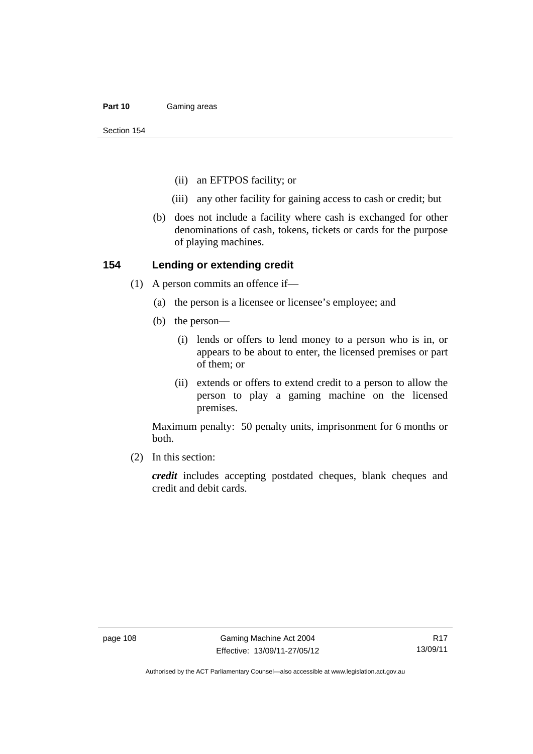(ii) an EFTPOS facility; or

(iii) any other facility for gaining access to cash or credit; but

(b) does not include a facility where cash is exchanged for other denominations of cash, tokens, tickets or cards for the purpose of playing machines.

### 154 Lending or extending credit

(1) A person commits an offence if—

(a) the person is a licensee or licensee's employee; and

(b) the person—

(i) lends or offers to lend money to a person who is in, or appears to be about to enter, the licensed premises or part of them; or

(ii) extends or offers to extend credit to a person to allow the person to play a gaming machine on the licensed premises.

Maximum penalty: 50 penalty units, imprisonment for 6 months or both.

(2) In this section:

***credit*** includes accepting postdated cheques, blank cheques and credit and debit cards.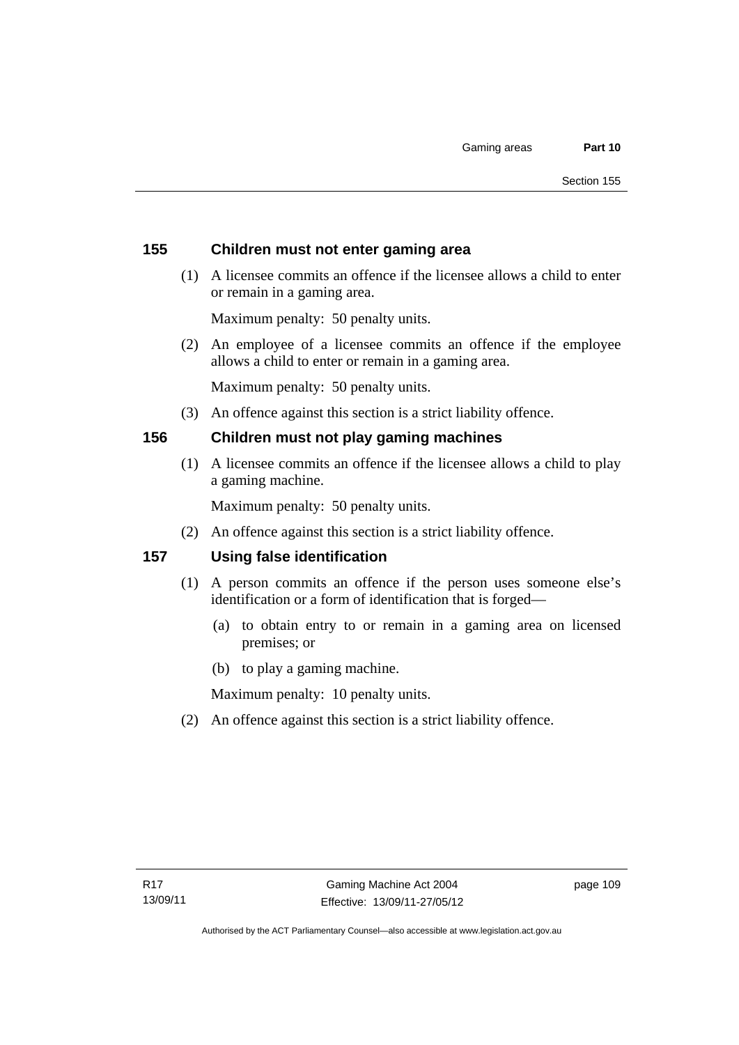### 155 Children must not enter gaming area

(1) A licensee commits an offence if the licensee allows a child to enter or remain in a gaming area.

Maximum penalty: 50 penalty units.

(2) An employee of a licensee commits an offence if the employee allows a child to enter or remain in a gaming area.

Maximum penalty: 50 penalty units.

(3) An offence against this section is a strict liability offence.

### 156 Children must not play gaming machines

(1) A licensee commits an offence if the licensee allows a child to play a gaming machine.

Maximum penalty: 50 penalty units.

(2) An offence against this section is a strict liability offence.

### 157 Using false identification

(1) A person commits an offence if the person uses someone else's identification or a form of identification that is forged—

(a) to obtain entry to or remain in a gaming area on licensed premises; or

(b) to play a gaming machine.

Maximum penalty: 10 penalty units.

(2) An offence against this section is a strict liability offence.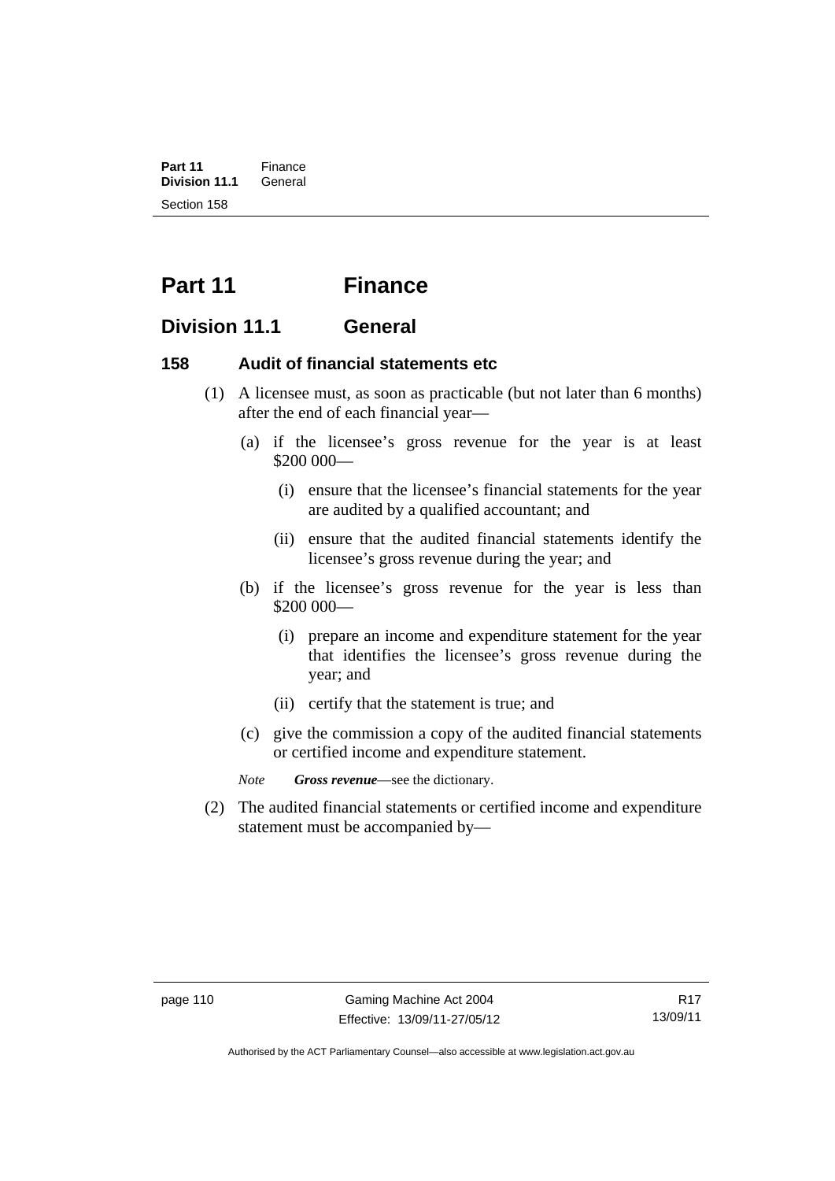# Part 11 Finance

## Division 11.1 General

### 158 Audit of financial statements etc

(1) A licensee must, as soon as practicable (but not later than 6 months) after the end of each financial year—

(a) if the licensee's gross revenue for the year is at least $200 000—

(i) ensure that the licensee's financial statements for the year are audited by a qualified accountant; and

(ii) ensure that the audited financial statements identify the licensee's gross revenue during the year; and

(b) if the licensee's gross revenue for the year is less than $200 000—

(i) prepare an income and expenditure statement for the year that identifies the licensee's gross revenue during the year; and

(ii) certify that the statement is true; and

(c) give the commission a copy of the audited financial statements or certified income and expenditure statement.

*Note* ***Gross revenue***—see the dictionary.

(2) The audited financial statements or certified income and expenditure statement must be accompanied by—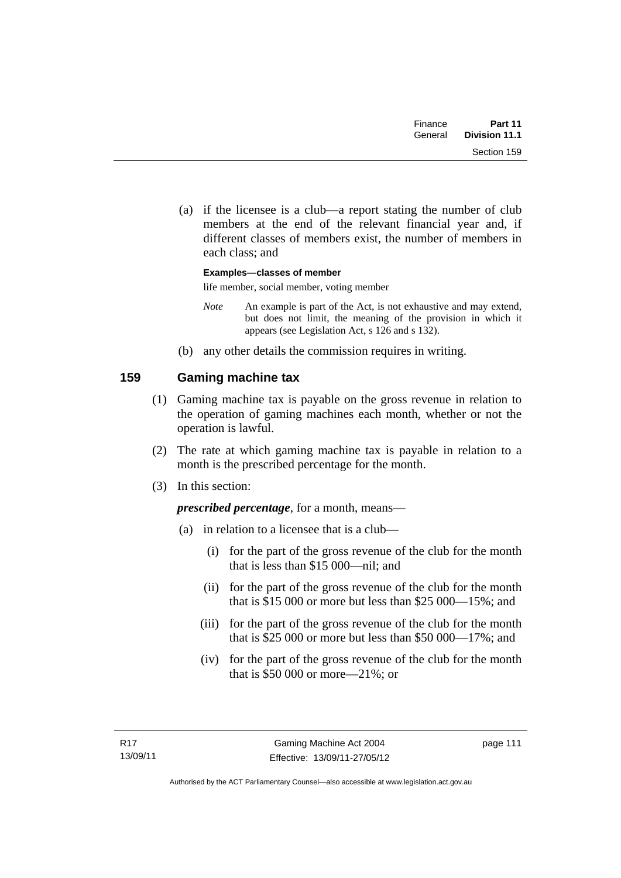(a) if the licensee is a club—a report stating the number of club members at the end of the relevant financial year and, if different classes of members exist, the number of members in each class; and

**Examples—classes of member**

life member, social member, voting member

*Note* An example is part of the Act, is not exhaustive and may extend, but does not limit, the meaning of the provision in which it appears (see Legislation Act, s 126 and s 132).

(b) any other details the commission requires in writing.

## 159 Gaming machine tax

(1) Gaming machine tax is payable on the gross revenue in relation to the operation of gaming machines each month, whether or not the operation is lawful.

(2) The rate at which gaming machine tax is payable in relation to a month is the prescribed percentage for the month.

(3) In this section:

***prescribed percentage***, for a month, means—

(a) in relation to a licensee that is a club—

(i) for the part of the gross revenue of the club for the month that is less than $15 000—nil; and

(ii) for the part of the gross revenue of the club for the month that is $15 000 or more but less than $25 000—15%; and

(iii) for the part of the gross revenue of the club for the month that is $25 000 or more but less than $50 000—17%; and

(iv) for the part of the gross revenue of the club for the month that is $50 000 or more—21%; or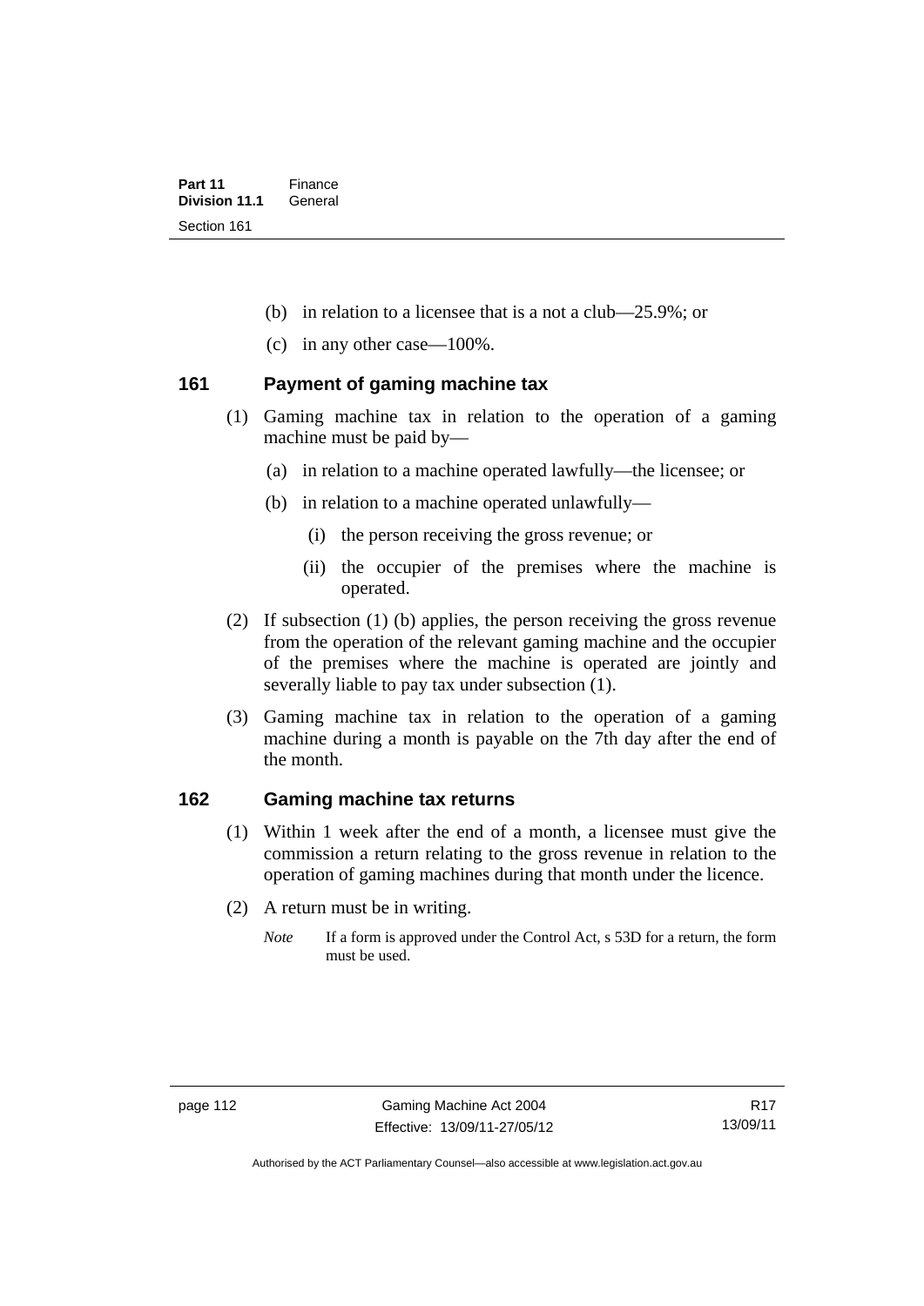(b) in relation to a licensee that is a not a club—25.9%; or

(c) in any other case—100%.

## 161 Payment of gaming machine tax

(1) Gaming machine tax in relation to the operation of a gaming machine must be paid by—

(a) in relation to a machine operated lawfully—the licensee; or

(b) in relation to a machine operated unlawfully—

(i) the person receiving the gross revenue; or

(ii) the occupier of the premises where the machine is operated.

(2) If subsection (1) (b) applies, the person receiving the gross revenue from the operation of the relevant gaming machine and the occupier of the premises where the machine is operated are jointly and severally liable to pay tax under subsection (1).

(3) Gaming machine tax in relation to the operation of a gaming machine during a month is payable on the 7th day after the end of the month.

## 162 Gaming machine tax returns

(1) Within 1 week after the end of a month, a licensee must give the commission a return relating to the gross revenue in relation to the operation of gaming machines during that month under the licence.

(2) A return must be in writing.

*Note* If a form is approved under the Control Act, s 53D for a return, the form must be used.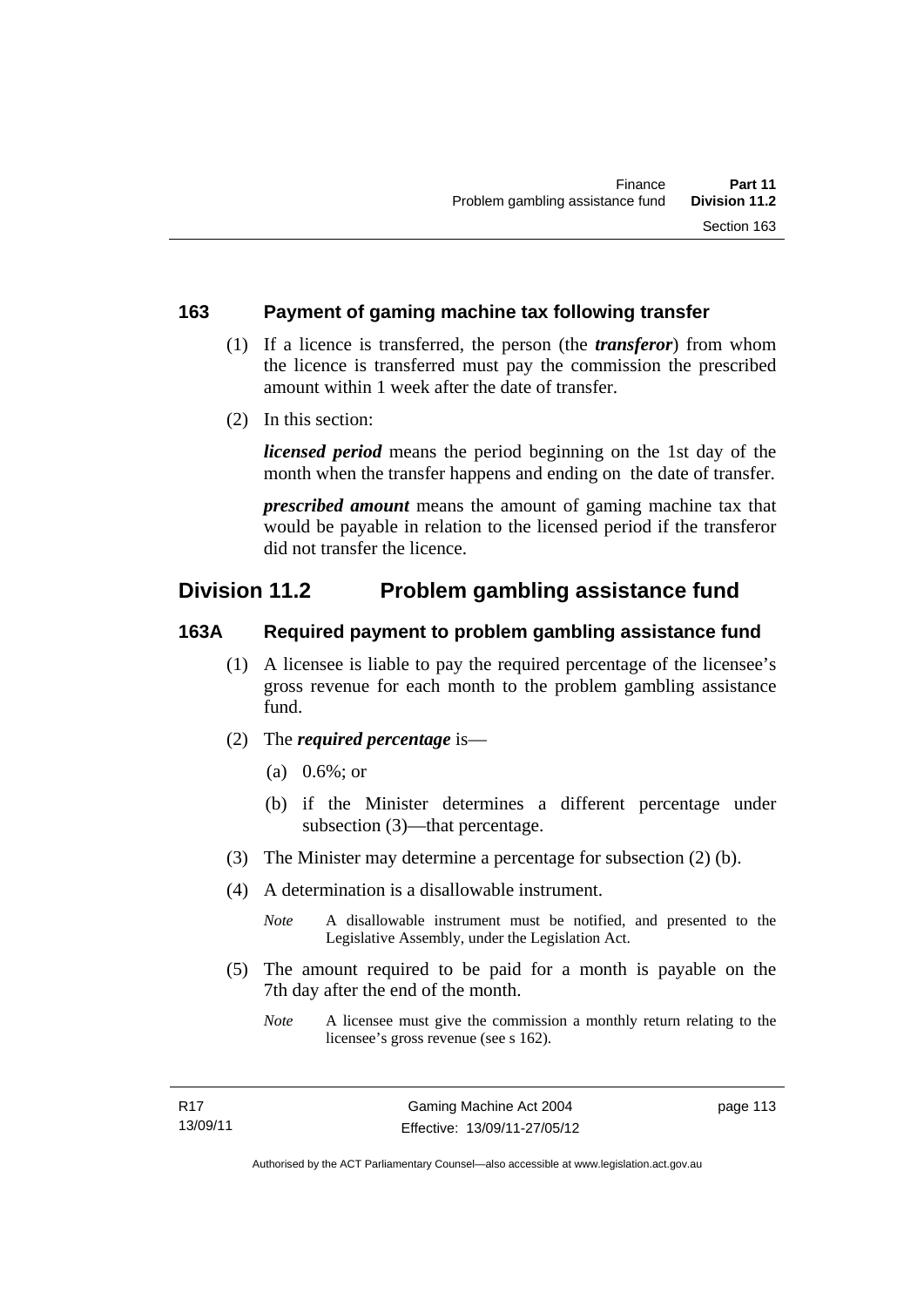### 163 Payment of gaming machine tax following transfer

(1) If a licence is transferred, the person (the ***transferor***) from whom the licence is transferred must pay the commission the prescribed amount within 1 week after the date of transfer.

(2) In this section:

***licensed period*** means the period beginning on the 1st day of the month when the transfer happens and ending on the date of transfer.

***prescribed amount*** means the amount of gaming machine tax that would be payable in relation to the licensed period if the transferor did not transfer the licence.

## Division 11.2 Problem gambling assistance fund

### 163A Required payment to problem gambling assistance fund

(1) A licensee is liable to pay the required percentage of the licensee's gross revenue for each month to the problem gambling assistance fund.

(2) The ***required percentage*** is—

(a) 0.6%; or

(b) if the Minister determines a different percentage under subsection (3)—that percentage.

(3) The Minister may determine a percentage for subsection (2) (b).

(4) A determination is a disallowable instrument.

*Note* A disallowable instrument must be notified, and presented to the Legislative Assembly, under the Legislation Act.

(5) The amount required to be paid for a month is payable on the 7th day after the end of the month.

*Note* A licensee must give the commission a monthly return relating to the licensee's gross revenue (see s 162).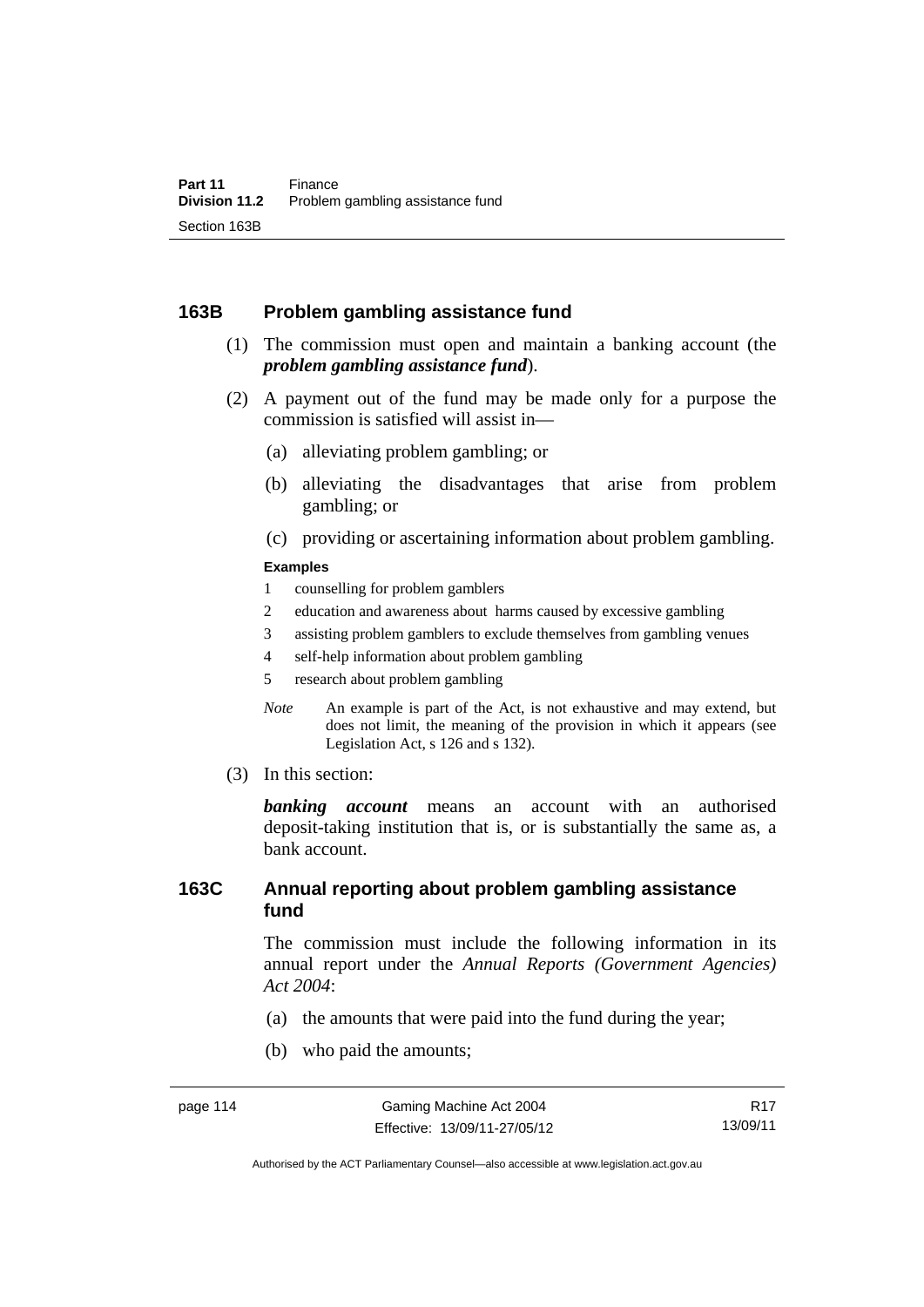### 163B Problem gambling assistance fund

(1) The commission must open and maintain a banking account (the ***problem gambling assistance fund***).

(2) A payment out of the fund may be made only for a purpose the commission is satisfied will assist in—

(a) alleviating problem gambling; or

(b) alleviating the disadvantages that arise from problem gambling; or

(c) providing or ascertaining information about problem gambling.

**Examples**

1 counselling for problem gamblers

2 education and awareness about harms caused by excessive gambling

3 assisting problem gamblers to exclude themselves from gambling venues

4 self-help information about problem gambling

5 research about problem gambling

*Note* An example is part of the Act, is not exhaustive and may extend, but does not limit, the meaning of the provision in which it appears (see Legislation Act, s 126 and s 132).

(3) In this section:

***banking account*** means an account with an authorised deposit-taking institution that is, or is substantially the same as, a bank account.

### 163C Annual reporting about problem gambling assistance fund

The commission must include the following information in its annual report under the *Annual Reports (Government Agencies) Act 2004*:

(a) the amounts that were paid into the fund during the year;

(b) who paid the amounts;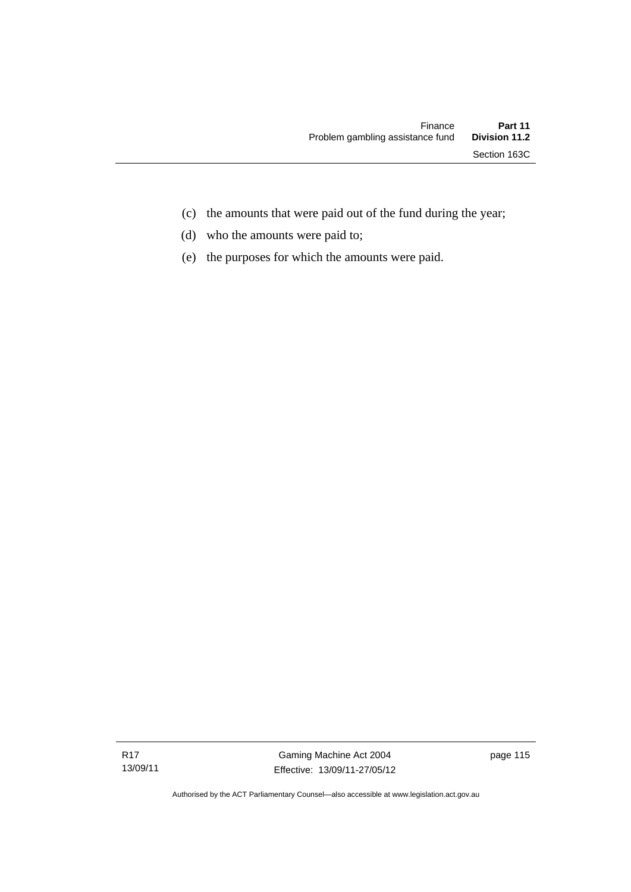(c) the amounts that were paid out of the fund during the year;

(d) who the amounts were paid to;

(e) the purposes for which the amounts were paid.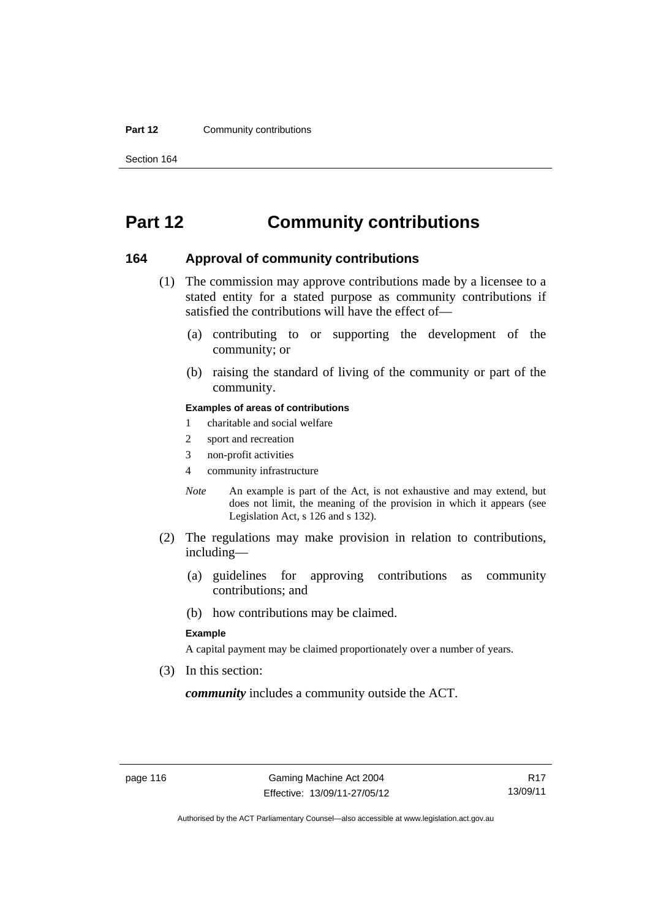# Part 12 Community contributions

## 164 Approval of community contributions

(1) The commission may approve contributions made by a licensee to a stated entity for a stated purpose as community contributions if satisfied the contributions will have the effect of—

(a) contributing to or supporting the development of the community; or

(b) raising the standard of living of the community or part of the community.

**Examples of areas of contributions**

1 charitable and social welfare

2 sport and recreation

3 non-profit activities

4 community infrastructure

*Note* An example is part of the Act, is not exhaustive and may extend, but does not limit, the meaning of the provision in which it appears (see Legislation Act, s 126 and s 132).

(2) The regulations may make provision in relation to contributions, including—

(a) guidelines for approving contributions as community contributions; and

(b) how contributions may be claimed.

**Example**

A capital payment may be claimed proportionately over a number of years.

(3) In this section:

***community*** includes a community outside the ACT.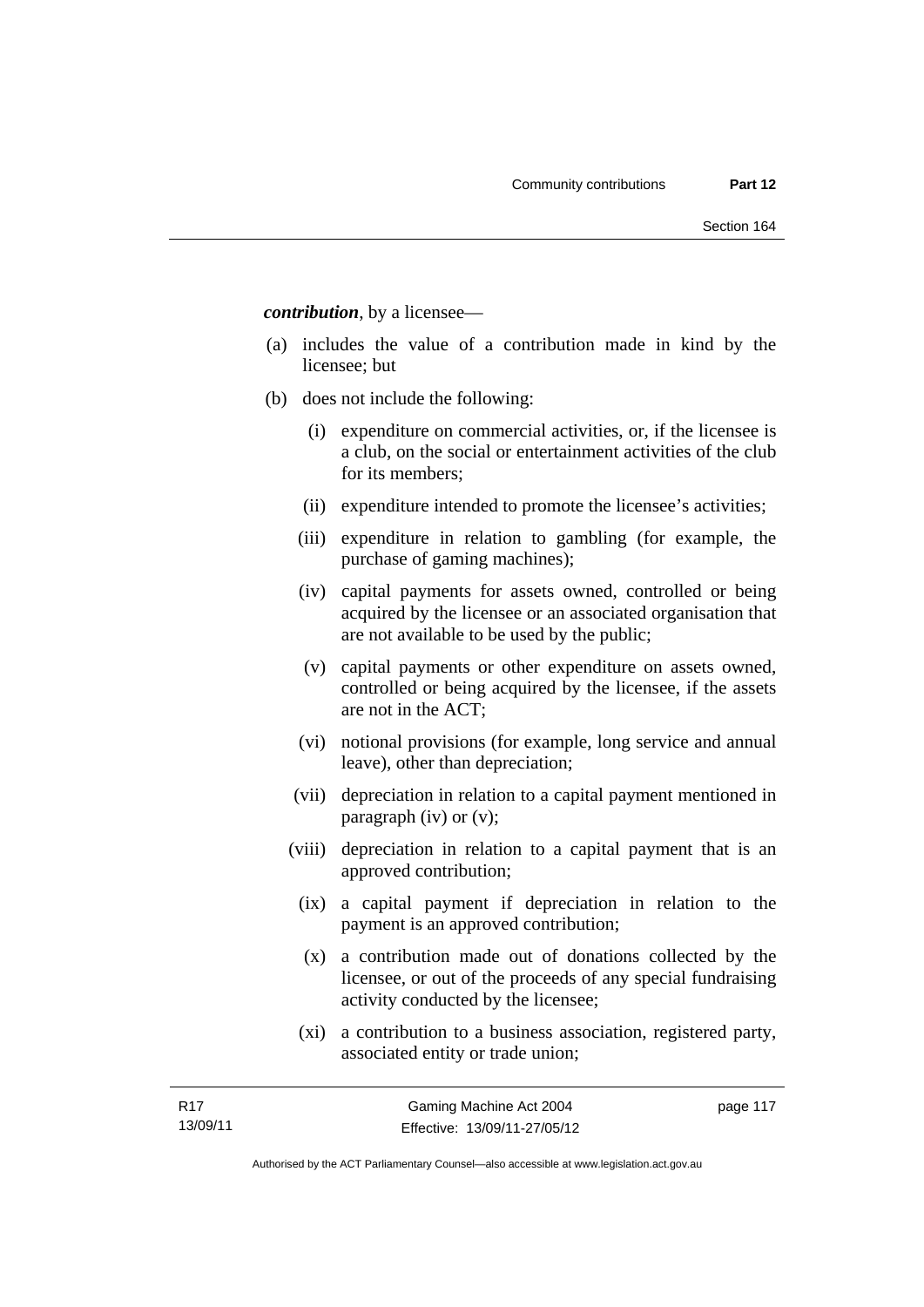***contribution***, by a licensee—

(a) includes the value of a contribution made in kind by the licensee; but

(b) does not include the following:

   (i) expenditure on commercial activities, or, if the licensee is a club, on the social or entertainment activities of the club for its members;

   (ii) expenditure intended to promote the licensee's activities;

   (iii) expenditure in relation to gambling (for example, the purchase of gaming machines);

   (iv) capital payments for assets owned, controlled or being acquired by the licensee or an associated organisation that are not available to be used by the public;

   (v) capital payments or other expenditure on assets owned, controlled or being acquired by the licensee, if the assets are not in the ACT;

   (vi) notional provisions (for example, long service and annual leave), other than depreciation;

   (vii) depreciation in relation to a capital payment mentioned in paragraph (iv) or (v);

   (viii) depreciation in relation to a capital payment that is an approved contribution;

   (ix) a capital payment if depreciation in relation to the payment is an approved contribution;

   (x) a contribution made out of donations collected by the licensee, or out of the proceeds of any special fundraising activity conducted by the licensee;

   (xi) a contribution to a business association, registered party, associated entity or trade union;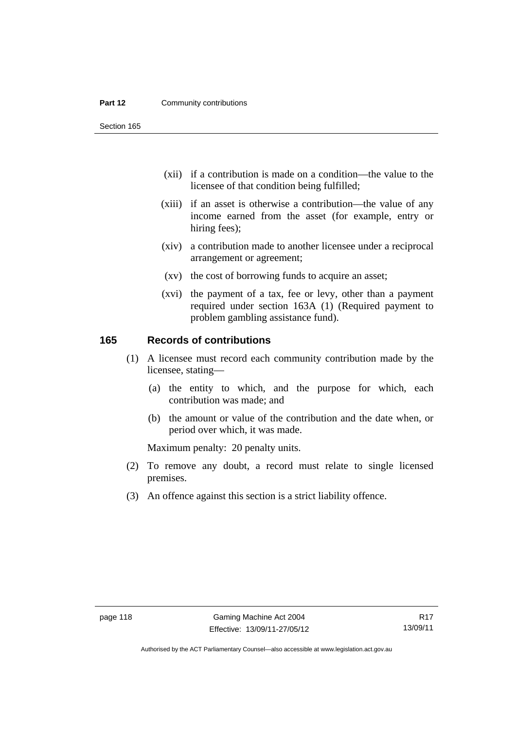(xii) if a contribution is made on a condition—the value to the licensee of that condition being fulfilled;

(xiii) if an asset is otherwise a contribution—the value of any income earned from the asset (for example, entry or hiring fees);

(xiv) a contribution made to another licensee under a reciprocal arrangement or agreement;

(xv) the cost of borrowing funds to acquire an asset;

(xvi) the payment of a tax, fee or levy, other than a payment required under section 163A (1) (Required payment to problem gambling assistance fund).

## 165 Records of contributions

(1) A licensee must record each community contribution made by the licensee, stating—

(a) the entity to which, and the purpose for which, each contribution was made; and

(b) the amount or value of the contribution and the date when, or period over which, it was made.

Maximum penalty: 20 penalty units.

(2) To remove any doubt, a record must relate to single licensed premises.

(3) An offence against this section is a strict liability offence.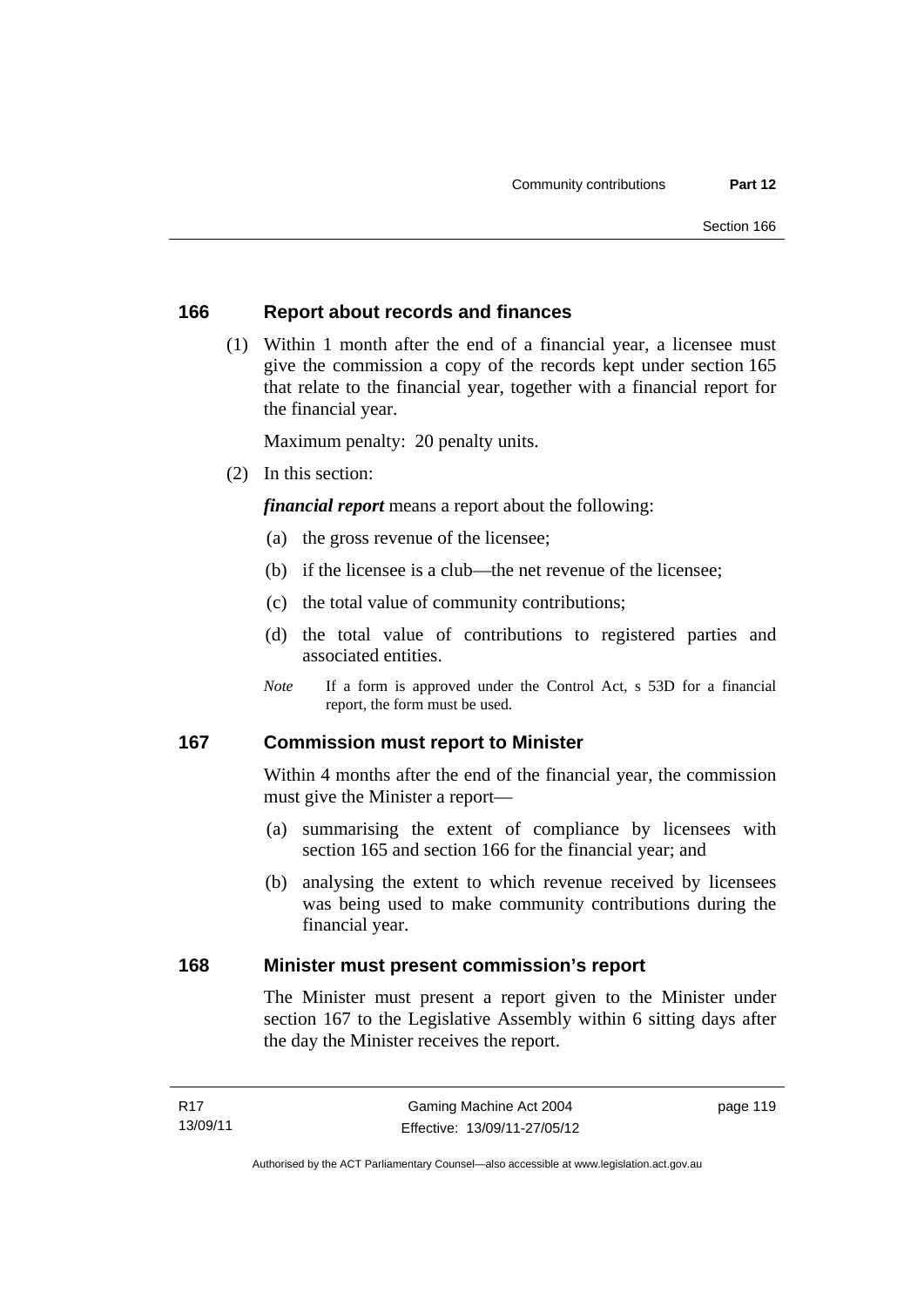## 166 Report about records and finances

(1) Within 1 month after the end of a financial year, a licensee must give the commission a copy of the records kept under section 165 that relate to the financial year, together with a financial report for the financial year.

Maximum penalty: 20 penalty units.

(2) In this section:

***financial report*** means a report about the following:

(a) the gross revenue of the licensee;

(b) if the licensee is a club—the net revenue of the licensee;

(c) the total value of community contributions;

(d) the total value of contributions to registered parties and associated entities.

*Note* If a form is approved under the Control Act, s 53D for a financial report, the form must be used.

## 167 Commission must report to Minister

Within 4 months after the end of the financial year, the commission must give the Minister a report—

(a) summarising the extent of compliance by licensees with section 165 and section 166 for the financial year; and

(b) analysing the extent to which revenue received by licensees was being used to make community contributions during the financial year.

## 168 Minister must present commission's report

The Minister must present a report given to the Minister under section 167 to the Legislative Assembly within 6 sitting days after the day the Minister receives the report.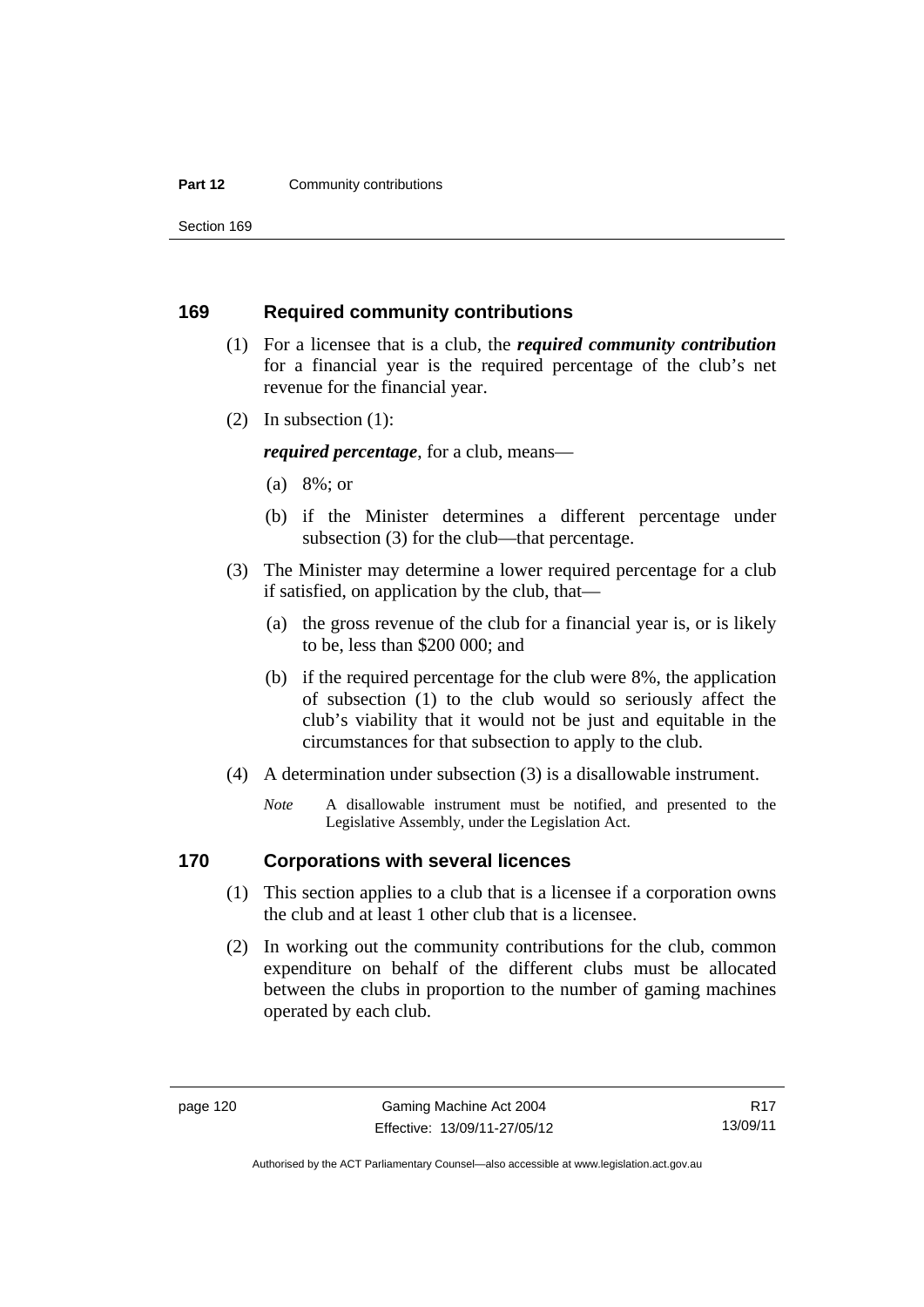## 169 Required community contributions

(1) For a licensee that is a club, the ***required community contribution*** for a financial year is the required percentage of the club's net revenue for the financial year.

(2) In subsection (1):

***required percentage***, for a club, means—

(a) 8%; or

(b) if the Minister determines a different percentage under subsection (3) for the club—that percentage.

(3) The Minister may determine a lower required percentage for a club if satisfied, on application by the club, that—

(a) the gross revenue of the club for a financial year is, or is likely to be, less than $200 000; and

(b) if the required percentage for the club were 8%, the application of subsection (1) to the club would so seriously affect the club's viability that it would not be just and equitable in the circumstances for that subsection to apply to the club.

(4) A determination under subsection (3) is a disallowable instrument.

*Note* A disallowable instrument must be notified, and presented to the Legislative Assembly, under the Legislation Act.

## 170 Corporations with several licences

(1) This section applies to a club that is a licensee if a corporation owns the club and at least 1 other club that is a licensee.

(2) In working out the community contributions for the club, common expenditure on behalf of the different clubs must be allocated between the clubs in proportion to the number of gaming machines operated by each club.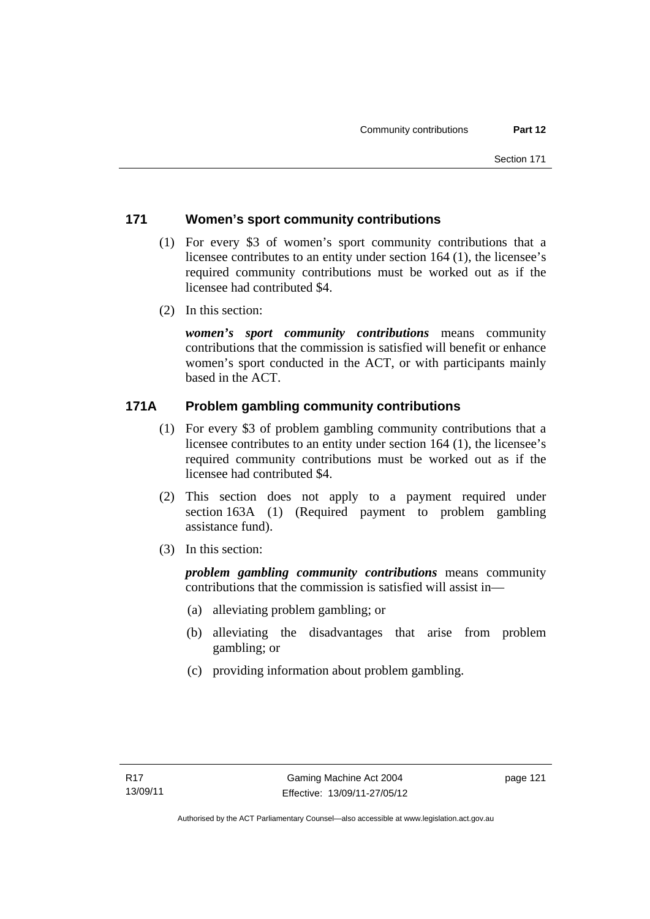## 171 Women's sport community contributions

(1) For every \$3 of women's sport community contributions that a licensee contributes to an entity under section 164 (1), the licensee's required community contributions must be worked out as if the licensee had contributed \$4.

(2) In this section:

***women's sport community contributions*** means community contributions that the commission is satisfied will benefit or enhance women's sport conducted in the ACT, or with participants mainly based in the ACT.

## 171A Problem gambling community contributions

(1) For every \$3 of problem gambling community contributions that a licensee contributes to an entity under section 164 (1), the licensee's required community contributions must be worked out as if the licensee had contributed \$4.

(2) This section does not apply to a payment required under section 163A (1) (Required payment to problem gambling assistance fund).

(3) In this section:

***problem gambling community contributions*** means community contributions that the commission is satisfied will assist in—

(a) alleviating problem gambling; or

(b) alleviating the disadvantages that arise from problem gambling; or

(c) providing information about problem gambling.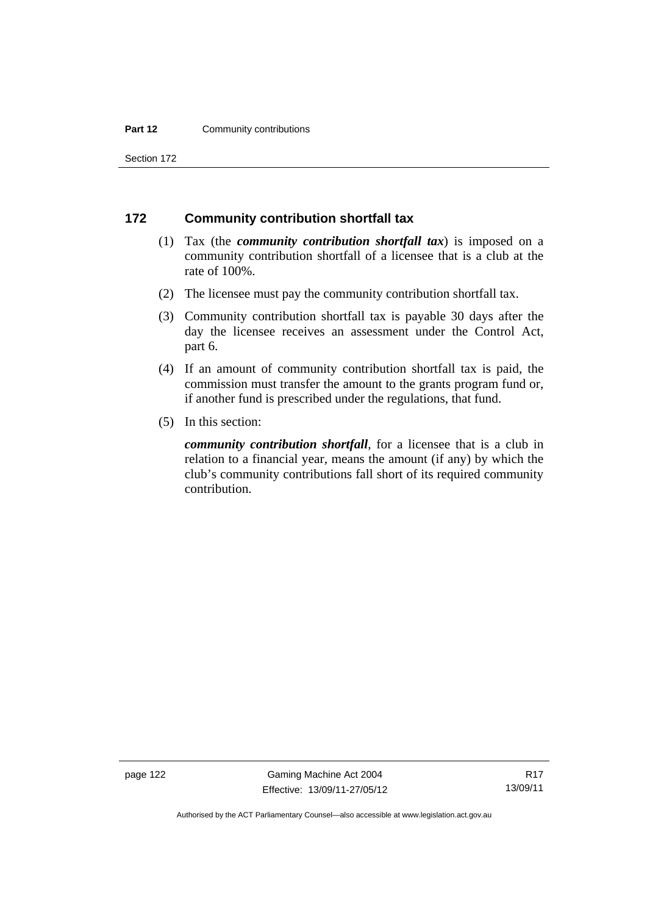## 172 Community contribution shortfall tax

(1) Tax (the ***community contribution shortfall tax***) is imposed on a community contribution shortfall of a licensee that is a club at the rate of 100%.

(2) The licensee must pay the community contribution shortfall tax.

(3) Community contribution shortfall tax is payable 30 days after the day the licensee receives an assessment under the Control Act, part 6.

(4) If an amount of community contribution shortfall tax is paid, the commission must transfer the amount to the grants program fund or, if another fund is prescribed under the regulations, that fund.

(5) In this section:

***community contribution shortfall***, for a licensee that is a club in relation to a financial year, means the amount (if any) by which the club's community contributions fall short of its required community contribution.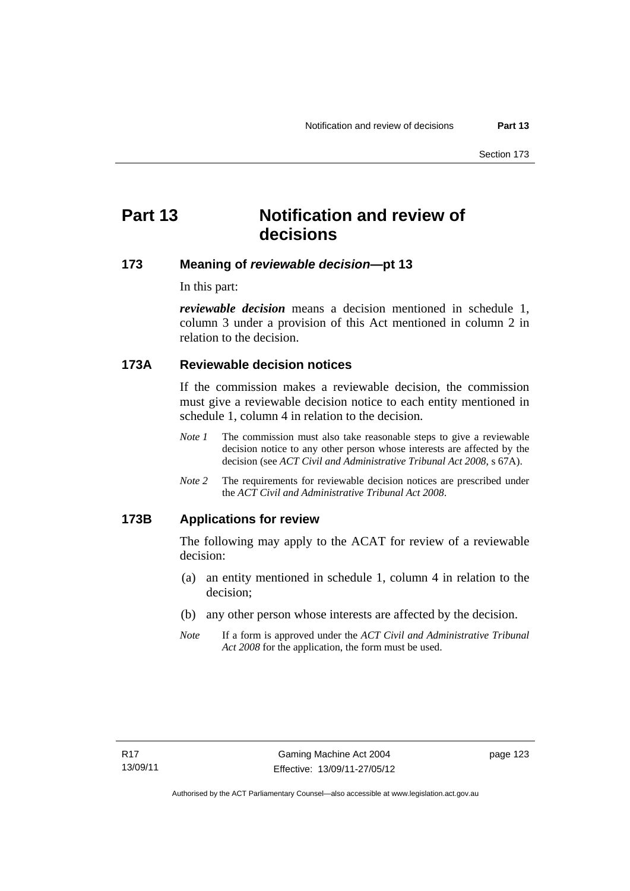# Part 13 Notification and review of decisions

## 173 Meaning of *reviewable decision*—pt 13

In this part:

***reviewable decision*** means a decision mentioned in schedule 1, column 3 under a provision of this Act mentioned in column 2 in relation to the decision.

## 173A Reviewable decision notices

If the commission makes a reviewable decision, the commission must give a reviewable decision notice to each entity mentioned in schedule 1, column 4 in relation to the decision.

*Note 1* The commission must also take reasonable steps to give a reviewable decision notice to any other person whose interests are affected by the decision (see *ACT Civil and Administrative Tribunal Act 2008*, s 67A).

*Note 2* The requirements for reviewable decision notices are prescribed under the *ACT Civil and Administrative Tribunal Act 2008*.

## 173B Applications for review

The following may apply to the ACAT for review of a reviewable decision:

(a) an entity mentioned in schedule 1, column 4 in relation to the decision;

(b) any other person whose interests are affected by the decision.

*Note* If a form is approved under the *ACT Civil and Administrative Tribunal Act 2008* for the application, the form must be used.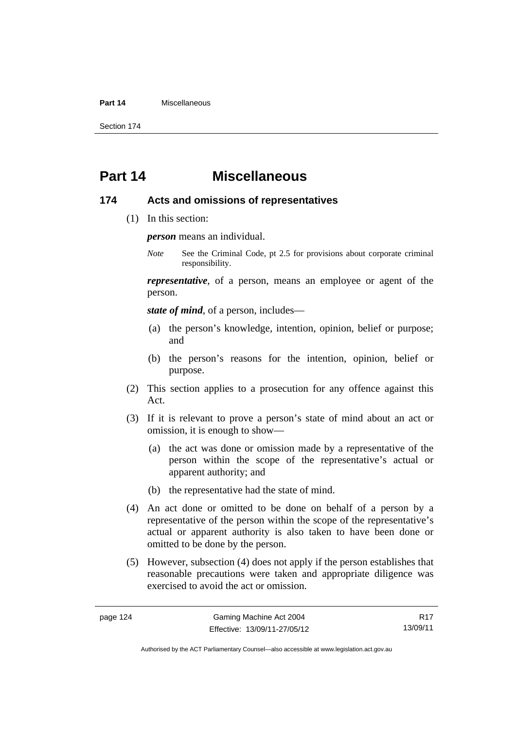# Part 14 Miscellaneous

## 174 Acts and omissions of representatives

(1) In this section:

***person*** means an individual.

*Note* See the Criminal Code, pt 2.5 for provisions about corporate criminal responsibility.

***representative***, of a person, means an employee or agent of the person.

***state of mind***, of a person, includes—

(a) the person's knowledge, intention, opinion, belief or purpose; and

(b) the person's reasons for the intention, opinion, belief or purpose.

(2) This section applies to a prosecution for any offence against this Act.

(3) If it is relevant to prove a person's state of mind about an act or omission, it is enough to show—

(a) the act was done or omission made by a representative of the person within the scope of the representative's actual or apparent authority; and

(b) the representative had the state of mind.

(4) An act done or omitted to be done on behalf of a person by a representative of the person within the scope of the representative's actual or apparent authority is also taken to have been done or omitted to be done by the person.

(5) However, subsection (4) does not apply if the person establishes that reasonable precautions were taken and appropriate diligence was exercised to avoid the act or omission.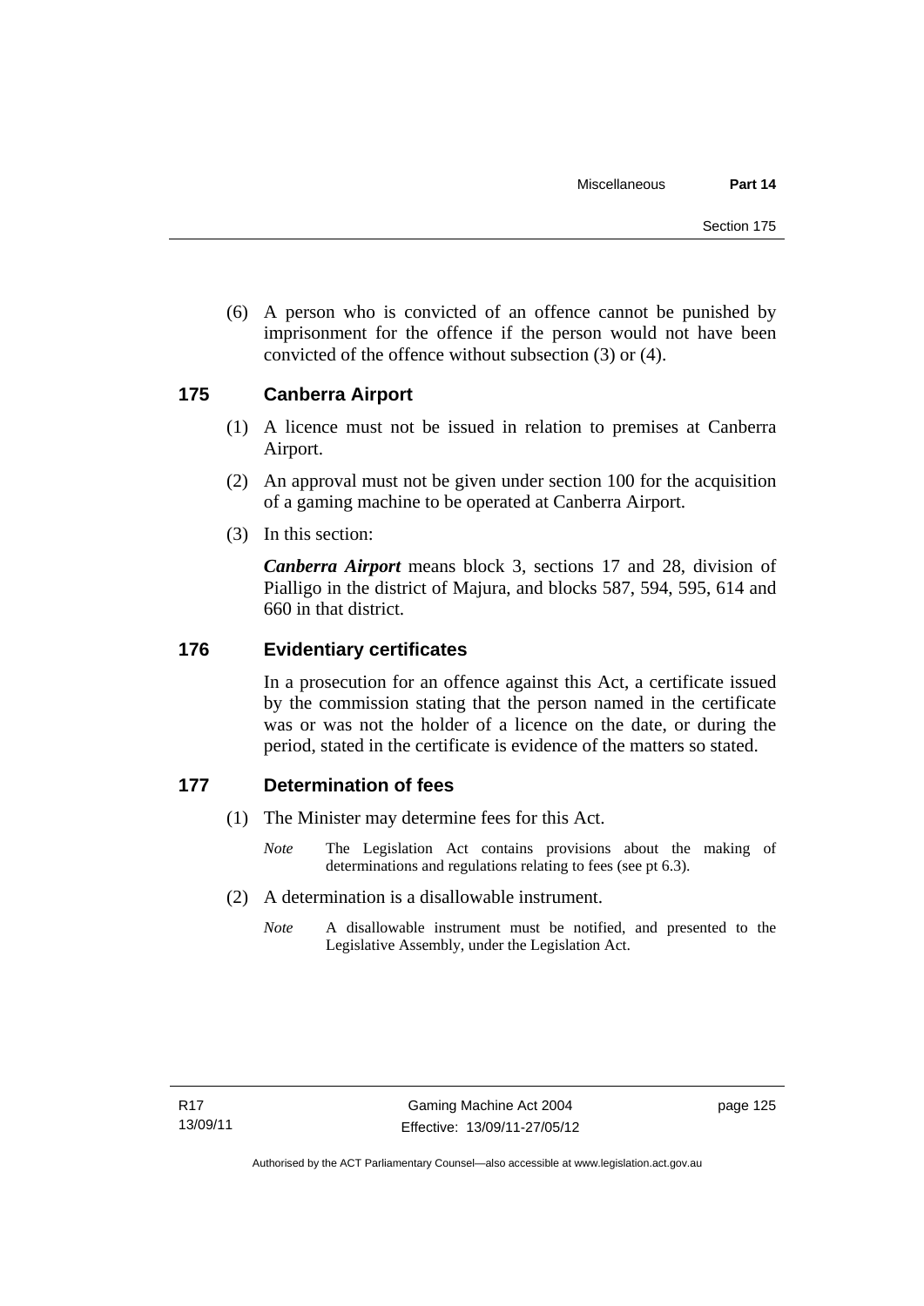(6) A person who is convicted of an offence cannot be punished by imprisonment for the offence if the person would not have been convicted of the offence without subsection (3) or (4).

## 175 Canberra Airport

(1) A licence must not be issued in relation to premises at Canberra Airport.

(2) An approval must not be given under section 100 for the acquisition of a gaming machine to be operated at Canberra Airport.

(3) In this section:

***Canberra Airport*** means block 3, sections 17 and 28, division of Pialligo in the district of Majura, and blocks 587, 594, 595, 614 and 660 in that district.

## 176 Evidentiary certificates

In a prosecution for an offence against this Act, a certificate issued by the commission stating that the person named in the certificate was or was not the holder of a licence on the date, or during the period, stated in the certificate is evidence of the matters so stated.

## 177 Determination of fees

(1) The Minister may determine fees for this Act.

*Note* The Legislation Act contains provisions about the making of determinations and regulations relating to fees (see pt 6.3).

(2) A determination is a disallowable instrument.

*Note* A disallowable instrument must be notified, and presented to the Legislative Assembly, under the Legislation Act.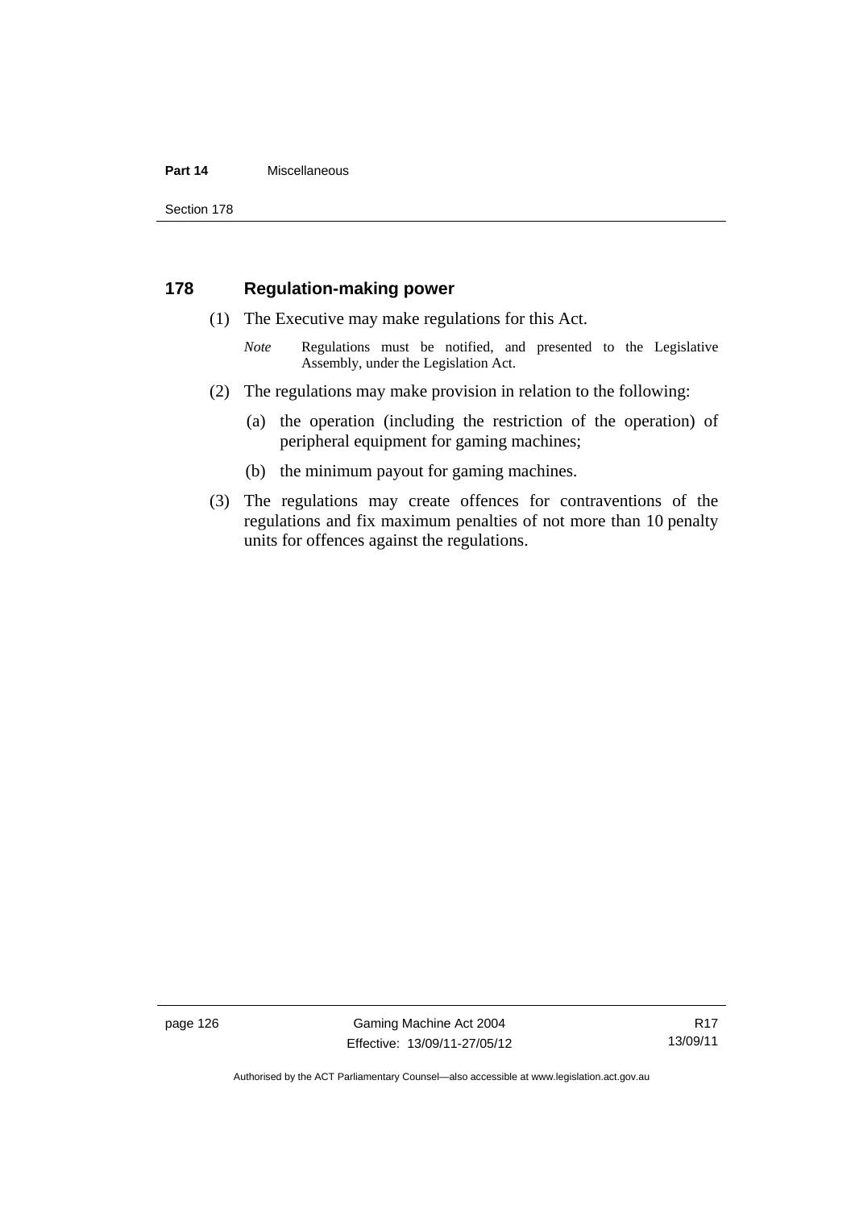## 178 Regulation-making power

(1) The Executive may make regulations for this Act.

*Note* Regulations must be notified, and presented to the Legislative Assembly, under the Legislation Act.

(2) The regulations may make provision in relation to the following:

(a) the operation (including the restriction of the operation) of peripheral equipment for gaming machines;

(b) the minimum payout for gaming machines.

(3) The regulations may create offences for contraventions of the regulations and fix maximum penalties of not more than 10 penalty units for offences against the regulations.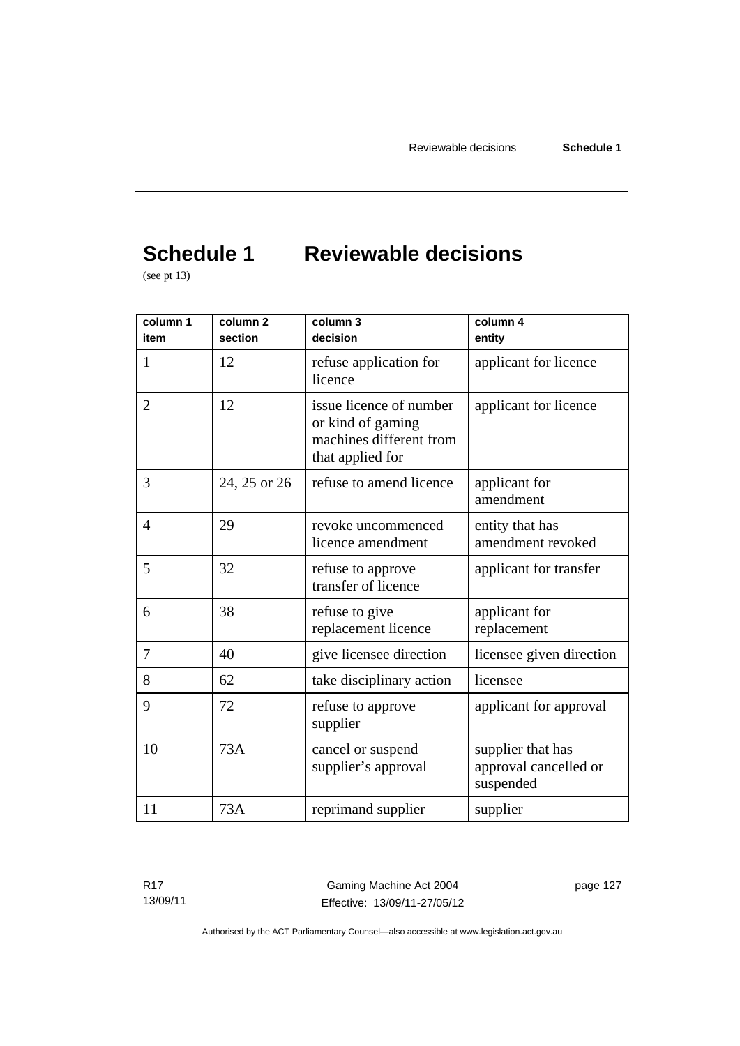# Schedule 1 Reviewable decisions

(see pt 13)

| column 1<br>item | column 2<br>section | column 3<br>decision | column 4<br>entity |
|---|---|---|---|
| 1 | 12 | refuse application for licence | applicant for licence |
| 2 | 12 | issue licence of number or kind of gaming machines different from that applied for | applicant for licence |
| 3 | 24, 25 or 26 | refuse to amend licence | applicant for amendment |
| 4 | 29 | revoke uncommenced licence amendment | entity that has amendment revoked |
| 5 | 32 | refuse to approve transfer of licence | applicant for transfer |
| 6 | 38 | refuse to give replacement licence | applicant for replacement |
| 7 | 40 | give licensee direction | licensee given direction |
| 8 | 62 | take disciplinary action | licensee |
| 9 | 72 | refuse to approve supplier | applicant for approval |
| 10 | 73A | cancel or suspend supplier's approval | supplier that has approval cancelled or suspended |
| 11 | 73A | reprimand supplier | supplier |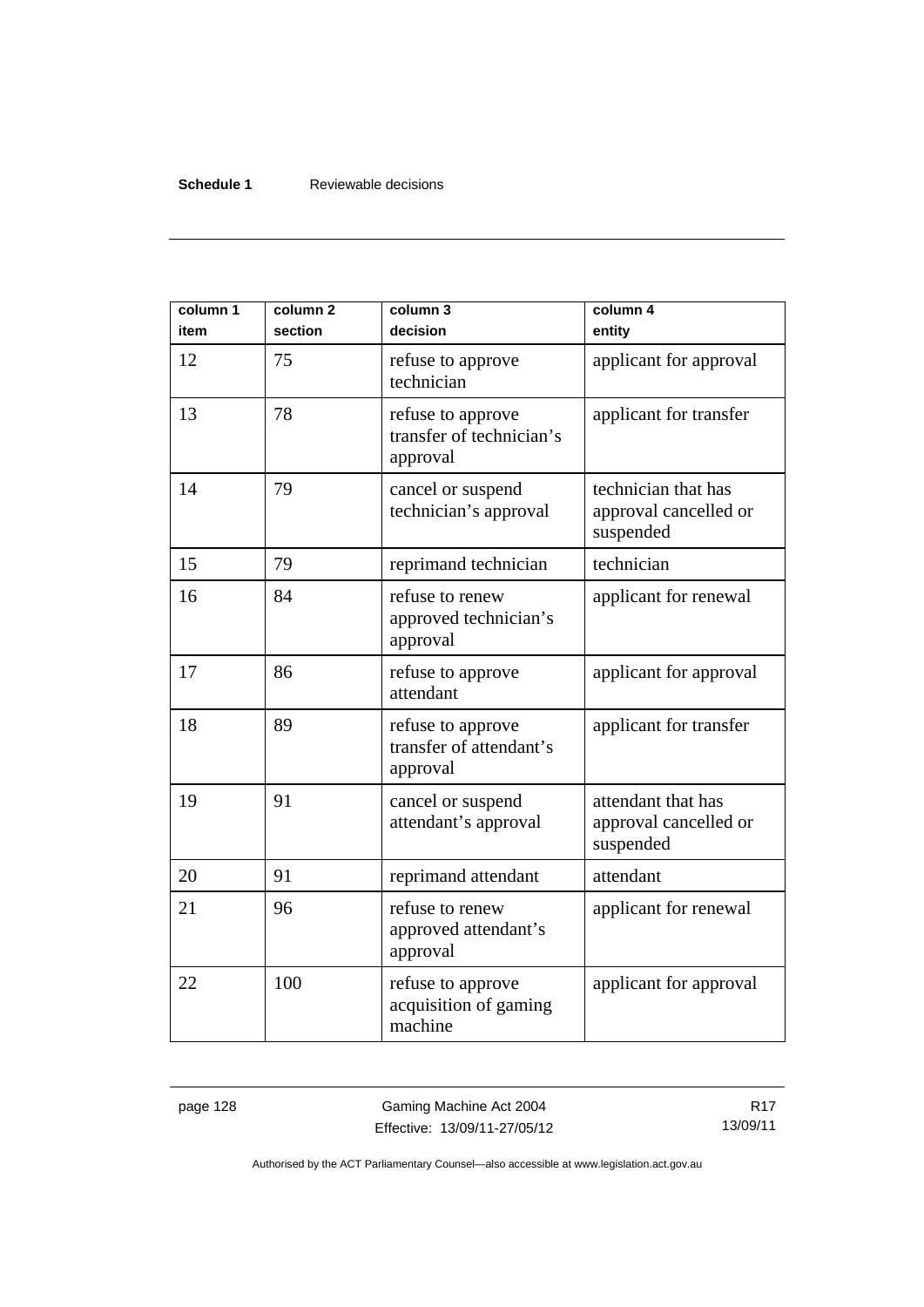| column 1<br>item | column 2<br>section | column 3<br>decision | column 4<br>entity |
|---|---|---|---|
| 12 | 75 | refuse to approve technician | applicant for approval |
| 13 | 78 | refuse to approve transfer of technician's approval | applicant for transfer |
| 14 | 79 | cancel or suspend technician's approval | technician that has approval cancelled or suspended |
| 15 | 79 | reprimand technician | technician |
| 16 | 84 | refuse to renew approved technician's approval | applicant for renewal |
| 17 | 86 | refuse to approve attendant | applicant for approval |
| 18 | 89 | refuse to approve transfer of attendant's approval | applicant for transfer |
| 19 | 91 | cancel or suspend attendant's approval | attendant that has approval cancelled or suspended |
| 20 | 91 | reprimand attendant | attendant |
| 21 | 96 | refuse to renew approved attendant's approval | applicant for renewal |
| 22 | 100 | refuse to approve acquisition of gaming machine | applicant for approval |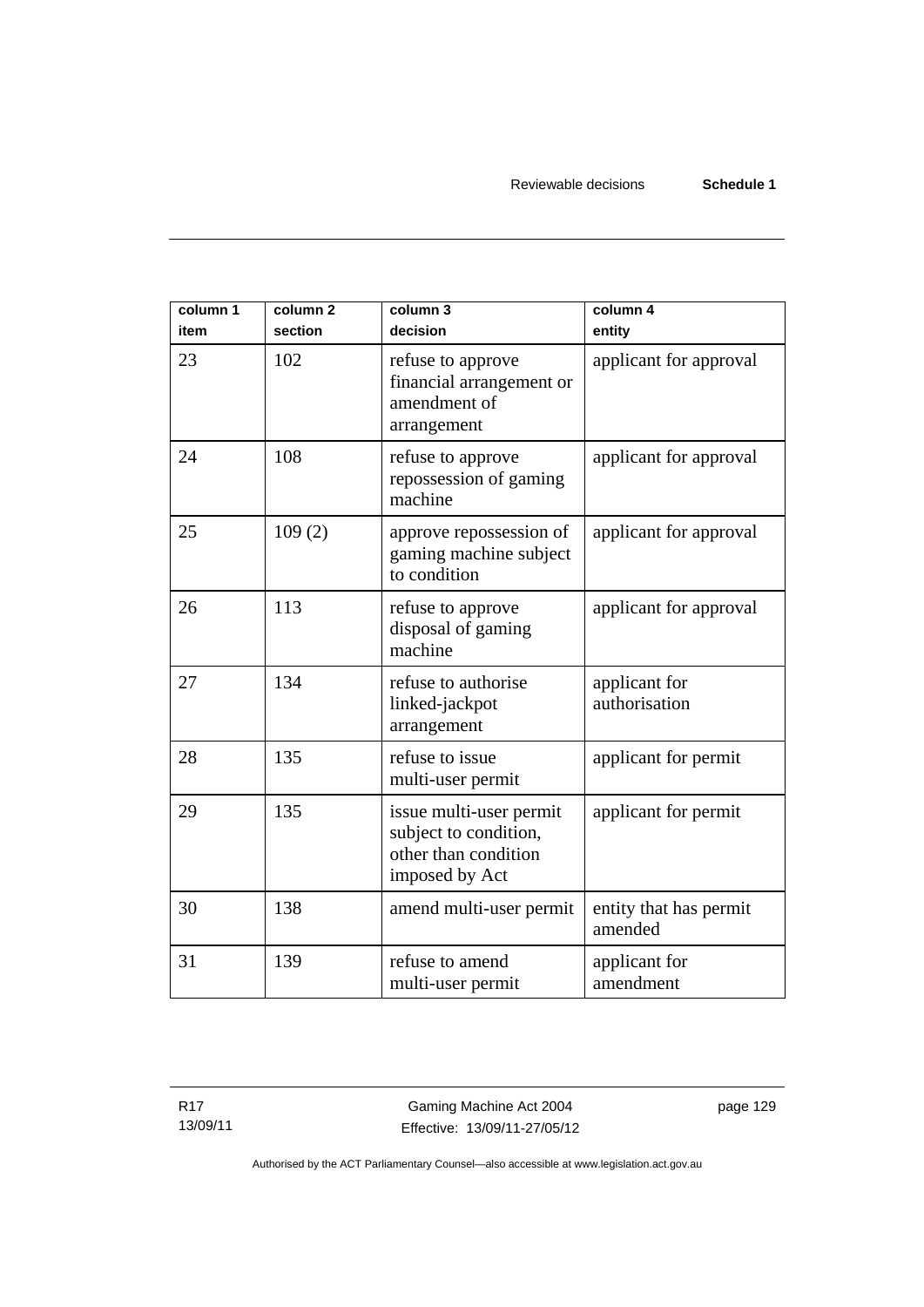| column 1<br>item | column 2<br>section | column 3<br>decision | column 4<br>entity |
|---|---|---|---|
| 23 | 102 | refuse to approve financial arrangement or amendment of arrangement | applicant for approval |
| 24 | 108 | refuse to approve repossession of gaming machine | applicant for approval |
| 25 | 109 (2) | approve repossession of gaming machine subject to condition | applicant for approval |
| 26 | 113 | refuse to approve disposal of gaming machine | applicant for approval |
| 27 | 134 | refuse to authorise linked-jackpot arrangement | applicant for authorisation |
| 28 | 135 | refuse to issue multi-user permit | applicant for permit |
| 29 | 135 | issue multi-user permit subject to condition, other than condition imposed by Act | applicant for permit |
| 30 | 138 | amend multi-user permit | entity that has permit amended |
| 31 | 139 | refuse to amend multi-user permit | applicant for amendment |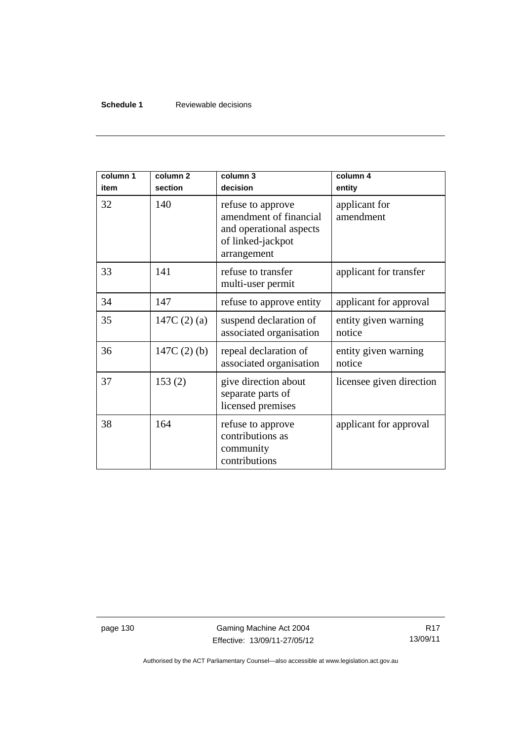| column 1 item | column 2 section | column 3 decision | column 4 entity |
|---|---|---|---|
| 32 | 140 | refuse to approve amendment of financial and operational aspects of linked-jackpot arrangement | applicant for amendment |
| 33 | 141 | refuse to transfer multi-user permit | applicant for transfer |
| 34 | 147 | refuse to approve entity | applicant for approval |
| 35 | 147C (2) (a) | suspend declaration of associated organisation | entity given warning notice |
| 36 | 147C (2) (b) | repeal declaration of associated organisation | entity given warning notice |
| 37 | 153 (2) | give direction about separate parts of licensed premises | licensee given direction |
| 38 | 164 | refuse to approve contributions as community contributions | applicant for approval |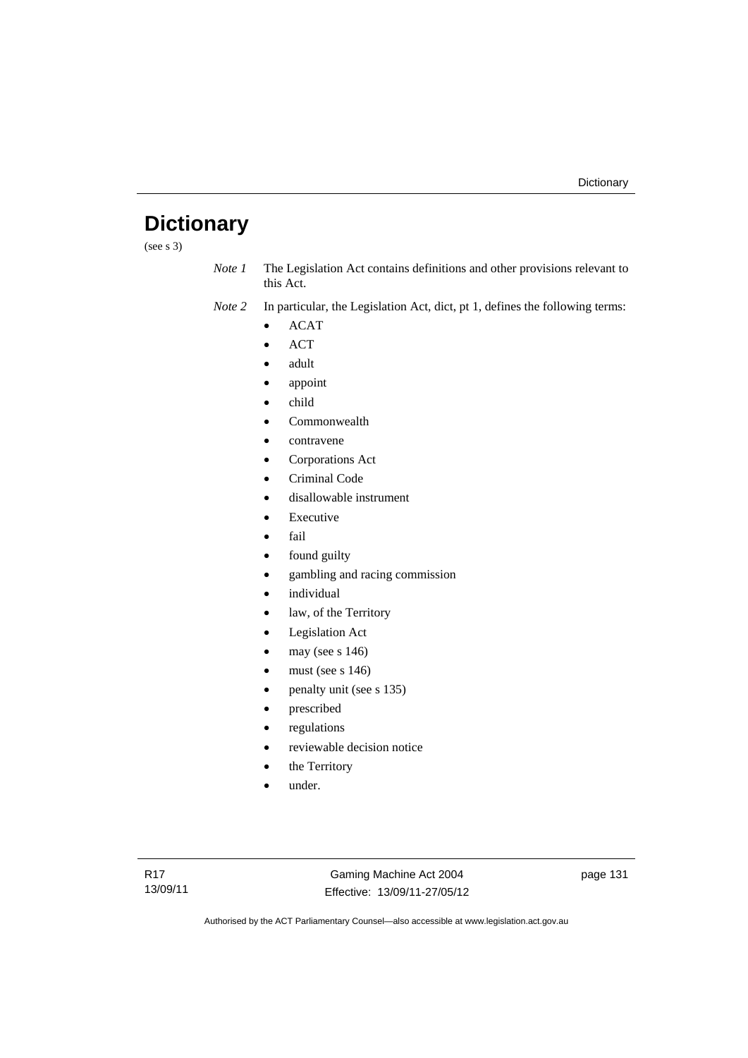# Dictionary

(see s 3)

*Note 1* The Legislation Act contains definitions and other provisions relevant to this Act.

*Note 2* In particular, the Legislation Act, dict, pt 1, defines the following terms:

- ACAT
- ACT
- adult
- appoint
- child
- Commonwealth
- contravene
- Corporations Act
- Criminal Code
- disallowable instrument
- Executive
- fail
- found guilty
- gambling and racing commission
- individual
- law, of the Territory
- Legislation Act
- may (see s 146)
- must (see s 146)
- penalty unit (see s 135)
- prescribed
- regulations
- reviewable decision notice
- the Territory
- under.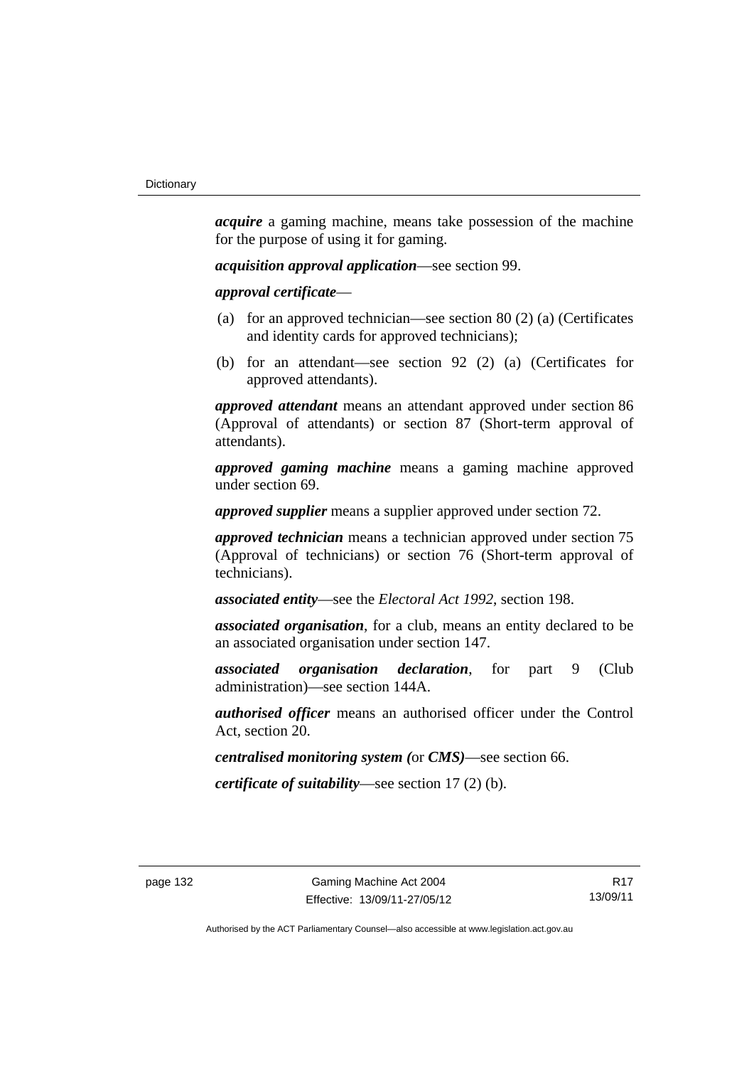***acquire*** a gaming machine, means take possession of the machine for the purpose of using it for gaming.

***acquisition approval application***—see section 99.

***approval certificate***—

(a) for an approved technician—see section 80 (2) (a) (Certificates and identity cards for approved technicians);

(b) for an attendant—see section 92 (2) (a) (Certificates for approved attendants).

***approved attendant*** means an attendant approved under section 86 (Approval of attendants) or section 87 (Short-term approval of attendants).

***approved gaming machine*** means a gaming machine approved under section 69.

***approved supplier*** means a supplier approved under section 72.

***approved technician*** means a technician approved under section 75 (Approval of technicians) or section 76 (Short-term approval of technicians).

***associated entity***—see the *Electoral Act 1992*, section 198.

***associated organisation***, for a club, means an entity declared to be an associated organisation under section 147.

***associated organisation declaration***, for part 9 (Club administration)—see section 144A.

***authorised officer*** means an authorised officer under the Control Act, section 20.

***centralised monitoring system (*or *CMS)***—see section 66.

***certificate of suitability***—see section 17 (2) (b).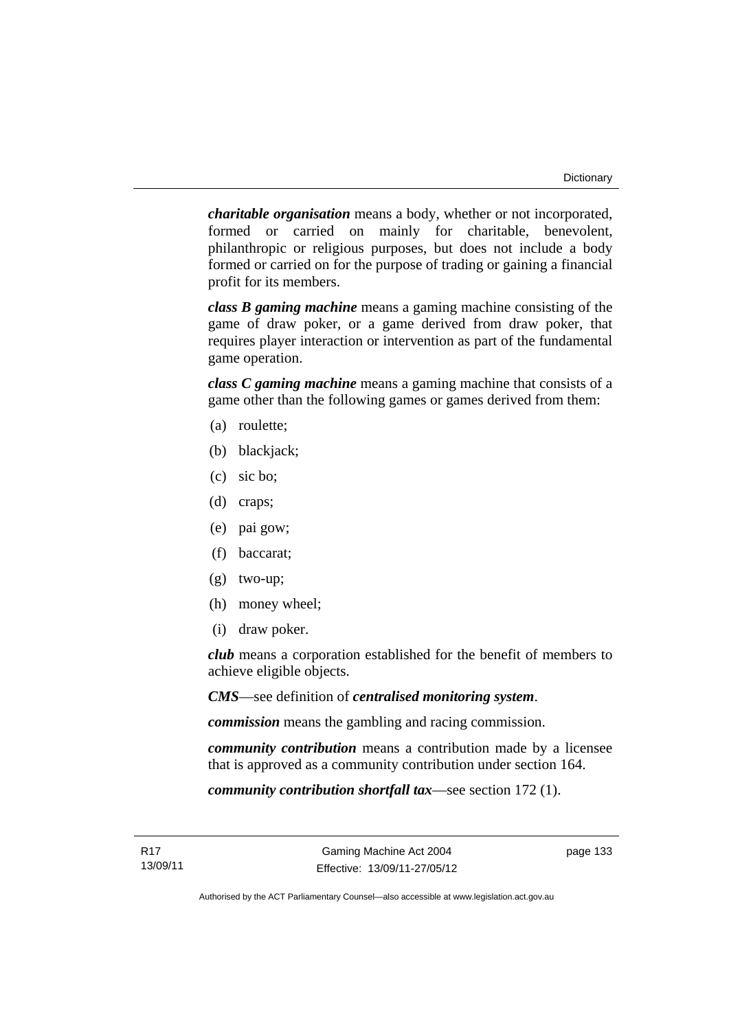***charitable organisation*** means a body, whether or not incorporated, formed or carried on mainly for charitable, benevolent, philanthropic or religious purposes, but does not include a body formed or carried on for the purpose of trading or gaining a financial profit for its members.

***class B gaming machine*** means a gaming machine consisting of the game of draw poker, or a game derived from draw poker, that requires player interaction or intervention as part of the fundamental game operation.

***class C gaming machine*** means a gaming machine that consists of a game other than the following games or games derived from them:

(a) roulette;

(b) blackjack;

(c) sic bo;

(d) craps;

(e) pai gow;

(f) baccarat;

(g) two-up;

(h) money wheel;

(i) draw poker.

***club*** means a corporation established for the benefit of members to achieve eligible objects.

***CMS***—see definition of ***centralised monitoring system***.

***commission*** means the gambling and racing commission.

***community contribution*** means a contribution made by a licensee that is approved as a community contribution under section 164.

***community contribution shortfall tax***—see section 172 (1).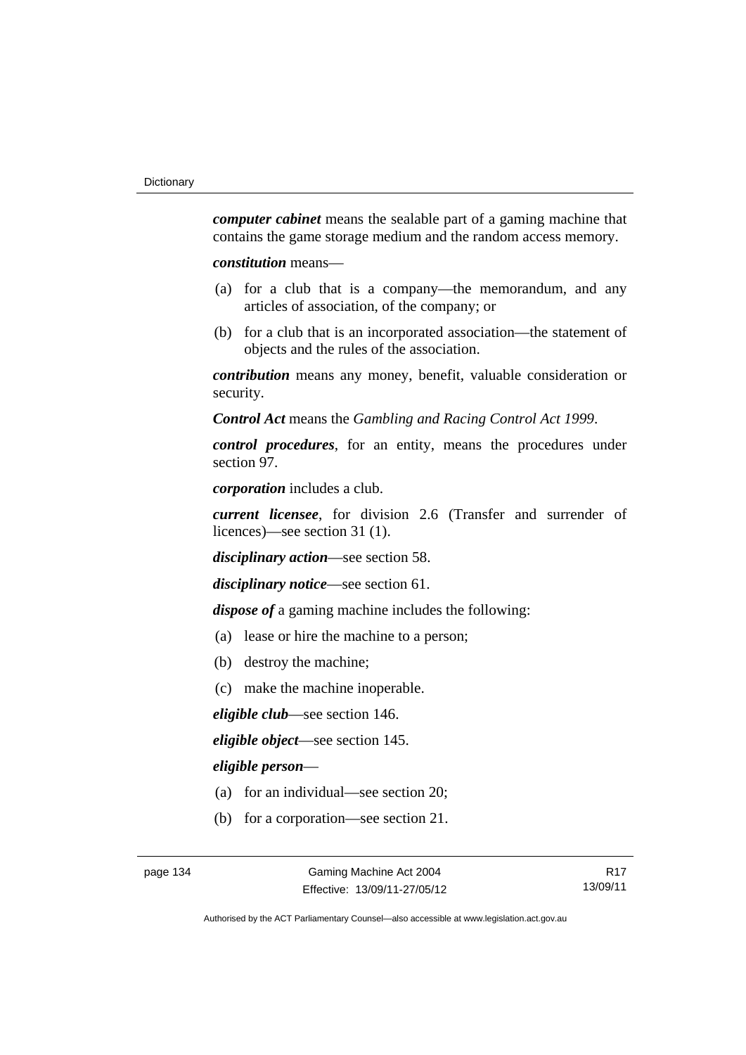***computer cabinet*** means the sealable part of a gaming machine that contains the game storage medium and the random access memory.

***constitution*** means—

(a) for a club that is a company—the memorandum, and any articles of association, of the company; or

(b) for a club that is an incorporated association—the statement of objects and the rules of the association.

***contribution*** means any money, benefit, valuable consideration or security.

***Control Act*** means the *Gambling and Racing Control Act 1999*.

***control procedures***, for an entity, means the procedures under section 97.

***corporation*** includes a club.

***current licensee***, for division 2.6 (Transfer and surrender of licences)—see section 31 (1).

***disciplinary action***—see section 58.

***disciplinary notice***—see section 61.

***dispose of*** a gaming machine includes the following:

(a) lease or hire the machine to a person;

(b) destroy the machine;

(c) make the machine inoperable.

***eligible club***—see section 146.

***eligible object***—see section 145.

***eligible person***—

(a) for an individual—see section 20;

(b) for a corporation—see section 21.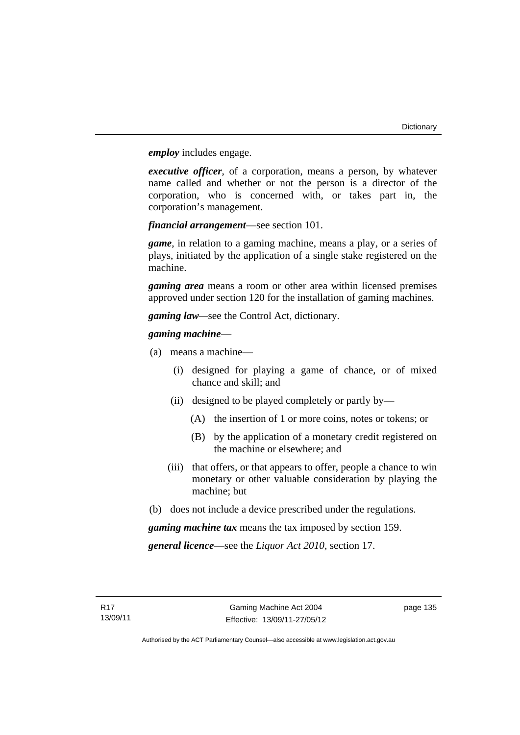***employ*** includes engage.

***executive officer***, of a corporation, means a person, by whatever name called and whether or not the person is a director of the corporation, who is concerned with, or takes part in, the corporation's management.

***financial arrangement***—see section 101.

***game***, in relation to a gaming machine, means a play, or a series of plays, initiated by the application of a single stake registered on the machine.

***gaming area*** means a room or other area within licensed premises approved under section 120 for the installation of gaming machines.

***gaming law***—see the Control Act, dictionary.

***gaming machine***—

(a) means a machine—

   (i) designed for playing a game of chance, or of mixed chance and skill; and

   (ii) designed to be played completely or partly by—

      (A) the insertion of 1 or more coins, notes or tokens; or

      (B) by the application of a monetary credit registered on the machine or elsewhere; and

   (iii) that offers, or that appears to offer, people a chance to win monetary or other valuable consideration by playing the machine; but

(b) does not include a device prescribed under the regulations.

***gaming machine tax*** means the tax imposed by section 159.

***general licence***—see the *Liquor Act 2010*, section 17.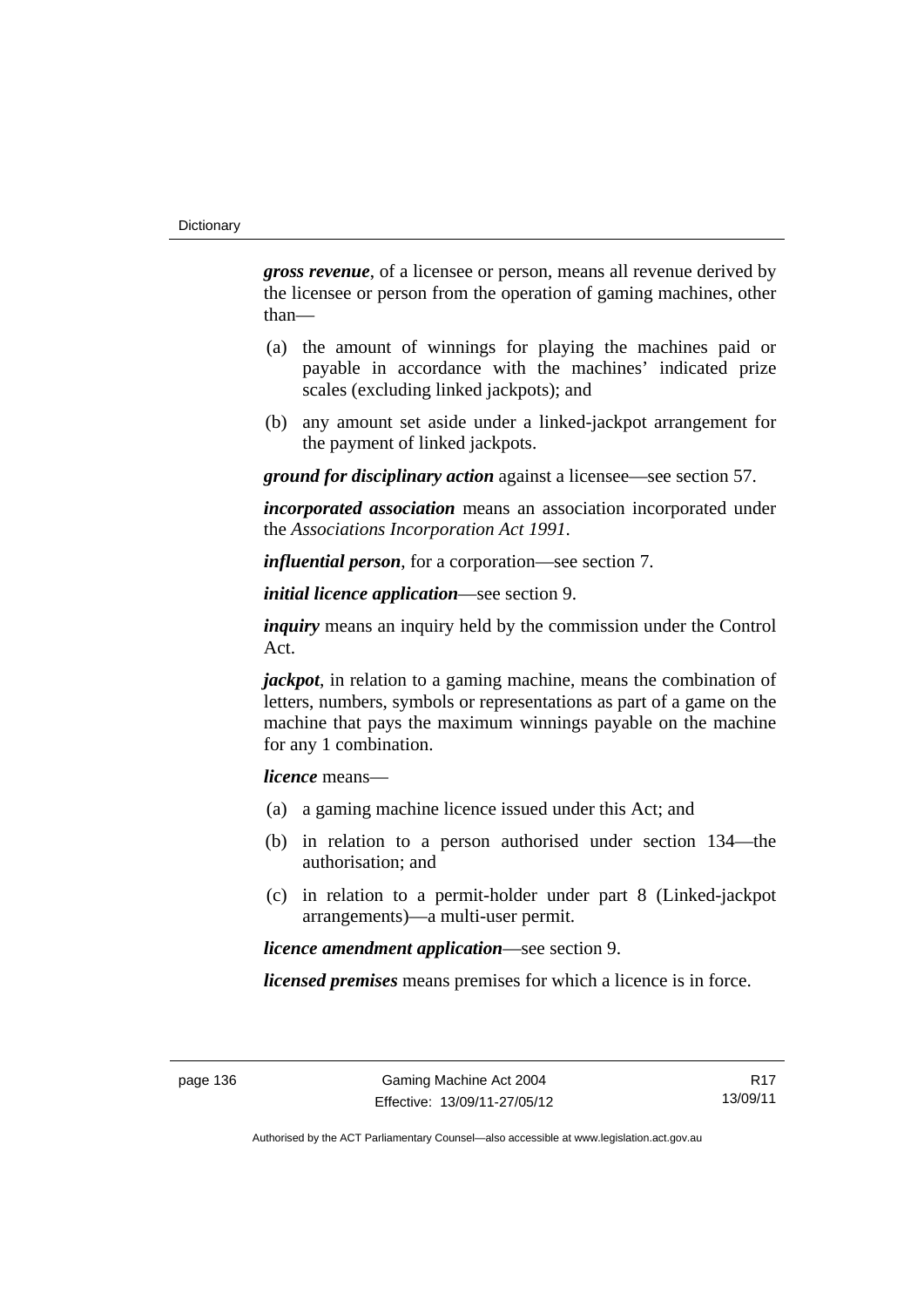***gross revenue***, of a licensee or person, means all revenue derived by the licensee or person from the operation of gaming machines, other than—

(a) the amount of winnings for playing the machines paid or payable in accordance with the machines' indicated prize scales (excluding linked jackpots); and

(b) any amount set aside under a linked-jackpot arrangement for the payment of linked jackpots.

***ground for disciplinary action*** against a licensee—see section 57.

***incorporated association*** means an association incorporated under the *Associations Incorporation Act 1991*.

***influential person***, for a corporation—see section 7.

***initial licence application***—see section 9.

***inquiry*** means an inquiry held by the commission under the Control Act.

***jackpot***, in relation to a gaming machine, means the combination of letters, numbers, symbols or representations as part of a game on the machine that pays the maximum winnings payable on the machine for any 1 combination.

***licence*** means—

(a) a gaming machine licence issued under this Act; and

(b) in relation to a person authorised under section 134—the authorisation; and

(c) in relation to a permit-holder under part 8 (Linked-jackpot arrangements)—a multi-user permit.

***licence amendment application***—see section 9.

***licensed premises*** means premises for which a licence is in force.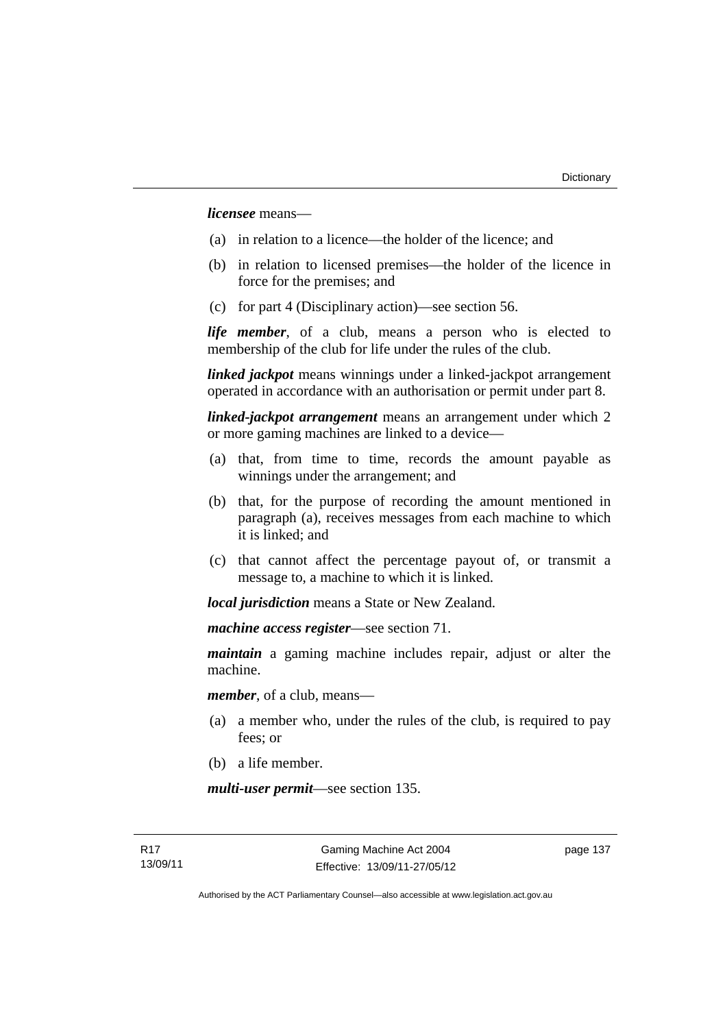***licensee*** means—

(a) in relation to a licence—the holder of the licence; and

(b) in relation to licensed premises—the holder of the licence in force for the premises; and

(c) for part 4 (Disciplinary action)—see section 56.

***life member***, of a club, means a person who is elected to membership of the club for life under the rules of the club.

***linked jackpot*** means winnings under a linked-jackpot arrangement operated in accordance with an authorisation or permit under part 8.

***linked-jackpot arrangement*** means an arrangement under which 2 or more gaming machines are linked to a device—

(a) that, from time to time, records the amount payable as winnings under the arrangement; and

(b) that, for the purpose of recording the amount mentioned in paragraph (a), receives messages from each machine to which it is linked; and

(c) that cannot affect the percentage payout of, or transmit a message to, a machine to which it is linked.

***local jurisdiction*** means a State or New Zealand.

***machine access register***—see section 71.

***maintain*** a gaming machine includes repair, adjust or alter the machine.

***member***, of a club, means—

(a) a member who, under the rules of the club, is required to pay fees; or

(b) a life member.

***multi-user permit***—see section 135.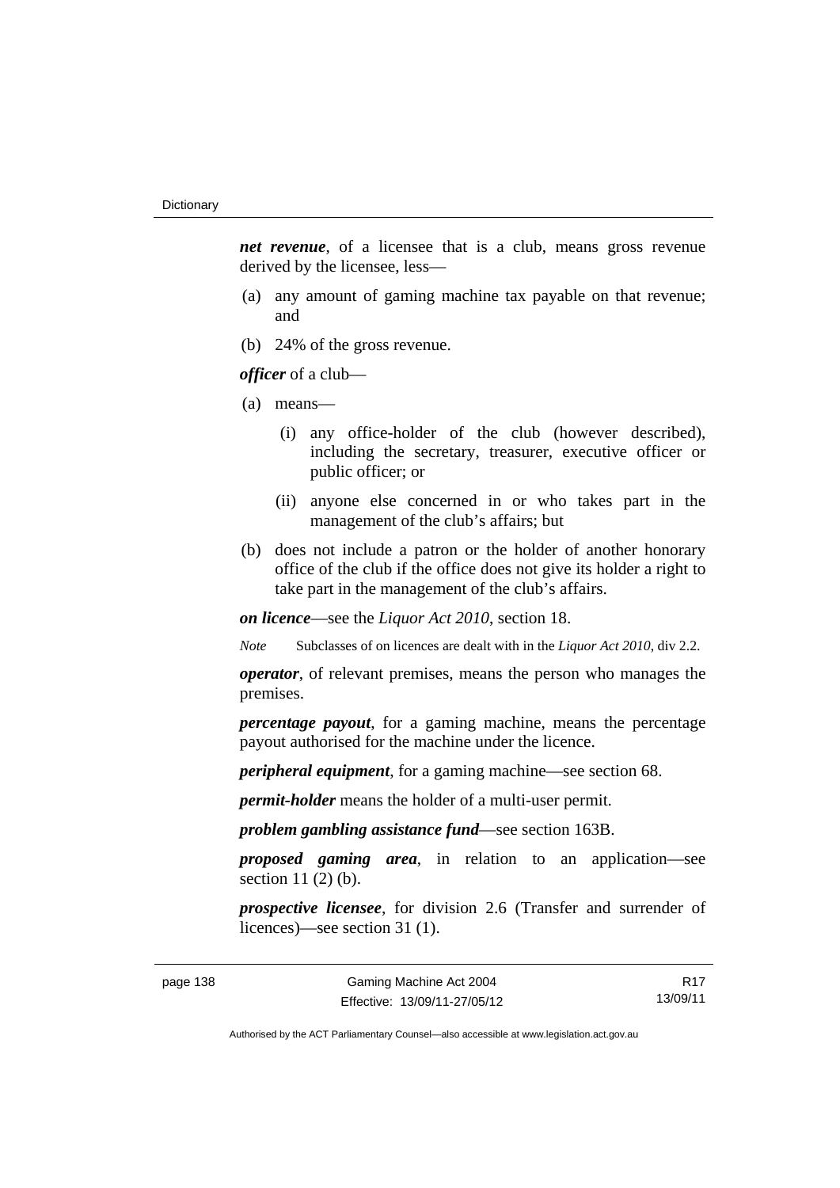***net revenue***, of a licensee that is a club, means gross revenue derived by the licensee, less—

(a) any amount of gaming machine tax payable on that revenue; and

(b) 24% of the gross revenue.

***officer*** of a club—

(a) means—

  (i) any office-holder of the club (however described), including the secretary, treasurer, executive officer or public officer; or

  (ii) anyone else concerned in or who takes part in the management of the club's affairs; but

(b) does not include a patron or the holder of another honorary office of the club if the office does not give its holder a right to take part in the management of the club's affairs.

***on licence***—see the *Liquor Act 2010*, section 18.

*Note* Subclasses of on licences are dealt with in the *Liquor Act 2010*, div 2.2.

***operator***, of relevant premises, means the person who manages the premises.

***percentage payout***, for a gaming machine, means the percentage payout authorised for the machine under the licence.

***peripheral equipment***, for a gaming machine—see section 68.

***permit-holder*** means the holder of a multi-user permit.

***problem gambling assistance fund***—see section 163B.

***proposed gaming area***, in relation to an application—see section 11 (2) (b).

***prospective licensee***, for division 2.6 (Transfer and surrender of licences)—see section 31 (1).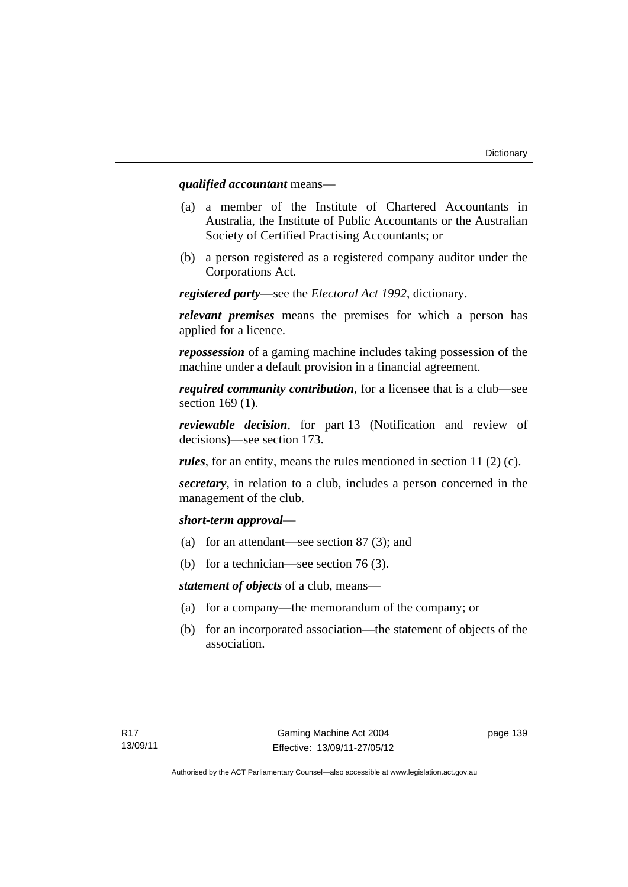***qualified accountant*** means—

(a) a member of the Institute of Chartered Accountants in Australia, the Institute of Public Accountants or the Australian Society of Certified Practising Accountants; or

(b) a person registered as a registered company auditor under the Corporations Act.

***registered party***—see the *Electoral Act 1992*, dictionary.

***relevant premises*** means the premises for which a person has applied for a licence.

***repossession*** of a gaming machine includes taking possession of the machine under a default provision in a financial agreement.

***required community contribution***, for a licensee that is a club—see section 169 (1).

***reviewable decision***, for part 13 (Notification and review of decisions)—see section 173.

***rules***, for an entity, means the rules mentioned in section 11 (2) (c).

***secretary***, in relation to a club, includes a person concerned in the management of the club.

***short-term approval***—

(a) for an attendant—see section 87 (3); and

(b) for a technician—see section 76 (3).

***statement of objects*** of a club, means—

(a) for a company—the memorandum of the company; or

(b) for an incorporated association—the statement of objects of the association.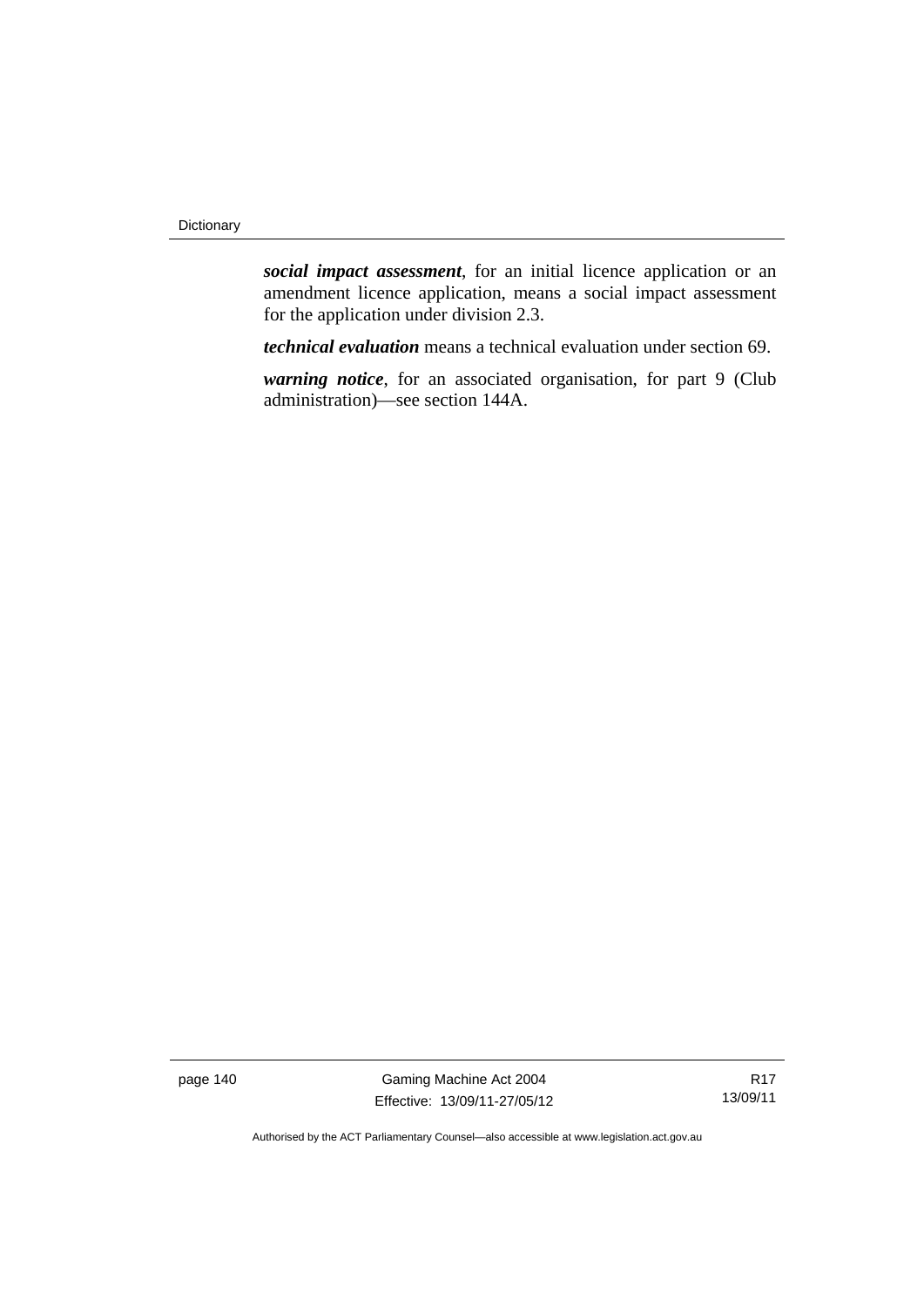***social impact assessment***, for an initial licence application or an amendment licence application, means a social impact assessment for the application under division 2.3.

***technical evaluation*** means a technical evaluation under section 69.

***warning notice***, for an associated organisation, for part 9 (Club administration)—see section 144A.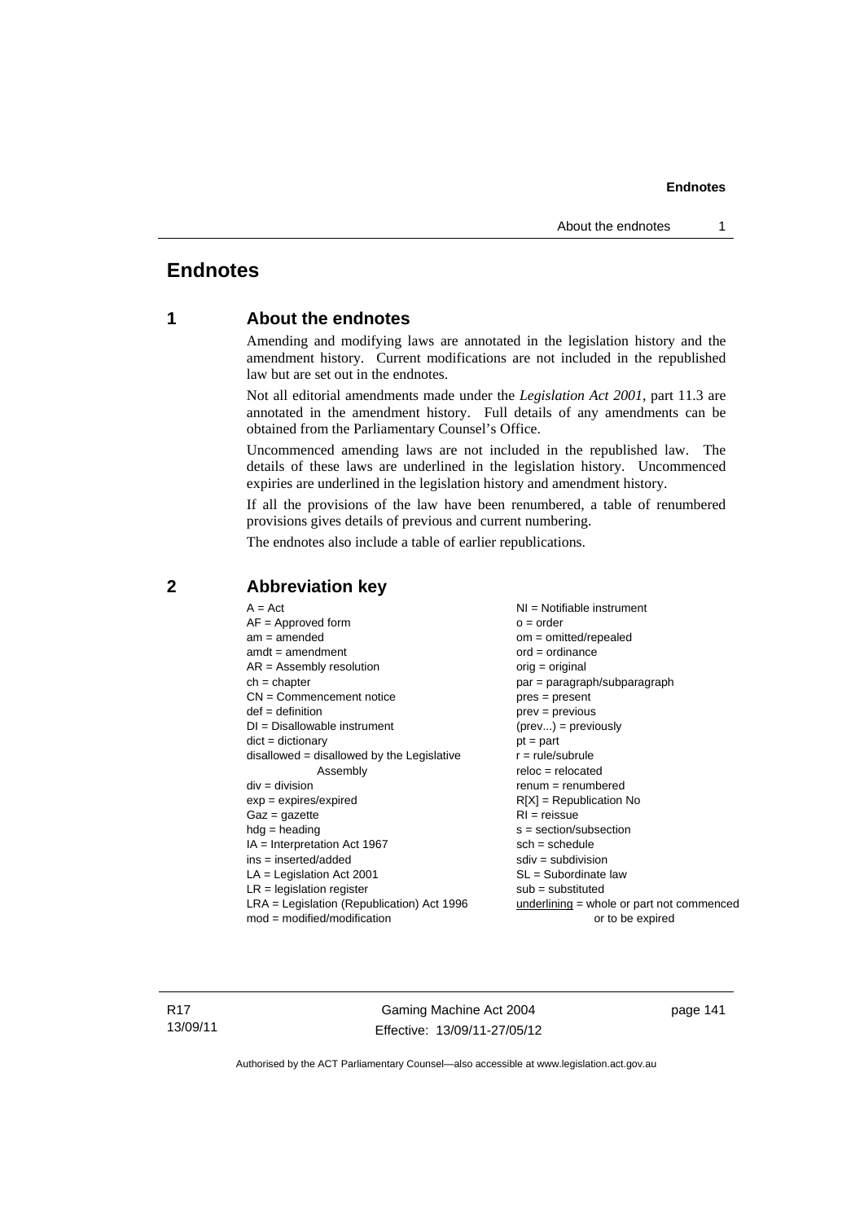# Endnotes

## 1 About the endnotes

Amending and modifying laws are annotated in the legislation history and the amendment history. Current modifications are not included in the republished law but are set out in the endnotes.

Not all editorial amendments made under the *Legislation Act 2001*, part 11.3 are annotated in the amendment history. Full details of any amendments can be obtained from the Parliamentary Counsel's Office.

Uncommenced amending laws are not included in the republished law. The details of these laws are underlined in the legislation history. Uncommenced expiries are underlined in the legislation history and amendment history.

If all the provisions of the law have been renumbered, a table of renumbered provisions gives details of previous and current numbering.

The endnotes also include a table of earlier republications.

## 2 Abbreviation key

A = Act
AF = Approved form
am = amended
amdt = amendment
AR = Assembly resolution
ch = chapter
CN = Commencement notice
def = definition
DI = Disallowable instrument
dict = dictionary
disallowed = disallowed by the Legislative Assembly
div = division
exp = expires/expired
Gaz = gazette
hdg = heading
IA = Interpretation Act 1967
ins = inserted/added
LA = Legislation Act 2001
LR = legislation register
LRA = Legislation (Republication) Act 1996
mod = modified/modification
NI = Notifiable instrument
o = order
om = omitted/repealed
ord = ordinance
orig = original
par = paragraph/subparagraph
pres = present
prev = previous
(prev...) = previously
pt = part
r = rule/subrule
reloc = relocated
renum = renumbered
R[X] = Republication No
RI = reissue
s = section/subsection
sch = schedule
sdiv = subdivision
SL = Subordinate law
sub = substituted
underlining = whole or part not commenced or to be expired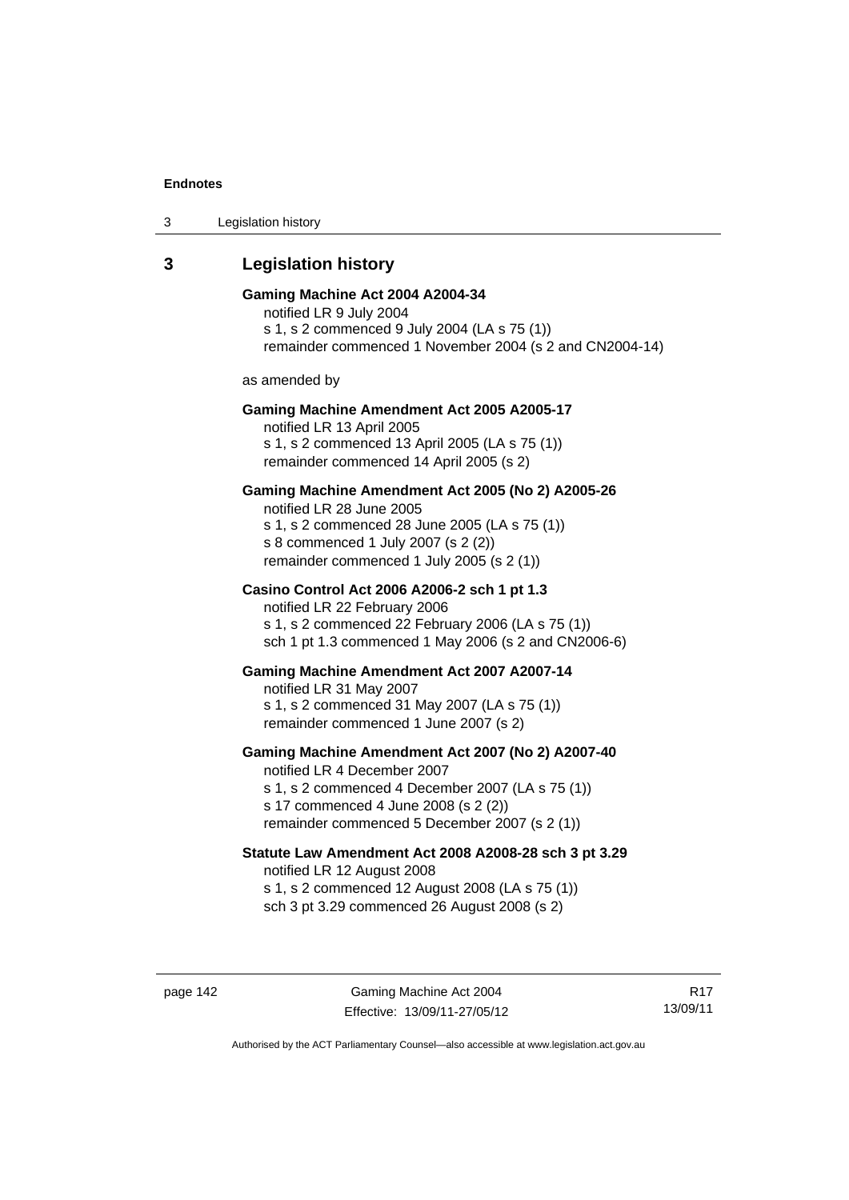## 3 Legislation history

**Gaming Machine Act 2004 A2004-34**
notified LR 9 July 2004
s 1, s 2 commenced 9 July 2004 (LA s 75 (1))
remainder commenced 1 November 2004 (s 2 and CN2004-14)

as amended by

**Gaming Machine Amendment Act 2005 A2005-17**
notified LR 13 April 2005
s 1, s 2 commenced 13 April 2005 (LA s 75 (1))
remainder commenced 14 April 2005 (s 2)

**Gaming Machine Amendment Act 2005 (No 2) A2005-26**
notified LR 28 June 2005
s 1, s 2 commenced 28 June 2005 (LA s 75 (1))
s 8 commenced 1 July 2007 (s 2 (2))
remainder commenced 1 July 2005 (s 2 (1))

**Casino Control Act 2006 A2006-2 sch 1 pt 1.3**
notified LR 22 February 2006
s 1, s 2 commenced 22 February 2006 (LA s 75 (1))
sch 1 pt 1.3 commenced 1 May 2006 (s 2 and CN2006-6)

**Gaming Machine Amendment Act 2007 A2007-14**
notified LR 31 May 2007
s 1, s 2 commenced 31 May 2007 (LA s 75 (1))
remainder commenced 1 June 2007 (s 2)

**Gaming Machine Amendment Act 2007 (No 2) A2007-40**
notified LR 4 December 2007
s 1, s 2 commenced 4 December 2007 (LA s 75 (1))
s 17 commenced 4 June 2008 (s 2 (2))
remainder commenced 5 December 2007 (s 2 (1))

**Statute Law Amendment Act 2008 A2008-28 sch 3 pt 3.29**
notified LR 12 August 2008
s 1, s 2 commenced 12 August 2008 (LA s 75 (1))
sch 3 pt 3.29 commenced 26 August 2008 (s 2)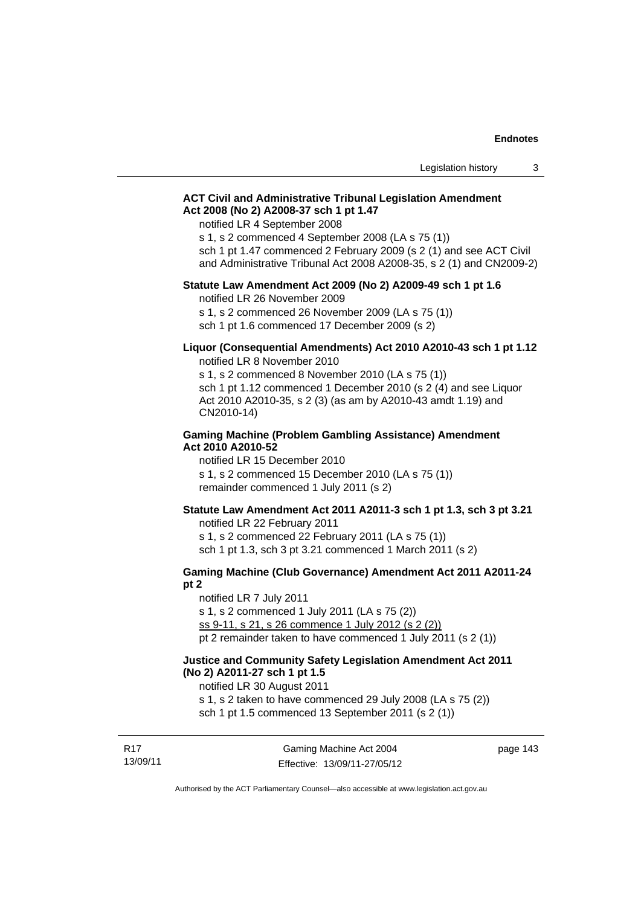**ACT Civil and Administrative Tribunal Legislation Amendment Act 2008 (No 2) A2008-37 sch 1 pt 1.47**

notified LR 4 September 2008
s 1, s 2 commenced 4 September 2008 (LA s 75 (1))
sch 1 pt 1.47 commenced 2 February 2009 (s 2 (1) and see ACT Civil and Administrative Tribunal Act 2008 A2008-35, s 2 (1) and CN2009-2)

**Statute Law Amendment Act 2009 (No 2) A2009-49 sch 1 pt 1.6**

notified LR 26 November 2009
s 1, s 2 commenced 26 November 2009 (LA s 75 (1))
sch 1 pt 1.6 commenced 17 December 2009 (s 2)

**Liquor (Consequential Amendments) Act 2010 A2010-43 sch 1 pt 1.12**

notified LR 8 November 2010
s 1, s 2 commenced 8 November 2010 (LA s 75 (1))
sch 1 pt 1.12 commenced 1 December 2010 (s 2 (4) and see Liquor Act 2010 A2010-35, s 2 (3) (as am by A2010-43 amdt 1.19) and CN2010-14)

**Gaming Machine (Problem Gambling Assistance) Amendment Act 2010 A2010-52**

notified LR 15 December 2010
s 1, s 2 commenced 15 December 2010 (LA s 75 (1))
remainder commenced 1 July 2011 (s 2)

**Statute Law Amendment Act 2011 A2011-3 sch 1 pt 1.3, sch 3 pt 3.21**

notified LR 22 February 2011
s 1, s 2 commenced 22 February 2011 (LA s 75 (1))
sch 1 pt 1.3, sch 3 pt 3.21 commenced 1 March 2011 (s 2)

**Gaming Machine (Club Governance) Amendment Act 2011 A2011-24 pt 2**

notified LR 7 July 2011
s 1, s 2 commenced 1 July 2011 (LA s 75 (2))
ss 9-11, s 21, s 26 commence 1 July 2012 (s 2 (2))
pt 2 remainder taken to have commenced 1 July 2011 (s 2 (1))

**Justice and Community Safety Legislation Amendment Act 2011 (No 2) A2011-27 sch 1 pt 1.5**

notified LR 30 August 2011
s 1, s 2 taken to have commenced 29 July 2008 (LA s 75 (2))
sch 1 pt 1.5 commenced 13 September 2011 (s 2 (1))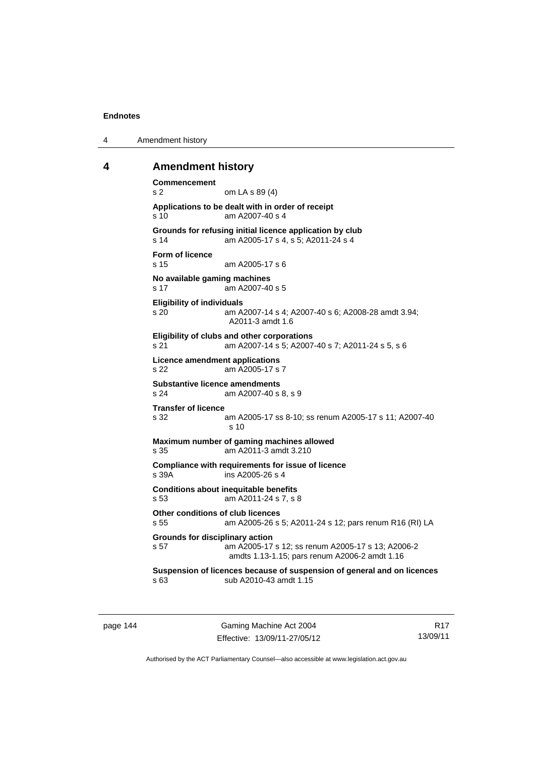## 4 Amendment history

**Commencement**
s 2 om LA s 89 (4)

**Applications to be dealt with in order of receipt**
s 10 am A2007-40 s 4

**Grounds for refusing initial licence application by club**
s 14 am A2005-17 s 4, s 5; A2011-24 s 4

**Form of licence**
s 15 am A2005-17 s 6

**No available gaming machines**
s 17 am A2007-40 s 5

**Eligibility of individuals**
s 20 am A2007-14 s 4; A2007-40 s 6; A2008-28 amdt 3.94; A2011-3 amdt 1.6

**Eligibility of clubs and other corporations**
s 21 am A2007-14 s 5; A2007-40 s 7; A2011-24 s 5, s 6

**Licence amendment applications**
s 22 am A2005-17 s 7

**Substantive licence amendments**
s 24 am A2007-40 s 8, s 9

**Transfer of licence**
s 32 am A2005-17 ss 8-10; ss renum A2005-17 s 11; A2007-40 s 10

**Maximum number of gaming machines allowed**
s 35 am A2011-3 amdt 3.210

**Compliance with requirements for issue of licence**
s 39A ins A2005-26 s 4

**Conditions about inequitable benefits**
s 53 am A2011-24 s 7, s 8

**Other conditions of club licences**
s 55 am A2005-26 s 5; A2011-24 s 12; pars renum R16 (RI) LA

**Grounds for disciplinary action**
s 57 am A2005-17 s 12; ss renum A2005-17 s 13; A2006-2 amdts 1.13-1.15; pars renum A2006-2 amdt 1.16

**Suspension of licences because of suspension of general and on licences**
s 63 sub A2010-43 amdt 1.15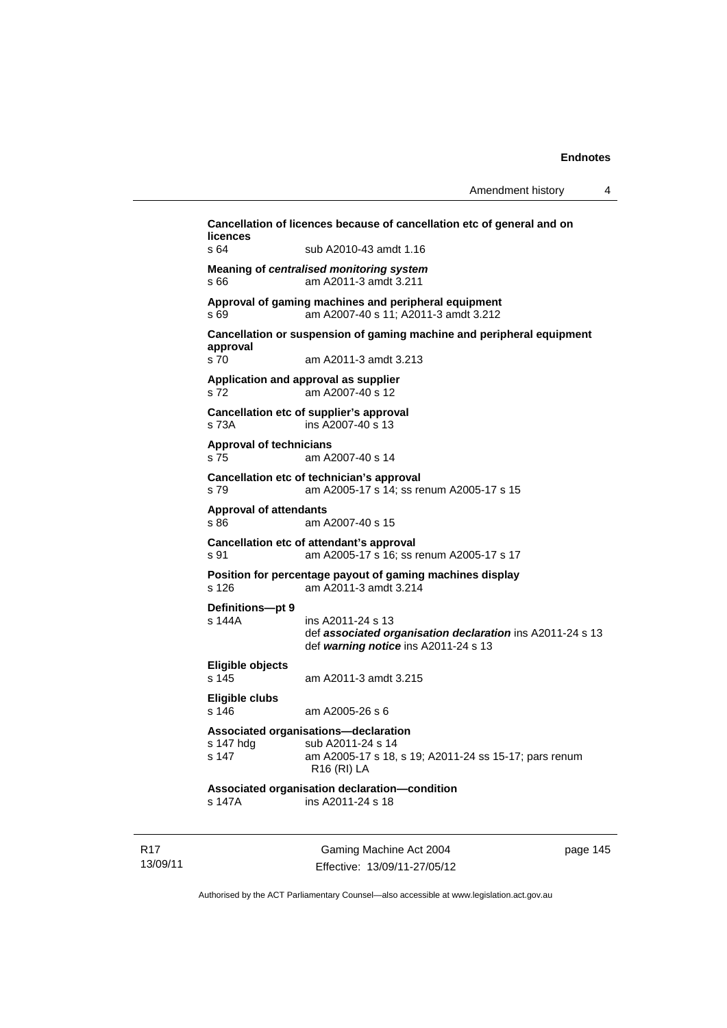**Cancellation of licences because of cancellation etc of general and on licences**

s 64 sub A2010-43 amdt 1.16

**Meaning of *centralised monitoring system***

s 66 am A2011-3 amdt 3.211

**Approval of gaming machines and peripheral equipment**

s 69 am A2007-40 s 11; A2011-3 amdt 3.212

**Cancellation or suspension of gaming machine and peripheral equipment approval**

s 70 am A2011-3 amdt 3.213

**Application and approval as supplier**

s 72 am A2007-40 s 12

**Cancellation etc of supplier's approval**

s 73A ins A2007-40 s 13

**Approval of technicians**

s 75 am A2007-40 s 14

**Cancellation etc of technician's approval**

s 79 am A2005-17 s 14; ss renum A2005-17 s 15

**Approval of attendants**

s 86 am A2007-40 s 15

**Cancellation etc of attendant's approval**

s 91 am A2005-17 s 16; ss renum A2005-17 s 17

**Position for percentage payout of gaming machines display**

s 126 am A2011-3 amdt 3.214

**Definitions—pt 9**

s 144A ins A2011-24 s 13
def ***associated organisation declaration*** ins A2011-24 s 13
def ***warning notice*** ins A2011-24 s 13

**Eligible objects**

s 145 am A2011-3 amdt 3.215

**Eligible clubs**

s 146 am A2005-26 s 6

**Associated organisations—declaration**

s 147 hdg sub A2011-24 s 14
s 147 am A2005-17 s 18, s 19; A2011-24 ss 15-17; pars renum R16 (RI) LA

**Associated organisation declaration—condition**

s 147A ins A2011-24 s 18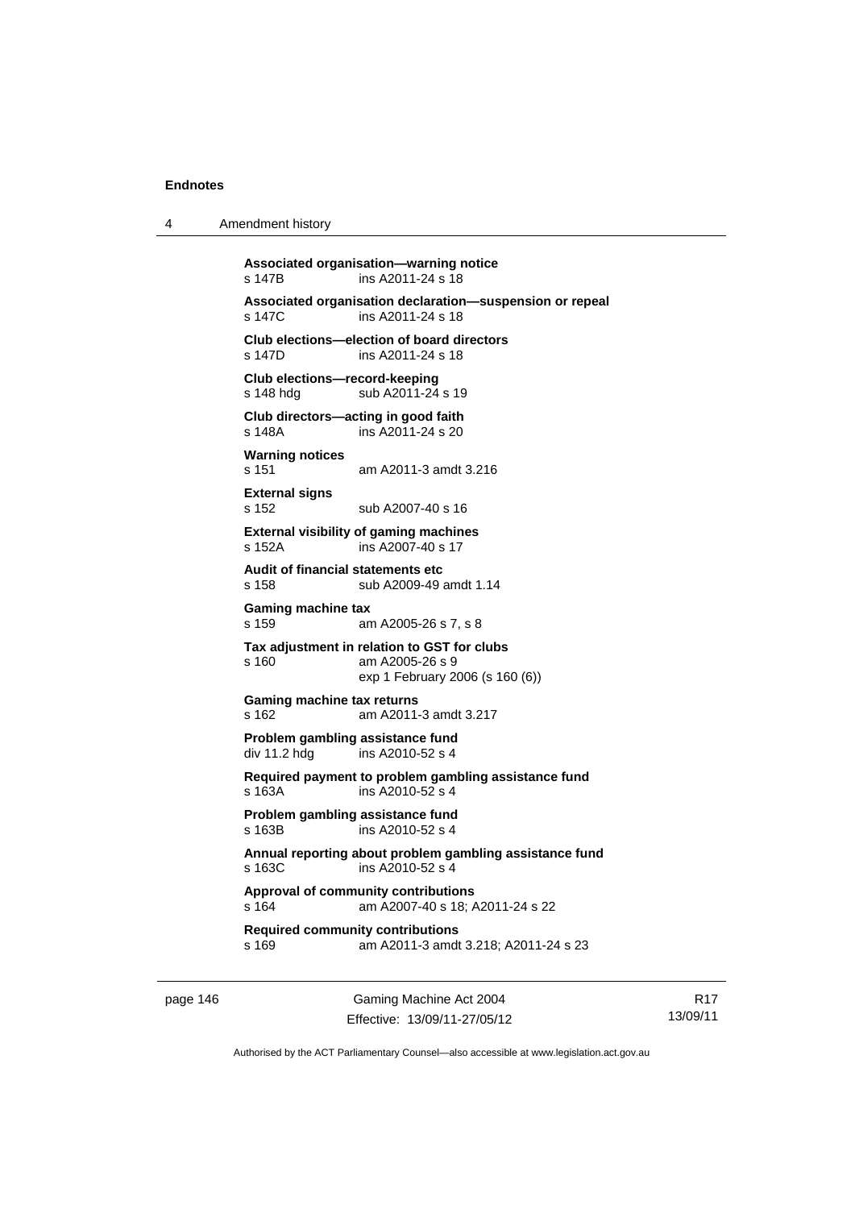**Associated organisation—warning notice**
s 147B ins A2011-24 s 18

**Associated organisation declaration—suspension or repeal**
s 147C ins A2011-24 s 18

**Club elections—election of board directors**
s 147D ins A2011-24 s 18

**Club elections—record-keeping**
s 148 hdg sub A2011-24 s 19

**Club directors—acting in good faith**
s 148A ins A2011-24 s 20

**Warning notices**
s 151 am A2011-3 amdt 3.216

**External signs**
s 152 sub A2007-40 s 16

**External visibility of gaming machines**
s 152A ins A2007-40 s 17

**Audit of financial statements etc**
s 158 sub A2009-49 amdt 1.14

**Gaming machine tax**
s 159 am A2005-26 s 7, s 8

**Tax adjustment in relation to GST for clubs**
s 160 am A2005-26 s 9
exp 1 February 2006 (s 160 (6))

**Gaming machine tax returns**
s 162 am A2011-3 amdt 3.217

**Problem gambling assistance fund**
div 11.2 hdg ins A2010-52 s 4

**Required payment to problem gambling assistance fund**
s 163A ins A2010-52 s 4

**Problem gambling assistance fund**
s 163B ins A2010-52 s 4

**Annual reporting about problem gambling assistance fund**
s 163C ins A2010-52 s 4

**Approval of community contributions**
s 164 am A2007-40 s 18; A2011-24 s 22

**Required community contributions**
s 169 am A2011-3 amdt 3.218; A2011-24 s 23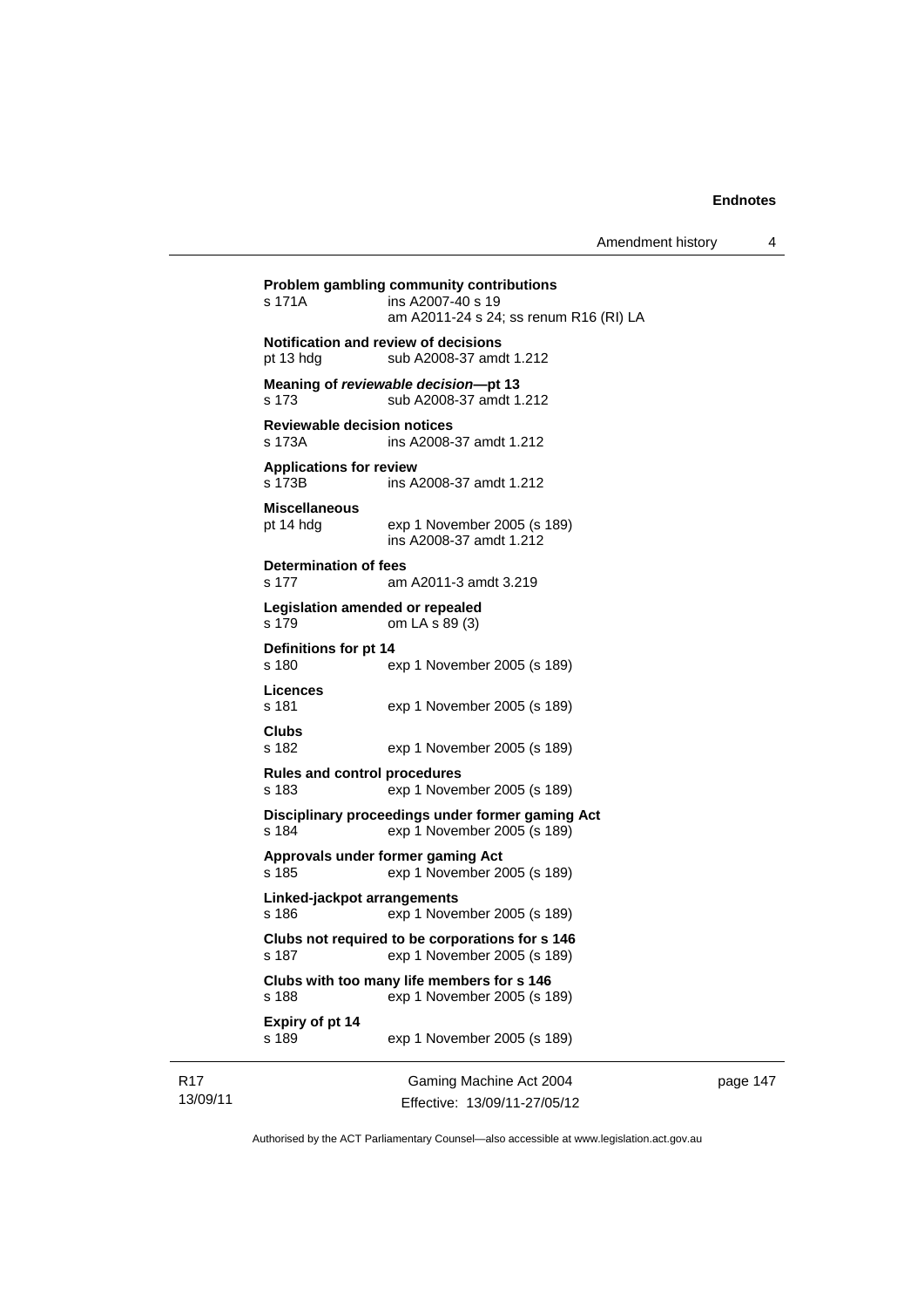**Problem gambling community contributions**
s 171A ins A2007-40 s 19
am A2011-24 s 24; ss renum R16 (RI) LA

**Notification and review of decisions**
pt 13 hdg sub A2008-37 amdt 1.212

**Meaning of *reviewable decision*—pt 13**
s 173 sub A2008-37 amdt 1.212

**Reviewable decision notices**
s 173A ins A2008-37 amdt 1.212

**Applications for review**
s 173B ins A2008-37 amdt 1.212

**Miscellaneous**
pt 14 hdg exp 1 November 2005 (s 189)
ins A2008-37 amdt 1.212

**Determination of fees**
s 177 am A2011-3 amdt 3.219

**Legislation amended or repealed**
s 179 om LA s 89 (3)

**Definitions for pt 14**
s 180 exp 1 November 2005 (s 189)

**Licences**
s 181 exp 1 November 2005 (s 189)

**Clubs**
s 182 exp 1 November 2005 (s 189)

**Rules and control procedures**
s 183 exp 1 November 2005 (s 189)

**Disciplinary proceedings under former gaming Act**
s 184 exp 1 November 2005 (s 189)

**Approvals under former gaming Act**
s 185 exp 1 November 2005 (s 189)

**Linked-jackpot arrangements**
s 186 exp 1 November 2005 (s 189)

**Clubs not required to be corporations for s 146**
s 187 exp 1 November 2005 (s 189)

**Clubs with too many life members for s 146**
s 188 exp 1 November 2005 (s 189)

**Expiry of pt 14**
s 189 exp 1 November 2005 (s 189)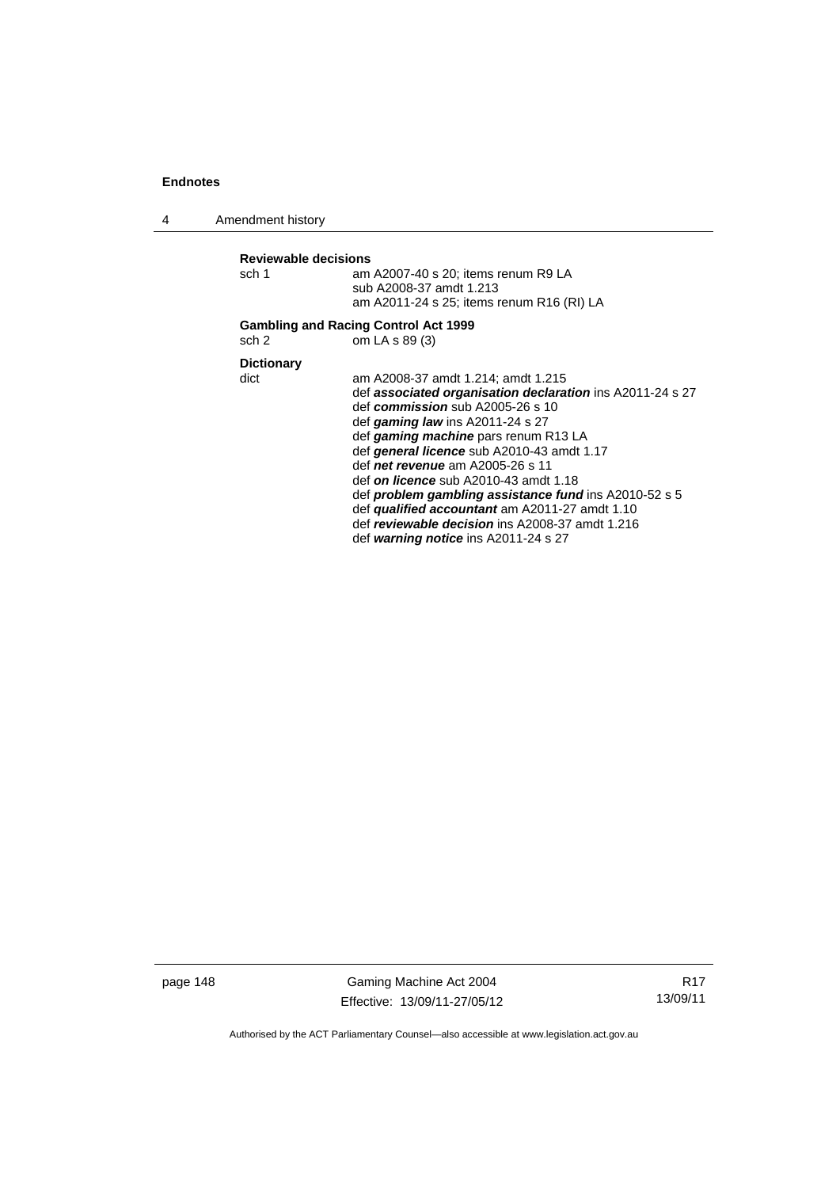**Reviewable decisions**

sch 1 am A2007-40 s 20; items renum R9 LA
sub A2008-37 amdt 1.213
am A2011-24 s 25; items renum R16 (RI) LA

**Gambling and Racing Control Act 1999**

sch 2 om LA s 89 (3)

**Dictionary**

dict am A2008-37 amdt 1.214; amdt 1.215
def ***associated organisation declaration*** ins A2011-24 s 27
def ***commission*** sub A2005-26 s 10
def ***gaming law*** ins A2011-24 s 27
def ***gaming machine*** pars renum R13 LA
def ***general licence*** sub A2010-43 amdt 1.17
def ***net revenue*** am A2005-26 s 11
def ***on licence*** sub A2010-43 amdt 1.18
def ***problem gambling assistance fund*** ins A2010-52 s 5
def ***qualified accountant*** am A2011-27 amdt 1.10
def ***reviewable decision*** ins A2008-37 amdt 1.216
def ***warning notice*** ins A2011-24 s 27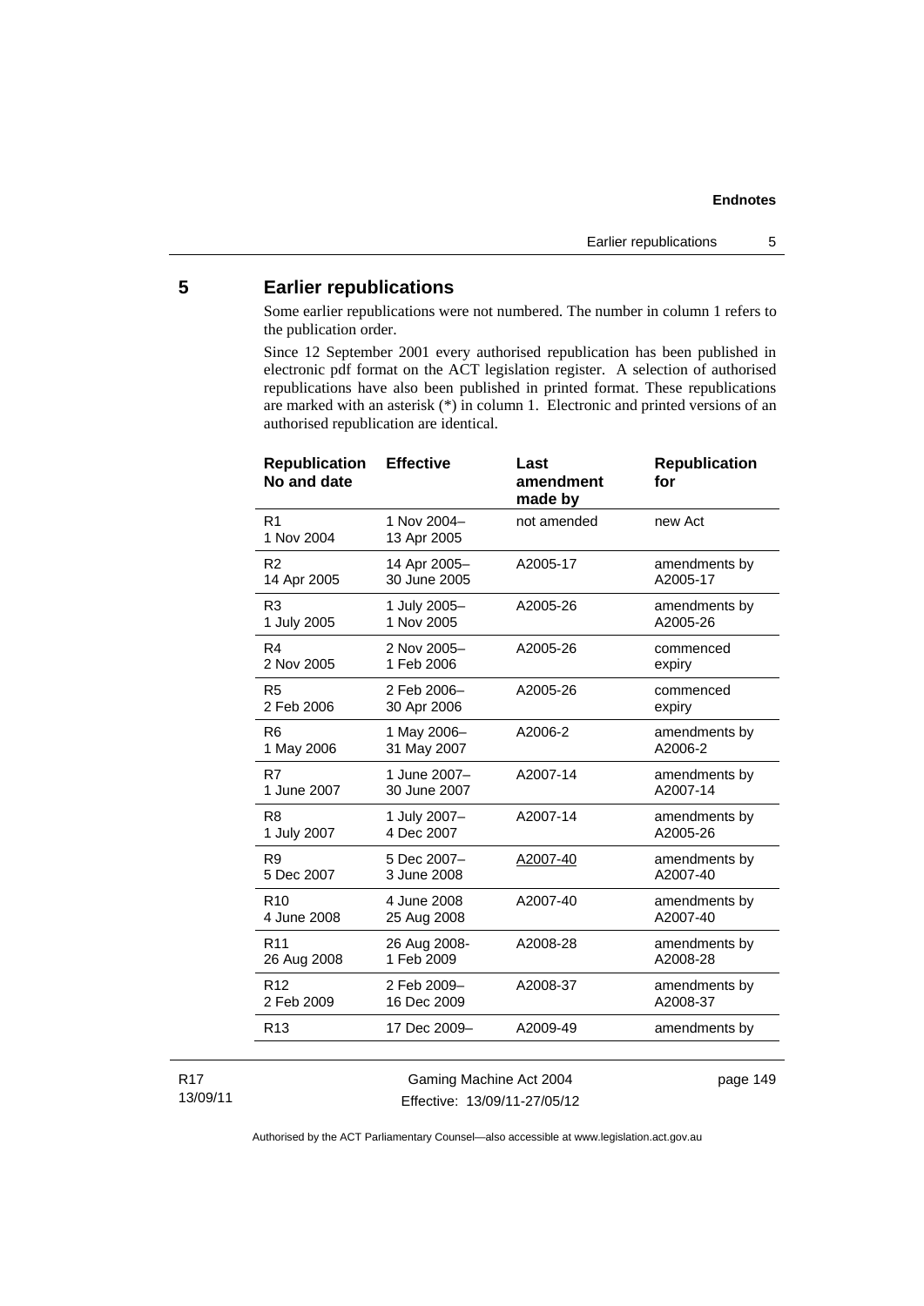## 5 Earlier republications

Some earlier republications were not numbered. The number in column 1 refers to the publication order.

Since 12 September 2001 every authorised republication has been published in electronic pdf format on the ACT legislation register. A selection of authorised republications have also been published in printed format. These republications are marked with an asterisk (*) in column 1. Electronic and printed versions of an authorised republication are identical.

| Republication No and date | Effective | Last amendment made by | Republication for |
|---|---|---|---|
| R1<br>1 Nov 2004 | 1 Nov 2004–<br>13 Apr 2005 | not amended | new Act |
| R2<br>14 Apr 2005 | 14 Apr 2005–<br>30 June 2005 | A2005-17 | amendments by<br>A2005-17 |
| R3<br>1 July 2005 | 1 July 2005–<br>1 Nov 2005 | A2005-26 | amendments by<br>A2005-26 |
| R4<br>2 Nov 2005 | 2 Nov 2005–<br>1 Feb 2006 | A2005-26 | commenced<br>expiry |
| R5<br>2 Feb 2006 | 2 Feb 2006–<br>30 Apr 2006 | A2005-26 | commenced<br>expiry |
| R6<br>1 May 2006 | 1 May 2006–<br>31 May 2007 | A2006-2 | amendments by<br>A2006-2 |
| R7<br>1 June 2007 | 1 June 2007–<br>30 June 2007 | A2007-14 | amendments by<br>A2007-14 |
| R8<br>1 July 2007 | 1 July 2007–<br>4 Dec 2007 | A2007-14 | amendments by<br>A2005-26 |
| R9<br>5 Dec 2007 | 5 Dec 2007–<br>3 June 2008 | A2007-40 | amendments by<br>A2007-40 |
| R10<br>4 June 2008 | 4 June 2008<br>25 Aug 2008 | A2007-40 | amendments by<br>A2007-40 |
| R11<br>26 Aug 2008 | 26 Aug 2008-<br>1 Feb 2009 | A2008-28 | amendments by<br>A2008-28 |
| R12<br>2 Feb 2009 | 2 Feb 2009–<br>16 Dec 2009 | A2008-37 | amendments by<br>A2008-37 |
| R13 | 17 Dec 2009– | A2009-49 | amendments by |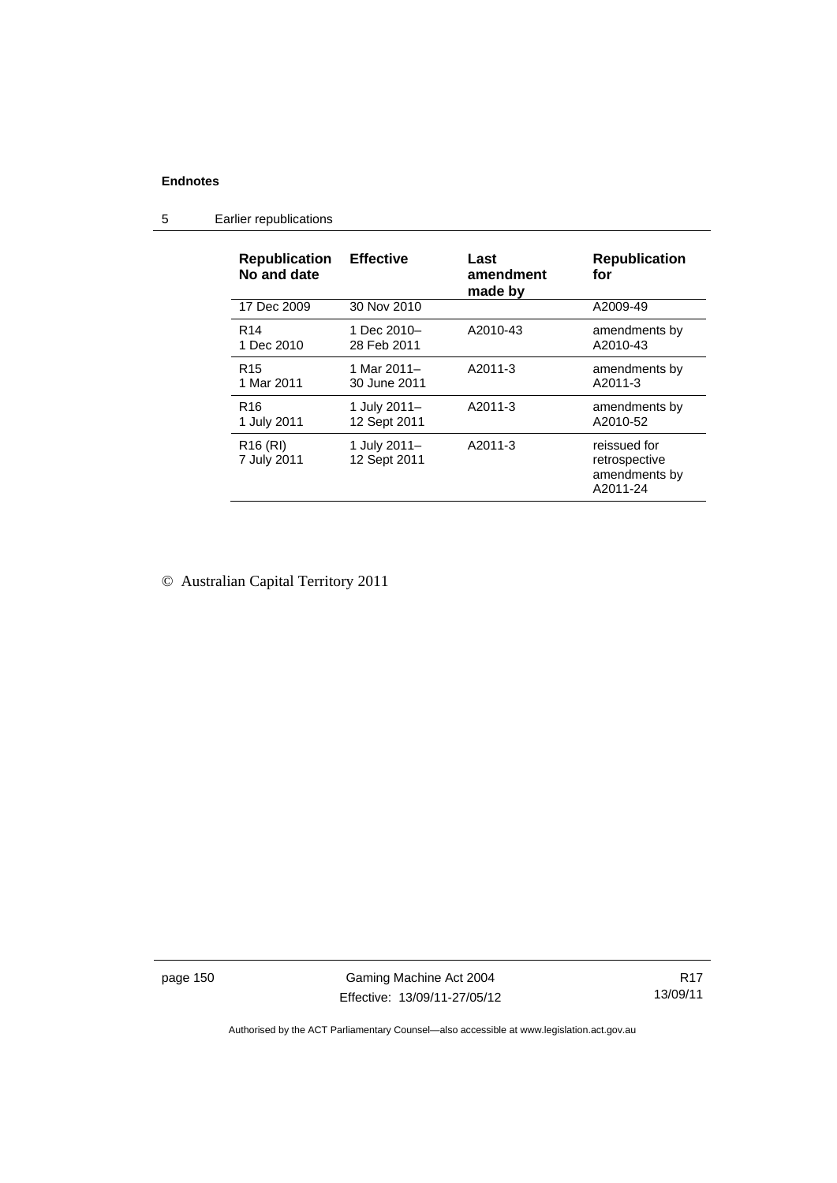## Endnotes

5 Earlier republications

| Republication No and date | Effective | Last amendment made by | Republication for |
|---|---|---|---|
| 17 Dec 2009 | 30 Nov 2010 | | A2009-49 |
| R14 1 Dec 2010 | 1 Dec 2010– 28 Feb 2011 | A2010-43 | amendments by A2010-43 |
| R15 1 Mar 2011 | 1 Mar 2011– 30 June 2011 | A2011-3 | amendments by A2011-3 |
| R16 1 July 2011 | 1 July 2011– 12 Sept 2011 | A2011-3 | amendments by A2010-52 |
| R16 (RI) 7 July 2011 | 1 July 2011– 12 Sept 2011 | A2011-3 | reissued for retrospective amendments by A2011-24 |

© Australian Capital Territory 2011